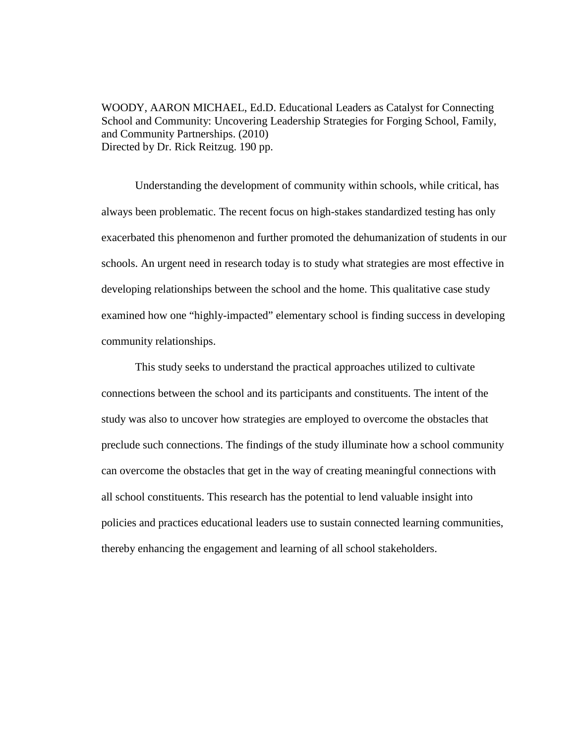WOODY, AARON MICHAEL, Ed.D. Educational Leaders as Catalyst for Connecting School and Community: Uncovering Leadership Strategies for Forging School, Family, and Community Partnerships. (2010)
Directed by Dr. Rick Reitzug. 190 pp.

Understanding the development of community within schools, while critical, has always been problematic. The recent focus on high-stakes standardized testing has only exacerbated this phenomenon and further promoted the dehumanization of students in our schools. An urgent need in research today is to study what strategies are most effective in developing relationships between the school and the home. This qualitative case study examined how one "highly-impacted" elementary school is finding success in developing community relationships.

This study seeks to understand the practical approaches utilized to cultivate connections between the school and its participants and constituents. The intent of the study was also to uncover how strategies are employed to overcome the obstacles that preclude such connections. The findings of the study illuminate how a school community can overcome the obstacles that get in the way of creating meaningful connections with all school constituents. This research has the potential to lend valuable insight into policies and practices educational leaders use to sustain connected learning communities, thereby enhancing the engagement and learning of all school stakeholders.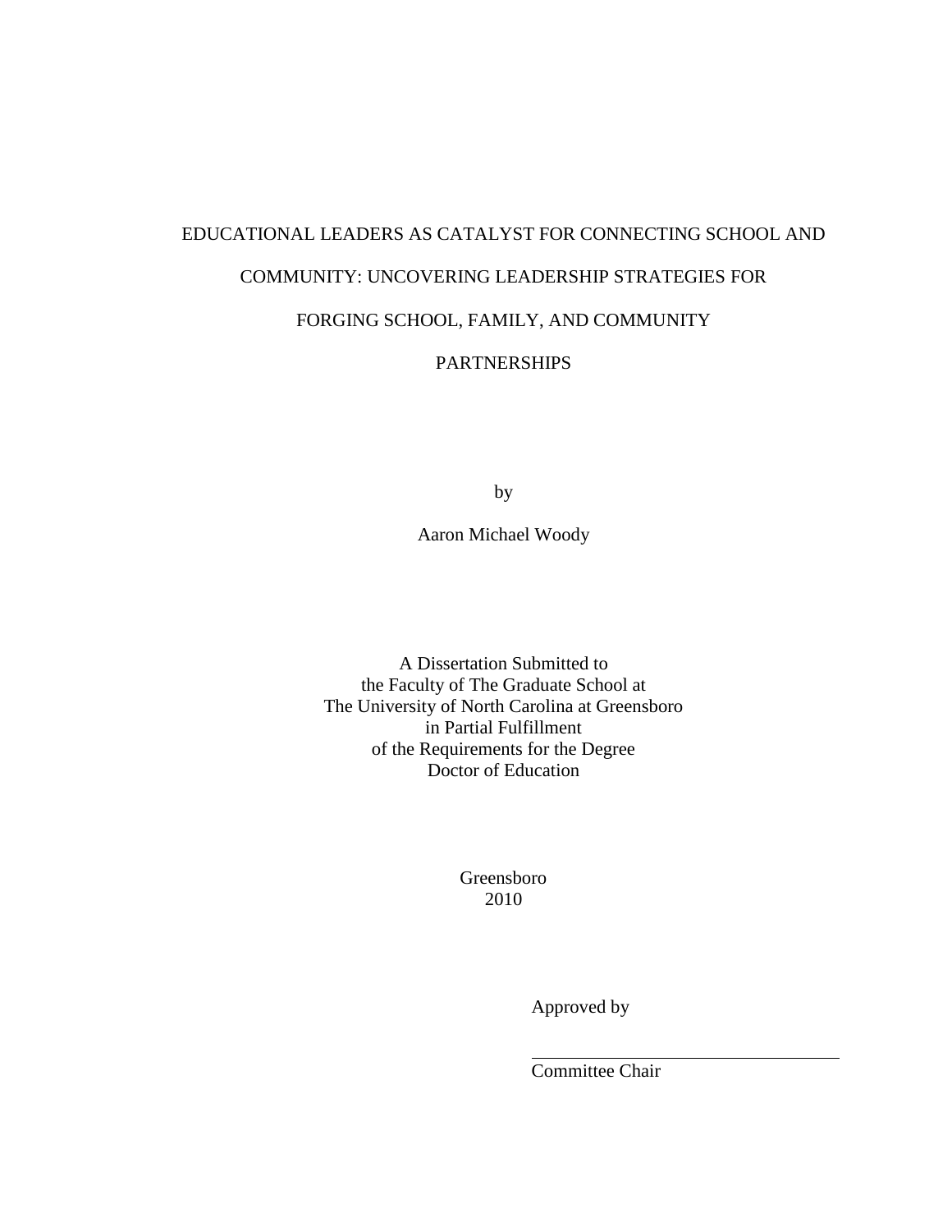EDUCATIONAL LEADERS AS CATALYST FOR CONNECTING SCHOOL AND COMMUNITY: UNCOVERING LEADERSHIP STRATEGIES FOR FORGING SCHOOL, FAMILY, AND COMMUNITY PARTNERSHIPS

by

Aaron Michael Woody

A Dissertation Submitted to
the Faculty of The Graduate School at
The University of North Carolina at Greensboro
in Partial Fulfillment
of the Requirements for the Degree
Doctor of Education

Greensboro
2010

Approved by

_________________________________
Committee Chair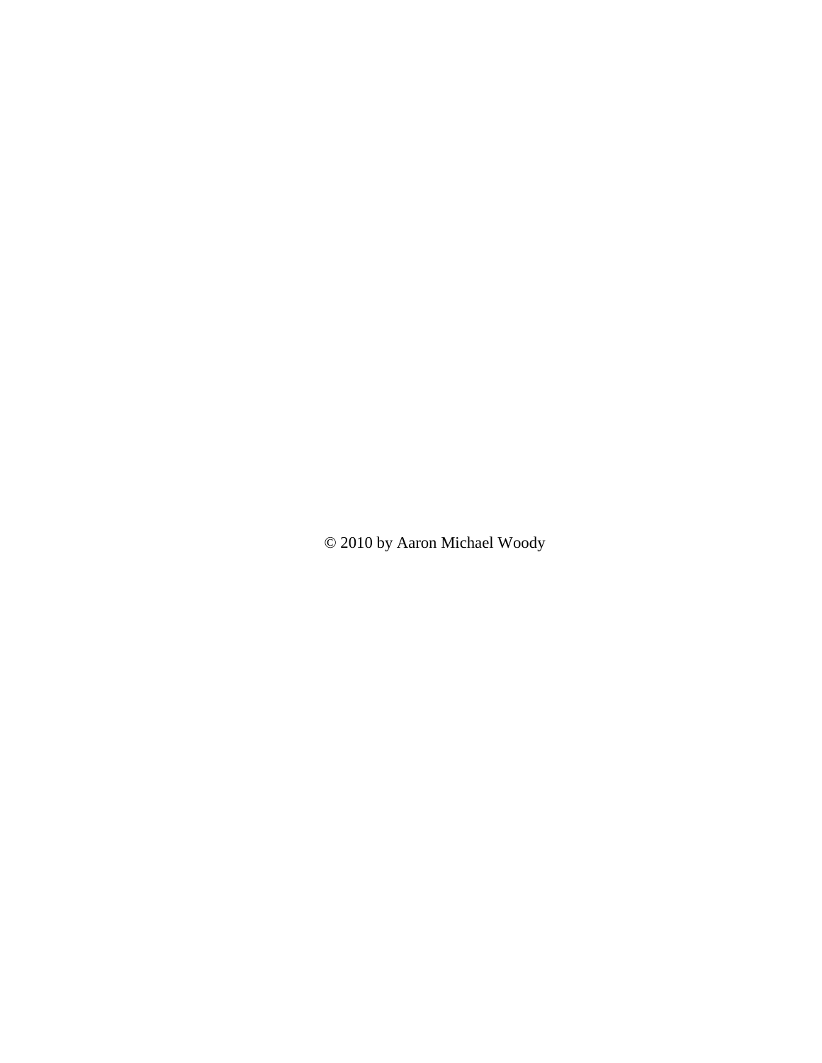© 2010 by Aaron Michael Woody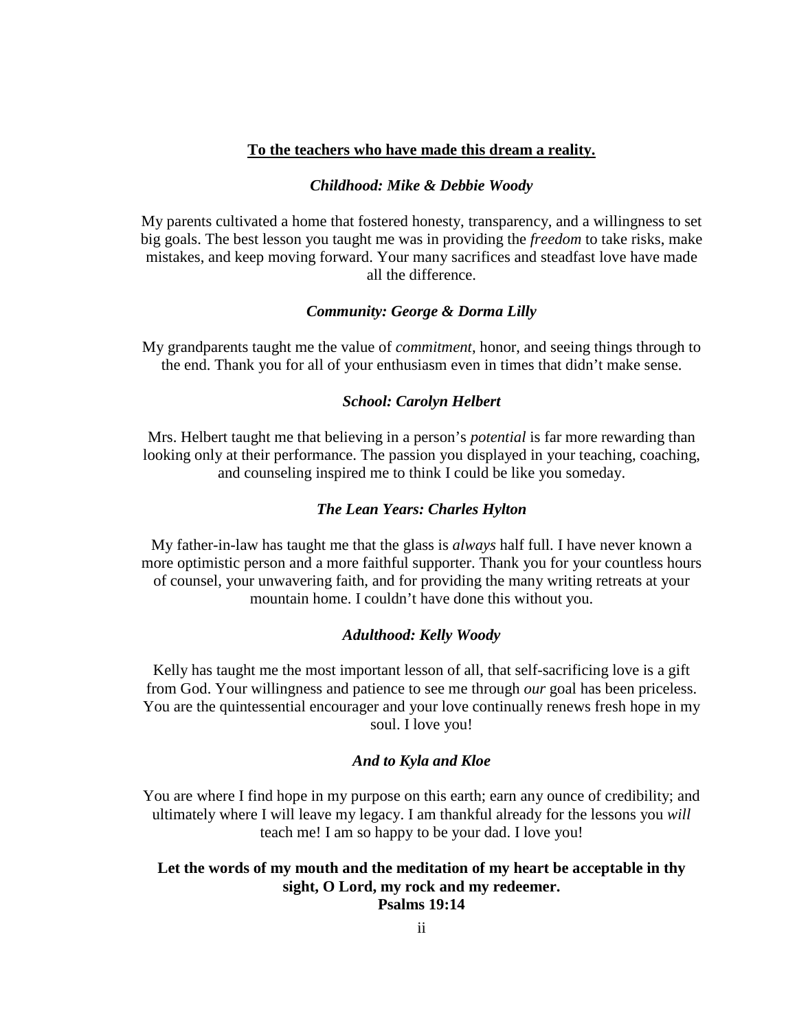**<u>To the teachers who have made this dream a reality.</u>**

***Childhood: Mike & Debbie Woody***

My parents cultivated a home that fostered honesty, transparency, and a willingness to set big goals. The best lesson you taught me was in providing the *freedom* to take risks, make mistakes, and keep moving forward. Your many sacrifices and steadfast love have made all the difference.

***Community: George & Dorma Lilly***

My grandparents taught me the value of *commitment*, honor, and seeing things through to the end. Thank you for all of your enthusiasm even in times that didn't make sense.

***School: Carolyn Helbert***

Mrs. Helbert taught me that believing in a person's *potential* is far more rewarding than looking only at their performance. The passion you displayed in your teaching, coaching, and counseling inspired me to think I could be like you someday.

***The Lean Years: Charles Hylton***

My father-in-law has taught me that the glass is *always* half full. I have never known a more optimistic person and a more faithful supporter. Thank you for your countless hours of counsel, your unwavering faith, and for providing the many writing retreats at your mountain home. I couldn't have done this without you.

***Adulthood: Kelly Woody***

Kelly has taught me the most important lesson of all, that self-sacrificing love is a gift from God. Your willingness and patience to see me through *our* goal has been priceless. You are the quintessential encourager and your love continually renews fresh hope in my soul. I love you!

***And to Kyla and Kloe***

You are where I find hope in my purpose on this earth; earn any ounce of credibility; and ultimately where I will leave my legacy. I am thankful already for the lessons you *will* teach me! I am so happy to be your dad. I love you!

**Let the words of my mouth and the meditation of my heart be acceptable in thy sight, O Lord, my rock and my redeemer.**
**Psalms 19:14**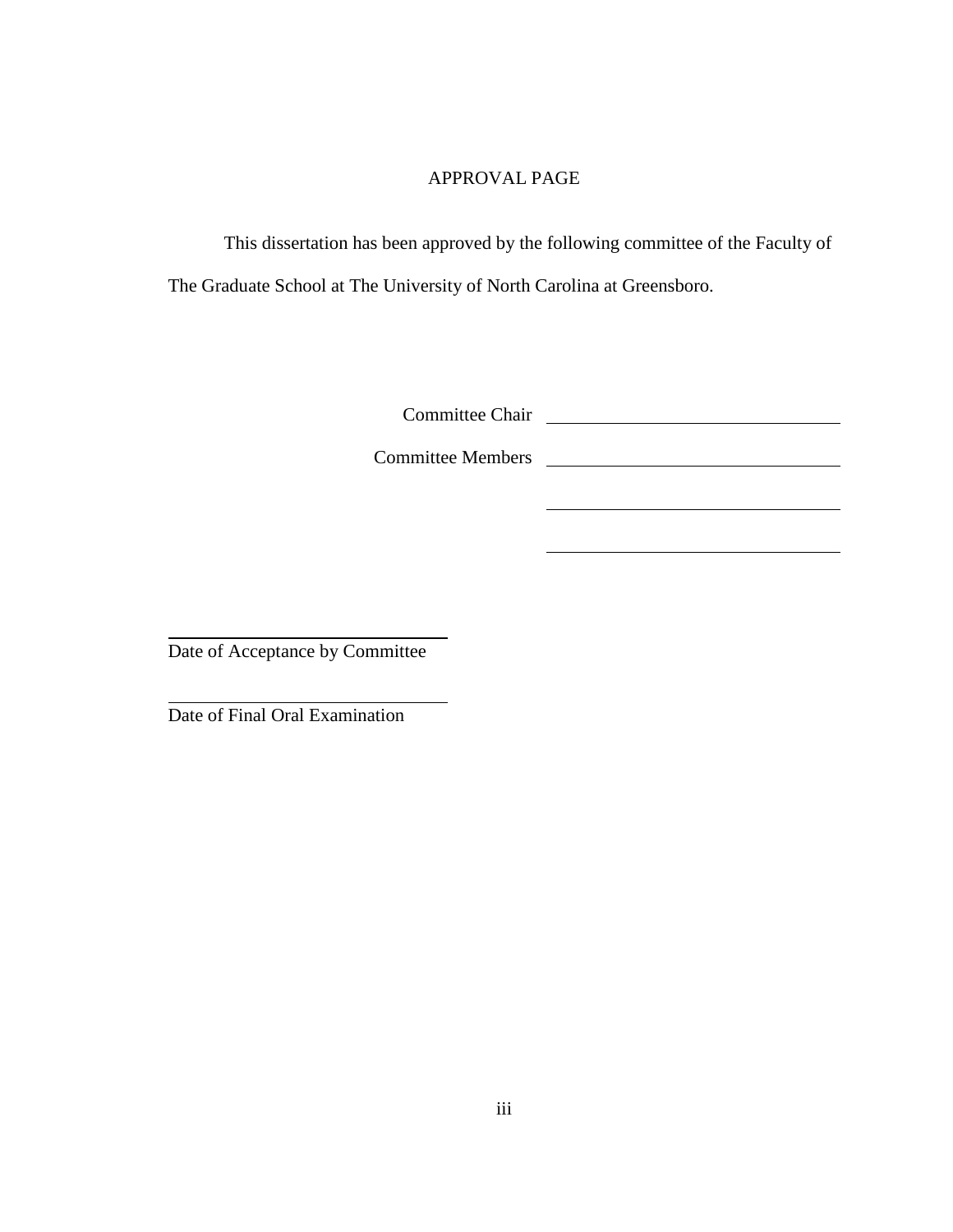# APPROVAL PAGE

This dissertation has been approved by the following committee of the Faculty of The Graduate School at The University of North Carolina at Greensboro.

Committee Chair \_\_\_\_\_\_\_\_\_\_\_\_\_\_\_\_\_\_\_\_\_\_\_\_\_\_\_\_\_\_

Committee Members \_\_\_\_\_\_\_\_\_\_\_\_\_\_\_\_\_\_\_\_\_\_\_\_\_\_\_\_\_\_

\_\_\_\_\_\_\_\_\_\_\_\_\_\_\_\_\_\_\_\_\_\_\_\_\_\_\_\_\_\_

\_\_\_\_\_\_\_\_\_\_\_\_\_\_\_\_\_\_\_\_\_\_\_\_\_\_\_\_\_\_

\_\_\_\_\_\_\_\_\_\_\_\_\_\_\_\_\_\_\_\_\_\_\_\_\_\_\_\_\_\_

Date of Acceptance by Committee

\_\_\_\_\_\_\_\_\_\_\_\_\_\_\_\_\_\_\_\_\_\_\_\_\_\_\_\_\_\_

Date of Final Oral Examination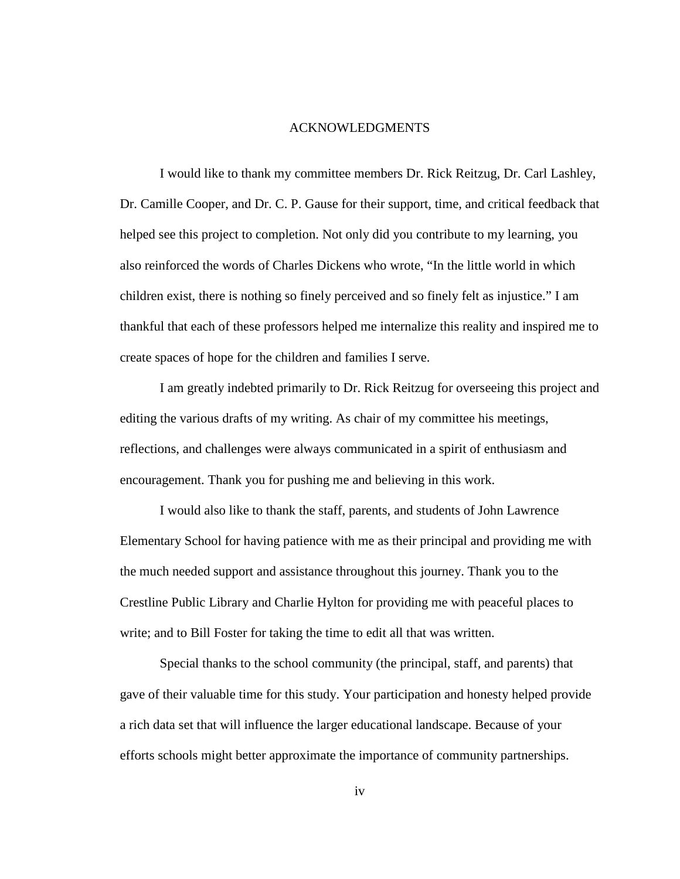# ACKNOWLEDGMENTS

I would like to thank my committee members Dr. Rick Reitzug, Dr. Carl Lashley, Dr. Camille Cooper, and Dr. C. P. Gause for their support, time, and critical feedback that helped see this project to completion. Not only did you contribute to my learning, you also reinforced the words of Charles Dickens who wrote, "In the little world in which children exist, there is nothing so finely perceived and so finely felt as injustice." I am thankful that each of these professors helped me internalize this reality and inspired me to create spaces of hope for the children and families I serve.

I am greatly indebted primarily to Dr. Rick Reitzug for overseeing this project and editing the various drafts of my writing. As chair of my committee his meetings, reflections, and challenges were always communicated in a spirit of enthusiasm and encouragement. Thank you for pushing me and believing in this work.

I would also like to thank the staff, parents, and students of John Lawrence Elementary School for having patience with me as their principal and providing me with the much needed support and assistance throughout this journey. Thank you to the Crestline Public Library and Charlie Hylton for providing me with peaceful places to write; and to Bill Foster for taking the time to edit all that was written.

Special thanks to the school community (the principal, staff, and parents) that gave of their valuable time for this study. Your participation and honesty helped provide a rich data set that will influence the larger educational landscape. Because of your efforts schools might better approximate the importance of community partnerships.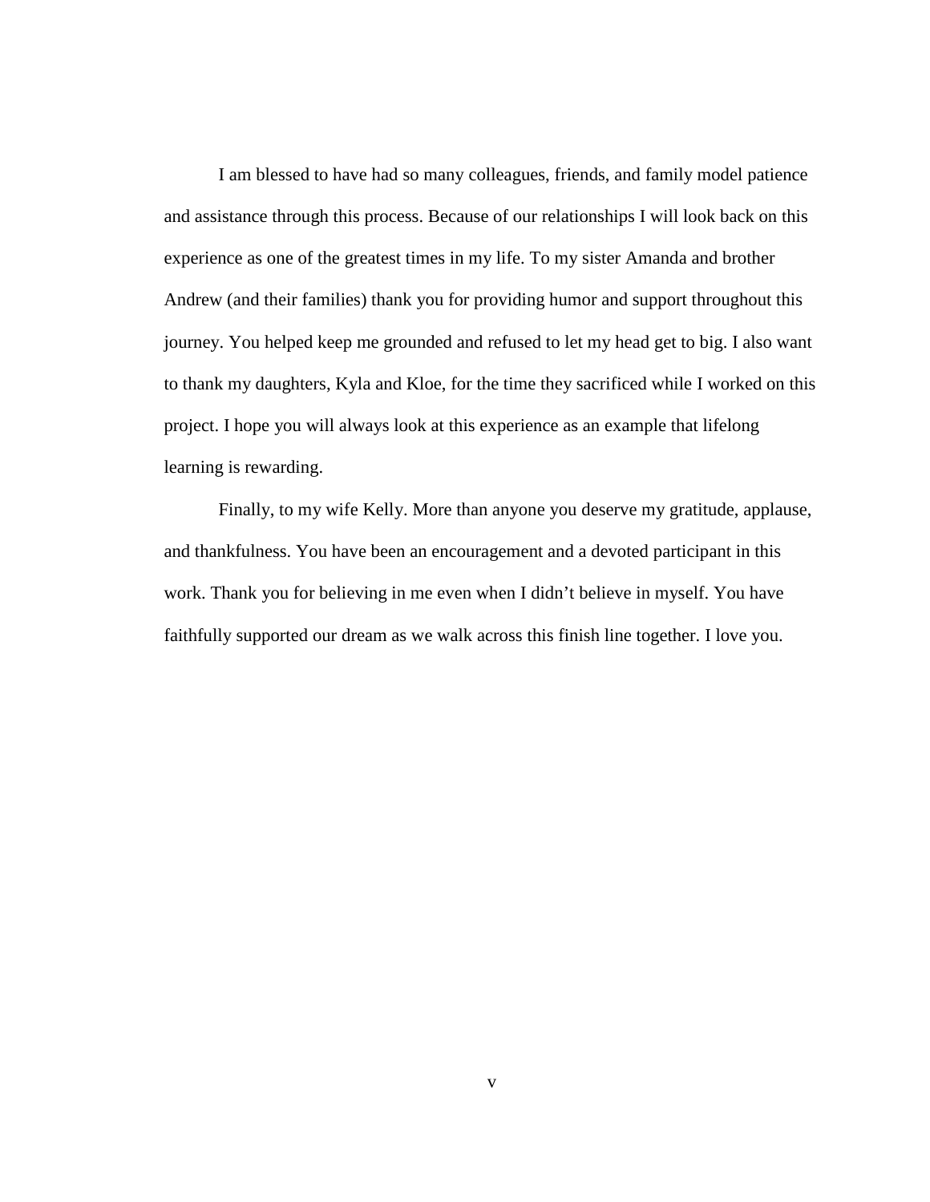I am blessed to have had so many colleagues, friends, and family model patience and assistance through this process. Because of our relationships I will look back on this experience as one of the greatest times in my life. To my sister Amanda and brother Andrew (and their families) thank you for providing humor and support throughout this journey. You helped keep me grounded and refused to let my head get to big. I also want to thank my daughters, Kyla and Kloe, for the time they sacrificed while I worked on this project. I hope you will always look at this experience as an example that lifelong learning is rewarding.

Finally, to my wife Kelly. More than anyone you deserve my gratitude, applause, and thankfulness. You have been an encouragement and a devoted participant in this work. Thank you for believing in me even when I didn't believe in myself. You have faithfully supported our dream as we walk across this finish line together. I love you.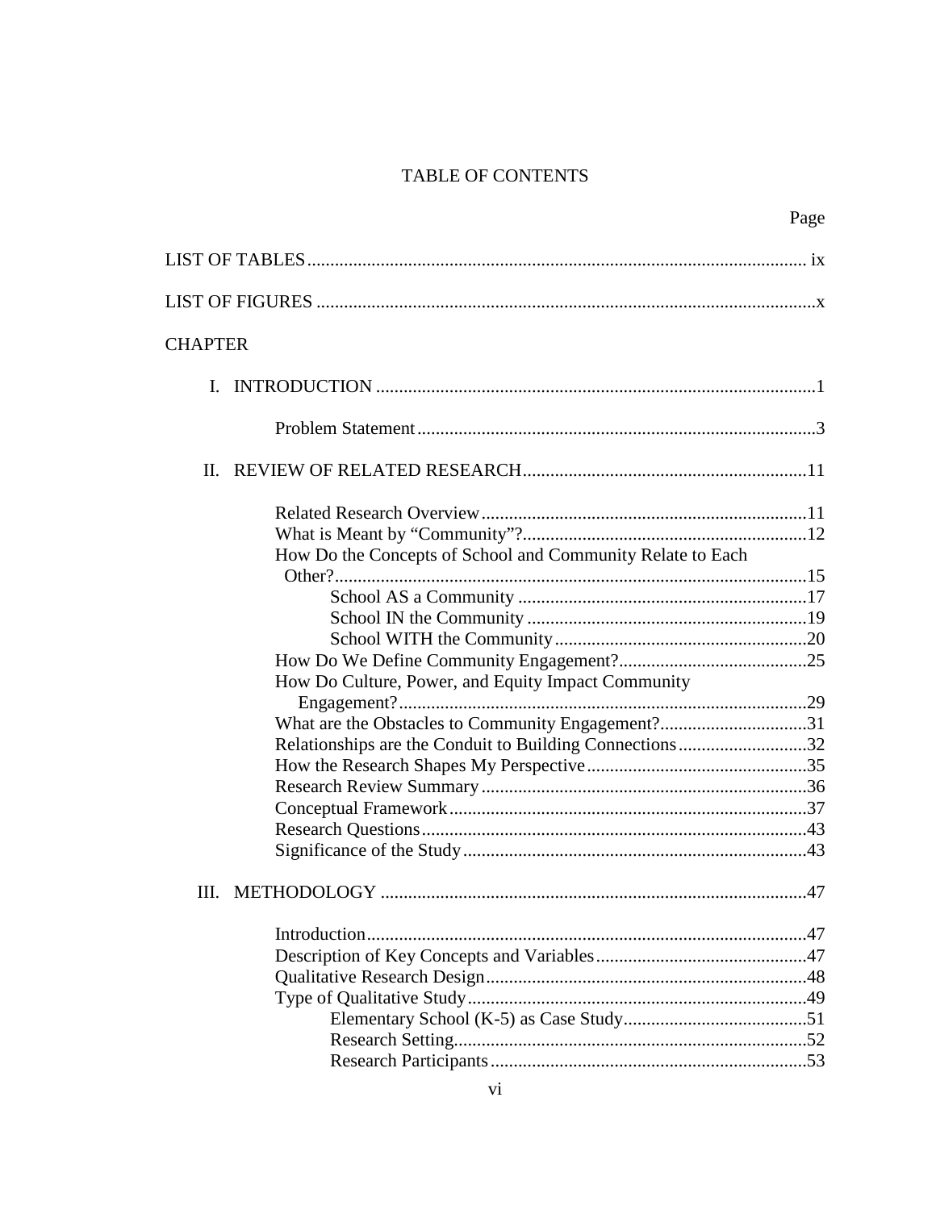# TABLE OF CONTENTS

| | Page |
|---|---|
| LIST OF TABLES | ix |
| LIST OF FIGURES | x |
| CHAPTER | |
| I. INTRODUCTION | 1 |
| Problem Statement | 3 |
| II. REVIEW OF RELATED RESEARCH | 11 |
| Related Research Overview | 11 |
| What is Meant by "Community"? | 12 |
| How Do the Concepts of School and Community Relate to Each Other? | 15 |
| School AS a Community | 17 |
| School IN the Community | 19 |
| School WITH the Community | 20 |
| How Do We Define Community Engagement? | 25 |
| How Do Culture, Power, and Equity Impact Community Engagement? | 29 |
| What are the Obstacles to Community Engagement? | 31 |
| Relationships are the Conduit to Building Connections | 32 |
| How the Research Shapes My Perspective | 35 |
| Research Review Summary | 36 |
| Conceptual Framework | 37 |
| Research Questions | 43 |
| Significance of the Study | 43 |
| III. METHODOLOGY | 47 |
| Introduction | 47 |
| Description of Key Concepts and Variables | 47 |
| Qualitative Research Design | 48 |
| Type of Qualitative Study | 49 |
| Elementary School (K-5) as Case Study | 51 |
| Research Setting | 52 |
| Research Participants | 53 |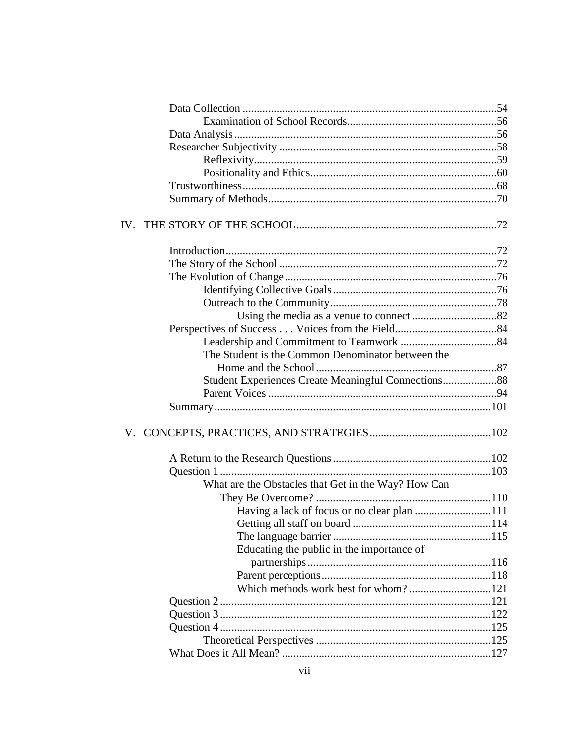- Data Collection ....................................................................................54
  - Examination of School Records.....................................................56
- Data Analysis..........................................................................................56
- Researcher Subjectivity .........................................................................58
  - Reflexivity.......................................................................................59
  - Positionality and Ethics..................................................................60
- Trustworthiness.......................................................................................68
- Summary of Methods..............................................................................70

IV. THE STORY OF THE SCHOOL.......................................................................72

- Introduction............................................................................................72
- The Story of the School ..........................................................................72
- The Evolution of Change ........................................................................76
  - Identifying Collective Goals ..........................................................76
  - Outreach to the Community...........................................................78
    - Using the media as a venue to connect ..............................82
- Perspectives of Success . . . Voices from the Field....................................84
  - Leadership and Commitment to Teamwork ..................................84
  - The Student is the Common Denominator between the Home and the School ................................................................87
  - Student Experiences Create Meaningful Connections...................88
  - Parent Voices .................................................................................94
- Summary...............................................................................................101

V. CONCEPTS, PRACTICES, AND STRATEGIES...........................................102

- A Return to the Research Questions ........................................................102
- Question 1 ..............................................................................................103
  - What are the Obstacles that Get in the Way? How Can They Be Overcome? ..............................................................110
    - Having a lack of focus or no clear plan ...........................111
    - Getting all staff on board .................................................114
    - The language barrier ........................................................115
    - Educating the public in the importance of partnerships.................................................................116
    - Parent perceptions............................................................118
    - Which methods work best for whom? .............................121
- Question 2 ..............................................................................................121
- Question 3 ..............................................................................................122
- Question 4 ..............................................................................................125
  - Theoretical Perspectives ..............................................................125
- What Does it All Mean? .........................................................................127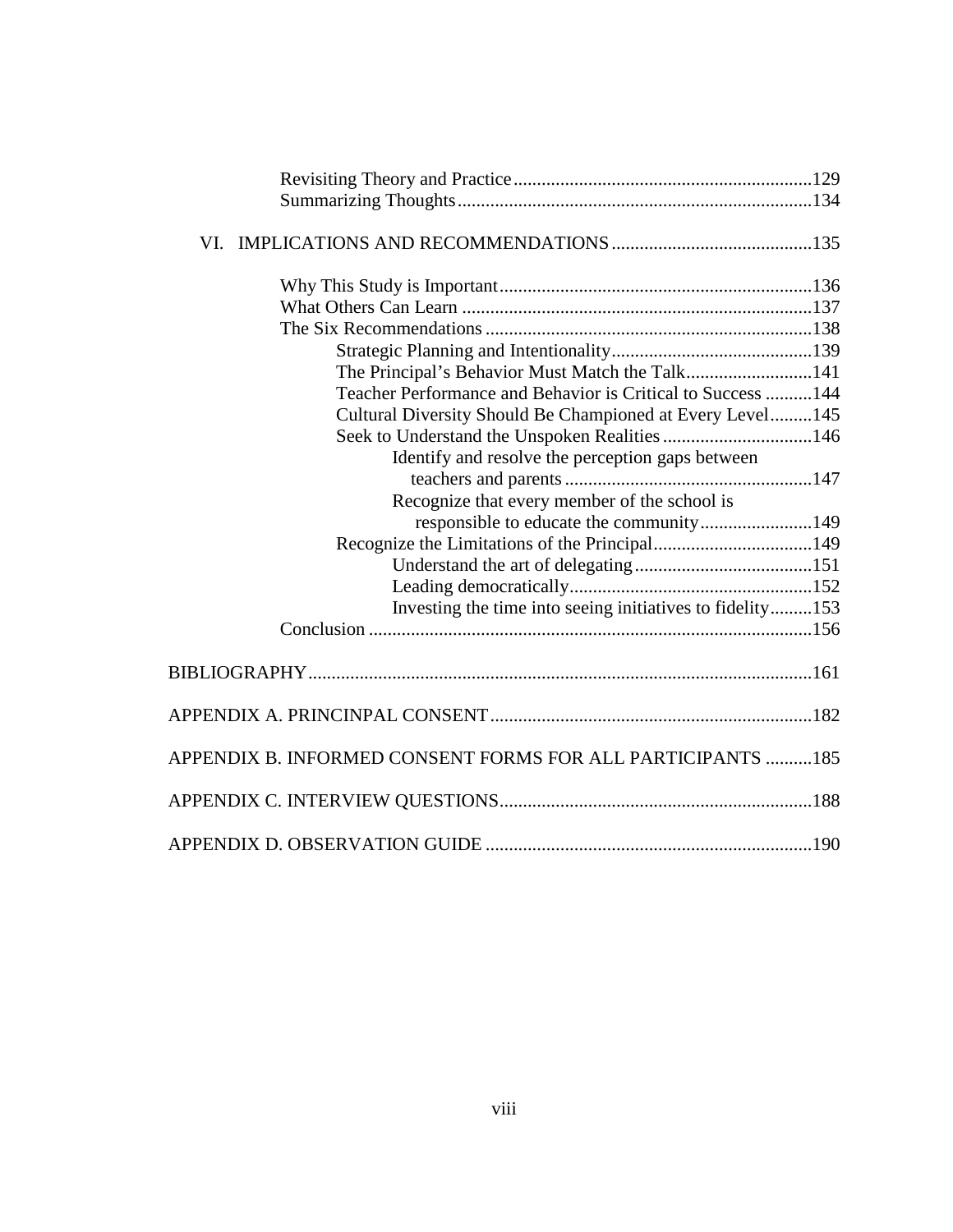Revisiting Theory and Practice ................................................................129
Summarizing Thoughts...........................................................................134

VI. IMPLICATIONS AND RECOMMENDATIONS ..........................................135

Why This Study is Important..................................................................136
What Others Can Learn ..........................................................................137
The Six Recommendations ......................................................................138
Strategic Planning and Intentionality...........................................139
The Principal's Behavior Must Match the Talk...........................141
Teacher Performance and Behavior is Critical to Success ..........144
Cultural Diversity Should Be Championed at Every Level.........145
Seek to Understand the Unspoken Realities ................................146
Identify and resolve the perception gaps between teachers and parents .....................................................147
Recognize that every member of the school is responsible to educate the community........................149
Recognize the Limitations of the Principal..................................149
Understand the art of delegating......................................151
Leading democratically....................................................152
Investing the time into seeing initiatives to fidelity.........153
Conclusion ..............................................................................................156

BIBLIOGRAPHY...........................................................................................161

APPENDIX A. PRINCINPAL CONSENT ....................................................182

APPENDIX B. INFORMED CONSENT FORMS FOR ALL PARTICIPANTS ..........185

APPENDIX C. INTERVIEW QUESTIONS...................................................188

APPENDIX D. OBSERVATION GUIDE .....................................................190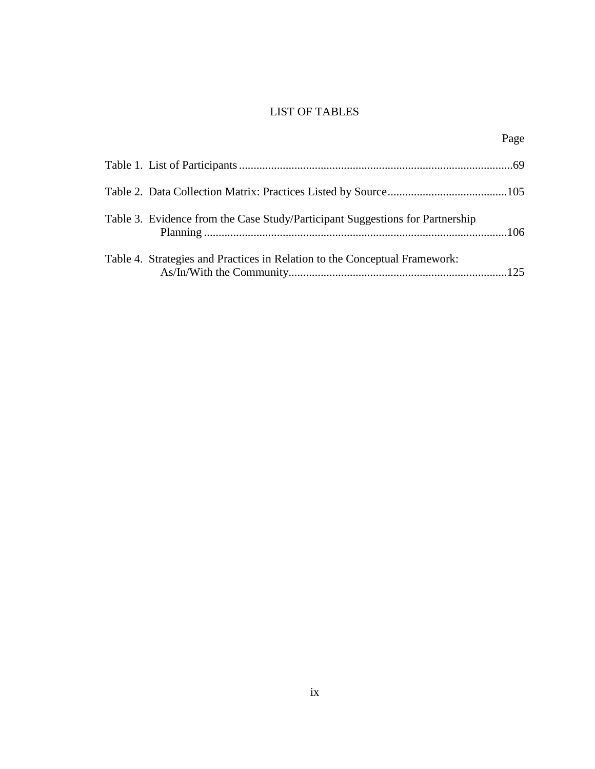# LIST OF TABLES

| | Page |
|---|---|
| Table 1. List of Participants | 69 |
| Table 2. Data Collection Matrix: Practices Listed by Source | 105 |
| Table 3. Evidence from the Case Study/Participant Suggestions for Partnership Planning | 106 |
| Table 4. Strategies and Practices in Relation to the Conceptual Framework: As/In/With the Community | 125 |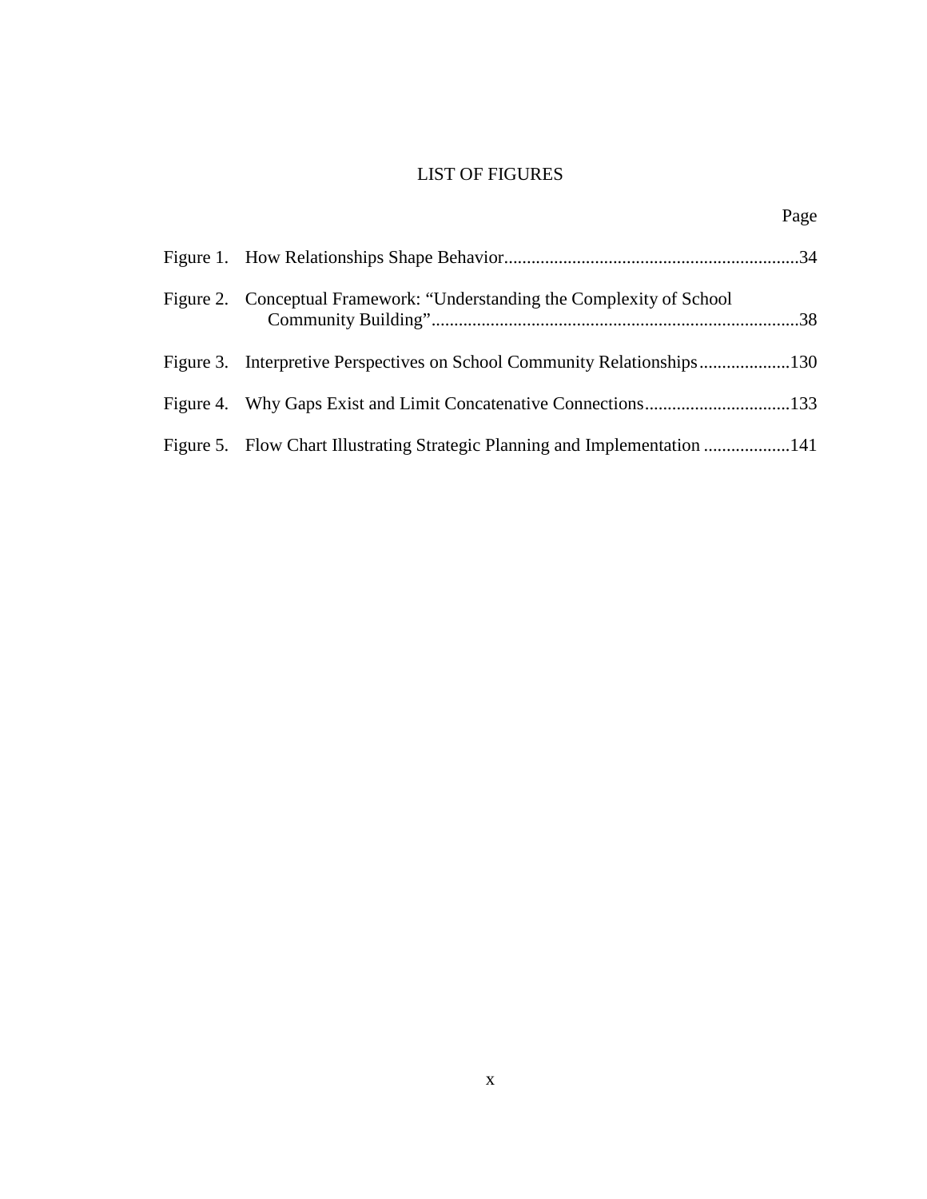# LIST OF FIGURES

| | Page |
|---|---|
| Figure 1. How Relationships Shape Behavior | 34 |
| Figure 2. Conceptual Framework: “Understanding the Complexity of School Community Building” | 38 |
| Figure 3. Interpretive Perspectives on School Community Relationships | 130 |
| Figure 4. Why Gaps Exist and Limit Concatenative Connections | 133 |
| Figure 5. Flow Chart Illustrating Strategic Planning and Implementation | 141 |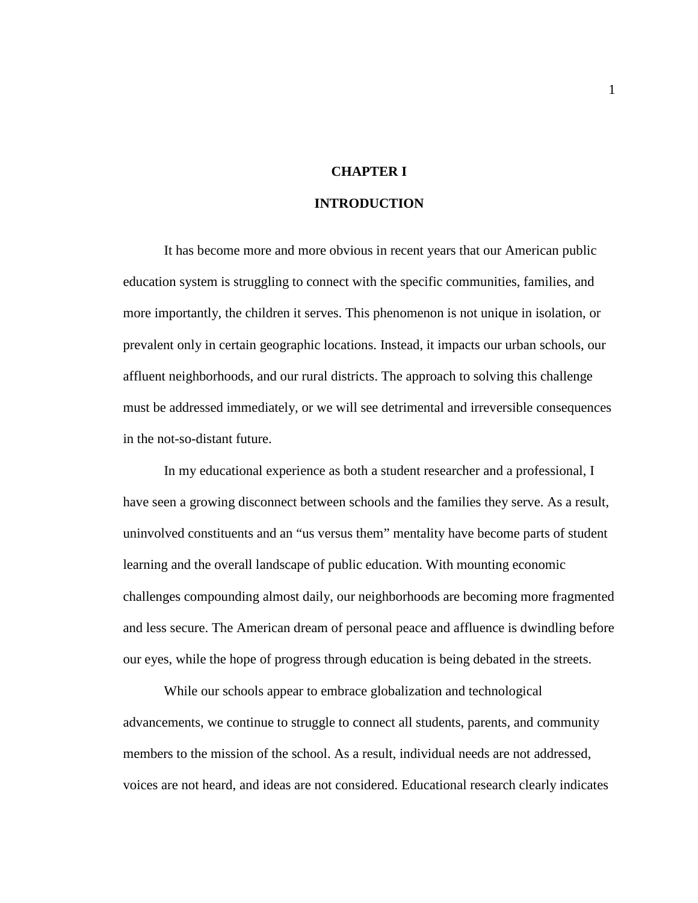# CHAPTER I

# INTRODUCTION

It has become more and more obvious in recent years that our American public education system is struggling to connect with the specific communities, families, and more importantly, the children it serves. This phenomenon is not unique in isolation, or prevalent only in certain geographic locations. Instead, it impacts our urban schools, our affluent neighborhoods, and our rural districts. The approach to solving this challenge must be addressed immediately, or we will see detrimental and irreversible consequences in the not-so-distant future.

In my educational experience as both a student researcher and a professional, I have seen a growing disconnect between schools and the families they serve. As a result, uninvolved constituents and an “us versus them” mentality have become parts of student learning and the overall landscape of public education. With mounting economic challenges compounding almost daily, our neighborhoods are becoming more fragmented and less secure. The American dream of personal peace and affluence is dwindling before our eyes, while the hope of progress through education is being debated in the streets.

While our schools appear to embrace globalization and technological advancements, we continue to struggle to connect all students, parents, and community members to the mission of the school. As a result, individual needs are not addressed, voices are not heard, and ideas are not considered. Educational research clearly indicates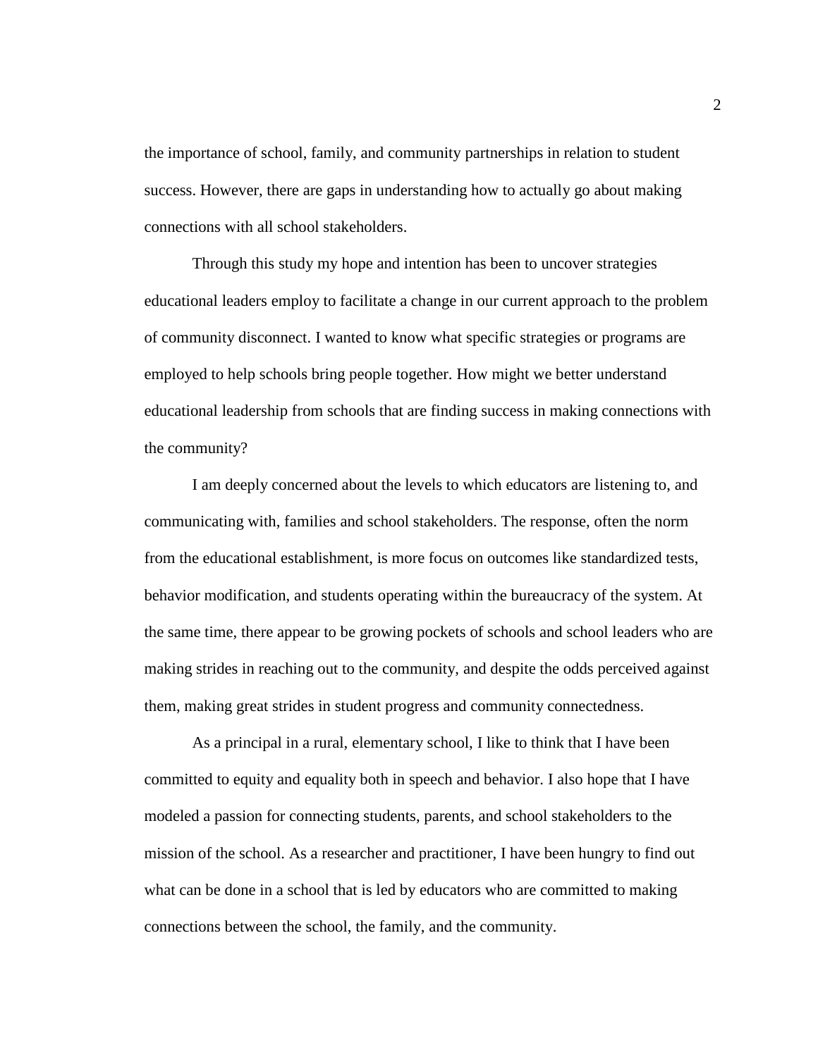the importance of school, family, and community partnerships in relation to student success. However, there are gaps in understanding how to actually go about making connections with all school stakeholders.

Through this study my hope and intention has been to uncover strategies educational leaders employ to facilitate a change in our current approach to the problem of community disconnect. I wanted to know what specific strategies or programs are employed to help schools bring people together. How might we better understand educational leadership from schools that are finding success in making connections with the community?

I am deeply concerned about the levels to which educators are listening to, and communicating with, families and school stakeholders. The response, often the norm from the educational establishment, is more focus on outcomes like standardized tests, behavior modification, and students operating within the bureaucracy of the system. At the same time, there appear to be growing pockets of schools and school leaders who are making strides in reaching out to the community, and despite the odds perceived against them, making great strides in student progress and community connectedness.

As a principal in a rural, elementary school, I like to think that I have been committed to equity and equality both in speech and behavior. I also hope that I have modeled a passion for connecting students, parents, and school stakeholders to the mission of the school. As a researcher and practitioner, I have been hungry to find out what can be done in a school that is led by educators who are committed to making connections between the school, the family, and the community.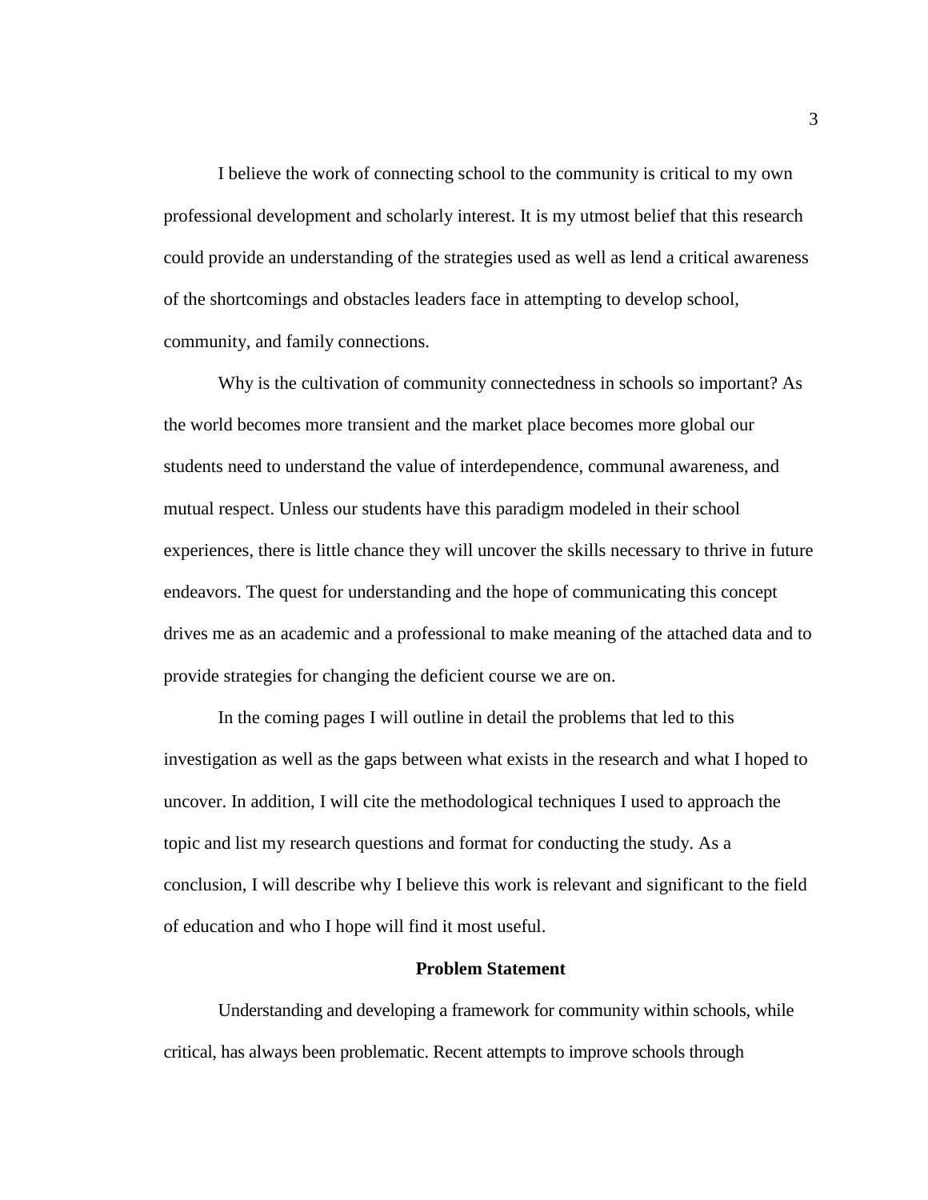I believe the work of connecting school to the community is critical to my own professional development and scholarly interest. It is my utmost belief that this research could provide an understanding of the strategies used as well as lend a critical awareness of the shortcomings and obstacles leaders face in attempting to develop school, community, and family connections.

Why is the cultivation of community connectedness in schools so important? As the world becomes more transient and the market place becomes more global our students need to understand the value of interdependence, communal awareness, and mutual respect. Unless our students have this paradigm modeled in their school experiences, there is little chance they will uncover the skills necessary to thrive in future endeavors. The quest for understanding and the hope of communicating this concept drives me as an academic and a professional to make meaning of the attached data and to provide strategies for changing the deficient course we are on.

In the coming pages I will outline in detail the problems that led to this investigation as well as the gaps between what exists in the research and what I hoped to uncover. In addition, I will cite the methodological techniques I used to approach the topic and list my research questions and format for conducting the study. As a conclusion, I will describe why I believe this work is relevant and significant to the field of education and who I hope will find it most useful.

## Problem Statement

Understanding and developing a framework for community within schools, while critical, has always been problematic. Recent attempts to improve schools through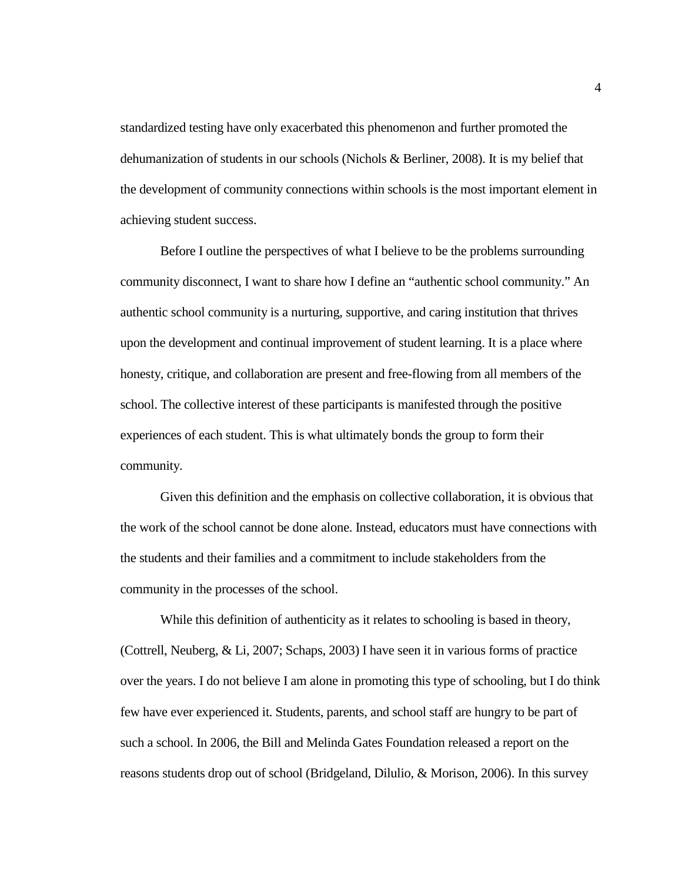standardized testing have only exacerbated this phenomenon and further promoted the dehumanization of students in our schools (Nichols & Berliner, 2008). It is my belief that the development of community connections within schools is the most important element in achieving student success.

Before I outline the perspectives of what I believe to be the problems surrounding community disconnect, I want to share how I define an "authentic school community." An authentic school community is a nurturing, supportive, and caring institution that thrives upon the development and continual improvement of student learning. It is a place where honesty, critique, and collaboration are present and free-flowing from all members of the school. The collective interest of these participants is manifested through the positive experiences of each student. This is what ultimately bonds the group to form their community.

Given this definition and the emphasis on collective collaboration, it is obvious that the work of the school cannot be done alone. Instead, educators must have connections with the students and their families and a commitment to include stakeholders from the community in the processes of the school.

While this definition of authenticity as it relates to schooling is based in theory, (Cottrell, Neuberg, & Li, 2007; Schaps, 2003) I have seen it in various forms of practice over the years. I do not believe I am alone in promoting this type of schooling, but I do think few have ever experienced it. Students, parents, and school staff are hungry to be part of such a school. In 2006, the Bill and Melinda Gates Foundation released a report on the reasons students drop out of school (Bridgeland, Dilulio, & Morison, 2006). In this survey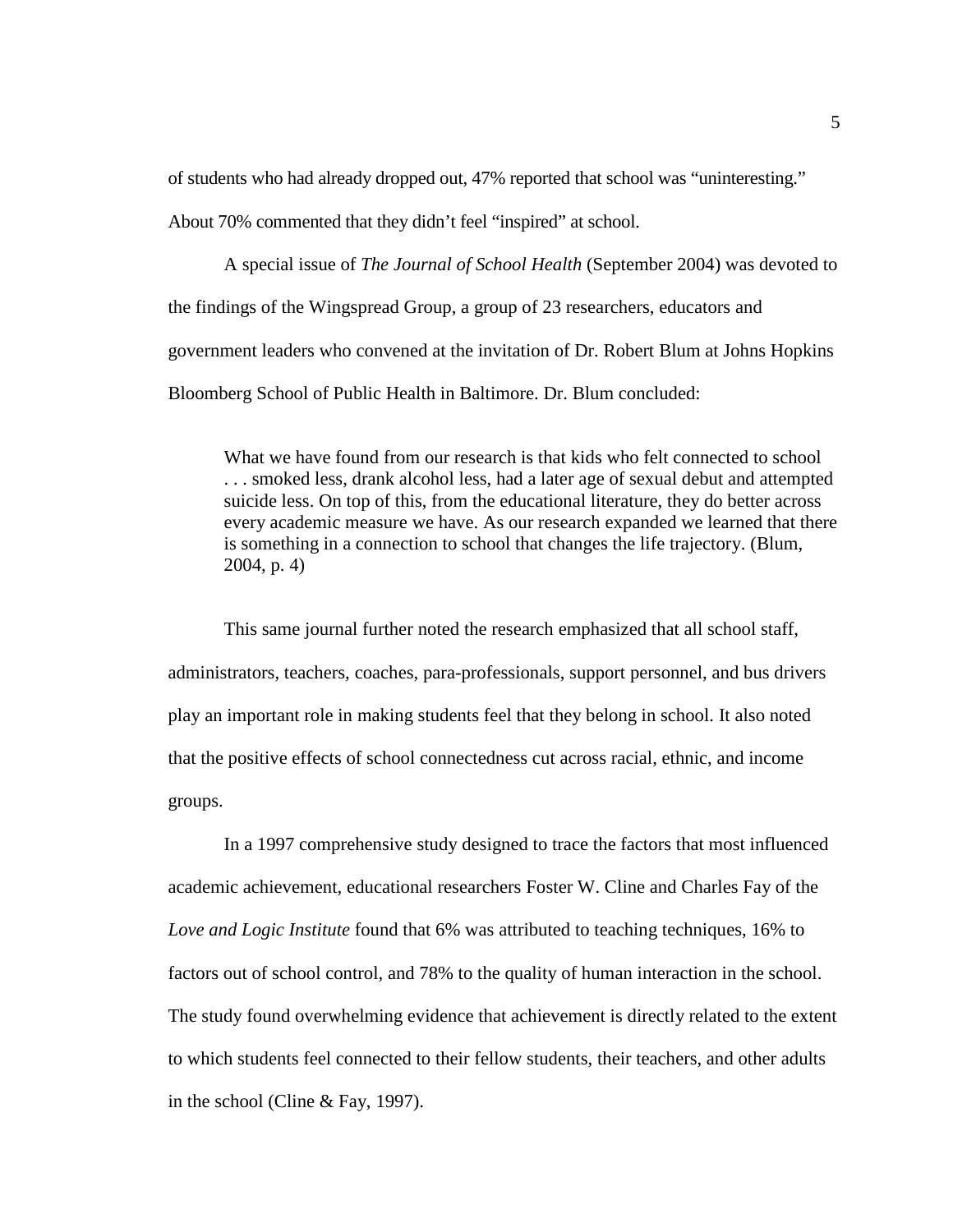of students who had already dropped out, 47% reported that school was "uninteresting." About 70% commented that they didn't feel "inspired" at school.

A special issue of *The Journal of School Health* (September 2004) was devoted to the findings of the Wingspread Group, a group of 23 researchers, educators and government leaders who convened at the invitation of Dr. Robert Blum at Johns Hopkins Bloomberg School of Public Health in Baltimore. Dr. Blum concluded:

> What we have found from our research is that kids who felt connected to school . . . smoked less, drank alcohol less, had a later age of sexual debut and attempted suicide less. On top of this, from the educational literature, they do better across every academic measure we have. As our research expanded we learned that there is something in a connection to school that changes the life trajectory. (Blum, 2004, p. 4)

This same journal further noted the research emphasized that all school staff, administrators, teachers, coaches, para-professionals, support personnel, and bus drivers play an important role in making students feel that they belong in school. It also noted that the positive effects of school connectedness cut across racial, ethnic, and income groups.

In a 1997 comprehensive study designed to trace the factors that most influenced academic achievement, educational researchers Foster W. Cline and Charles Fay of the *Love and Logic Institute* found that 6% was attributed to teaching techniques, 16% to factors out of school control, and 78% to the quality of human interaction in the school. The study found overwhelming evidence that achievement is directly related to the extent to which students feel connected to their fellow students, their teachers, and other adults in the school (Cline & Fay, 1997).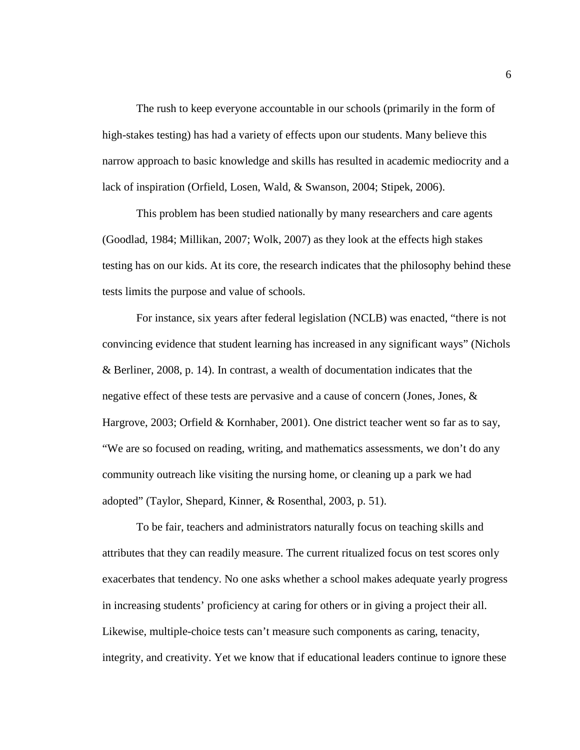The rush to keep everyone accountable in our schools (primarily in the form of high-stakes testing) has had a variety of effects upon our students. Many believe this narrow approach to basic knowledge and skills has resulted in academic mediocrity and a lack of inspiration (Orfield, Losen, Wald, & Swanson, 2004; Stipek, 2006).

This problem has been studied nationally by many researchers and care agents (Goodlad, 1984; Millikan, 2007; Wolk, 2007) as they look at the effects high stakes testing has on our kids. At its core, the research indicates that the philosophy behind these tests limits the purpose and value of schools.

For instance, six years after federal legislation (NCLB) was enacted, "there is not convincing evidence that student learning has increased in any significant ways" (Nichols & Berliner, 2008, p. 14). In contrast, a wealth of documentation indicates that the negative effect of these tests are pervasive and a cause of concern (Jones, Jones, & Hargrove, 2003; Orfield & Kornhaber, 2001). One district teacher went so far as to say, "We are so focused on reading, writing, and mathematics assessments, we don't do any community outreach like visiting the nursing home, or cleaning up a park we had adopted" (Taylor, Shepard, Kinner, & Rosenthal, 2003, p. 51).

To be fair, teachers and administrators naturally focus on teaching skills and attributes that they can readily measure. The current ritualized focus on test scores only exacerbates that tendency. No one asks whether a school makes adequate yearly progress in increasing students' proficiency at caring for others or in giving a project their all. Likewise, multiple-choice tests can't measure such components as caring, tenacity, integrity, and creativity. Yet we know that if educational leaders continue to ignore these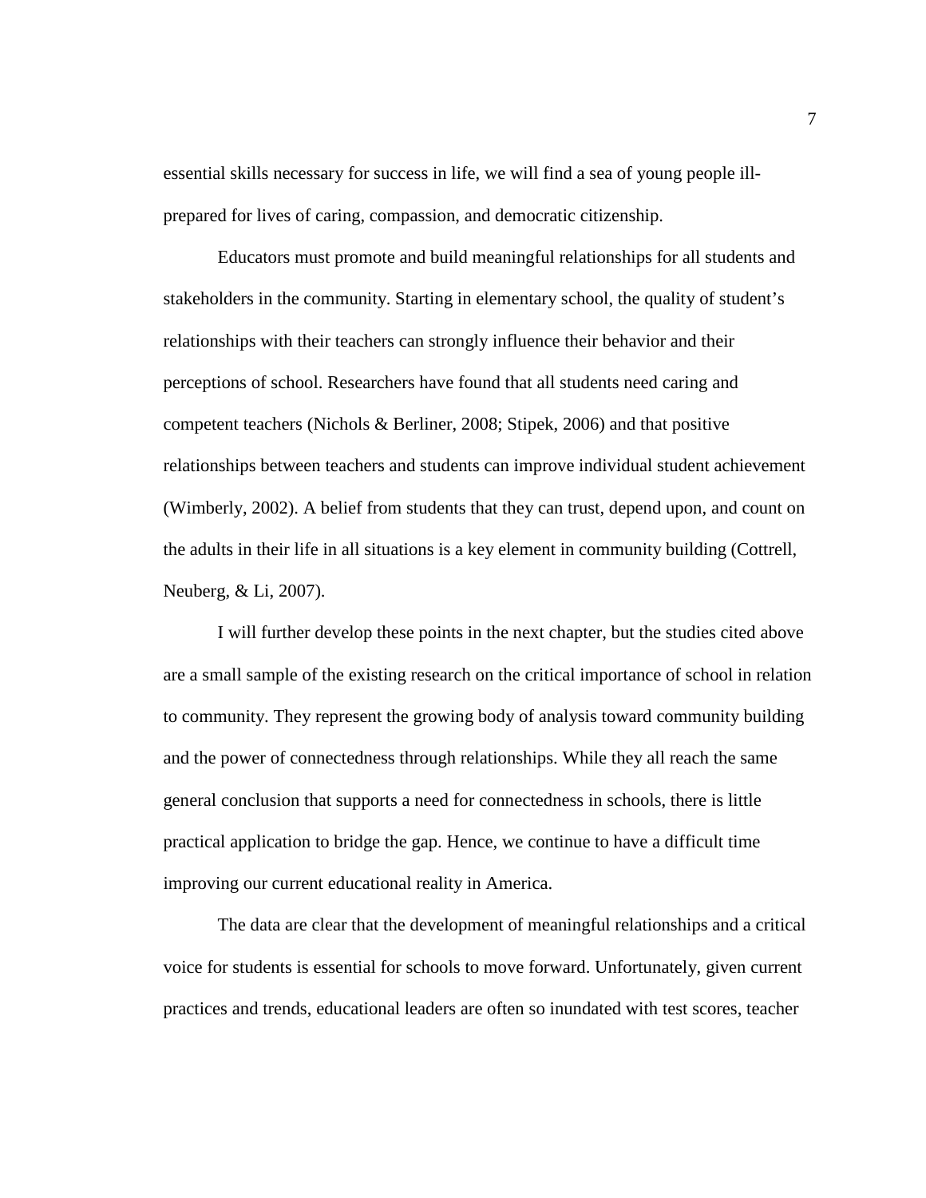essential skills necessary for success in life, we will find a sea of young people ill-prepared for lives of caring, compassion, and democratic citizenship.

Educators must promote and build meaningful relationships for all students and stakeholders in the community. Starting in elementary school, the quality of student's relationships with their teachers can strongly influence their behavior and their perceptions of school. Researchers have found that all students need caring and competent teachers (Nichols & Berliner, 2008; Stipek, 2006) and that positive relationships between teachers and students can improve individual student achievement (Wimberly, 2002). A belief from students that they can trust, depend upon, and count on the adults in their life in all situations is a key element in community building (Cottrell, Neuberg, & Li, 2007).

I will further develop these points in the next chapter, but the studies cited above are a small sample of the existing research on the critical importance of school in relation to community. They represent the growing body of analysis toward community building and the power of connectedness through relationships. While they all reach the same general conclusion that supports a need for connectedness in schools, there is little practical application to bridge the gap. Hence, we continue to have a difficult time improving our current educational reality in America.

The data are clear that the development of meaningful relationships and a critical voice for students is essential for schools to move forward. Unfortunately, given current practices and trends, educational leaders are often so inundated with test scores, teacher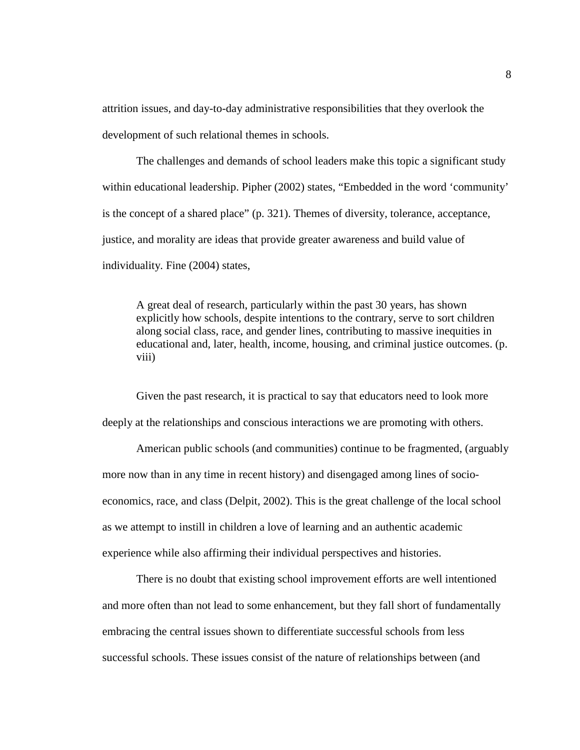attrition issues, and day-to-day administrative responsibilities that they overlook the development of such relational themes in schools.

The challenges and demands of school leaders make this topic a significant study within educational leadership. Pipher (2002) states, "Embedded in the word 'community' is the concept of a shared place" (p. 321). Themes of diversity, tolerance, acceptance, justice, and morality are ideas that provide greater awareness and build value of individuality. Fine (2004) states,

> A great deal of research, particularly within the past 30 years, has shown explicitly how schools, despite intentions to the contrary, serve to sort children along social class, race, and gender lines, contributing to massive inequities in educational and, later, health, income, housing, and criminal justice outcomes. (p. viii)

Given the past research, it is practical to say that educators need to look more deeply at the relationships and conscious interactions we are promoting with others.

American public schools (and communities) continue to be fragmented, (arguably more now than in any time in recent history) and disengaged among lines of socio-economics, race, and class (Delpit, 2002). This is the great challenge of the local school as we attempt to instill in children a love of learning and an authentic academic experience while also affirming their individual perspectives and histories.

There is no doubt that existing school improvement efforts are well intentioned and more often than not lead to some enhancement, but they fall short of fundamentally embracing the central issues shown to differentiate successful schools from less successful schools. These issues consist of the nature of relationships between (and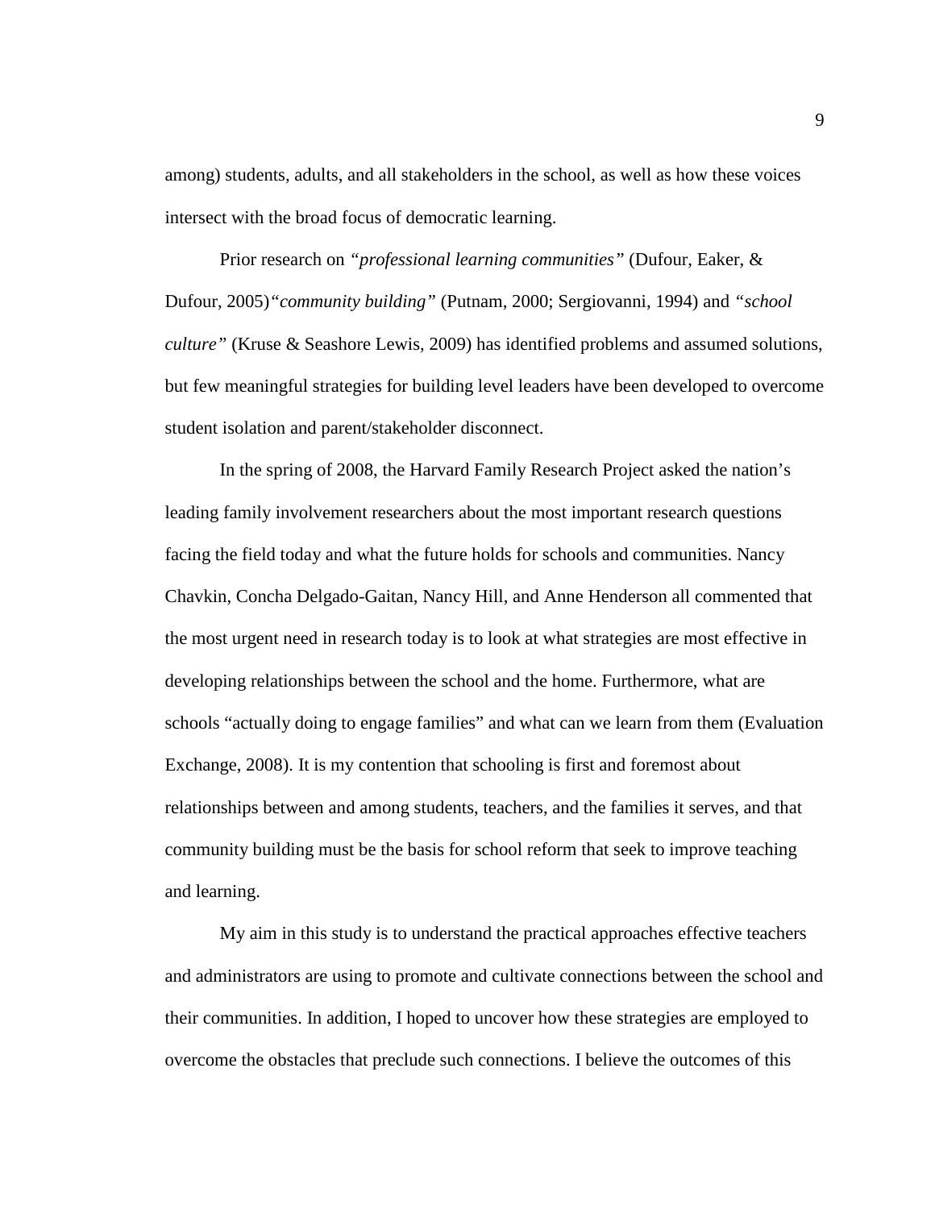among) students, adults, and all stakeholders in the school, as well as how these voices intersect with the broad focus of democratic learning.

Prior research on *"professional learning communities"* (Dufour, Eaker, & Dufour, 2005)*"community building"* (Putnam, 2000; Sergiovanni, 1994) and *"school culture"* (Kruse & Seashore Lewis, 2009) has identified problems and assumed solutions, but few meaningful strategies for building level leaders have been developed to overcome student isolation and parent/stakeholder disconnect.

In the spring of 2008, the Harvard Family Research Project asked the nation's leading family involvement researchers about the most important research questions facing the field today and what the future holds for schools and communities. Nancy Chavkin, Concha Delgado-Gaitan, Nancy Hill, and Anne Henderson all commented that the most urgent need in research today is to look at what strategies are most effective in developing relationships between the school and the home. Furthermore, what are schools "actually doing to engage families" and what can we learn from them (Evaluation Exchange, 2008). It is my contention that schooling is first and foremost about relationships between and among students, teachers, and the families it serves, and that community building must be the basis for school reform that seek to improve teaching and learning.

My aim in this study is to understand the practical approaches effective teachers and administrators are using to promote and cultivate connections between the school and their communities. In addition, I hoped to uncover how these strategies are employed to overcome the obstacles that preclude such connections. I believe the outcomes of this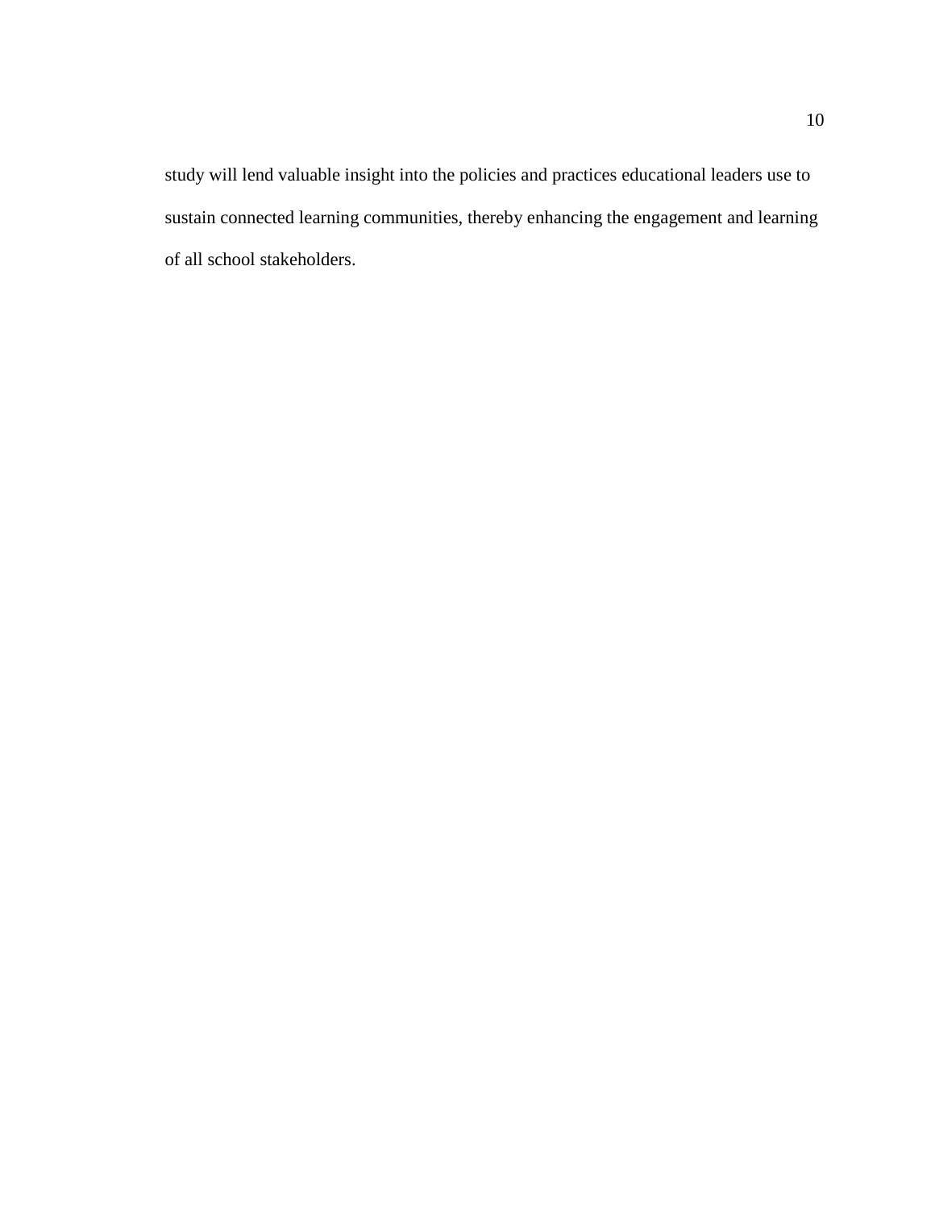study will lend valuable insight into the policies and practices educational leaders use to sustain connected learning communities, thereby enhancing the engagement and learning of all school stakeholders.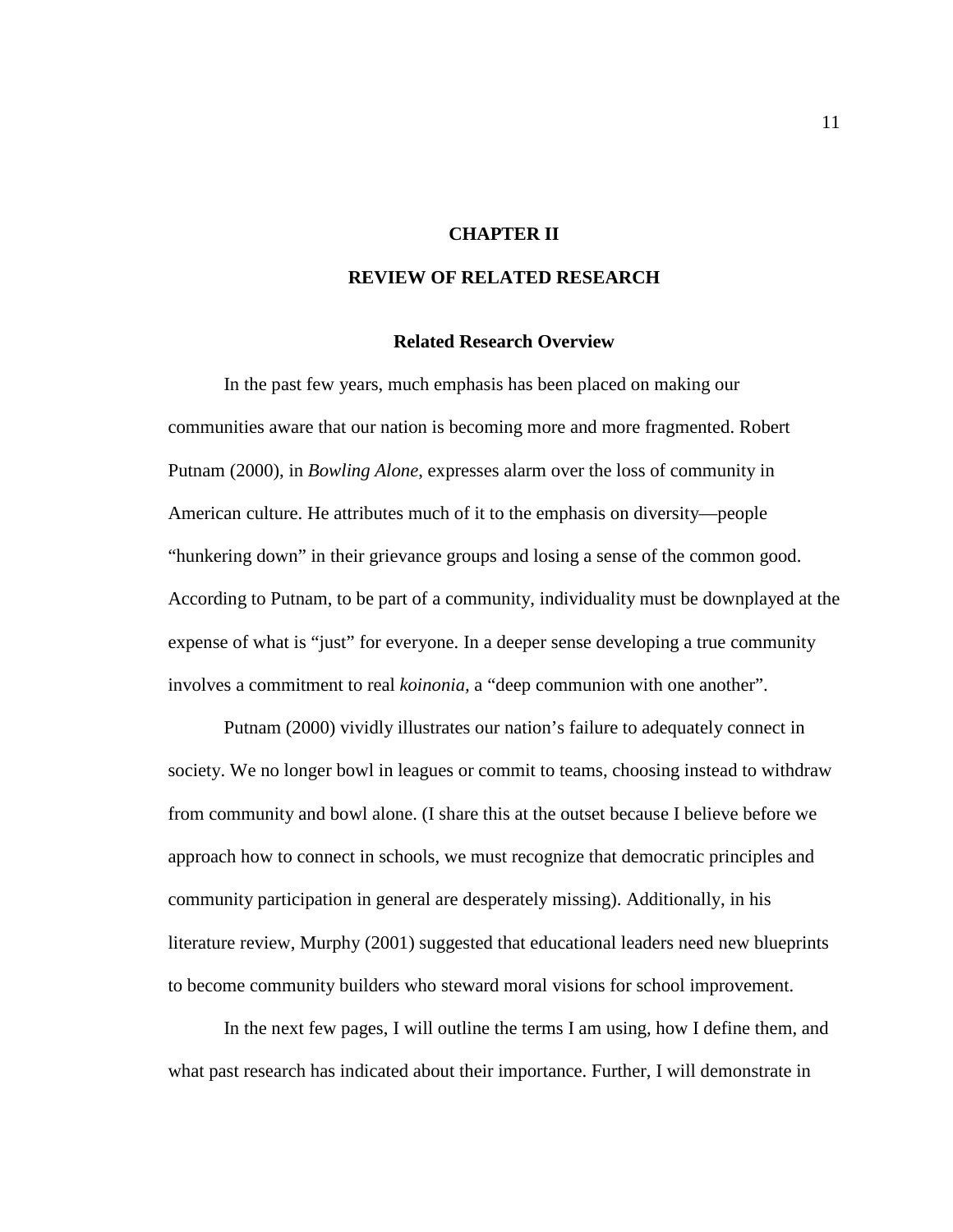# CHAPTER II

# REVIEW OF RELATED RESEARCH

## Related Research Overview

In the past few years, much emphasis has been placed on making our communities aware that our nation is becoming more and more fragmented. Robert Putnam (2000), in *Bowling Alone*, expresses alarm over the loss of community in American culture. He attributes much of it to the emphasis on diversity—people "hunkering down" in their grievance groups and losing a sense of the common good. According to Putnam, to be part of a community, individuality must be downplayed at the expense of what is "just" for everyone. In a deeper sense developing a true community involves a commitment to real *koinonia,* a "deep communion with one another".

Putnam (2000) vividly illustrates our nation's failure to adequately connect in society. We no longer bowl in leagues or commit to teams, choosing instead to withdraw from community and bowl alone. (I share this at the outset because I believe before we approach how to connect in schools, we must recognize that democratic principles and community participation in general are desperately missing). Additionally, in his literature review, Murphy (2001) suggested that educational leaders need new blueprints to become community builders who steward moral visions for school improvement.

In the next few pages, I will outline the terms I am using, how I define them, and what past research has indicated about their importance. Further, I will demonstrate in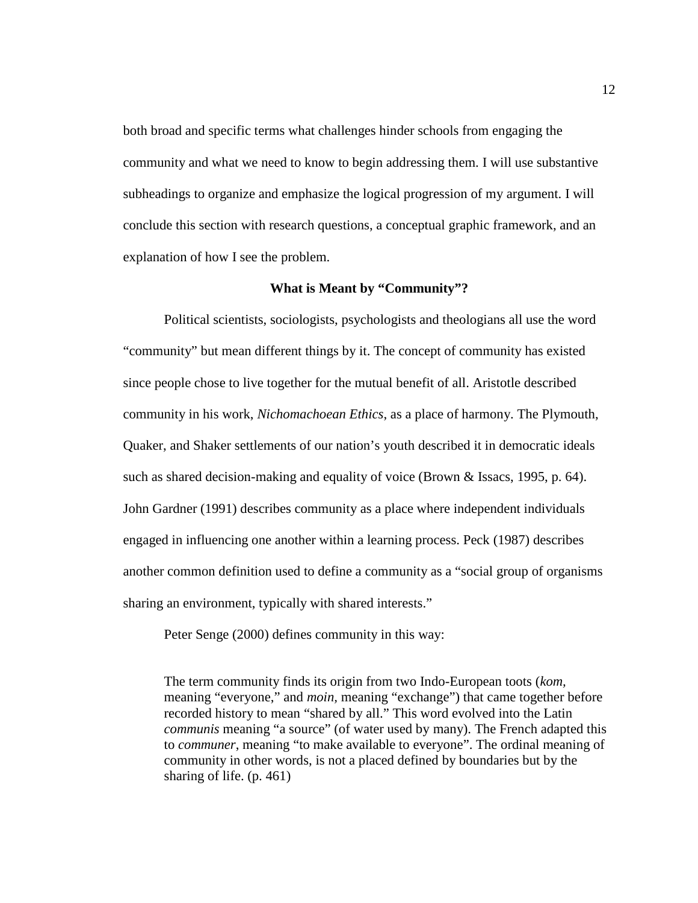both broad and specific terms what challenges hinder schools from engaging the community and what we need to know to begin addressing them. I will use substantive subheadings to organize and emphasize the logical progression of my argument. I will conclude this section with research questions, a conceptual graphic framework, and an explanation of how I see the problem.

## What is Meant by "Community"?

Political scientists, sociologists, psychologists and theologians all use the word "community" but mean different things by it. The concept of community has existed since people chose to live together for the mutual benefit of all. Aristotle described community in his work, *Nichomachoean Ethics*, as a place of harmony. The Plymouth, Quaker, and Shaker settlements of our nation's youth described it in democratic ideals such as shared decision-making and equality of voice (Brown & Issacs, 1995, p. 64). John Gardner (1991) describes community as a place where independent individuals engaged in influencing one another within a learning process. Peck (1987) describes another common definition used to define a community as a "social group of organisms sharing an environment, typically with shared interests."

Peter Senge (2000) defines community in this way:

> The term community finds its origin from two Indo-European toots (*kom,* meaning "everyone," and *moin,* meaning "exchange") that came together before recorded history to mean "shared by all." This word evolved into the Latin *communis* meaning "a source" (of water used by many). The French adapted this to *communer*, meaning "to make available to everyone". The ordinal meaning of community in other words, is not a placed defined by boundaries but by the sharing of life. (p. 461)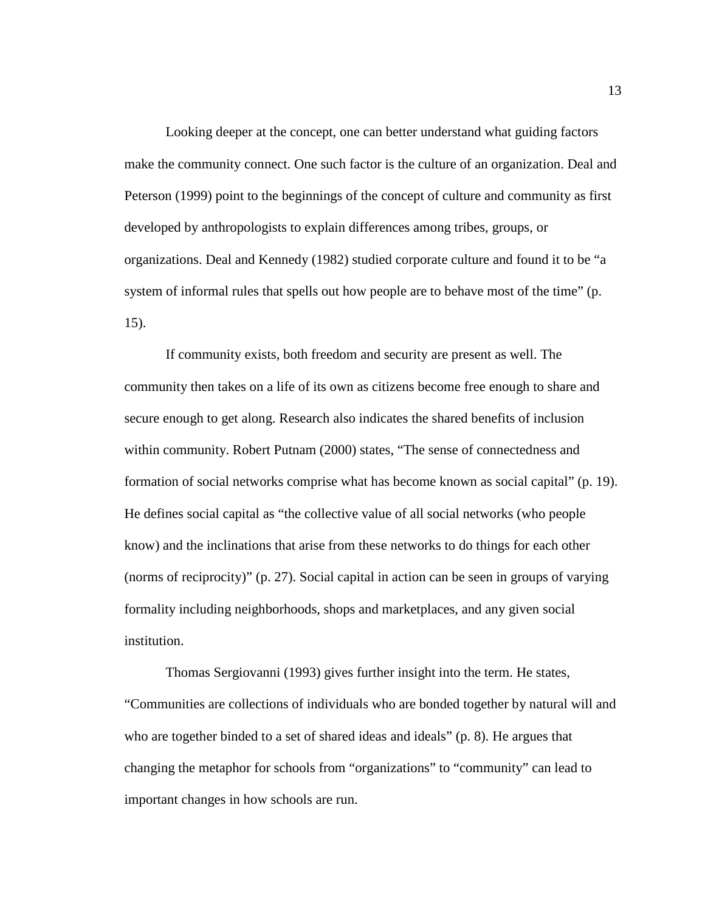Looking deeper at the concept, one can better understand what guiding factors make the community connect. One such factor is the culture of an organization. Deal and Peterson (1999) point to the beginnings of the concept of culture and community as first developed by anthropologists to explain differences among tribes, groups, or organizations. Deal and Kennedy (1982) studied corporate culture and found it to be "a system of informal rules that spells out how people are to behave most of the time" (p. 15).

If community exists, both freedom and security are present as well. The community then takes on a life of its own as citizens become free enough to share and secure enough to get along. Research also indicates the shared benefits of inclusion within community. Robert Putnam (2000) states, "The sense of connectedness and formation of social networks comprise what has become known as social capital" (p. 19). He defines social capital as "the collective value of all social networks (who people know) and the inclinations that arise from these networks to do things for each other (norms of reciprocity)" (p. 27). Social capital in action can be seen in groups of varying formality including neighborhoods, shops and marketplaces, and any given social institution.

Thomas Sergiovanni (1993) gives further insight into the term. He states, "Communities are collections of individuals who are bonded together by natural will and who are together binded to a set of shared ideas and ideals" (p. 8). He argues that changing the metaphor for schools from "organizations" to "community" can lead to important changes in how schools are run.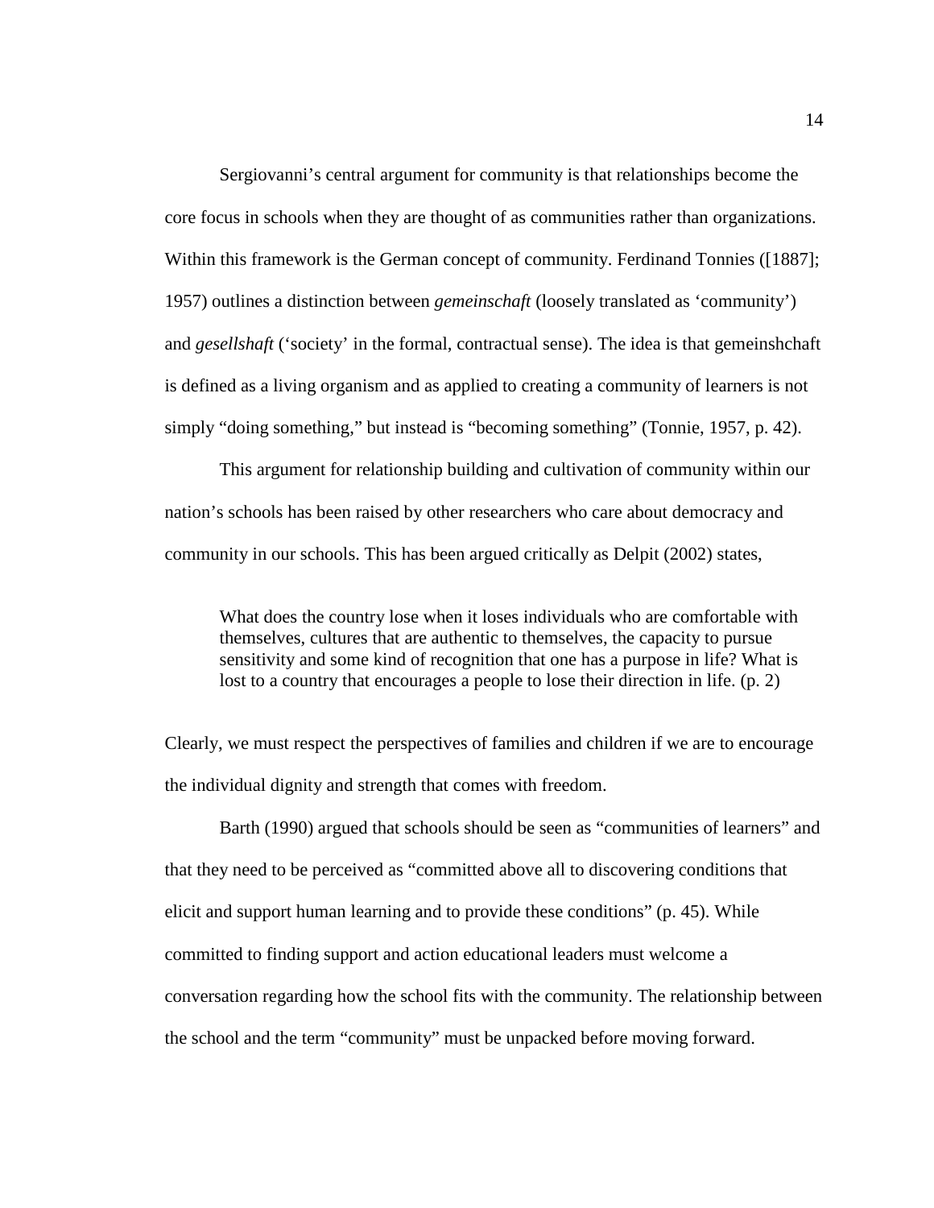Sergiovanni's central argument for community is that relationships become the core focus in schools when they are thought of as communities rather than organizations. Within this framework is the German concept of community. Ferdinand Tonnies ([1887]; 1957) outlines a distinction between *gemeinschaft* (loosely translated as 'community') and *gesellshaft* ('society' in the formal, contractual sense). The idea is that gemeinshchaft is defined as a living organism and as applied to creating a community of learners is not simply "doing something," but instead is "becoming something" (Tonnie, 1957, p. 42).

This argument for relationship building and cultivation of community within our nation's schools has been raised by other researchers who care about democracy and community in our schools. This has been argued critically as Delpit (2002) states,

> What does the country lose when it loses individuals who are comfortable with themselves, cultures that are authentic to themselves, the capacity to pursue sensitivity and some kind of recognition that one has a purpose in life? What is lost to a country that encourages a people to lose their direction in life. (p. 2)

Clearly, we must respect the perspectives of families and children if we are to encourage the individual dignity and strength that comes with freedom.

Barth (1990) argued that schools should be seen as "communities of learners" and that they need to be perceived as "committed above all to discovering conditions that elicit and support human learning and to provide these conditions" (p. 45). While committed to finding support and action educational leaders must welcome a conversation regarding how the school fits with the community. The relationship between the school and the term "community" must be unpacked before moving forward.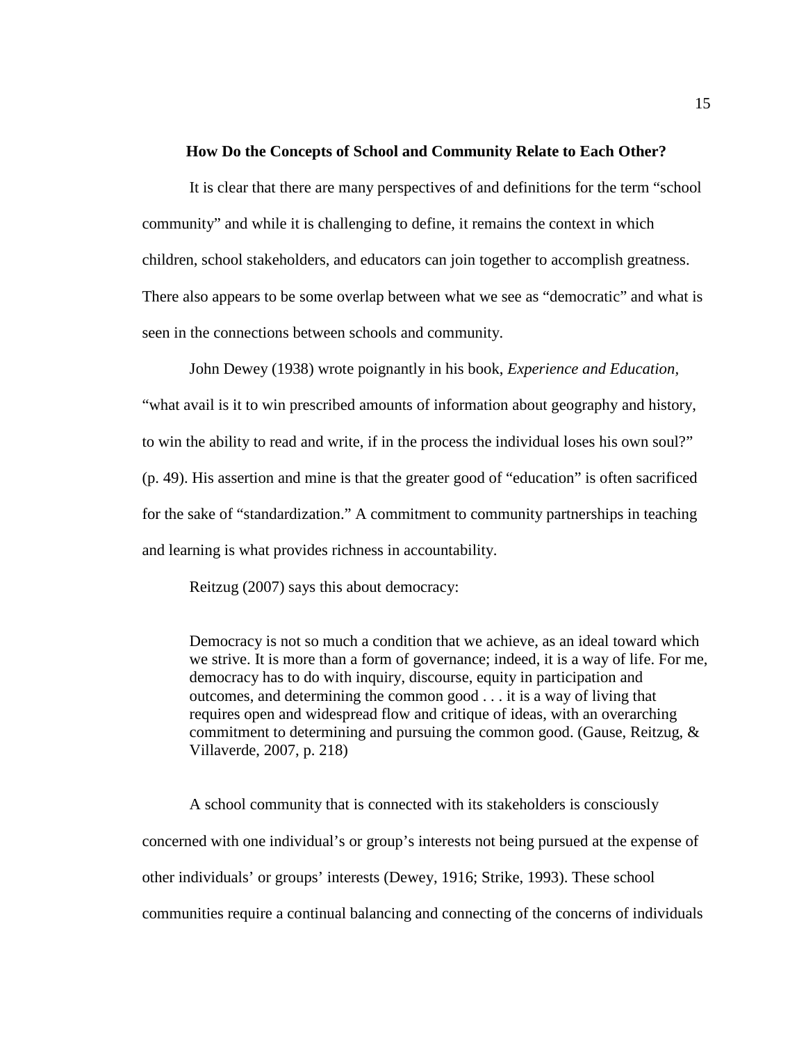## How Do the Concepts of School and Community Relate to Each Other?

It is clear that there are many perspectives of and definitions for the term "school community" and while it is challenging to define, it remains the context in which children, school stakeholders, and educators can join together to accomplish greatness. There also appears to be some overlap between what we see as "democratic" and what is seen in the connections between schools and community.

John Dewey (1938) wrote poignantly in his book, *Experience and Education*, "what avail is it to win prescribed amounts of information about geography and history, to win the ability to read and write, if in the process the individual loses his own soul?" (p. 49). His assertion and mine is that the greater good of "education" is often sacrificed for the sake of "standardization." A commitment to community partnerships in teaching and learning is what provides richness in accountability.

Reitzug (2007) says this about democracy:

> Democracy is not so much a condition that we achieve, as an ideal toward which we strive. It is more than a form of governance; indeed, it is a way of life. For me, democracy has to do with inquiry, discourse, equity in participation and outcomes, and determining the common good . . . it is a way of living that requires open and widespread flow and critique of ideas, with an overarching commitment to determining and pursuing the common good. (Gause, Reitzug, & Villaverde, 2007, p. 218)

A school community that is connected with its stakeholders is consciously concerned with one individual's or group's interests not being pursued at the expense of other individuals' or groups' interests (Dewey, 1916; Strike, 1993). These school communities require a continual balancing and connecting of the concerns of individuals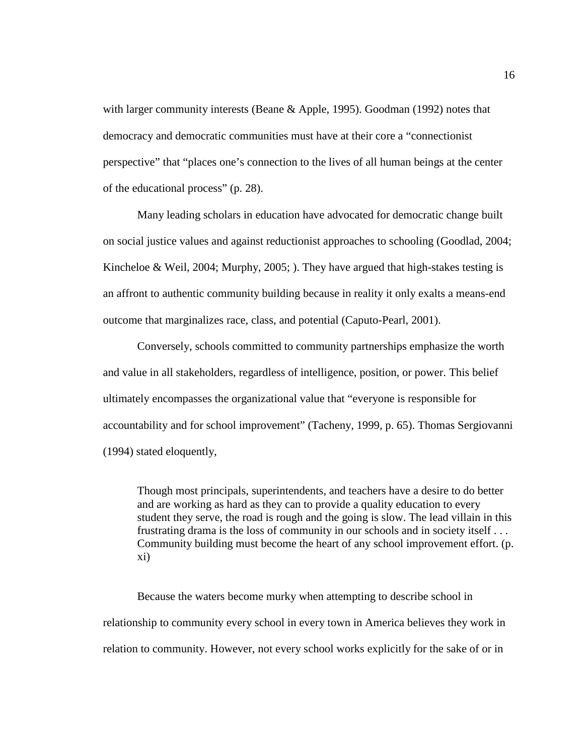with larger community interests (Beane & Apple, 1995). Goodman (1992) notes that democracy and democratic communities must have at their core a "connectionist perspective" that "places one's connection to the lives of all human beings at the center of the educational process" (p. 28).

Many leading scholars in education have advocated for democratic change built on social justice values and against reductionist approaches to schooling (Goodlad, 2004; Kincheloe & Weil, 2004; Murphy, 2005; ). They have argued that high-stakes testing is an affront to authentic community building because in reality it only exalts a means-end outcome that marginalizes race, class, and potential (Caputo-Pearl, 2001).

Conversely, schools committed to community partnerships emphasize the worth and value in all stakeholders, regardless of intelligence, position, or power. This belief ultimately encompasses the organizational value that "everyone is responsible for accountability and for school improvement" (Tacheny, 1999, p. 65). Thomas Sergiovanni (1994) stated eloquently,

> Though most principals, superintendents, and teachers have a desire to do better and are working as hard as they can to provide a quality education to every student they serve, the road is rough and the going is slow. The lead villain in this frustrating drama is the loss of community in our schools and in society itself . . . Community building must become the heart of any school improvement effort. (p. xi)

Because the waters become murky when attempting to describe school in relationship to community every school in every town in America believes they work in relation to community. However, not every school works explicitly for the sake of or in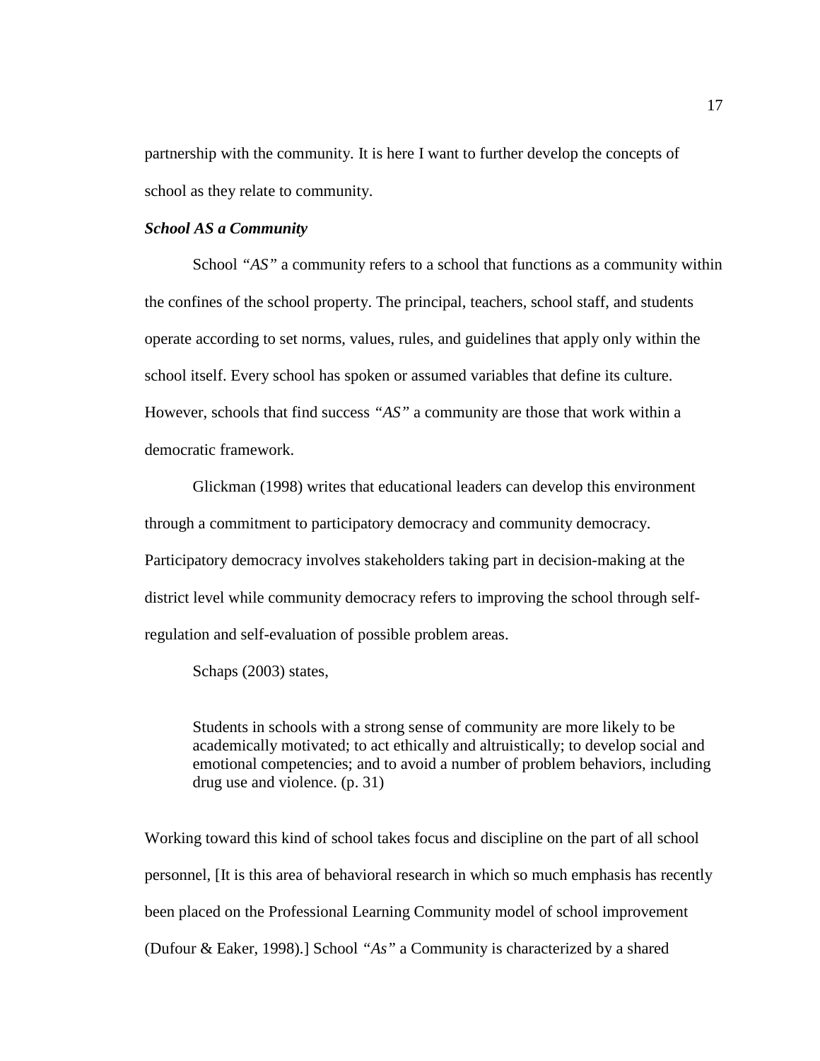partnership with the community. It is here I want to further develop the concepts of school as they relate to community.

### ***School AS a Community***

School *"AS"* a community refers to a school that functions as a community within the confines of the school property. The principal, teachers, school staff, and students operate according to set norms, values, rules, and guidelines that apply only within the school itself. Every school has spoken or assumed variables that define its culture. However, schools that find success *"AS"* a community are those that work within a democratic framework.

Glickman (1998) writes that educational leaders can develop this environment through a commitment to participatory democracy and community democracy. Participatory democracy involves stakeholders taking part in decision-making at the district level while community democracy refers to improving the school through self-regulation and self-evaluation of possible problem areas.

Schaps (2003) states,

> Students in schools with a strong sense of community are more likely to be academically motivated; to act ethically and altruistically; to develop social and emotional competencies; and to avoid a number of problem behaviors, including drug use and violence. (p. 31)

Working toward this kind of school takes focus and discipline on the part of all school personnel, [It is this area of behavioral research in which so much emphasis has recently been placed on the Professional Learning Community model of school improvement (Dufour & Eaker, 1998).] School *"As"* a Community is characterized by a shared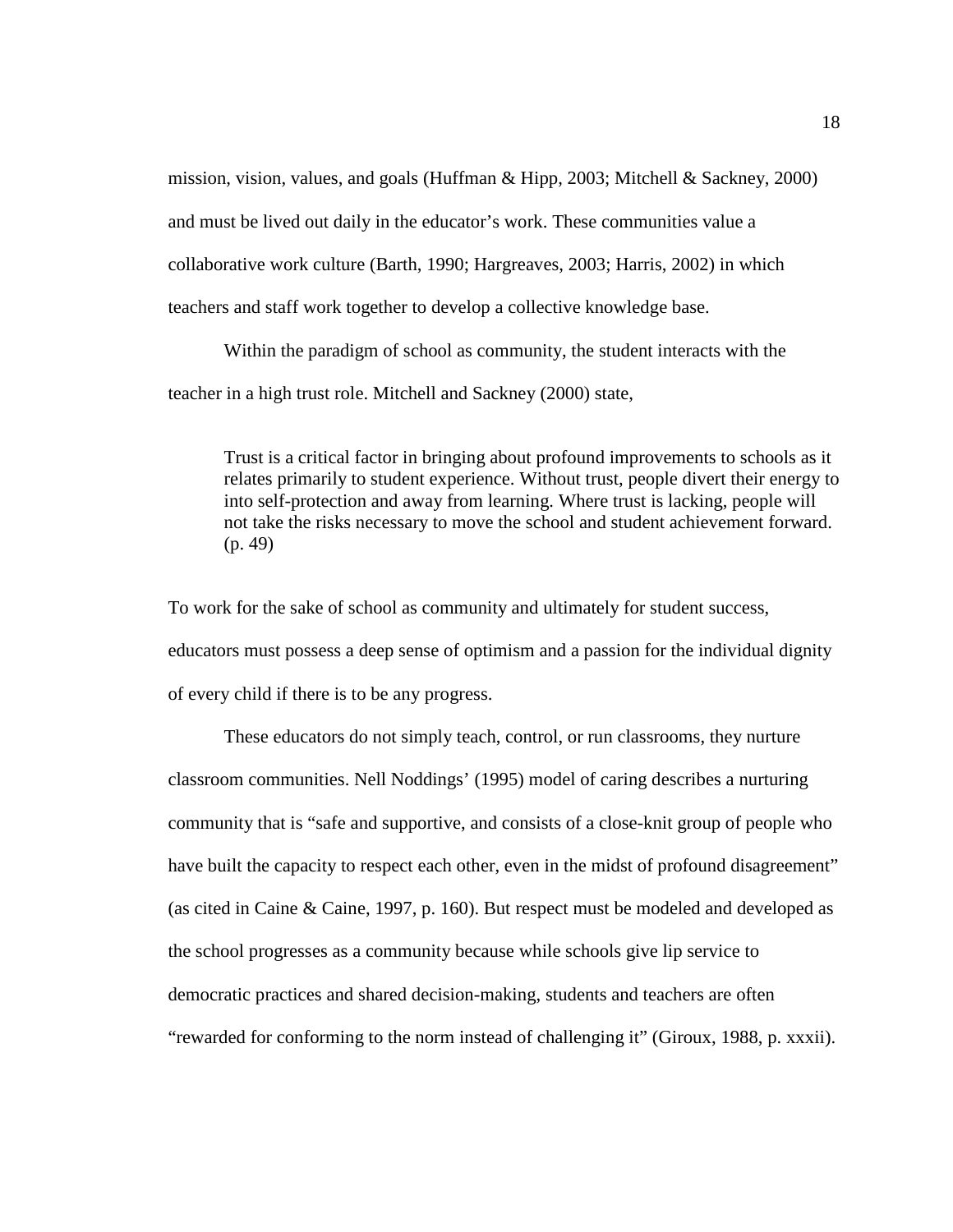mission, vision, values, and goals (Huffman & Hipp, 2003; Mitchell & Sackney, 2000) and must be lived out daily in the educator's work. These communities value a collaborative work culture (Barth, 1990; Hargreaves, 2003; Harris, 2002) in which teachers and staff work together to develop a collective knowledge base.

Within the paradigm of school as community, the student interacts with the teacher in a high trust role. Mitchell and Sackney (2000) state,

> Trust is a critical factor in bringing about profound improvements to schools as it relates primarily to student experience. Without trust, people divert their energy to into self-protection and away from learning. Where trust is lacking, people will not take the risks necessary to move the school and student achievement forward. (p. 49)

To work for the sake of school as community and ultimately for student success, educators must possess a deep sense of optimism and a passion for the individual dignity of every child if there is to be any progress.

These educators do not simply teach, control, or run classrooms, they nurture classroom communities. Nell Noddings' (1995) model of caring describes a nurturing community that is "safe and supportive, and consists of a close-knit group of people who have built the capacity to respect each other, even in the midst of profound disagreement" (as cited in Caine & Caine, 1997, p. 160). But respect must be modeled and developed as the school progresses as a community because while schools give lip service to democratic practices and shared decision-making, students and teachers are often "rewarded for conforming to the norm instead of challenging it" (Giroux, 1988, p. xxxii).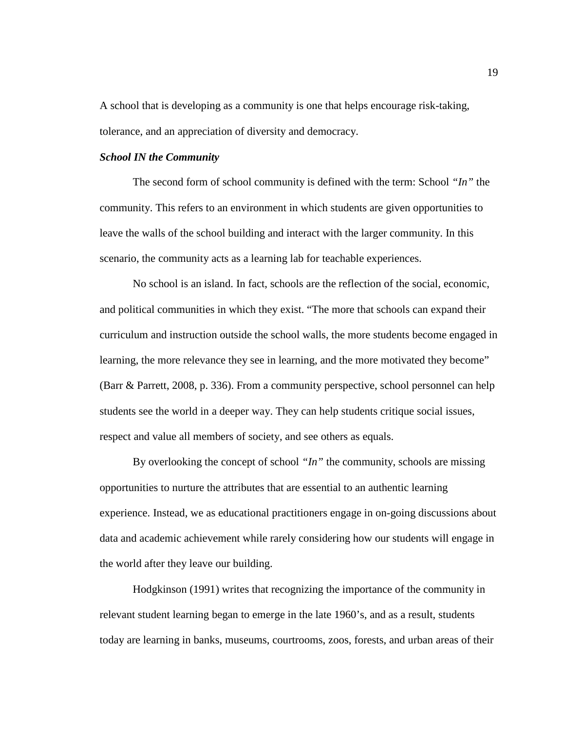A school that is developing as a community is one that helps encourage risk-taking, tolerance, and an appreciation of diversity and democracy.

### ***School IN the Community***

The second form of school community is defined with the term: School *"In"* the community. This refers to an environment in which students are given opportunities to leave the walls of the school building and interact with the larger community. In this scenario, the community acts as a learning lab for teachable experiences.

No school is an island. In fact, schools are the reflection of the social, economic, and political communities in which they exist. "The more that schools can expand their curriculum and instruction outside the school walls, the more students become engaged in learning, the more relevance they see in learning, and the more motivated they become" (Barr & Parrett, 2008, p. 336). From a community perspective, school personnel can help students see the world in a deeper way. They can help students critique social issues, respect and value all members of society, and see others as equals.

By overlooking the concept of school *"In"* the community, schools are missing opportunities to nurture the attributes that are essential to an authentic learning experience. Instead, we as educational practitioners engage in on-going discussions about data and academic achievement while rarely considering how our students will engage in the world after they leave our building.

Hodgkinson (1991) writes that recognizing the importance of the community in relevant student learning began to emerge in the late 1960's, and as a result, students today are learning in banks, museums, courtrooms, zoos, forests, and urban areas of their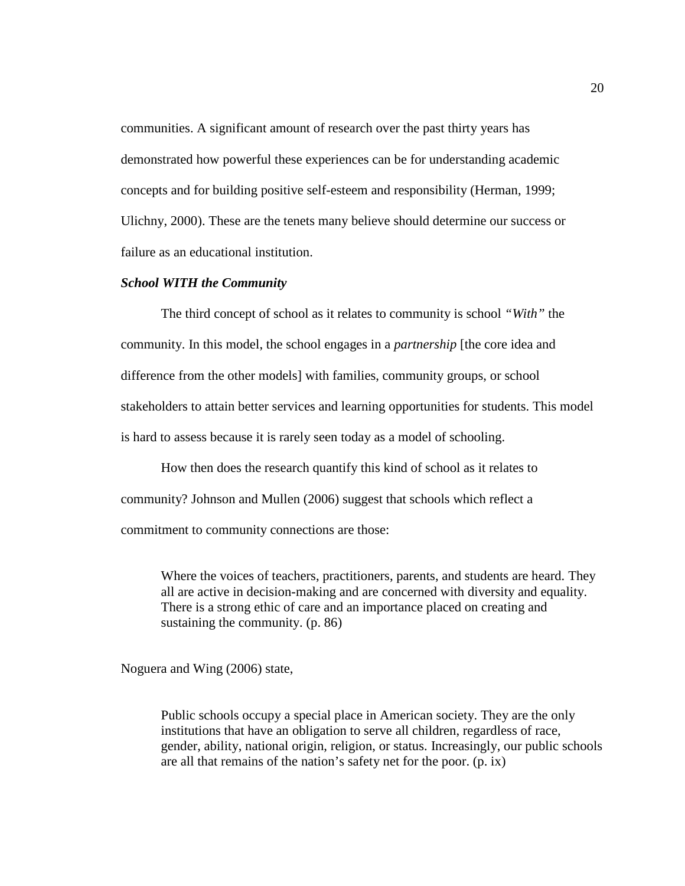communities. A significant amount of research over the past thirty years has demonstrated how powerful these experiences can be for understanding academic concepts and for building positive self-esteem and responsibility (Herman, 1999; Ulichny, 2000). These are the tenets many believe should determine our success or failure as an educational institution.

### *School WITH the Community*

The third concept of school as it relates to community is school *"With"* the community. In this model, the school engages in a *partnership* [the core idea and difference from the other models] with families, community groups, or school stakeholders to attain better services and learning opportunities for students. This model is hard to assess because it is rarely seen today as a model of schooling.

How then does the research quantify this kind of school as it relates to community? Johnson and Mullen (2006) suggest that schools which reflect a commitment to community connections are those:

> Where the voices of teachers, practitioners, parents, and students are heard. They all are active in decision-making and are concerned with diversity and equality. There is a strong ethic of care and an importance placed on creating and sustaining the community. (p. 86)

Noguera and Wing (2006) state,

> Public schools occupy a special place in American society. They are the only institutions that have an obligation to serve all children, regardless of race, gender, ability, national origin, religion, or status. Increasingly, our public schools are all that remains of the nation's safety net for the poor. (p. ix)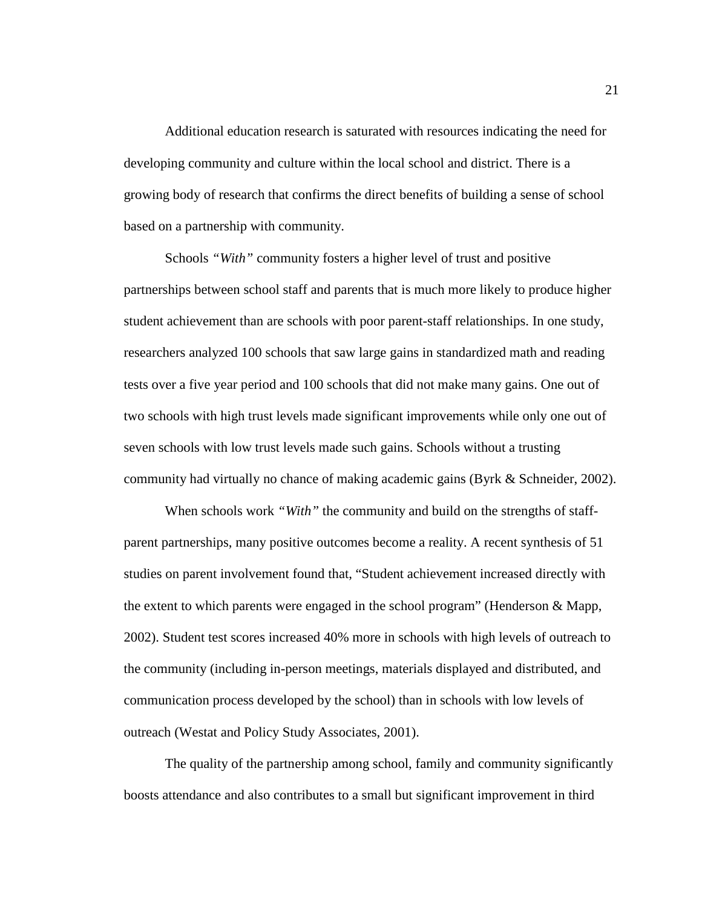Additional education research is saturated with resources indicating the need for developing community and culture within the local school and district. There is a growing body of research that confirms the direct benefits of building a sense of school based on a partnership with community.

Schools *"With"* community fosters a higher level of trust and positive partnerships between school staff and parents that is much more likely to produce higher student achievement than are schools with poor parent-staff relationships. In one study, researchers analyzed 100 schools that saw large gains in standardized math and reading tests over a five year period and 100 schools that did not make many gains. One out of two schools with high trust levels made significant improvements while only one out of seven schools with low trust levels made such gains. Schools without a trusting community had virtually no chance of making academic gains (Byrk & Schneider, 2002).

When schools work *"With"* the community and build on the strengths of staff-parent partnerships, many positive outcomes become a reality. A recent synthesis of 51 studies on parent involvement found that, "Student achievement increased directly with the extent to which parents were engaged in the school program" (Henderson & Mapp, 2002). Student test scores increased 40% more in schools with high levels of outreach to the community (including in-person meetings, materials displayed and distributed, and communication process developed by the school) than in schools with low levels of outreach (Westat and Policy Study Associates, 2001).

The quality of the partnership among school, family and community significantly boosts attendance and also contributes to a small but significant improvement in third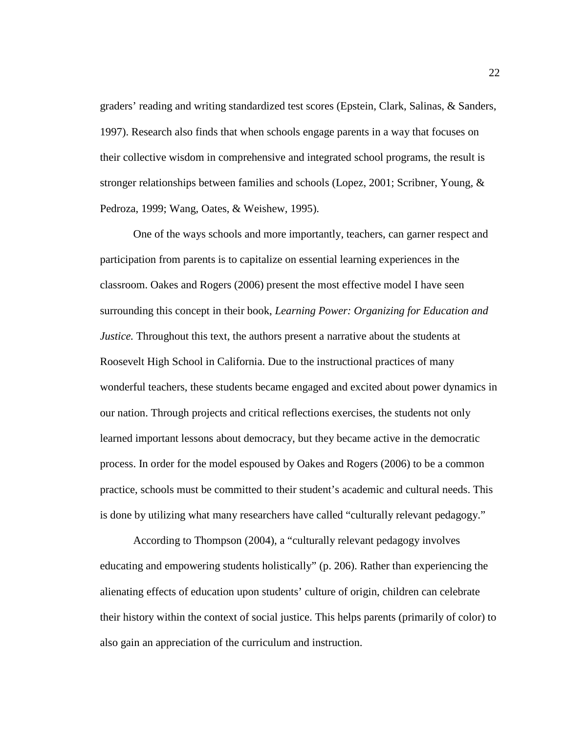graders' reading and writing standardized test scores (Epstein, Clark, Salinas, & Sanders, 1997). Research also finds that when schools engage parents in a way that focuses on their collective wisdom in comprehensive and integrated school programs, the result is stronger relationships between families and schools (Lopez, 2001; Scribner, Young, & Pedroza, 1999; Wang, Oates, & Weishew, 1995).

One of the ways schools and more importantly, teachers, can garner respect and participation from parents is to capitalize on essential learning experiences in the classroom. Oakes and Rogers (2006) present the most effective model I have seen surrounding this concept in their book, *Learning Power: Organizing for Education and Justice.* Throughout this text, the authors present a narrative about the students at Roosevelt High School in California. Due to the instructional practices of many wonderful teachers, these students became engaged and excited about power dynamics in our nation. Through projects and critical reflections exercises, the students not only learned important lessons about democracy, but they became active in the democratic process. In order for the model espoused by Oakes and Rogers (2006) to be a common practice, schools must be committed to their student's academic and cultural needs. This is done by utilizing what many researchers have called "culturally relevant pedagogy."

According to Thompson (2004), a "culturally relevant pedagogy involves educating and empowering students holistically" (p. 206). Rather than experiencing the alienating effects of education upon students' culture of origin, children can celebrate their history within the context of social justice. This helps parents (primarily of color) to also gain an appreciation of the curriculum and instruction.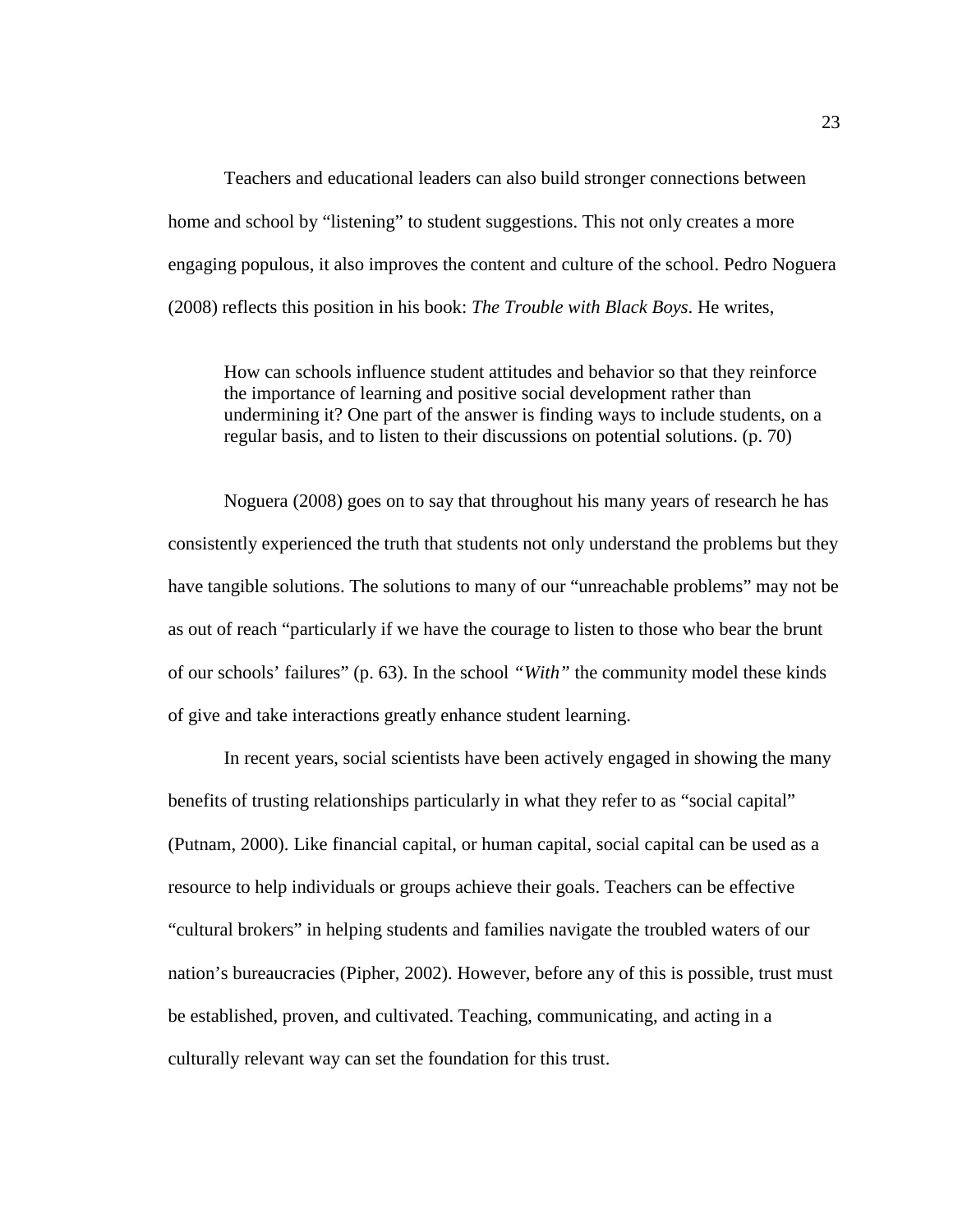Teachers and educational leaders can also build stronger connections between home and school by "listening" to student suggestions. This not only creates a more engaging populous, it also improves the content and culture of the school. Pedro Noguera (2008) reflects this position in his book: *The Trouble with Black Boys*. He writes,

> How can schools influence student attitudes and behavior so that they reinforce the importance of learning and positive social development rather than undermining it? One part of the answer is finding ways to include students, on a regular basis, and to listen to their discussions on potential solutions. (p. 70)

Noguera (2008) goes on to say that throughout his many years of research he has consistently experienced the truth that students not only understand the problems but they have tangible solutions. The solutions to many of our "unreachable problems" may not be as out of reach "particularly if we have the courage to listen to those who bear the brunt of our schools' failures" (p. 63). In the school *"With"* the community model these kinds of give and take interactions greatly enhance student learning.

In recent years, social scientists have been actively engaged in showing the many benefits of trusting relationships particularly in what they refer to as "social capital" (Putnam, 2000). Like financial capital, or human capital, social capital can be used as a resource to help individuals or groups achieve their goals. Teachers can be effective "cultural brokers" in helping students and families navigate the troubled waters of our nation's bureaucracies (Pipher, 2002). However, before any of this is possible, trust must be established, proven, and cultivated. Teaching, communicating, and acting in a culturally relevant way can set the foundation for this trust.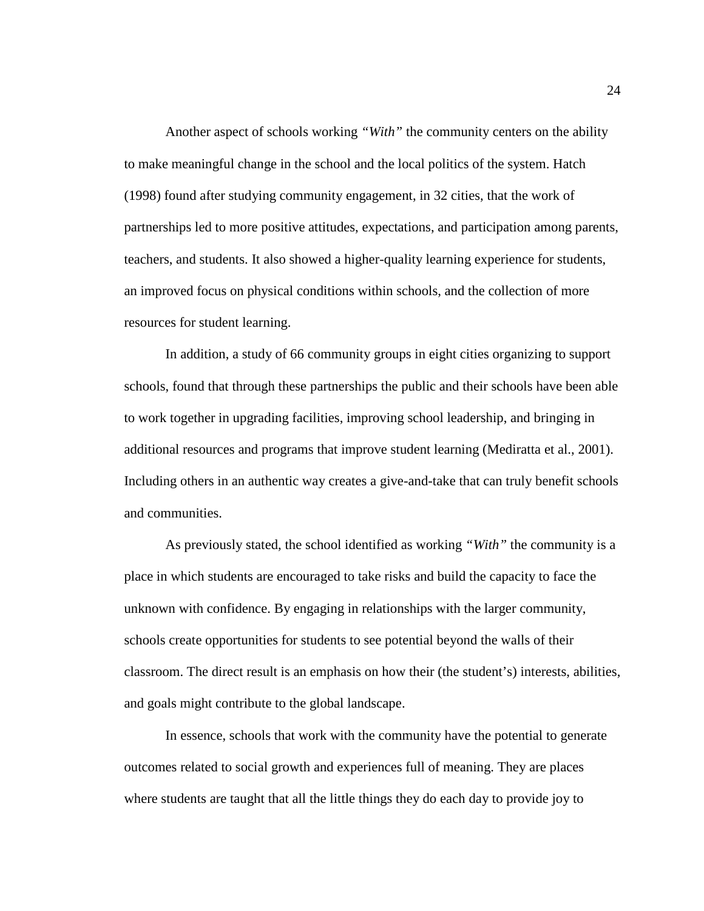Another aspect of schools working *"With"* the community centers on the ability to make meaningful change in the school and the local politics of the system. Hatch (1998) found after studying community engagement, in 32 cities, that the work of partnerships led to more positive attitudes, expectations, and participation among parents, teachers, and students. It also showed a higher-quality learning experience for students, an improved focus on physical conditions within schools, and the collection of more resources for student learning.

In addition, a study of 66 community groups in eight cities organizing to support schools, found that through these partnerships the public and their schools have been able to work together in upgrading facilities, improving school leadership, and bringing in additional resources and programs that improve student learning (Mediratta et al., 2001). Including others in an authentic way creates a give-and-take that can truly benefit schools and communities.

As previously stated, the school identified as working *"With"* the community is a place in which students are encouraged to take risks and build the capacity to face the unknown with confidence. By engaging in relationships with the larger community, schools create opportunities for students to see potential beyond the walls of their classroom. The direct result is an emphasis on how their (the student's) interests, abilities, and goals might contribute to the global landscape.

In essence, schools that work with the community have the potential to generate outcomes related to social growth and experiences full of meaning. They are places where students are taught that all the little things they do each day to provide joy to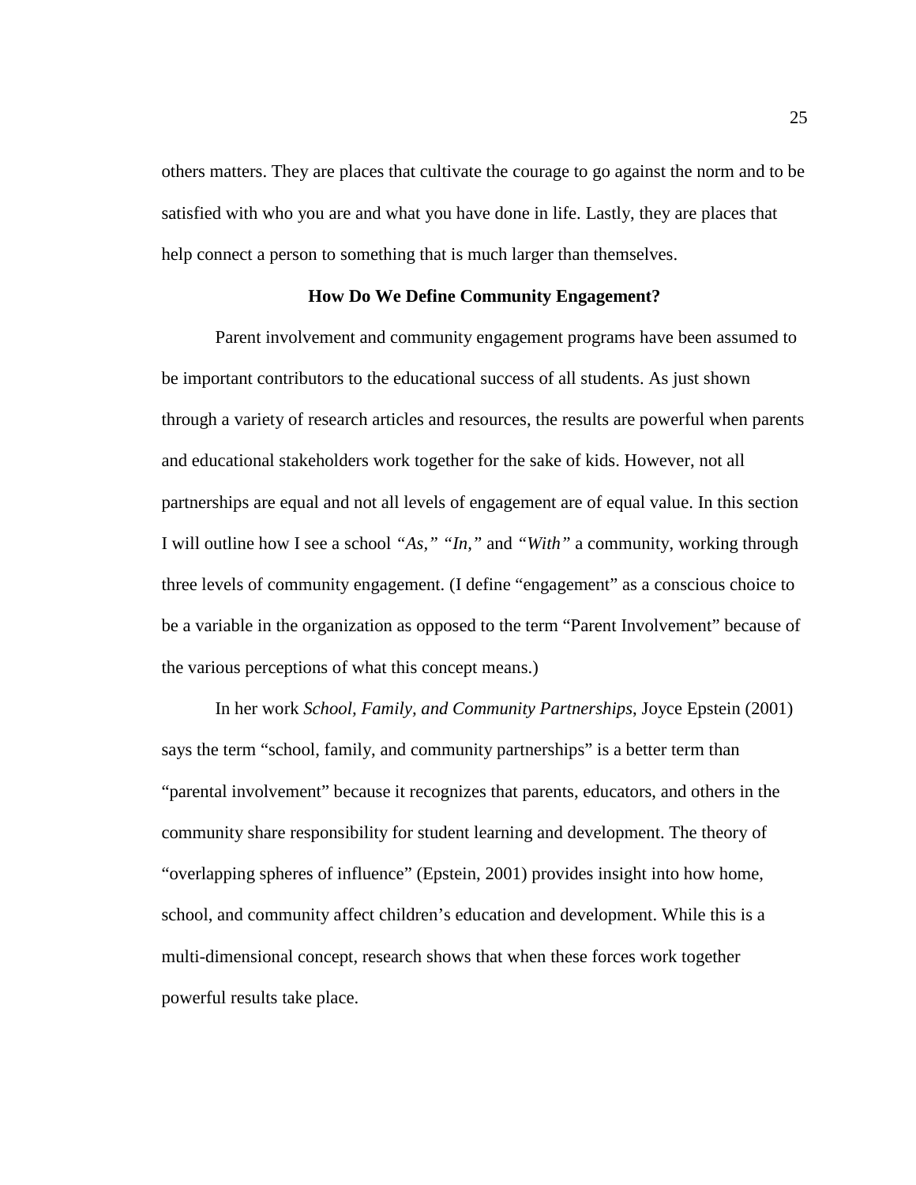others matters. They are places that cultivate the courage to go against the norm and to be satisfied with who you are and what you have done in life. Lastly, they are places that help connect a person to something that is much larger than themselves.

## How Do We Define Community Engagement?

Parent involvement and community engagement programs have been assumed to be important contributors to the educational success of all students. As just shown through a variety of research articles and resources, the results are powerful when parents and educational stakeholders work together for the sake of kids. However, not all partnerships are equal and not all levels of engagement are of equal value. In this section I will outline how I see a school *"As," "In,"* and *"With"* a community, working through three levels of community engagement. (I define "engagement" as a conscious choice to be a variable in the organization as opposed to the term "Parent Involvement" because of the various perceptions of what this concept means.)

In her work *School, Family, and Community Partnerships*, Joyce Epstein (2001) says the term "school, family, and community partnerships" is a better term than "parental involvement" because it recognizes that parents, educators, and others in the community share responsibility for student learning and development. The theory of "overlapping spheres of influence" (Epstein, 2001) provides insight into how home, school, and community affect children's education and development. While this is a multi-dimensional concept, research shows that when these forces work together powerful results take place.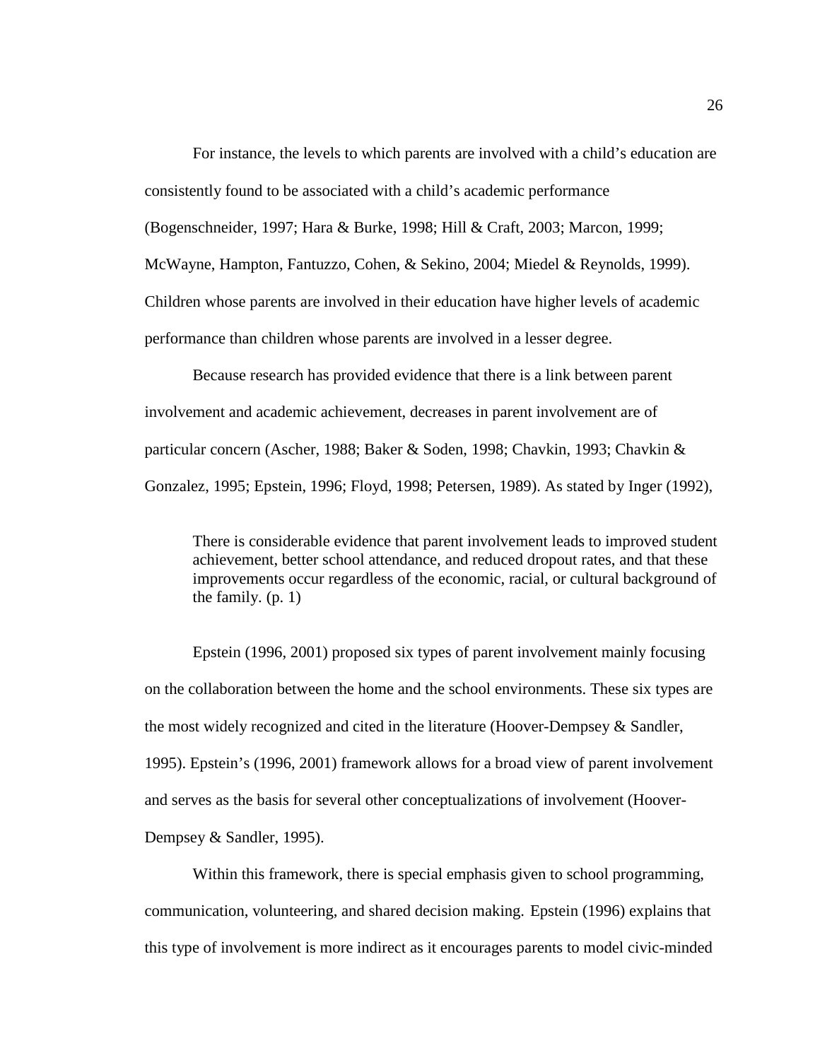For instance, the levels to which parents are involved with a child's education are consistently found to be associated with a child's academic performance (Bogenschneider, 1997; Hara & Burke, 1998; Hill & Craft, 2003; Marcon, 1999; McWayne, Hampton, Fantuzzo, Cohen, & Sekino, 2004; Miedel & Reynolds, 1999). Children whose parents are involved in their education have higher levels of academic performance than children whose parents are involved in a lesser degree.

Because research has provided evidence that there is a link between parent involvement and academic achievement, decreases in parent involvement are of particular concern (Ascher, 1988; Baker & Soden, 1998; Chavkin, 1993; Chavkin & Gonzalez, 1995; Epstein, 1996; Floyd, 1998; Petersen, 1989). As stated by Inger (1992),

> There is considerable evidence that parent involvement leads to improved student achievement, better school attendance, and reduced dropout rates, and that these improvements occur regardless of the economic, racial, or cultural background of the family. (p. 1)

Epstein (1996, 2001) proposed six types of parent involvement mainly focusing on the collaboration between the home and the school environments. These six types are the most widely recognized and cited in the literature (Hoover-Dempsey & Sandler, 1995). Epstein's (1996, 2001) framework allows for a broad view of parent involvement and serves as the basis for several other conceptualizations of involvement (Hoover-Dempsey & Sandler, 1995).

Within this framework, there is special emphasis given to school programming, communication, volunteering, and shared decision making. Epstein (1996) explains that this type of involvement is more indirect as it encourages parents to model civic-minded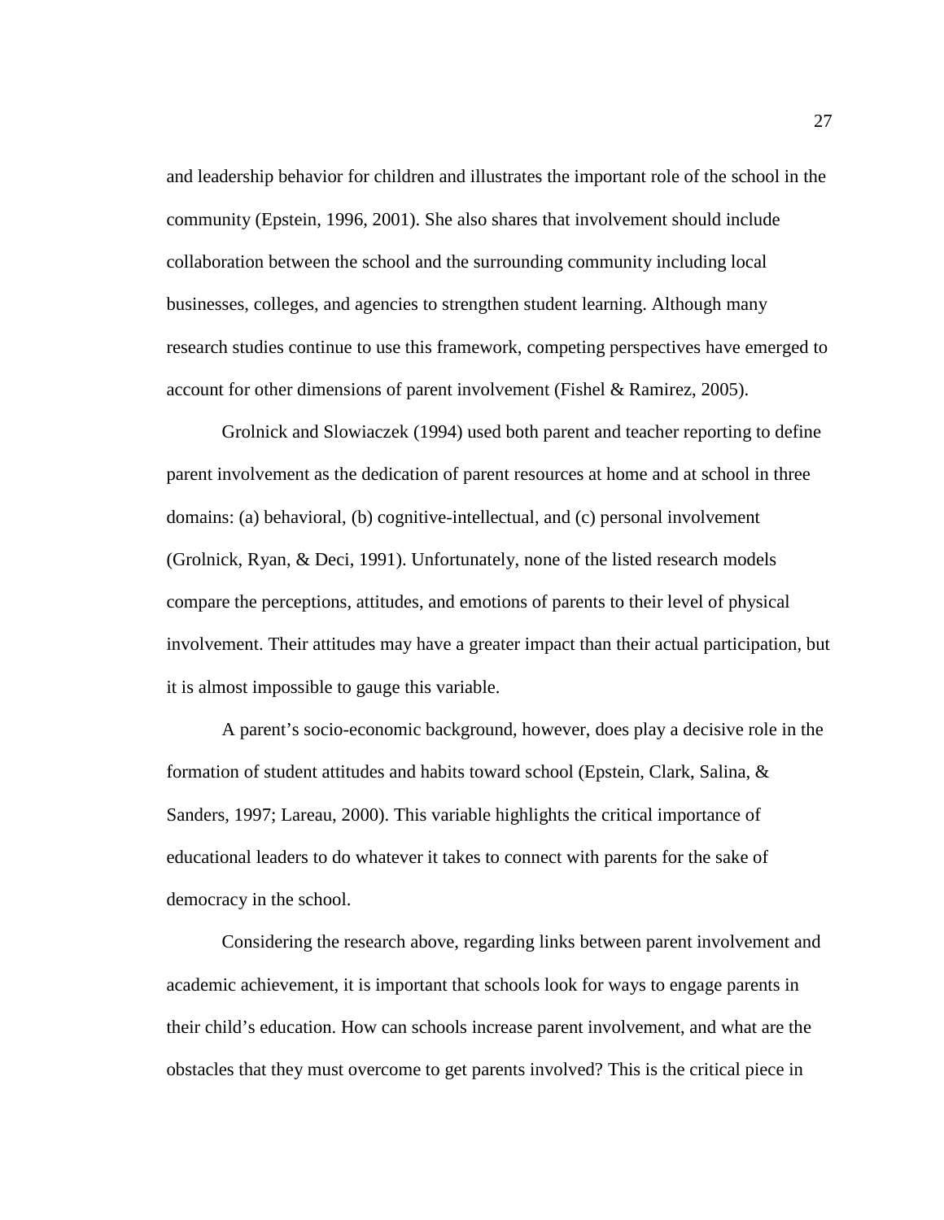and leadership behavior for children and illustrates the important role of the school in the community (Epstein, 1996, 2001). She also shares that involvement should include collaboration between the school and the surrounding community including local businesses, colleges, and agencies to strengthen student learning. Although many research studies continue to use this framework, competing perspectives have emerged to account for other dimensions of parent involvement (Fishel & Ramirez, 2005).

Grolnick and Slowiaczek (1994) used both parent and teacher reporting to define parent involvement as the dedication of parent resources at home and at school in three domains: (a) behavioral, (b) cognitive-intellectual, and (c) personal involvement (Grolnick, Ryan, & Deci, 1991). Unfortunately, none of the listed research models compare the perceptions, attitudes, and emotions of parents to their level of physical involvement. Their attitudes may have a greater impact than their actual participation, but it is almost impossible to gauge this variable.

A parent's socio-economic background, however, does play a decisive role in the formation of student attitudes and habits toward school (Epstein, Clark, Salina, & Sanders, 1997; Lareau, 2000). This variable highlights the critical importance of educational leaders to do whatever it takes to connect with parents for the sake of democracy in the school.

Considering the research above, regarding links between parent involvement and academic achievement, it is important that schools look for ways to engage parents in their child's education. How can schools increase parent involvement, and what are the obstacles that they must overcome to get parents involved? This is the critical piece in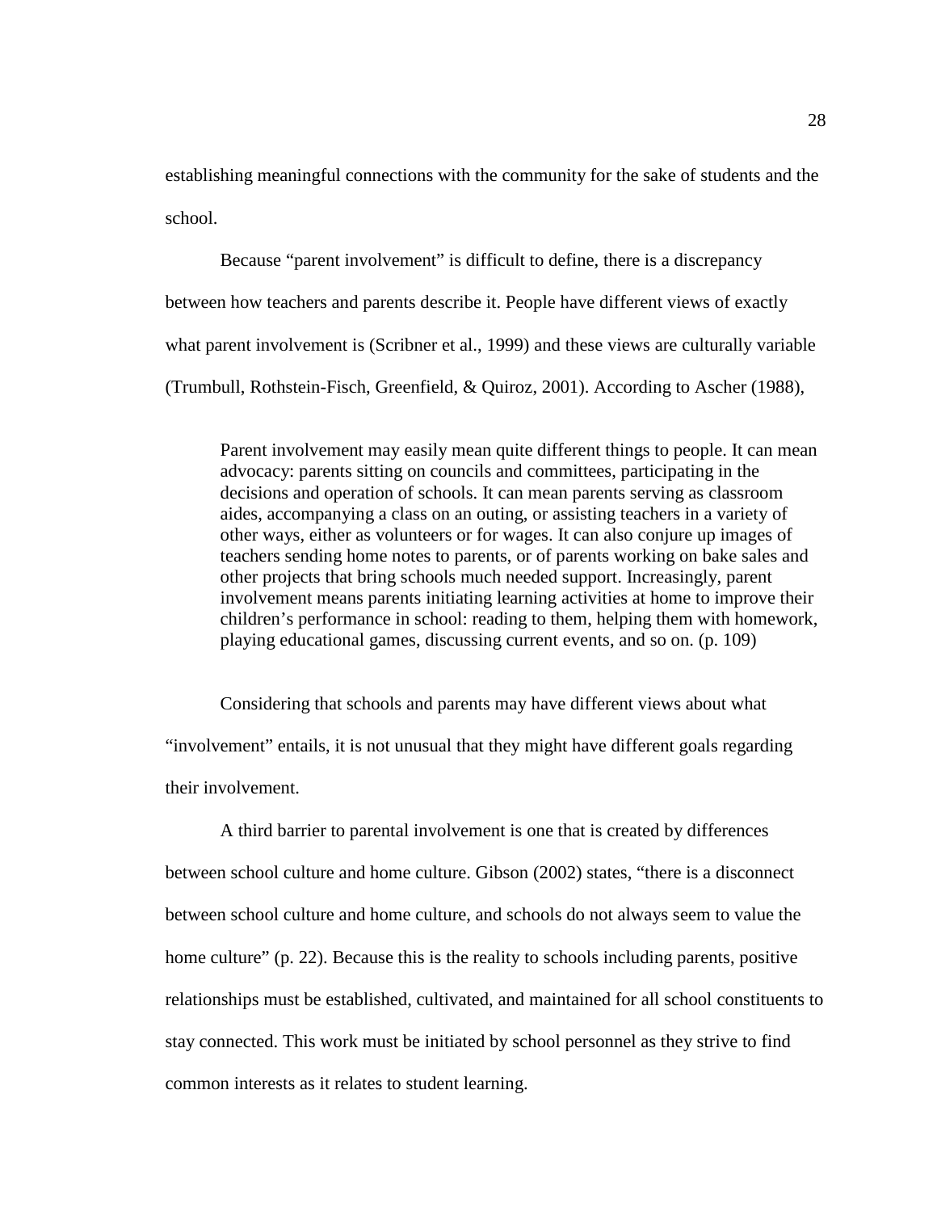establishing meaningful connections with the community for the sake of students and the school.

Because "parent involvement" is difficult to define, there is a discrepancy between how teachers and parents describe it. People have different views of exactly what parent involvement is (Scribner et al., 1999) and these views are culturally variable (Trumbull, Rothstein-Fisch, Greenfield, & Quiroz, 2001). According to Ascher (1988),

> Parent involvement may easily mean quite different things to people. It can mean advocacy: parents sitting on councils and committees, participating in the decisions and operation of schools. It can mean parents serving as classroom aides, accompanying a class on an outing, or assisting teachers in a variety of other ways, either as volunteers or for wages. It can also conjure up images of teachers sending home notes to parents, or of parents working on bake sales and other projects that bring schools much needed support. Increasingly, parent involvement means parents initiating learning activities at home to improve their children's performance in school: reading to them, helping them with homework, playing educational games, discussing current events, and so on. (p. 109)

Considering that schools and parents may have different views about what "involvement" entails, it is not unusual that they might have different goals regarding their involvement.

A third barrier to parental involvement is one that is created by differences between school culture and home culture. Gibson (2002) states, "there is a disconnect between school culture and home culture, and schools do not always seem to value the home culture" (p. 22). Because this is the reality to schools including parents, positive relationships must be established, cultivated, and maintained for all school constituents to stay connected. This work must be initiated by school personnel as they strive to find common interests as it relates to student learning.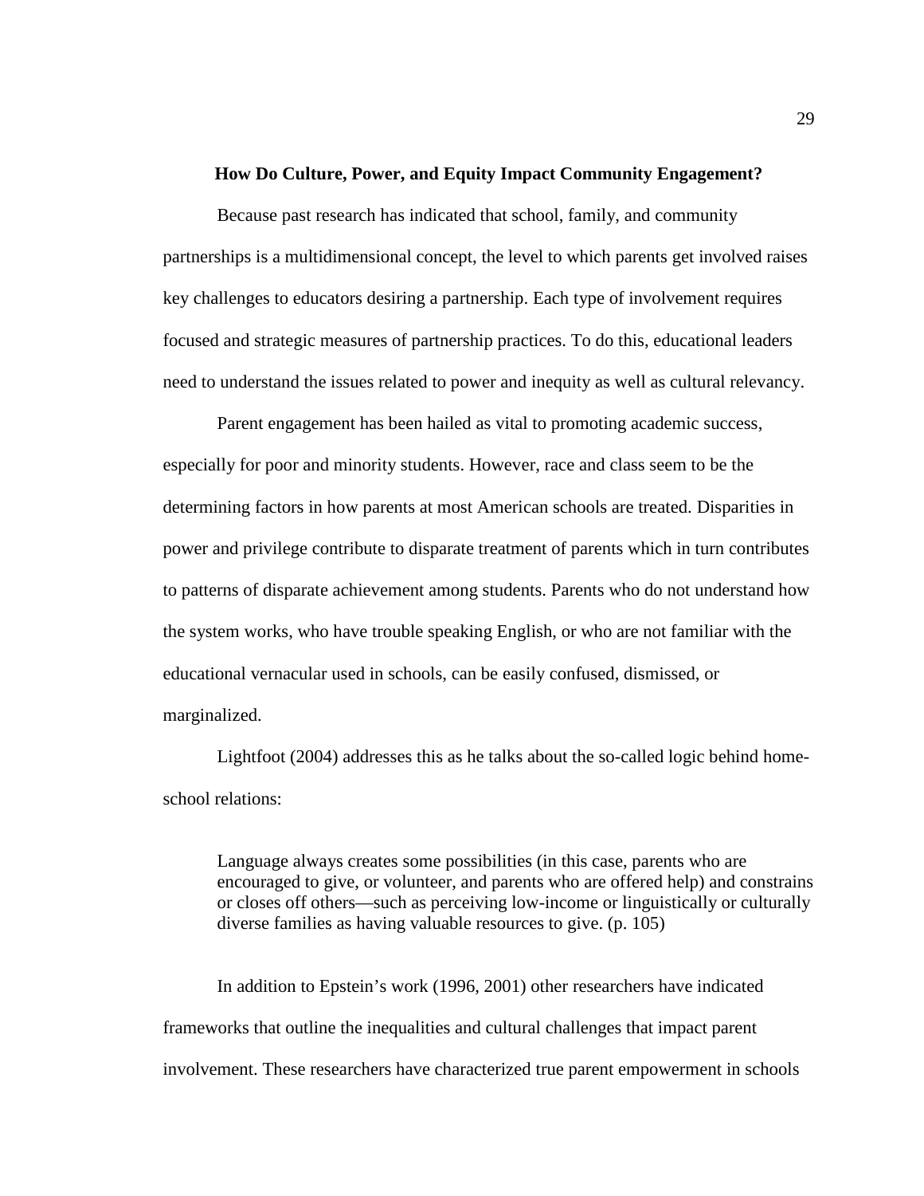## How Do Culture, Power, and Equity Impact Community Engagement?

Because past research has indicated that school, family, and community partnerships is a multidimensional concept, the level to which parents get involved raises key challenges to educators desiring a partnership. Each type of involvement requires focused and strategic measures of partnership practices. To do this, educational leaders need to understand the issues related to power and inequity as well as cultural relevancy.

Parent engagement has been hailed as vital to promoting academic success, especially for poor and minority students. However, race and class seem to be the determining factors in how parents at most American schools are treated. Disparities in power and privilege contribute to disparate treatment of parents which in turn contributes to patterns of disparate achievement among students. Parents who do not understand how the system works, who have trouble speaking English, or who are not familiar with the educational vernacular used in schools, can be easily confused, dismissed, or marginalized.

Lightfoot (2004) addresses this as he talks about the so-called logic behind home-school relations:

> Language always creates some possibilities (in this case, parents who are encouraged to give, or volunteer, and parents who are offered help) and constrains or closes off others—such as perceiving low-income or linguistically or culturally diverse families as having valuable resources to give. (p. 105)

In addition to Epstein's work (1996, 2001) other researchers have indicated frameworks that outline the inequalities and cultural challenges that impact parent involvement. These researchers have characterized true parent empowerment in schools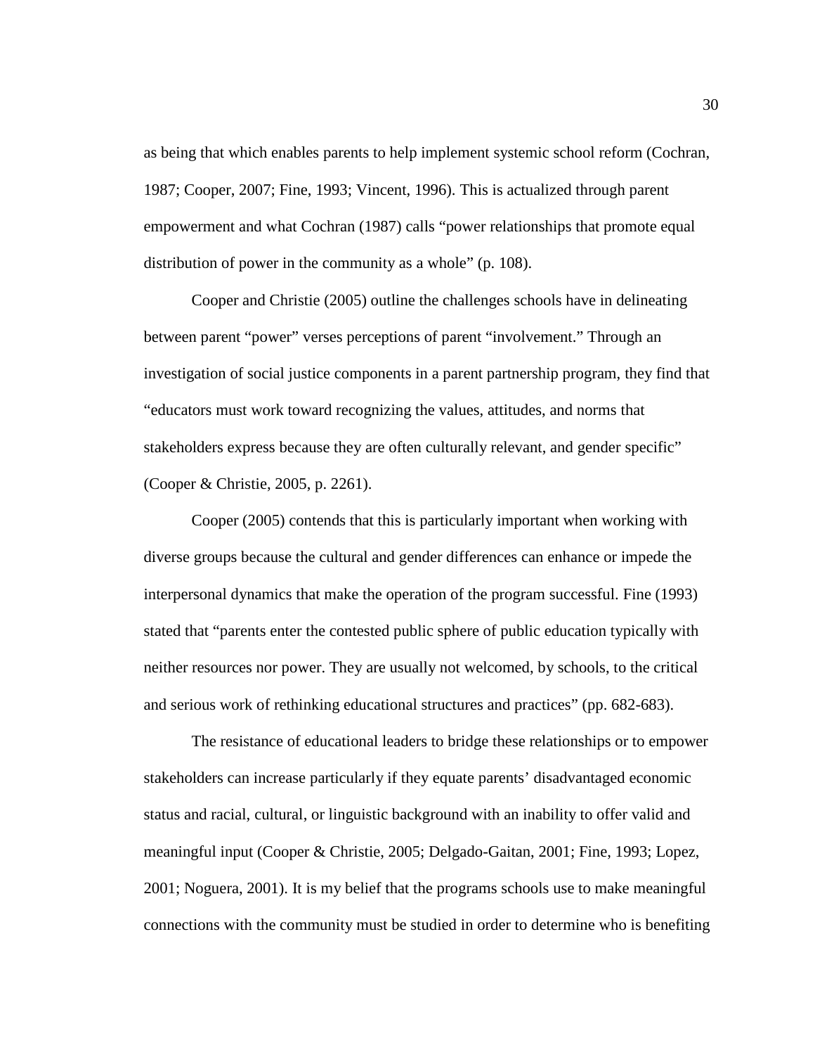as being that which enables parents to help implement systemic school reform (Cochran, 1987; Cooper, 2007; Fine, 1993; Vincent, 1996). This is actualized through parent empowerment and what Cochran (1987) calls "power relationships that promote equal distribution of power in the community as a whole" (p. 108).

Cooper and Christie (2005) outline the challenges schools have in delineating between parent "power" verses perceptions of parent "involvement." Through an investigation of social justice components in a parent partnership program, they find that "educators must work toward recognizing the values, attitudes, and norms that stakeholders express because they are often culturally relevant, and gender specific" (Cooper & Christie, 2005, p. 2261).

Cooper (2005) contends that this is particularly important when working with diverse groups because the cultural and gender differences can enhance or impede the interpersonal dynamics that make the operation of the program successful. Fine (1993) stated that "parents enter the contested public sphere of public education typically with neither resources nor power. They are usually not welcomed, by schools, to the critical and serious work of rethinking educational structures and practices" (pp. 682-683).

The resistance of educational leaders to bridge these relationships or to empower stakeholders can increase particularly if they equate parents' disadvantaged economic status and racial, cultural, or linguistic background with an inability to offer valid and meaningful input (Cooper & Christie, 2005; Delgado-Gaitan, 2001; Fine, 1993; Lopez, 2001; Noguera, 2001). It is my belief that the programs schools use to make meaningful connections with the community must be studied in order to determine who is benefiting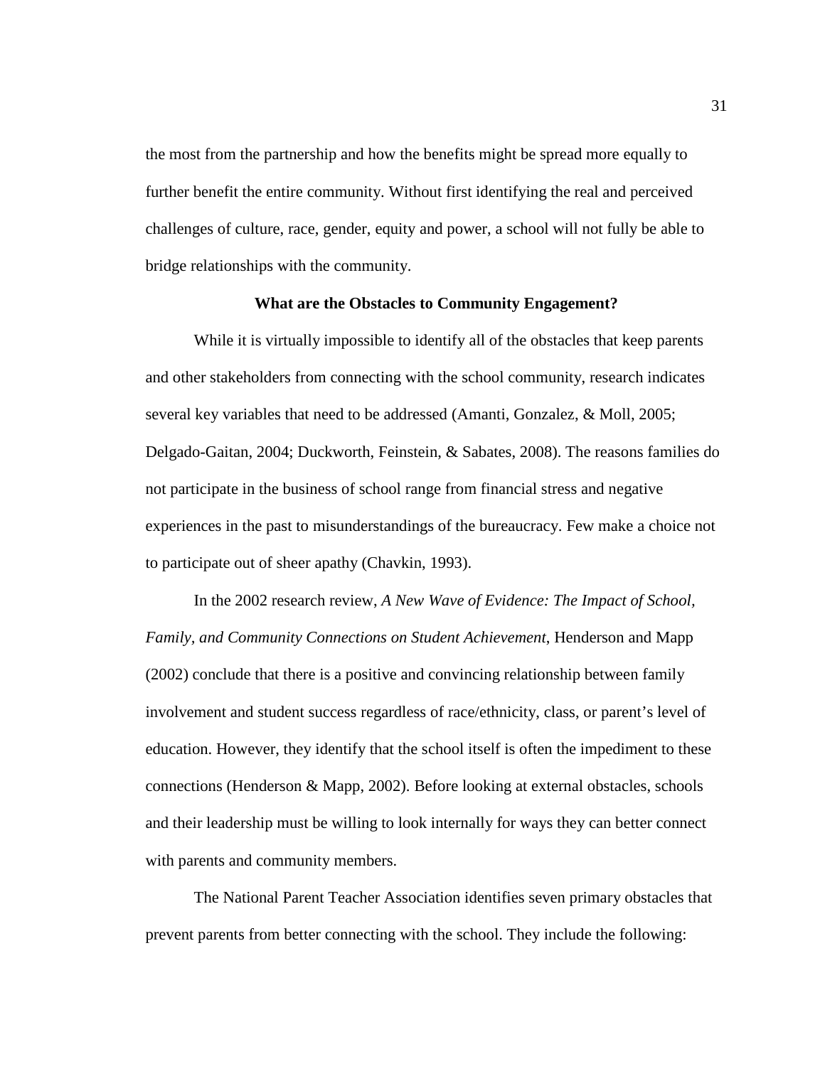the most from the partnership and how the benefits might be spread more equally to further benefit the entire community. Without first identifying the real and perceived challenges of culture, race, gender, equity and power, a school will not fully be able to bridge relationships with the community.

## What are the Obstacles to Community Engagement?

While it is virtually impossible to identify all of the obstacles that keep parents and other stakeholders from connecting with the school community, research indicates several key variables that need to be addressed (Amanti, Gonzalez, & Moll, 2005; Delgado-Gaitan, 2004; Duckworth, Feinstein, & Sabates, 2008). The reasons families do not participate in the business of school range from financial stress and negative experiences in the past to misunderstandings of the bureaucracy. Few make a choice not to participate out of sheer apathy (Chavkin, 1993).

In the 2002 research review, *A New Wave of Evidence: The Impact of School, Family, and Community Connections on Student Achievement*, Henderson and Mapp (2002) conclude that there is a positive and convincing relationship between family involvement and student success regardless of race/ethnicity, class, or parent's level of education. However, they identify that the school itself is often the impediment to these connections (Henderson & Mapp, 2002). Before looking at external obstacles, schools and their leadership must be willing to look internally for ways they can better connect with parents and community members.

The National Parent Teacher Association identifies seven primary obstacles that prevent parents from better connecting with the school. They include the following: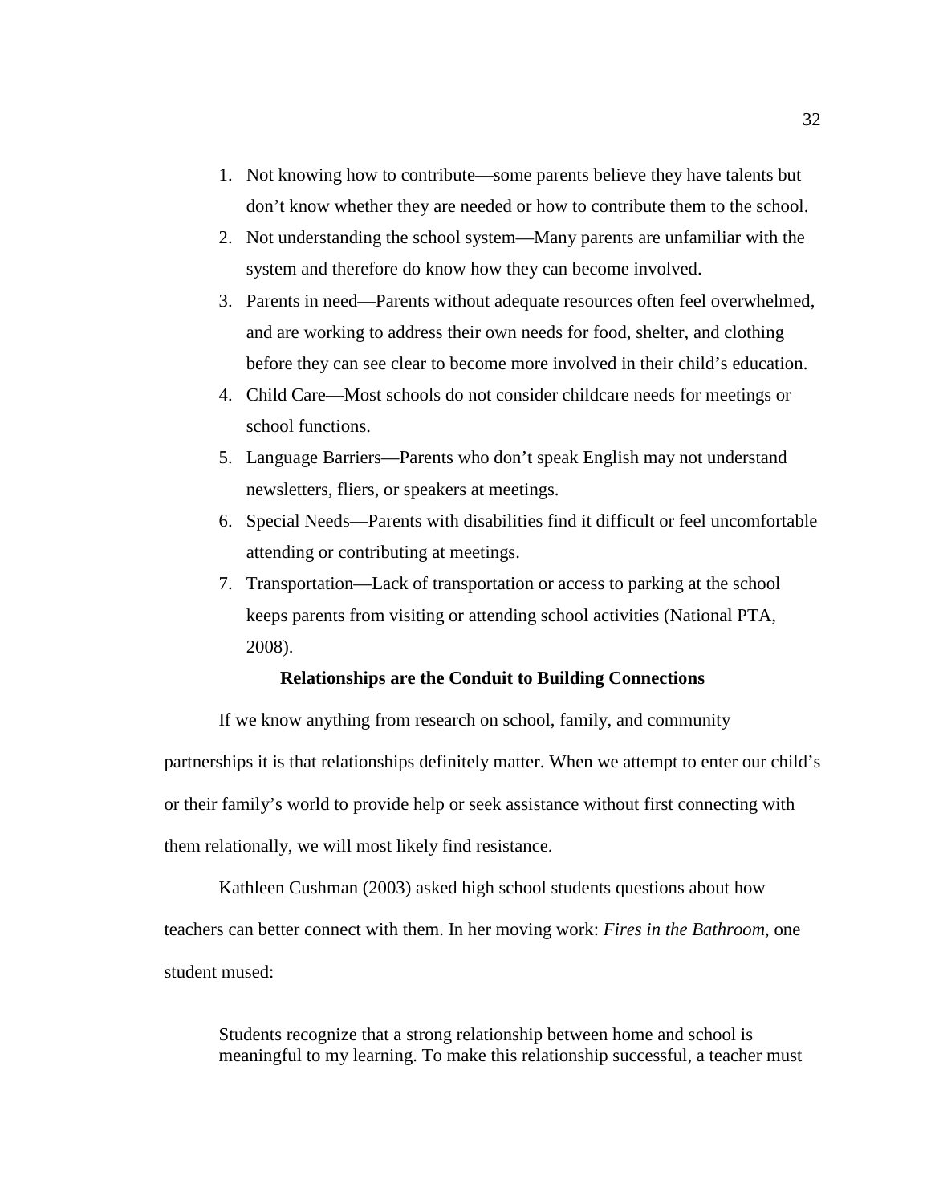1. Not knowing how to contribute—some parents believe they have talents but don't know whether they are needed or how to contribute them to the school.
2. Not understanding the school system—Many parents are unfamiliar with the system and therefore do know how they can become involved.
3. Parents in need—Parents without adequate resources often feel overwhelmed, and are working to address their own needs for food, shelter, and clothing before they can see clear to become more involved in their child's education.
4. Child Care—Most schools do not consider childcare needs for meetings or school functions.
5. Language Barriers—Parents who don't speak English may not understand newsletters, fliers, or speakers at meetings.
6. Special Needs—Parents with disabilities find it difficult or feel uncomfortable attending or contributing at meetings.
7. Transportation—Lack of transportation or access to parking at the school keeps parents from visiting or attending school activities (National PTA, 2008).

## Relationships are the Conduit to Building Connections

If we know anything from research on school, family, and community partnerships it is that relationships definitely matter. When we attempt to enter our child's or their family's world to provide help or seek assistance without first connecting with them relationally, we will most likely find resistance.

Kathleen Cushman (2003) asked high school students questions about how teachers can better connect with them. In her moving work: *Fires in the Bathroom,* one student mused:

> Students recognize that a strong relationship between home and school is meaningful to my learning. To make this relationship successful, a teacher must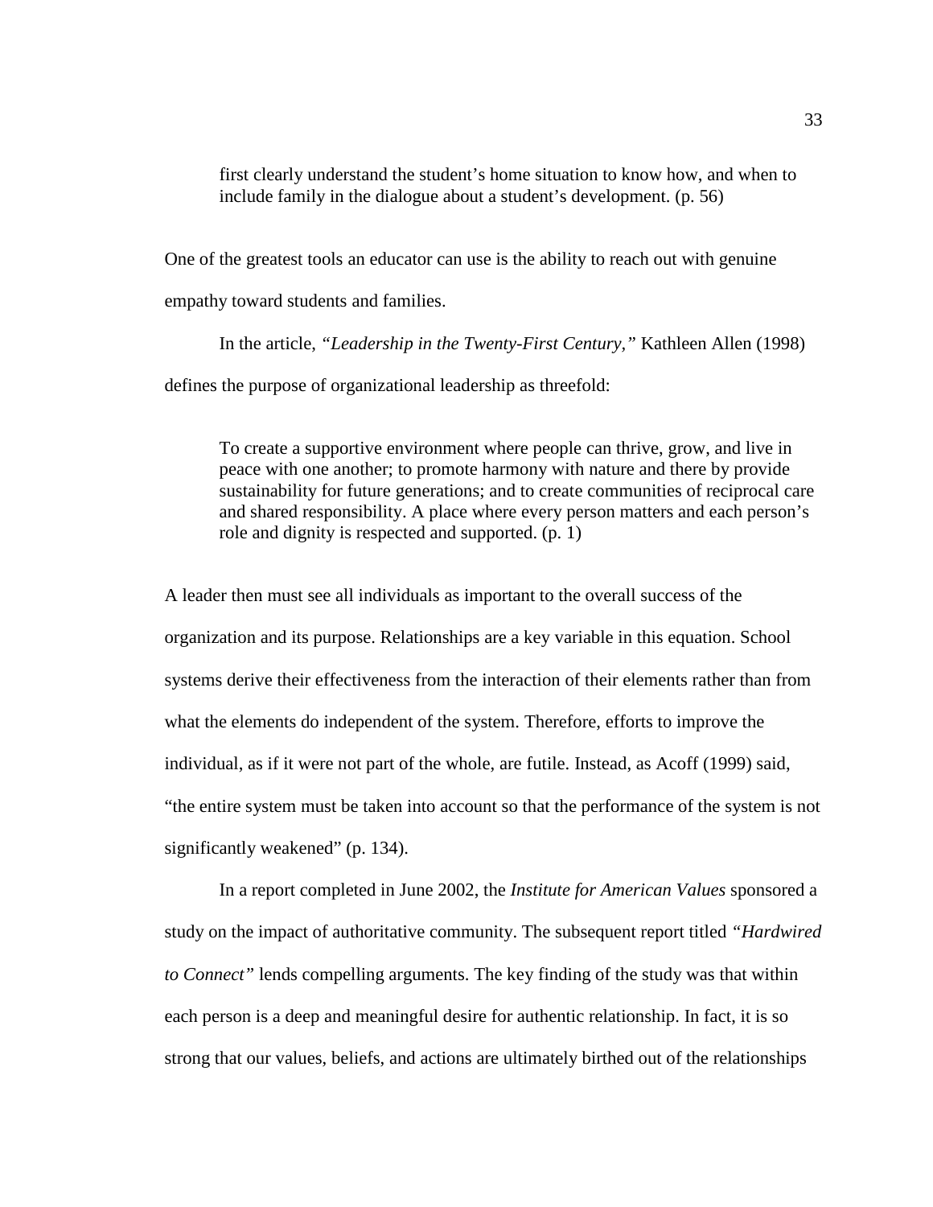> first clearly understand the student's home situation to know how, and when to include family in the dialogue about a student's development. (p. 56)

One of the greatest tools an educator can use is the ability to reach out with genuine empathy toward students and families.

In the article, *"Leadership in the Twenty-First Century,"* Kathleen Allen (1998) defines the purpose of organizational leadership as threefold:

> To create a supportive environment where people can thrive, grow, and live in peace with one another; to promote harmony with nature and there by provide sustainability for future generations; and to create communities of reciprocal care and shared responsibility. A place where every person matters and each person's role and dignity is respected and supported. (p. 1)

A leader then must see all individuals as important to the overall success of the organization and its purpose. Relationships are a key variable in this equation. School systems derive their effectiveness from the interaction of their elements rather than from what the elements do independent of the system. Therefore, efforts to improve the individual, as if it were not part of the whole, are futile. Instead, as Acoff (1999) said, "the entire system must be taken into account so that the performance of the system is not significantly weakened" (p. 134).

In a report completed in June 2002, the *Institute for American Values* sponsored a study on the impact of authoritative community. The subsequent report titled *"Hardwired to Connect"* lends compelling arguments. The key finding of the study was that within each person is a deep and meaningful desire for authentic relationship. In fact, it is so strong that our values, beliefs, and actions are ultimately birthed out of the relationships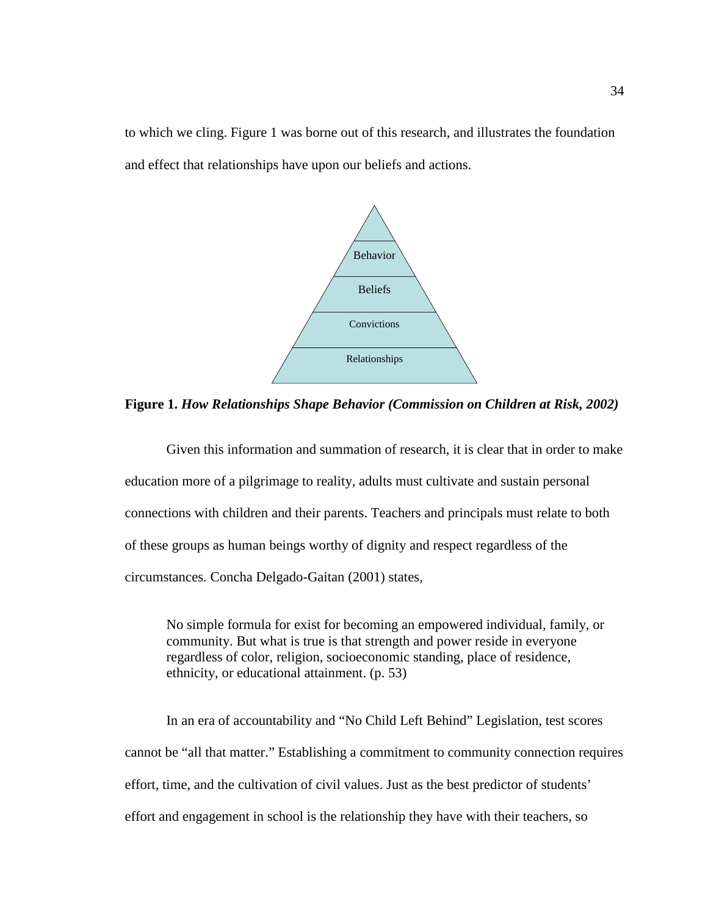to which we cling. Figure 1 was borne out of this research, and illustrates the foundation and effect that relationships have upon our beliefs and actions.

Behavior

Beliefs

Convictions

Relationships

**Figure 1.** ***How Relationships Shape Behavior (Commission on Children at Risk, 2002)***

Given this information and summation of research, it is clear that in order to make education more of a pilgrimage to reality, adults must cultivate and sustain personal connections with children and their parents. Teachers and principals must relate to both of these groups as human beings worthy of dignity and respect regardless of the circumstances. Concha Delgado-Gaitan (2001) states,

> No simple formula for exist for becoming an empowered individual, family, or community. But what is true is that strength and power reside in everyone regardless of color, religion, socioeconomic standing, place of residence, ethnicity, or educational attainment. (p. 53)

In an era of accountability and "No Child Left Behind" Legislation, test scores cannot be "all that matter." Establishing a commitment to community connection requires effort, time, and the cultivation of civil values. Just as the best predictor of students' effort and engagement in school is the relationship they have with their teachers, so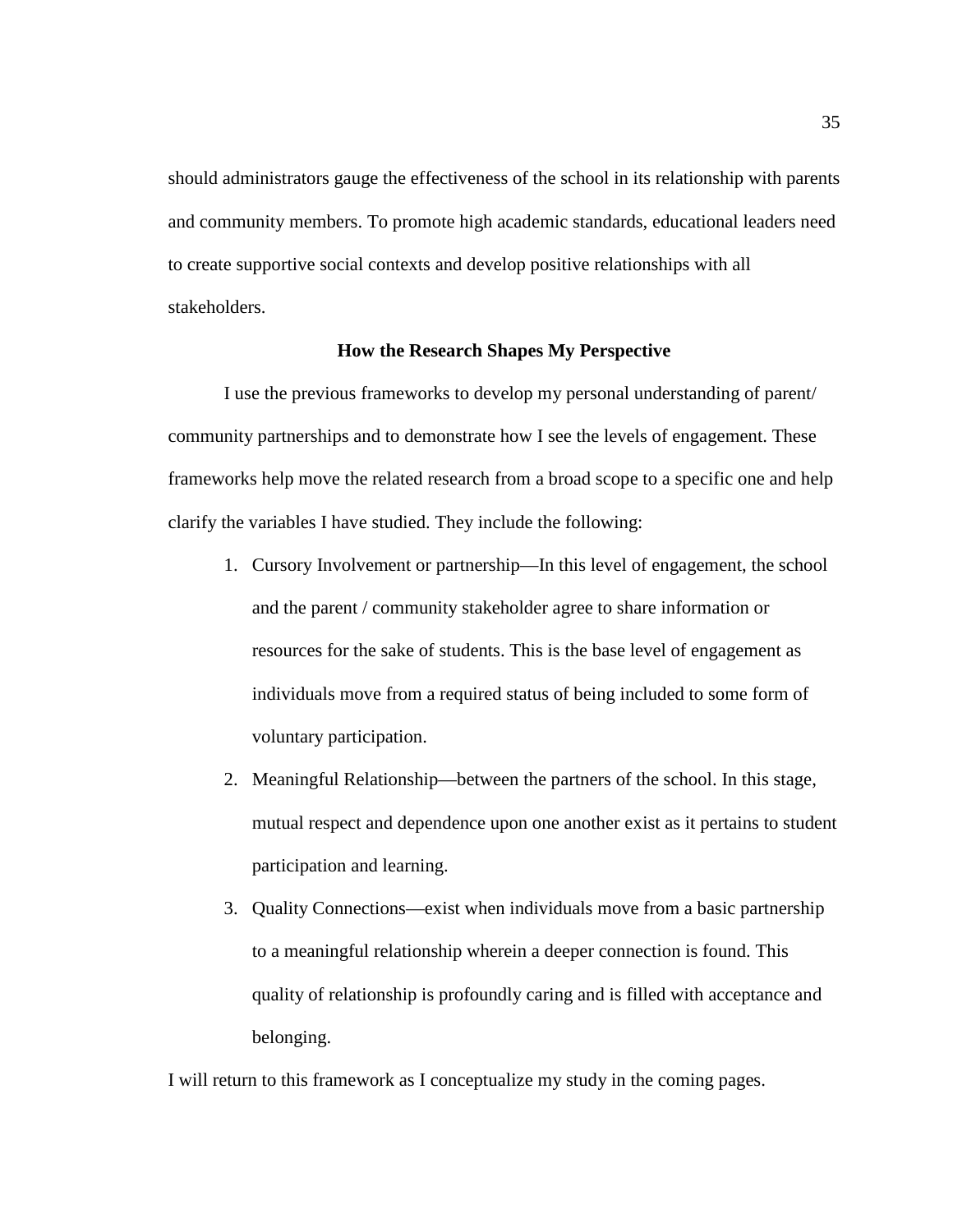should administrators gauge the effectiveness of the school in its relationship with parents and community members. To promote high academic standards, educational leaders need to create supportive social contexts and develop positive relationships with all stakeholders.

## How the Research Shapes My Perspective

I use the previous frameworks to develop my personal understanding of parent/ community partnerships and to demonstrate how I see the levels of engagement. These frameworks help move the related research from a broad scope to a specific one and help clarify the variables I have studied. They include the following:

1. Cursory Involvement or partnership—In this level of engagement, the school and the parent / community stakeholder agree to share information or resources for the sake of students. This is the base level of engagement as individuals move from a required status of being included to some form of voluntary participation.
2. Meaningful Relationship—between the partners of the school. In this stage, mutual respect and dependence upon one another exist as it pertains to student participation and learning.
3. Quality Connections—exist when individuals move from a basic partnership to a meaningful relationship wherein a deeper connection is found. This quality of relationship is profoundly caring and is filled with acceptance and belonging.

I will return to this framework as I conceptualize my study in the coming pages.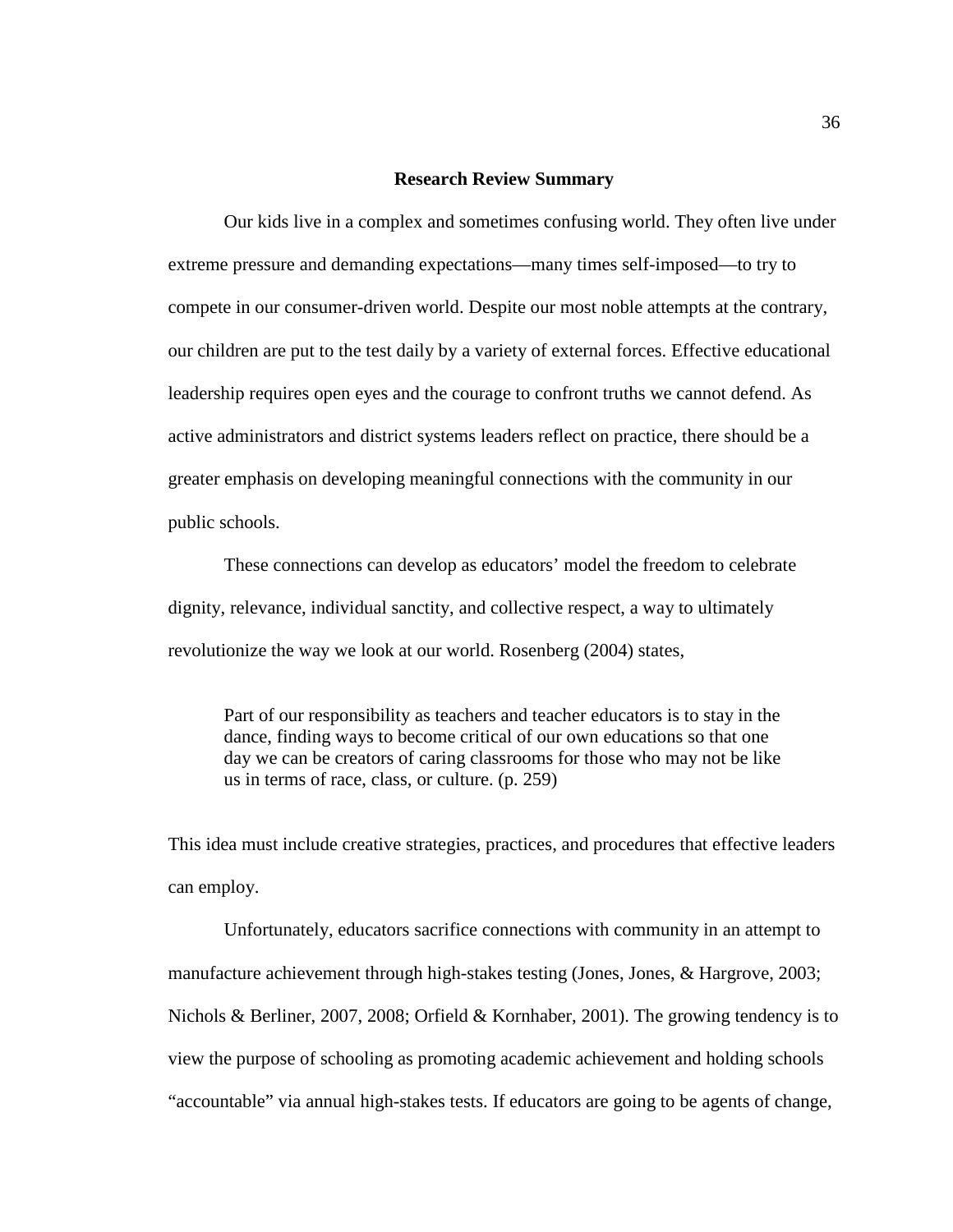## Research Review Summary

Our kids live in a complex and sometimes confusing world. They often live under extreme pressure and demanding expectations—many times self-imposed—to try to compete in our consumer-driven world. Despite our most noble attempts at the contrary, our children are put to the test daily by a variety of external forces. Effective educational leadership requires open eyes and the courage to confront truths we cannot defend. As active administrators and district systems leaders reflect on practice, there should be a greater emphasis on developing meaningful connections with the community in our public schools.

These connections can develop as educators' model the freedom to celebrate dignity, relevance, individual sanctity, and collective respect, a way to ultimately revolutionize the way we look at our world. Rosenberg (2004) states,

> Part of our responsibility as teachers and teacher educators is to stay in the dance, finding ways to become critical of our own educations so that one day we can be creators of caring classrooms for those who may not be like us in terms of race, class, or culture. (p. 259)

This idea must include creative strategies, practices, and procedures that effective leaders can employ.

Unfortunately, educators sacrifice connections with community in an attempt to manufacture achievement through high-stakes testing (Jones, Jones, & Hargrove, 2003; Nichols & Berliner, 2007, 2008; Orfield & Kornhaber, 2001). The growing tendency is to view the purpose of schooling as promoting academic achievement and holding schools "accountable" via annual high-stakes tests. If educators are going to be agents of change,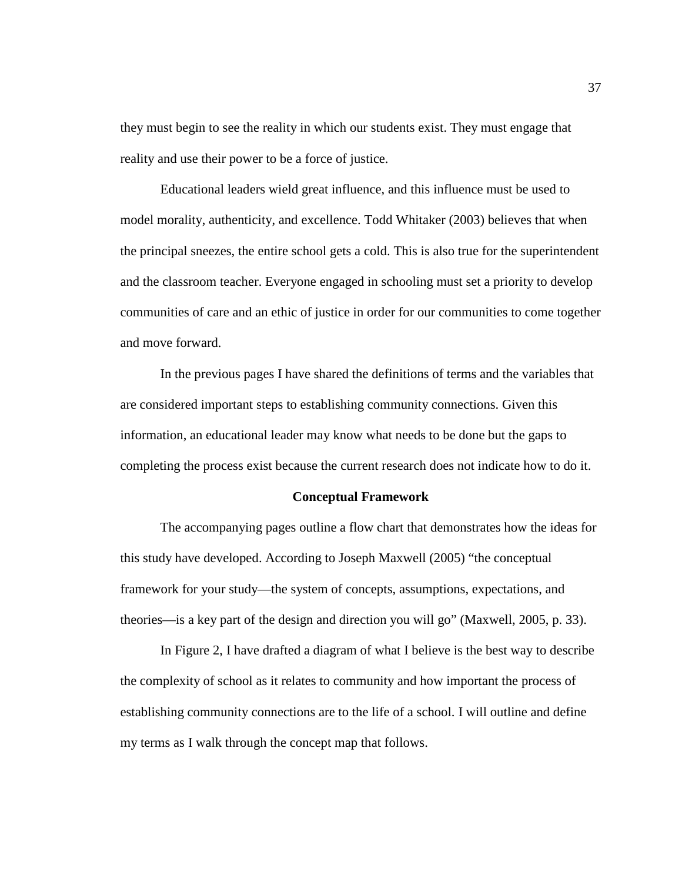they must begin to see the reality in which our students exist. They must engage that reality and use their power to be a force of justice.

Educational leaders wield great influence, and this influence must be used to model morality, authenticity, and excellence. Todd Whitaker (2003) believes that when the principal sneezes, the entire school gets a cold. This is also true for the superintendent and the classroom teacher. Everyone engaged in schooling must set a priority to develop communities of care and an ethic of justice in order for our communities to come together and move forward.

In the previous pages I have shared the definitions of terms and the variables that are considered important steps to establishing community connections. Given this information, an educational leader may know what needs to be done but the gaps to completing the process exist because the current research does not indicate how to do it.

## Conceptual Framework

The accompanying pages outline a flow chart that demonstrates how the ideas for this study have developed. According to Joseph Maxwell (2005) "the conceptual framework for your study—the system of concepts, assumptions, expectations, and theories—is a key part of the design and direction you will go" (Maxwell, 2005, p. 33).

In Figure 2, I have drafted a diagram of what I believe is the best way to describe the complexity of school as it relates to community and how important the process of establishing community connections are to the life of a school. I will outline and define my terms as I walk through the concept map that follows.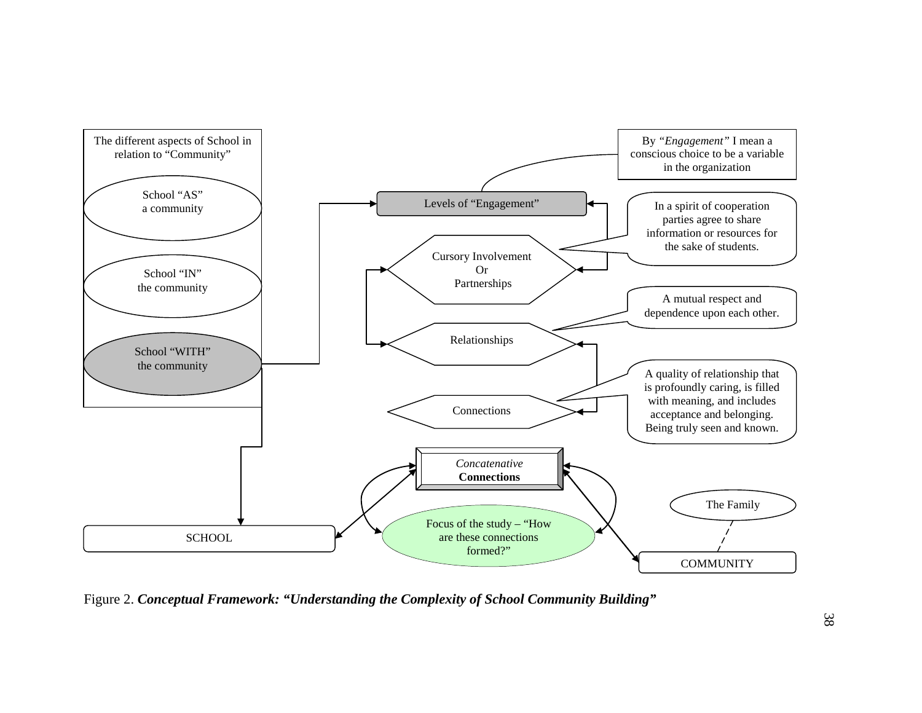The different aspects of School in relation to "Community"

School "AS" a community

School "IN" the community

School "WITH" the community

Levels of "Engagement"

By *"Engagement"* I mean a conscious choice to be a variable in the organization

Cursory Involvement Or Partnerships

In a spirit of cooperation parties agree to share information or resources for the sake of students.

Relationships

A mutual respect and dependence upon each other.

Connections

A quality of relationship that is profoundly caring, is filled with meaning, and includes acceptance and belonging. Being truly seen and known.

*Concatenative* **Connections**

SCHOOL

Focus of the study – "How are these connections formed?"

The Family

COMMUNITY

Figure 2. ***Conceptual Framework: "Understanding the Complexity of School Community Building"***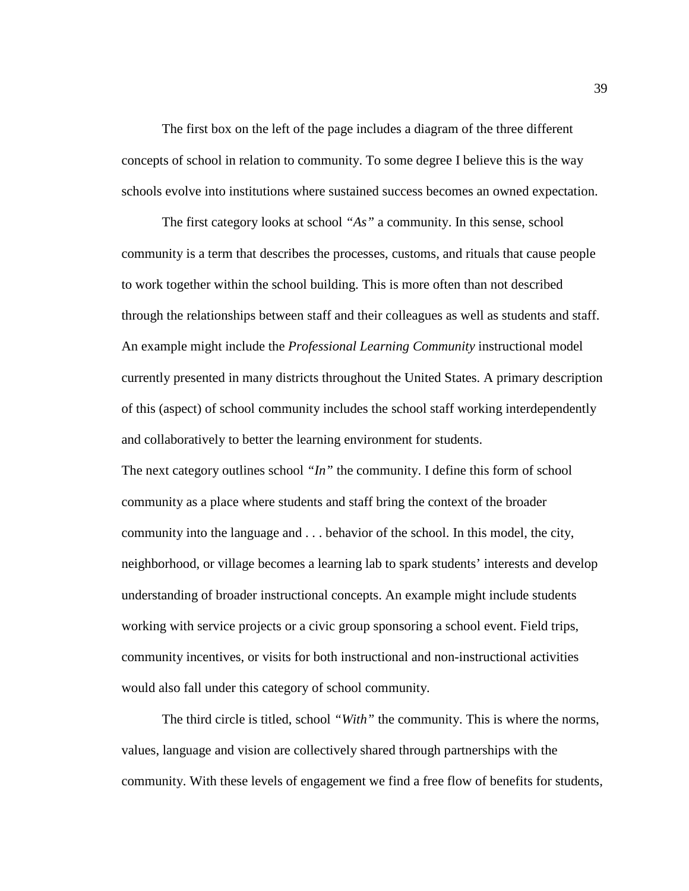The first box on the left of the page includes a diagram of the three different concepts of school in relation to community. To some degree I believe this is the way schools evolve into institutions where sustained success becomes an owned expectation.

The first category looks at school *"As"* a community. In this sense, school community is a term that describes the processes, customs, and rituals that cause people to work together within the school building. This is more often than not described through the relationships between staff and their colleagues as well as students and staff. An example might include the *Professional Learning Community* instructional model currently presented in many districts throughout the United States. A primary description of this (aspect) of school community includes the school staff working interdependently and collaboratively to better the learning environment for students.

The next category outlines school *"In"* the community. I define this form of school community as a place where students and staff bring the context of the broader community into the language and . . . behavior of the school. In this model, the city, neighborhood, or village becomes a learning lab to spark students' interests and develop understanding of broader instructional concepts. An example might include students working with service projects or a civic group sponsoring a school event. Field trips, community incentives, or visits for both instructional and non-instructional activities would also fall under this category of school community.

The third circle is titled, school *"With"* the community. This is where the norms, values, language and vision are collectively shared through partnerships with the community. With these levels of engagement we find a free flow of benefits for students,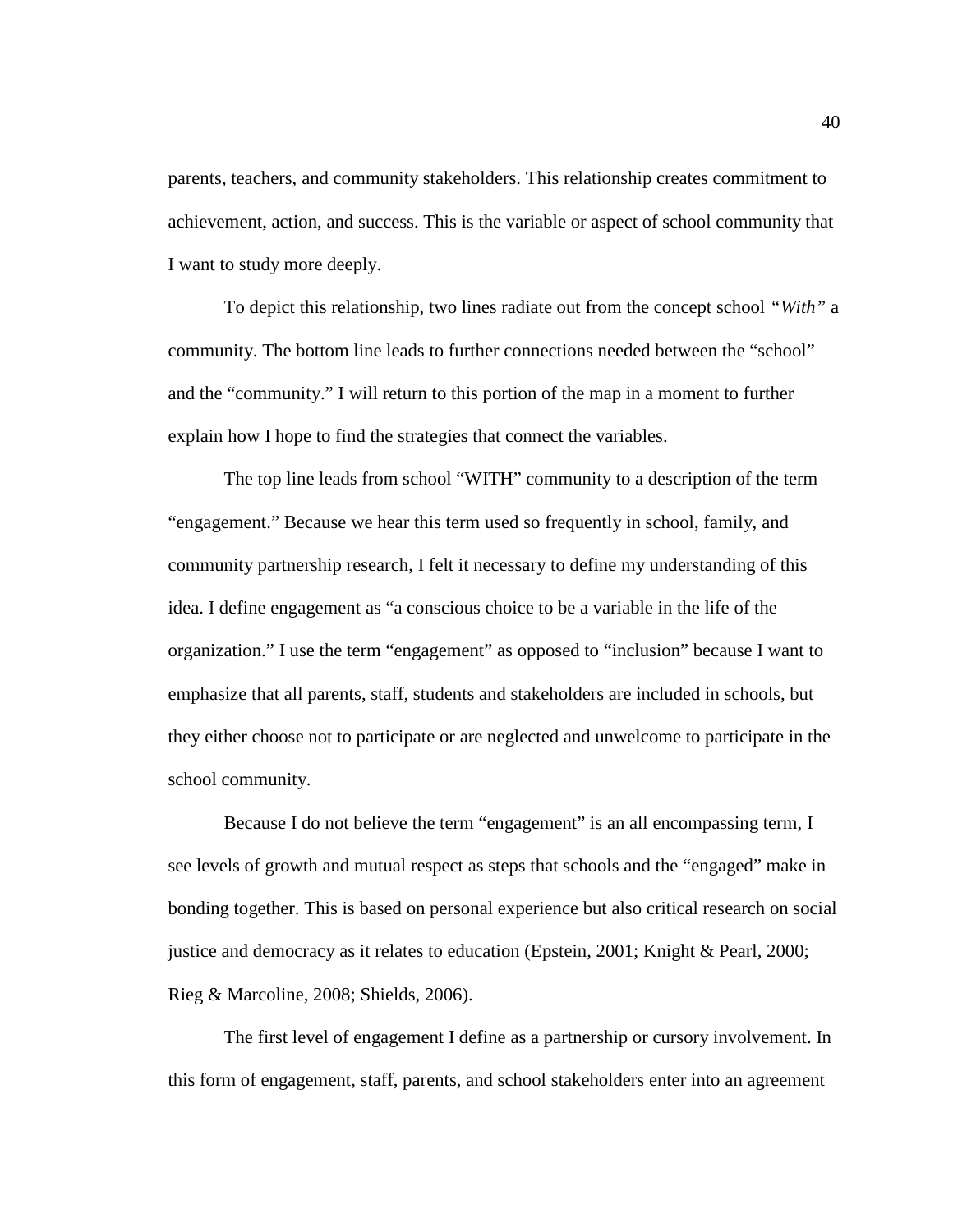parents, teachers, and community stakeholders. This relationship creates commitment to achievement, action, and success. This is the variable or aspect of school community that I want to study more deeply.

To depict this relationship, two lines radiate out from the concept school *"With"* a community. The bottom line leads to further connections needed between the "school" and the "community." I will return to this portion of the map in a moment to further explain how I hope to find the strategies that connect the variables.

The top line leads from school "WITH" community to a description of the term "engagement." Because we hear this term used so frequently in school, family, and community partnership research, I felt it necessary to define my understanding of this idea. I define engagement as "a conscious choice to be a variable in the life of the organization." I use the term "engagement" as opposed to "inclusion" because I want to emphasize that all parents, staff, students and stakeholders are included in schools, but they either choose not to participate or are neglected and unwelcome to participate in the school community.

Because I do not believe the term "engagement" is an all encompassing term, I see levels of growth and mutual respect as steps that schools and the "engaged" make in bonding together. This is based on personal experience but also critical research on social justice and democracy as it relates to education (Epstein, 2001; Knight & Pearl, 2000; Rieg & Marcoline, 2008; Shields, 2006).

The first level of engagement I define as a partnership or cursory involvement. In this form of engagement, staff, parents, and school stakeholders enter into an agreement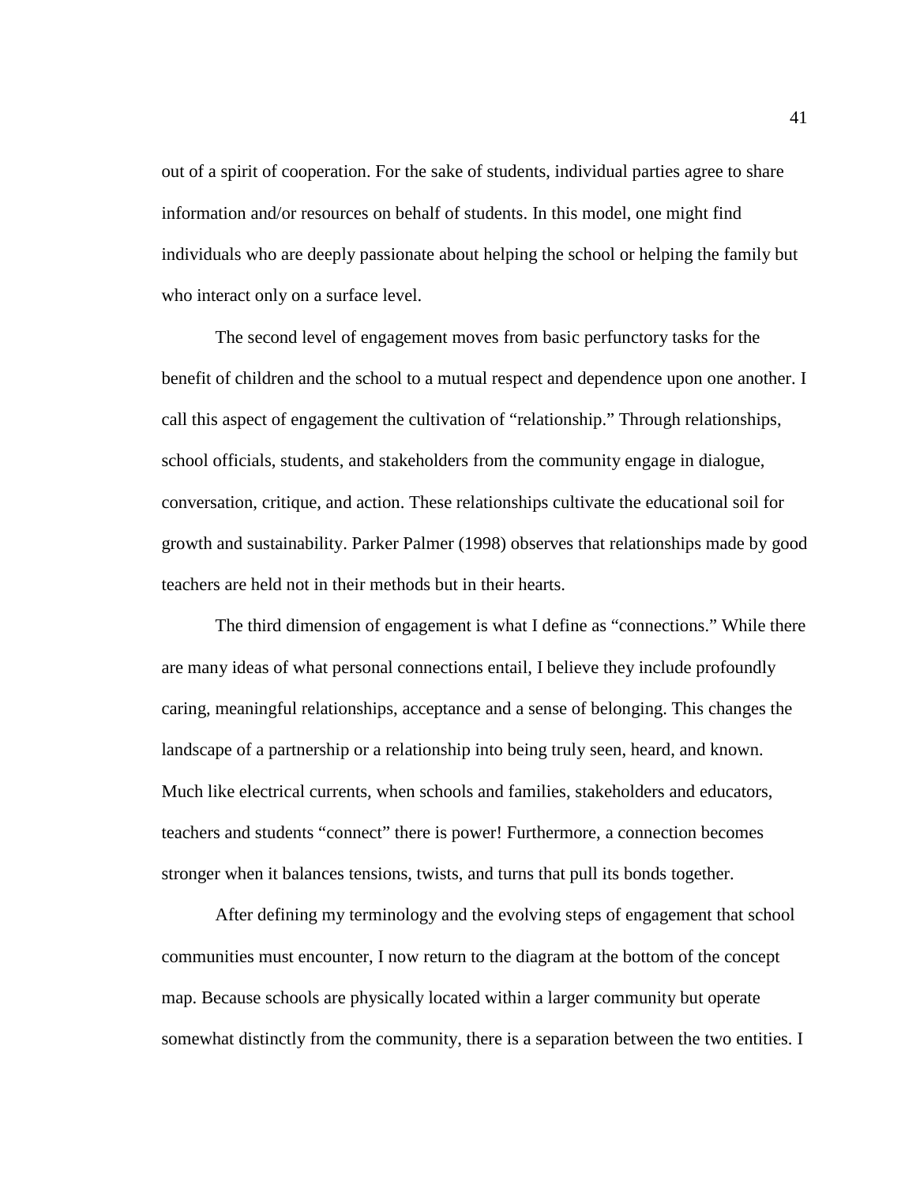out of a spirit of cooperation. For the sake of students, individual parties agree to share information and/or resources on behalf of students. In this model, one might find individuals who are deeply passionate about helping the school or helping the family but who interact only on a surface level.

The second level of engagement moves from basic perfunctory tasks for the benefit of children and the school to a mutual respect and dependence upon one another. I call this aspect of engagement the cultivation of "relationship." Through relationships, school officials, students, and stakeholders from the community engage in dialogue, conversation, critique, and action. These relationships cultivate the educational soil for growth and sustainability. Parker Palmer (1998) observes that relationships made by good teachers are held not in their methods but in their hearts.

The third dimension of engagement is what I define as "connections." While there are many ideas of what personal connections entail, I believe they include profoundly caring, meaningful relationships, acceptance and a sense of belonging. This changes the landscape of a partnership or a relationship into being truly seen, heard, and known. Much like electrical currents, when schools and families, stakeholders and educators, teachers and students "connect" there is power! Furthermore, a connection becomes stronger when it balances tensions, twists, and turns that pull its bonds together.

After defining my terminology and the evolving steps of engagement that school communities must encounter, I now return to the diagram at the bottom of the concept map. Because schools are physically located within a larger community but operate somewhat distinctly from the community, there is a separation between the two entities. I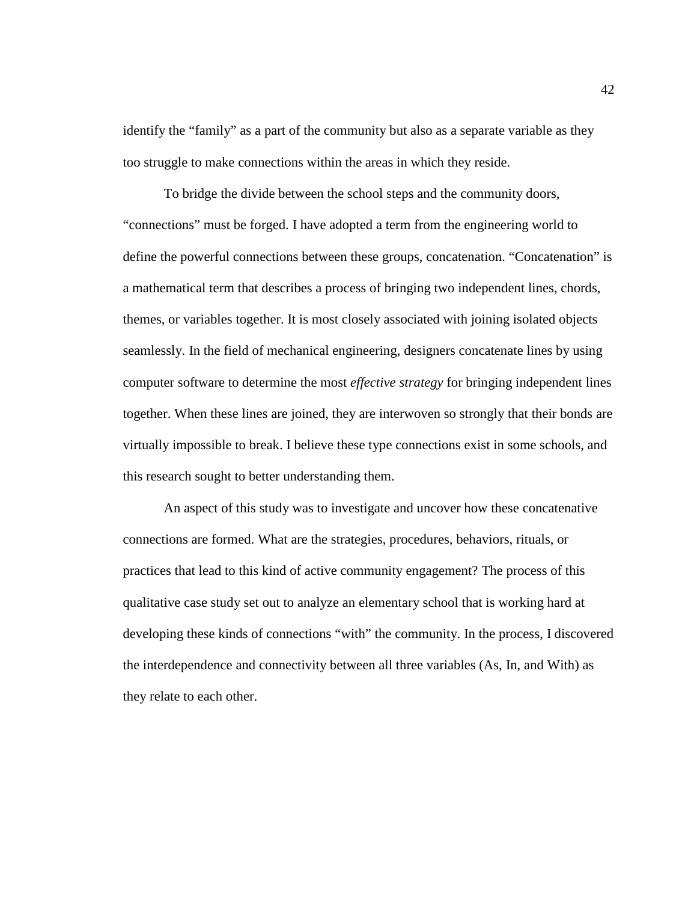identify the "family" as a part of the community but also as a separate variable as they too struggle to make connections within the areas in which they reside.

To bridge the divide between the school steps and the community doors, "connections" must be forged. I have adopted a term from the engineering world to define the powerful connections between these groups, concatenation. "Concatenation" is a mathematical term that describes a process of bringing two independent lines, chords, themes, or variables together. It is most closely associated with joining isolated objects seamlessly. In the field of mechanical engineering, designers concatenate lines by using computer software to determine the most *effective strategy* for bringing independent lines together. When these lines are joined, they are interwoven so strongly that their bonds are virtually impossible to break. I believe these type connections exist in some schools, and this research sought to better understanding them.

An aspect of this study was to investigate and uncover how these concatenative connections are formed. What are the strategies, procedures, behaviors, rituals, or practices that lead to this kind of active community engagement? The process of this qualitative case study set out to analyze an elementary school that is working hard at developing these kinds of connections "with" the community. In the process, I discovered the interdependence and connectivity between all three variables (As, In, and With) as they relate to each other.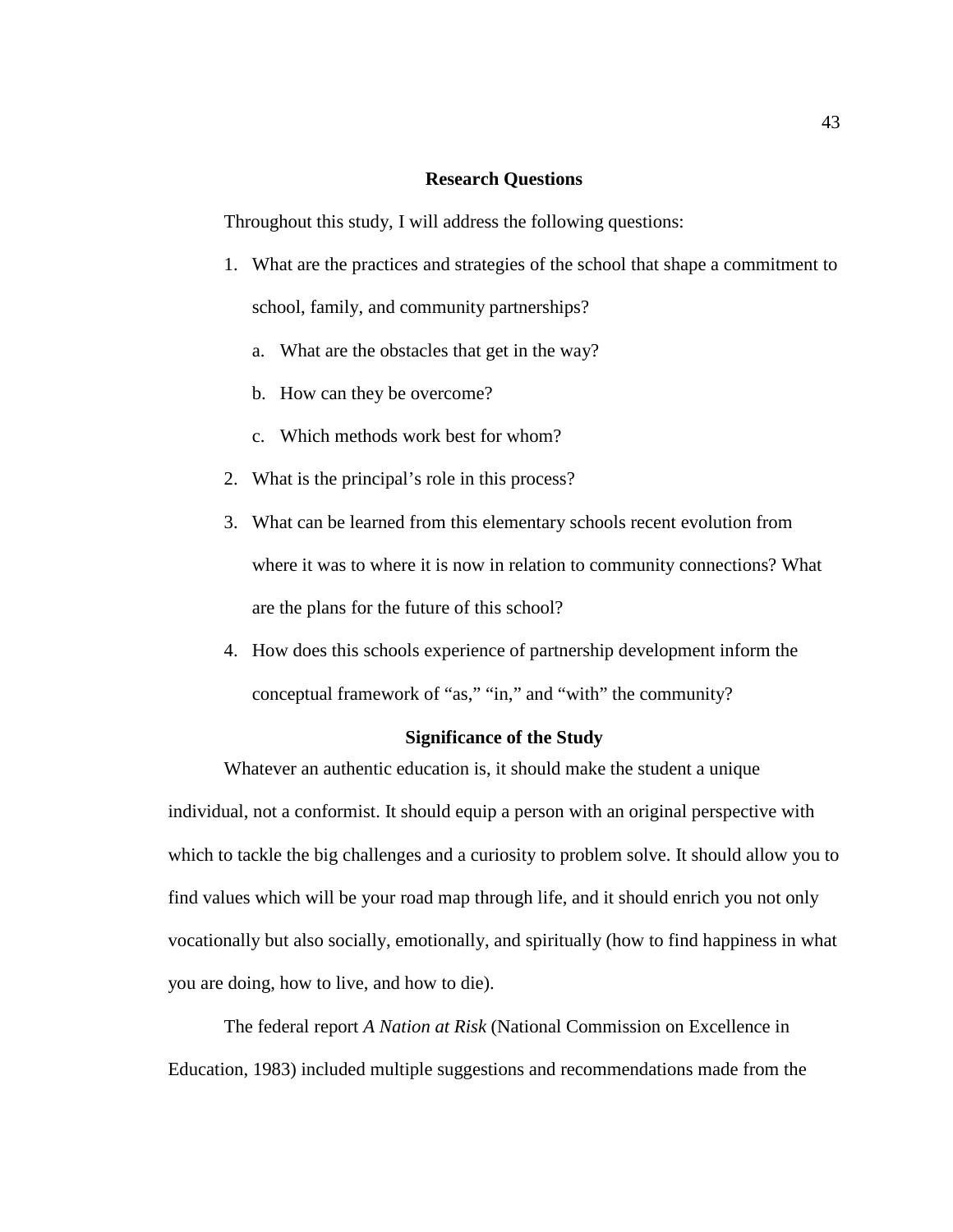## Research Questions

Throughout this study, I will address the following questions:

1. What are the practices and strategies of the school that shape a commitment to school, family, and community partnerships?
   a. What are the obstacles that get in the way?
   b. How can they be overcome?
   c. Which methods work best for whom?
2. What is the principal's role in this process?
3. What can be learned from this elementary schools recent evolution from where it was to where it is now in relation to community connections? What are the plans for the future of this school?
4. How does this schools experience of partnership development inform the conceptual framework of "as," "in," and "with" the community?

## Significance of the Study

Whatever an authentic education is, it should make the student a unique individual, not a conformist. It should equip a person with an original perspective with which to tackle the big challenges and a curiosity to problem solve. It should allow you to find values which will be your road map through life, and it should enrich you not only vocationally but also socially, emotionally, and spiritually (how to find happiness in what you are doing, how to live, and how to die).

The federal report *A Nation at Risk* (National Commission on Excellence in Education, 1983) included multiple suggestions and recommendations made from the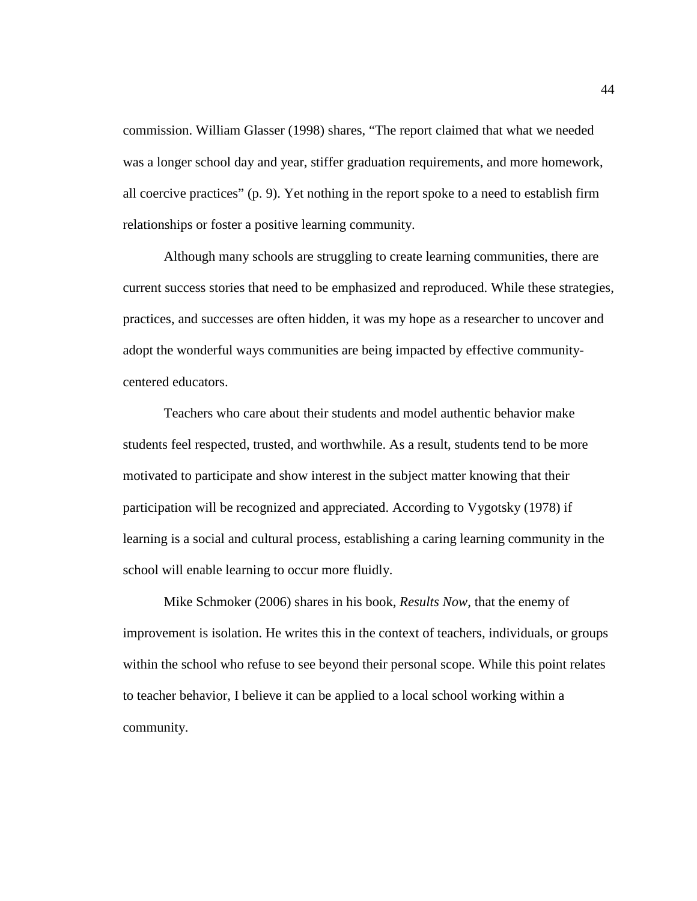commission. William Glasser (1998) shares, "The report claimed that what we needed was a longer school day and year, stiffer graduation requirements, and more homework, all coercive practices" (p. 9). Yet nothing in the report spoke to a need to establish firm relationships or foster a positive learning community.

Although many schools are struggling to create learning communities, there are current success stories that need to be emphasized and reproduced. While these strategies, practices, and successes are often hidden, it was my hope as a researcher to uncover and adopt the wonderful ways communities are being impacted by effective community-centered educators.

Teachers who care about their students and model authentic behavior make students feel respected, trusted, and worthwhile. As a result, students tend to be more motivated to participate and show interest in the subject matter knowing that their participation will be recognized and appreciated. According to Vygotsky (1978) if learning is a social and cultural process, establishing a caring learning community in the school will enable learning to occur more fluidly.

Mike Schmoker (2006) shares in his book, *Results Now*, that the enemy of improvement is isolation. He writes this in the context of teachers, individuals, or groups within the school who refuse to see beyond their personal scope. While this point relates to teacher behavior, I believe it can be applied to a local school working within a community.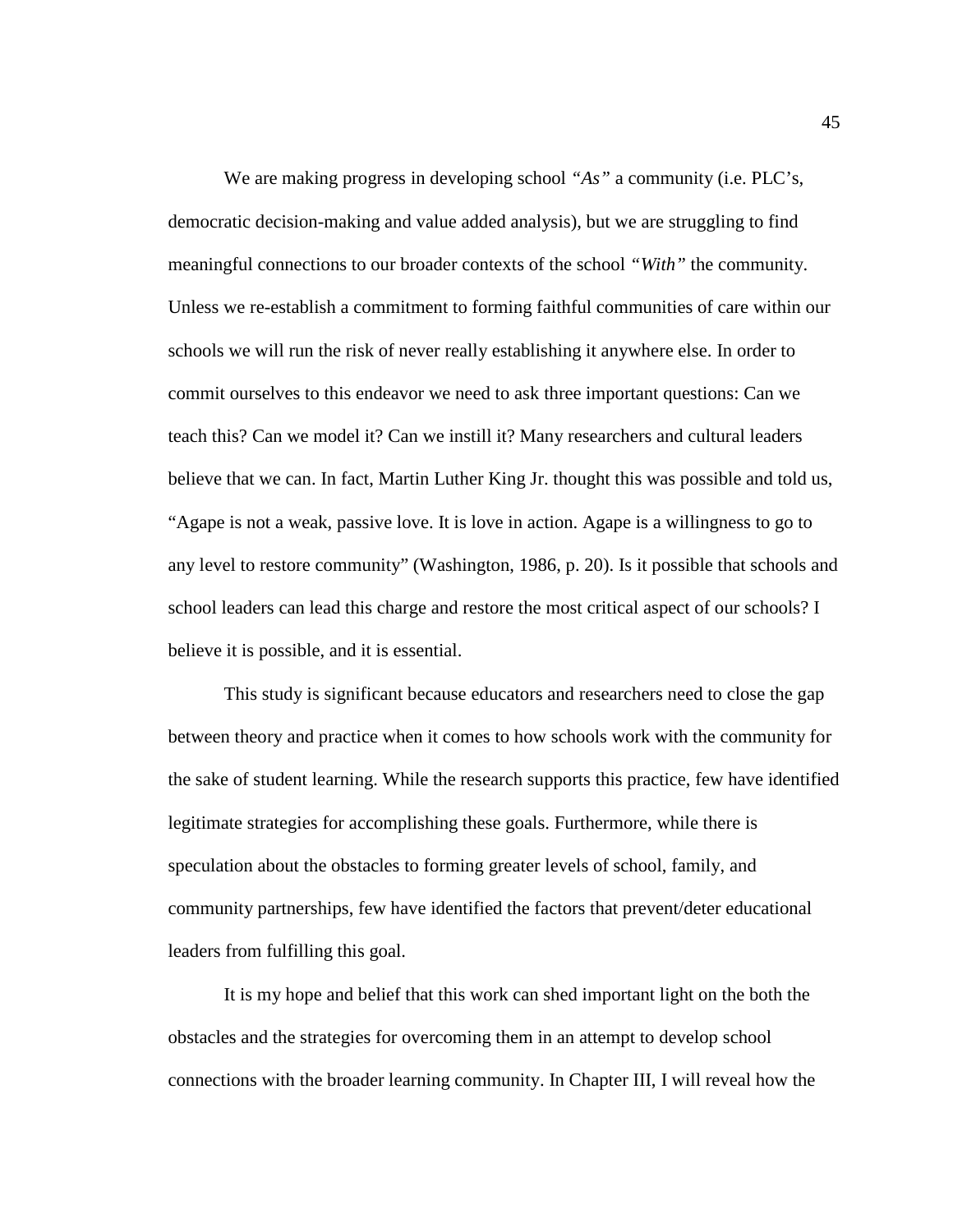We are making progress in developing school *"As"* a community (i.e. PLC's, democratic decision-making and value added analysis), but we are struggling to find meaningful connections to our broader contexts of the school *"With"* the community. Unless we re-establish a commitment to forming faithful communities of care within our schools we will run the risk of never really establishing it anywhere else. In order to commit ourselves to this endeavor we need to ask three important questions: Can we teach this? Can we model it? Can we instill it? Many researchers and cultural leaders believe that we can. In fact, Martin Luther King Jr. thought this was possible and told us, "Agape is not a weak, passive love. It is love in action. Agape is a willingness to go to any level to restore community" (Washington, 1986, p. 20). Is it possible that schools and school leaders can lead this charge and restore the most critical aspect of our schools? I believe it is possible, and it is essential.

This study is significant because educators and researchers need to close the gap between theory and practice when it comes to how schools work with the community for the sake of student learning. While the research supports this practice, few have identified legitimate strategies for accomplishing these goals. Furthermore, while there is speculation about the obstacles to forming greater levels of school, family, and community partnerships, few have identified the factors that prevent/deter educational leaders from fulfilling this goal.

It is my hope and belief that this work can shed important light on the both the obstacles and the strategies for overcoming them in an attempt to develop school connections with the broader learning community. In Chapter III, I will reveal how the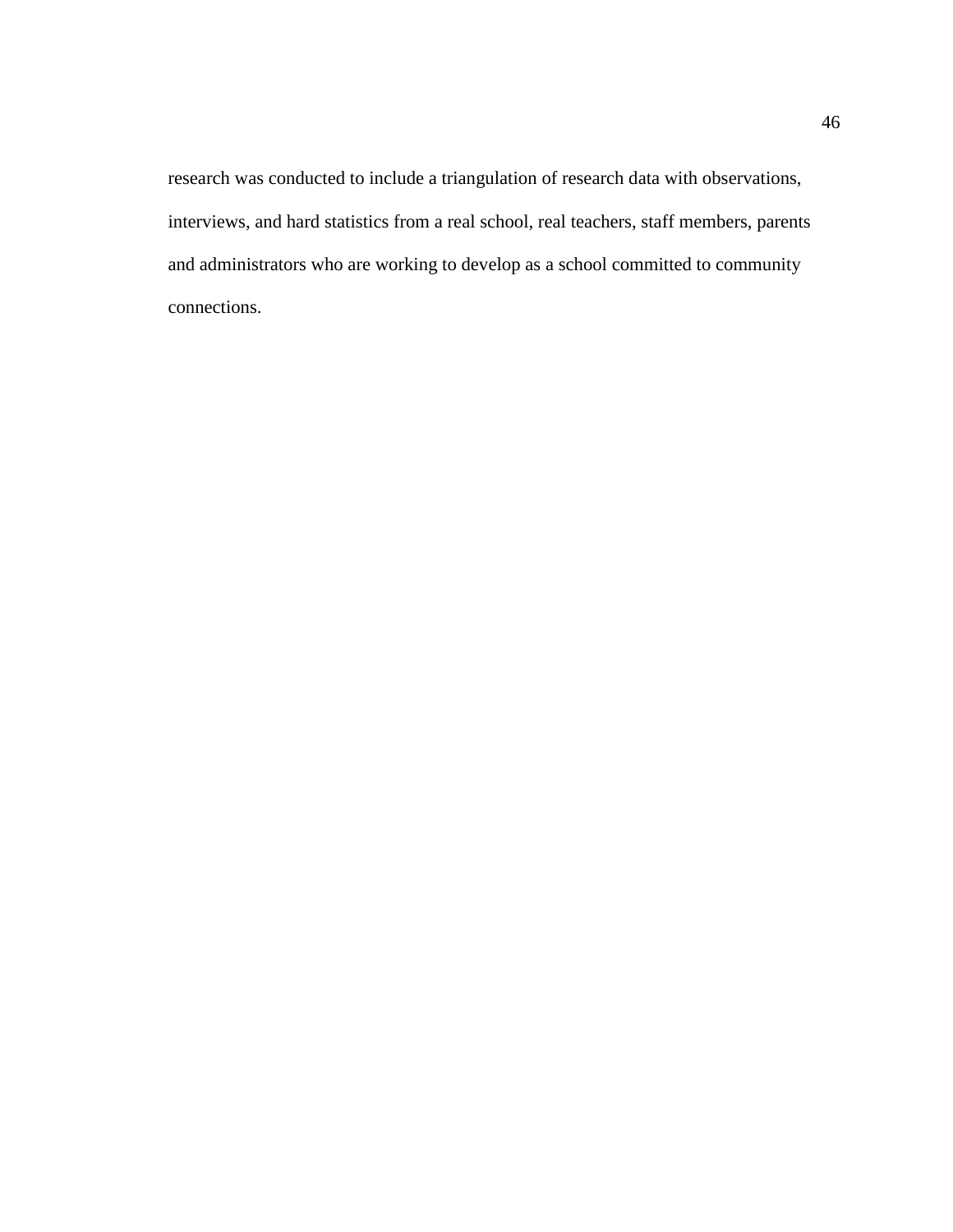research was conducted to include a triangulation of research data with observations, interviews, and hard statistics from a real school, real teachers, staff members, parents and administrators who are working to develop as a school committed to community connections.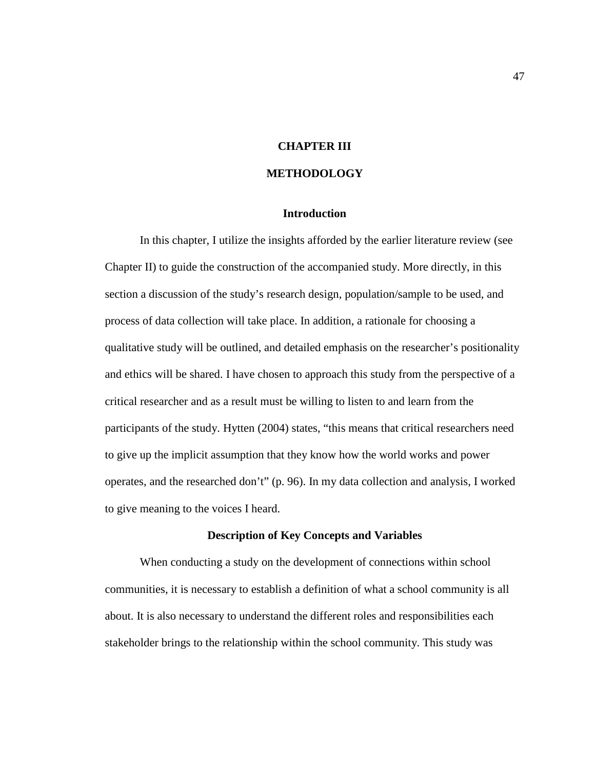# CHAPTER III

# METHODOLOGY

## Introduction

In this chapter, I utilize the insights afforded by the earlier literature review (see Chapter II) to guide the construction of the accompanied study. More directly, in this section a discussion of the study's research design, population/sample to be used, and process of data collection will take place. In addition, a rationale for choosing a qualitative study will be outlined, and detailed emphasis on the researcher's positionality and ethics will be shared. I have chosen to approach this study from the perspective of a critical researcher and as a result must be willing to listen to and learn from the participants of the study. Hytten (2004) states, "this means that critical researchers need to give up the implicit assumption that they know how the world works and power operates, and the researched don't" (p. 96). In my data collection and analysis, I worked to give meaning to the voices I heard.

## Description of Key Concepts and Variables

When conducting a study on the development of connections within school communities, it is necessary to establish a definition of what a school community is all about. It is also necessary to understand the different roles and responsibilities each stakeholder brings to the relationship within the school community. This study was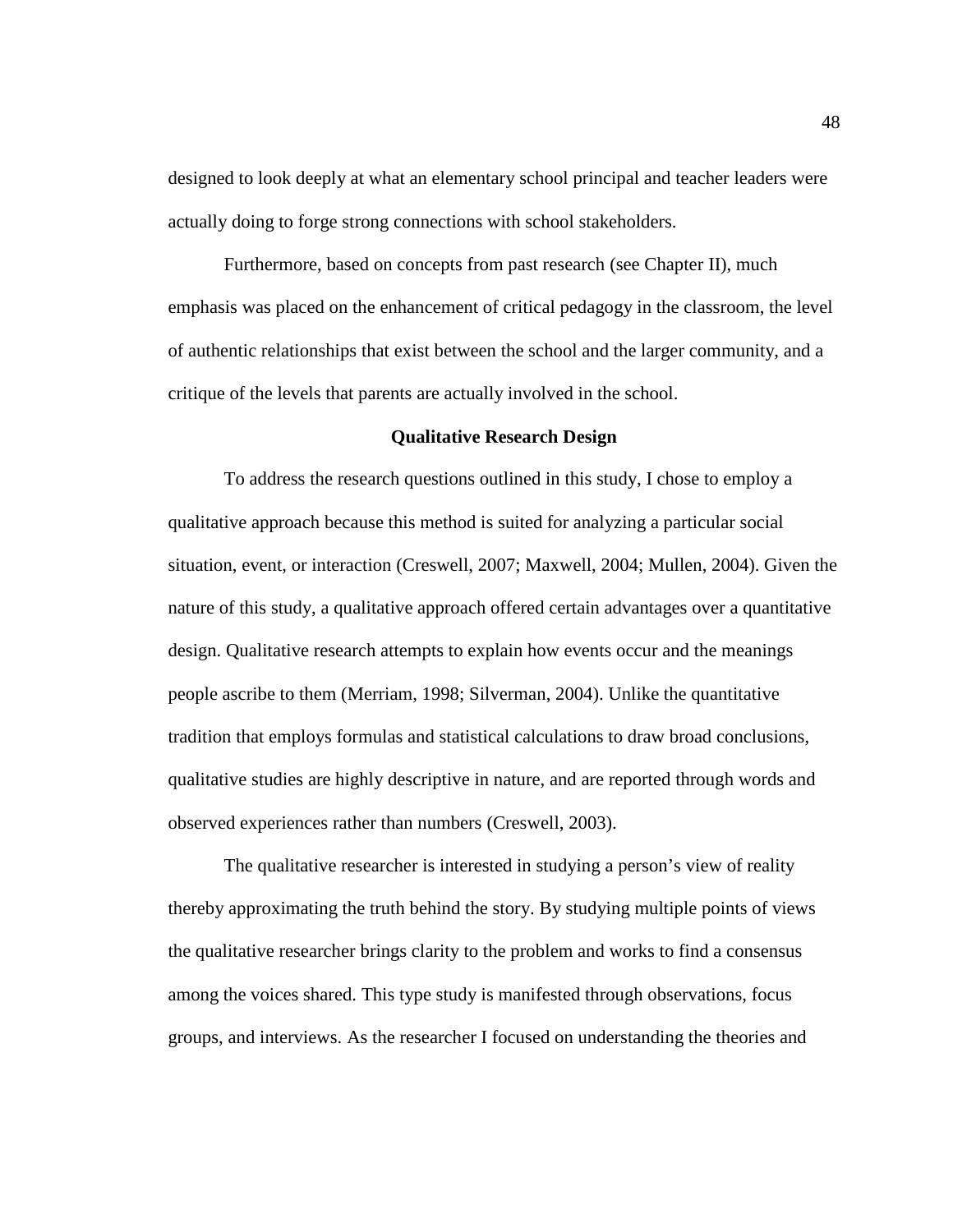designed to look deeply at what an elementary school principal and teacher leaders were actually doing to forge strong connections with school stakeholders.

Furthermore, based on concepts from past research (see Chapter II), much emphasis was placed on the enhancement of critical pedagogy in the classroom, the level of authentic relationships that exist between the school and the larger community, and a critique of the levels that parents are actually involved in the school.

## Qualitative Research Design

To address the research questions outlined in this study, I chose to employ a qualitative approach because this method is suited for analyzing a particular social situation, event, or interaction (Creswell, 2007; Maxwell, 2004; Mullen, 2004). Given the nature of this study, a qualitative approach offered certain advantages over a quantitative design. Qualitative research attempts to explain how events occur and the meanings people ascribe to them (Merriam, 1998; Silverman, 2004). Unlike the quantitative tradition that employs formulas and statistical calculations to draw broad conclusions, qualitative studies are highly descriptive in nature, and are reported through words and observed experiences rather than numbers (Creswell, 2003).

The qualitative researcher is interested in studying a person's view of reality thereby approximating the truth behind the story. By studying multiple points of views the qualitative researcher brings clarity to the problem and works to find a consensus among the voices shared. This type study is manifested through observations, focus groups, and interviews. As the researcher I focused on understanding the theories and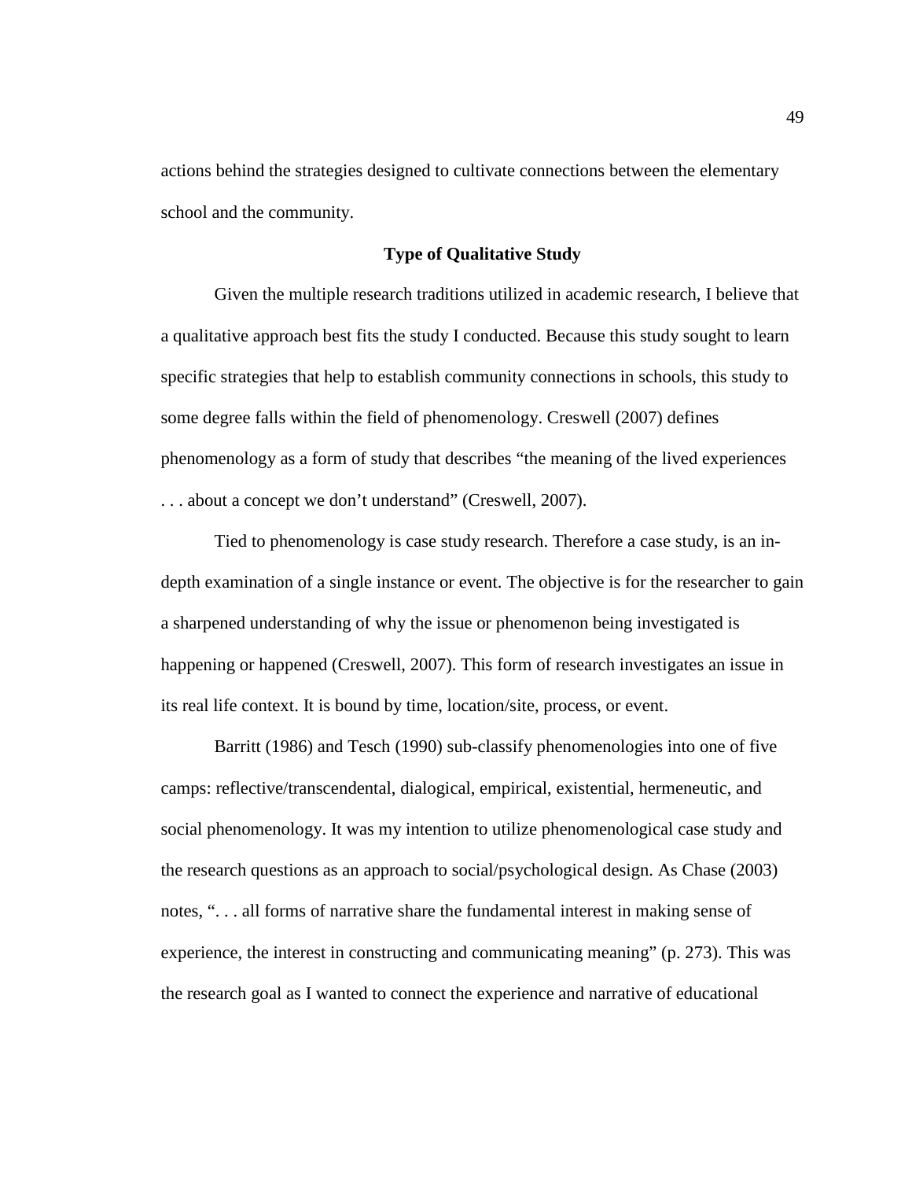actions behind the strategies designed to cultivate connections between the elementary school and the community.

## Type of Qualitative Study

Given the multiple research traditions utilized in academic research, I believe that a qualitative approach best fits the study I conducted. Because this study sought to learn specific strategies that help to establish community connections in schools, this study to some degree falls within the field of phenomenology. Creswell (2007) defines phenomenology as a form of study that describes “the meaning of the lived experiences . . . about a concept we don’t understand” (Creswell, 2007).

Tied to phenomenology is case study research. Therefore a case study, is an in-depth examination of a single instance or event. The objective is for the researcher to gain a sharpened understanding of why the issue or phenomenon being investigated is happening or happened (Creswell, 2007). This form of research investigates an issue in its real life context. It is bound by time, location/site, process, or event.

Barritt (1986) and Tesch (1990) sub-classify phenomenologies into one of five camps: reflective/transcendental, dialogical, empirical, existential, hermeneutic, and social phenomenology. It was my intention to utilize phenomenological case study and the research questions as an approach to social/psychological design. As Chase (2003) notes, “. . . all forms of narrative share the fundamental interest in making sense of experience, the interest in constructing and communicating meaning” (p. 273). This was the research goal as I wanted to connect the experience and narrative of educational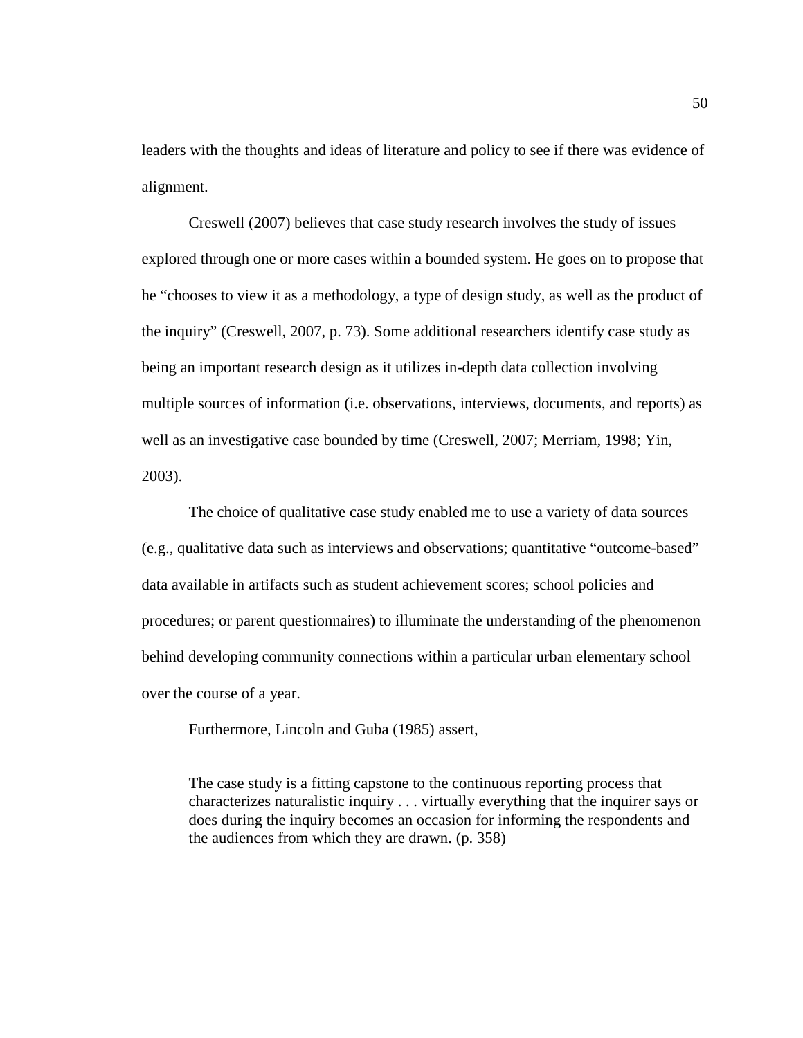leaders with the thoughts and ideas of literature and policy to see if there was evidence of alignment.

Creswell (2007) believes that case study research involves the study of issues explored through one or more cases within a bounded system. He goes on to propose that he "chooses to view it as a methodology, a type of design study, as well as the product of the inquiry" (Creswell, 2007, p. 73). Some additional researchers identify case study as being an important research design as it utilizes in-depth data collection involving multiple sources of information (i.e. observations, interviews, documents, and reports) as well as an investigative case bounded by time (Creswell, 2007; Merriam, 1998; Yin, 2003).

The choice of qualitative case study enabled me to use a variety of data sources (e.g., qualitative data such as interviews and observations; quantitative "outcome-based" data available in artifacts such as student achievement scores; school policies and procedures; or parent questionnaires) to illuminate the understanding of the phenomenon behind developing community connections within a particular urban elementary school over the course of a year.

Furthermore, Lincoln and Guba (1985) assert,

> The case study is a fitting capstone to the continuous reporting process that characterizes naturalistic inquiry . . . virtually everything that the inquirer says or does during the inquiry becomes an occasion for informing the respondents and the audiences from which they are drawn. (p. 358)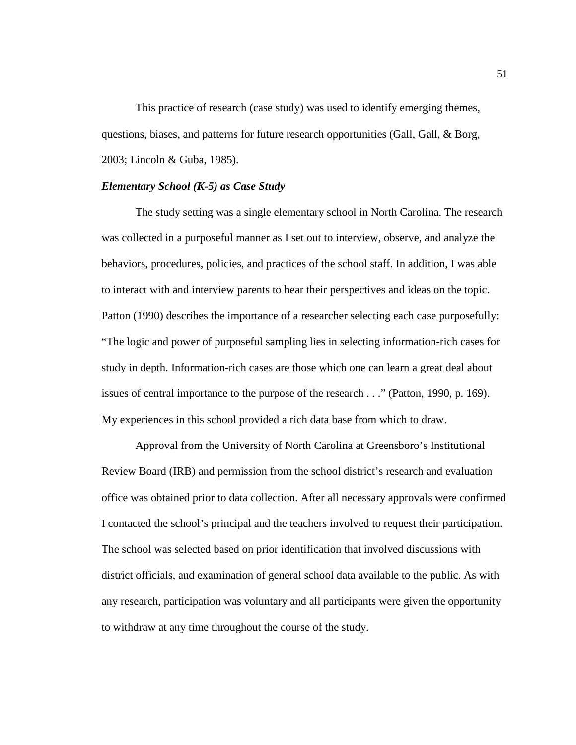This practice of research (case study) was used to identify emerging themes, questions, biases, and patterns for future research opportunities (Gall, Gall, & Borg, 2003; Lincoln & Guba, 1985).

***Elementary School (K-5) as Case Study***

The study setting was a single elementary school in North Carolina. The research was collected in a purposeful manner as I set out to interview, observe, and analyze the behaviors, procedures, policies, and practices of the school staff. In addition, I was able to interact with and interview parents to hear their perspectives and ideas on the topic. Patton (1990) describes the importance of a researcher selecting each case purposefully: "The logic and power of purposeful sampling lies in selecting information-rich cases for study in depth. Information-rich cases are those which one can learn a great deal about issues of central importance to the purpose of the research . . ." (Patton, 1990, p. 169). My experiences in this school provided a rich data base from which to draw.

Approval from the University of North Carolina at Greensboro's Institutional Review Board (IRB) and permission from the school district's research and evaluation office was obtained prior to data collection. After all necessary approvals were confirmed I contacted the school's principal and the teachers involved to request their participation. The school was selected based on prior identification that involved discussions with district officials, and examination of general school data available to the public. As with any research, participation was voluntary and all participants were given the opportunity to withdraw at any time throughout the course of the study.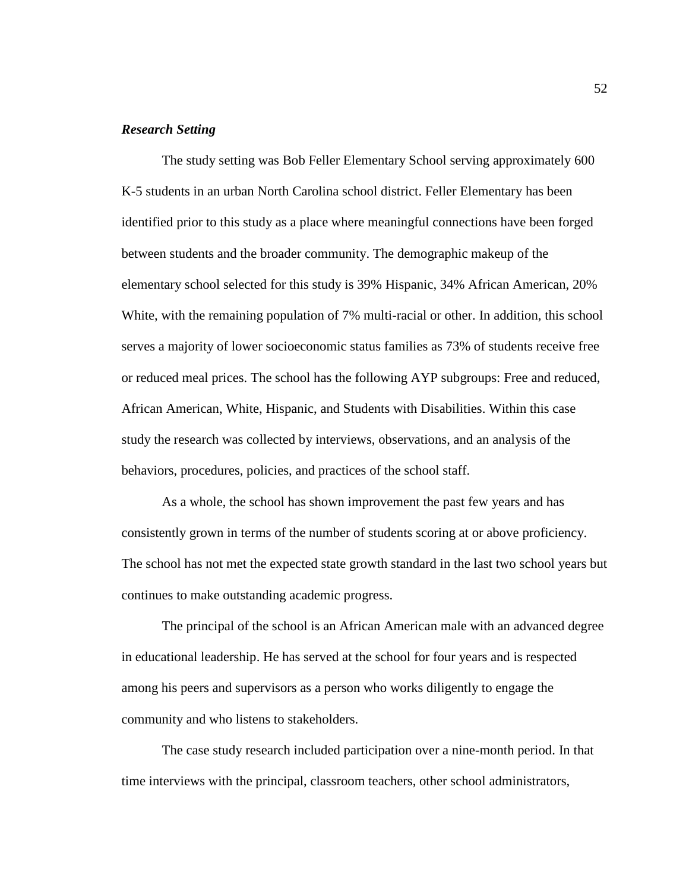### ***Research Setting***

The study setting was Bob Feller Elementary School serving approximately 600 K-5 students in an urban North Carolina school district. Feller Elementary has been identified prior to this study as a place where meaningful connections have been forged between students and the broader community. The demographic makeup of the elementary school selected for this study is 39% Hispanic, 34% African American, 20% White, with the remaining population of 7% multi-racial or other. In addition, this school serves a majority of lower socioeconomic status families as 73% of students receive free or reduced meal prices. The school has the following AYP subgroups: Free and reduced, African American, White, Hispanic, and Students with Disabilities. Within this case study the research was collected by interviews, observations, and an analysis of the behaviors, procedures, policies, and practices of the school staff.

As a whole, the school has shown improvement the past few years and has consistently grown in terms of the number of students scoring at or above proficiency. The school has not met the expected state growth standard in the last two school years but continues to make outstanding academic progress.

The principal of the school is an African American male with an advanced degree in educational leadership. He has served at the school for four years and is respected among his peers and supervisors as a person who works diligently to engage the community and who listens to stakeholders.

The case study research included participation over a nine-month period. In that time interviews with the principal, classroom teachers, other school administrators,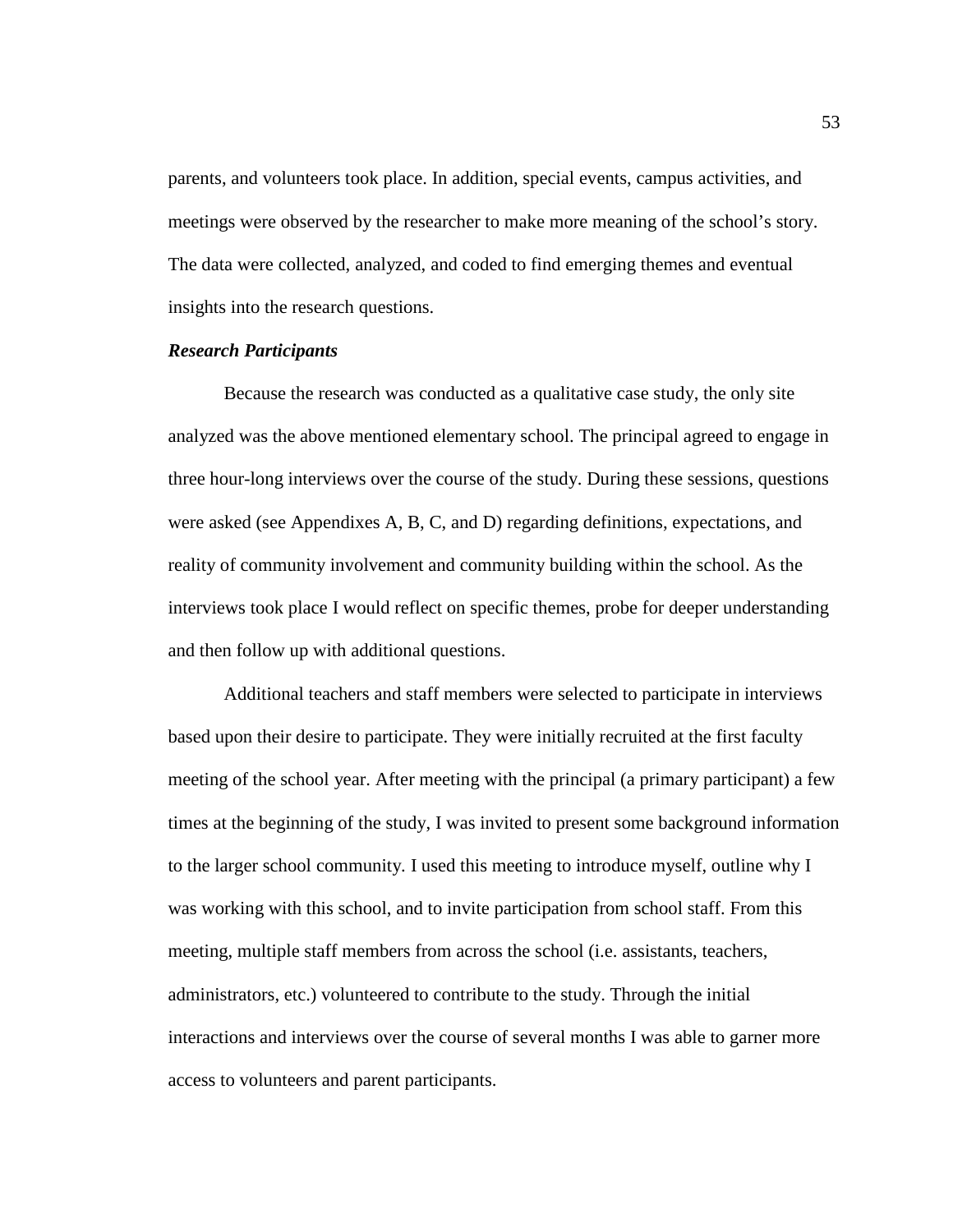parents, and volunteers took place. In addition, special events, campus activities, and meetings were observed by the researcher to make more meaning of the school's story. The data were collected, analyzed, and coded to find emerging themes and eventual insights into the research questions.

***Research Participants***

Because the research was conducted as a qualitative case study, the only site analyzed was the above mentioned elementary school. The principal agreed to engage in three hour-long interviews over the course of the study. During these sessions, questions were asked (see Appendixes A, B, C, and D) regarding definitions, expectations, and reality of community involvement and community building within the school. As the interviews took place I would reflect on specific themes, probe for deeper understanding and then follow up with additional questions.

Additional teachers and staff members were selected to participate in interviews based upon their desire to participate. They were initially recruited at the first faculty meeting of the school year. After meeting with the principal (a primary participant) a few times at the beginning of the study, I was invited to present some background information to the larger school community. I used this meeting to introduce myself, outline why I was working with this school, and to invite participation from school staff. From this meeting, multiple staff members from across the school (i.e. assistants, teachers, administrators, etc.) volunteered to contribute to the study. Through the initial interactions and interviews over the course of several months I was able to garner more access to volunteers and parent participants.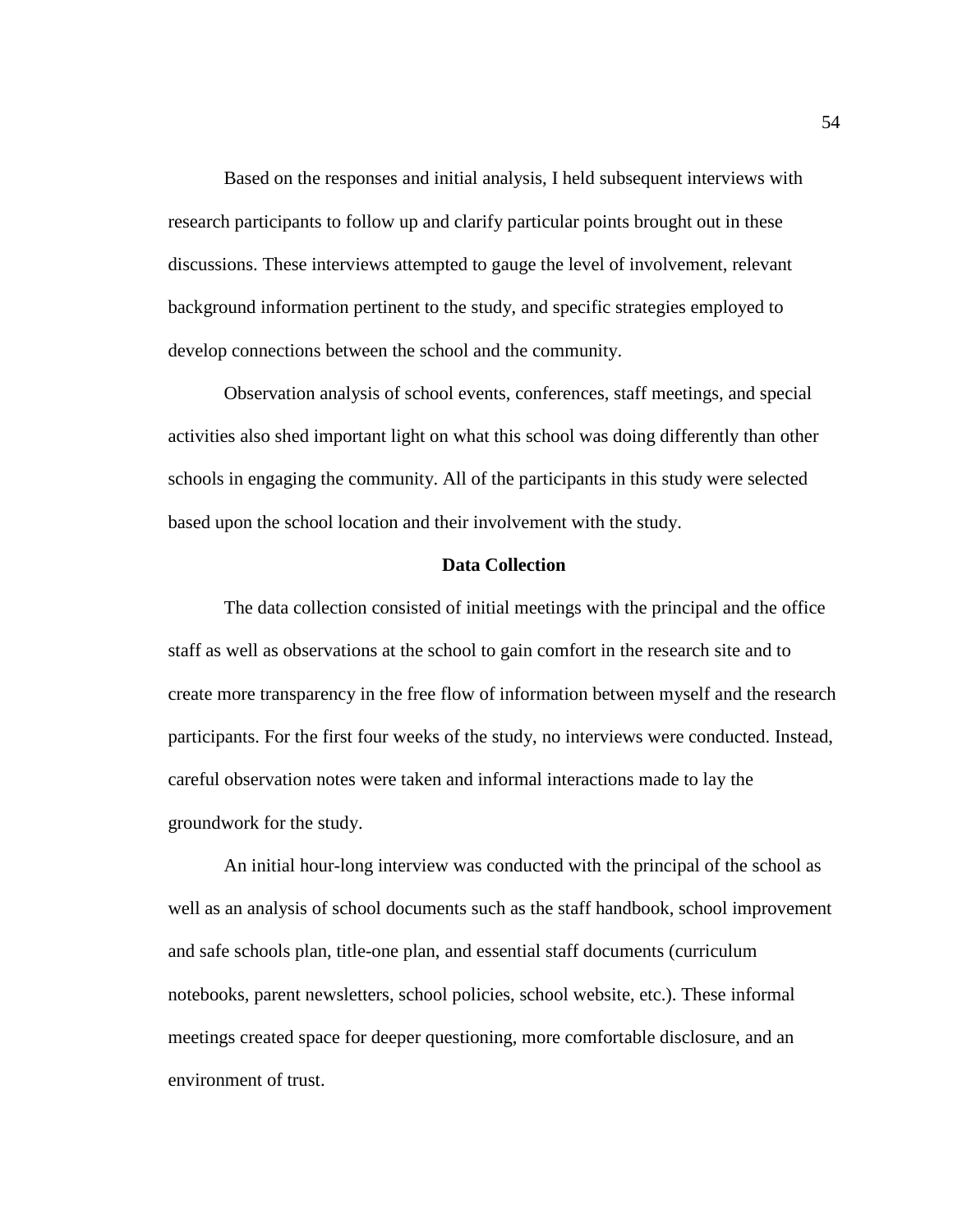Based on the responses and initial analysis, I held subsequent interviews with research participants to follow up and clarify particular points brought out in these discussions. These interviews attempted to gauge the level of involvement, relevant background information pertinent to the study, and specific strategies employed to develop connections between the school and the community.

Observation analysis of school events, conferences, staff meetings, and special activities also shed important light on what this school was doing differently than other schools in engaging the community. All of the participants in this study were selected based upon the school location and their involvement with the study.

## Data Collection

The data collection consisted of initial meetings with the principal and the office staff as well as observations at the school to gain comfort in the research site and to create more transparency in the free flow of information between myself and the research participants. For the first four weeks of the study, no interviews were conducted. Instead, careful observation notes were taken and informal interactions made to lay the groundwork for the study.

An initial hour-long interview was conducted with the principal of the school as well as an analysis of school documents such as the staff handbook, school improvement and safe schools plan, title-one plan, and essential staff documents (curriculum notebooks, parent newsletters, school policies, school website, etc.). These informal meetings created space for deeper questioning, more comfortable disclosure, and an environment of trust.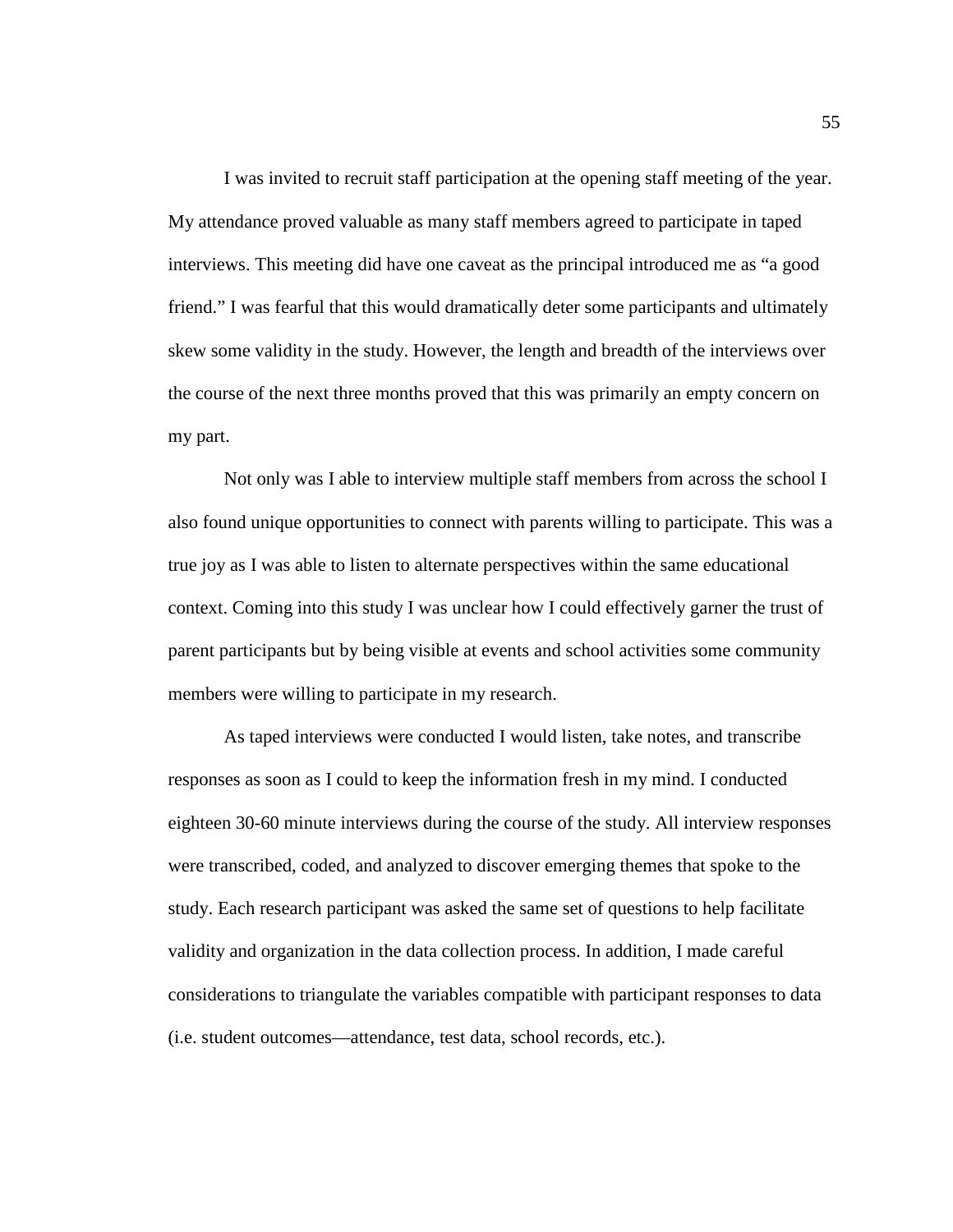I was invited to recruit staff participation at the opening staff meeting of the year. My attendance proved valuable as many staff members agreed to participate in taped interviews. This meeting did have one caveat as the principal introduced me as “a good friend.” I was fearful that this would dramatically deter some participants and ultimately skew some validity in the study. However, the length and breadth of the interviews over the course of the next three months proved that this was primarily an empty concern on my part.

Not only was I able to interview multiple staff members from across the school I also found unique opportunities to connect with parents willing to participate. This was a true joy as I was able to listen to alternate perspectives within the same educational context. Coming into this study I was unclear how I could effectively garner the trust of parent participants but by being visible at events and school activities some community members were willing to participate in my research.

As taped interviews were conducted I would listen, take notes, and transcribe responses as soon as I could to keep the information fresh in my mind. I conducted eighteen 30-60 minute interviews during the course of the study. All interview responses were transcribed, coded, and analyzed to discover emerging themes that spoke to the study. Each research participant was asked the same set of questions to help facilitate validity and organization in the data collection process. In addition, I made careful considerations to triangulate the variables compatible with participant responses to data (i.e. student outcomes—attendance, test data, school records, etc.).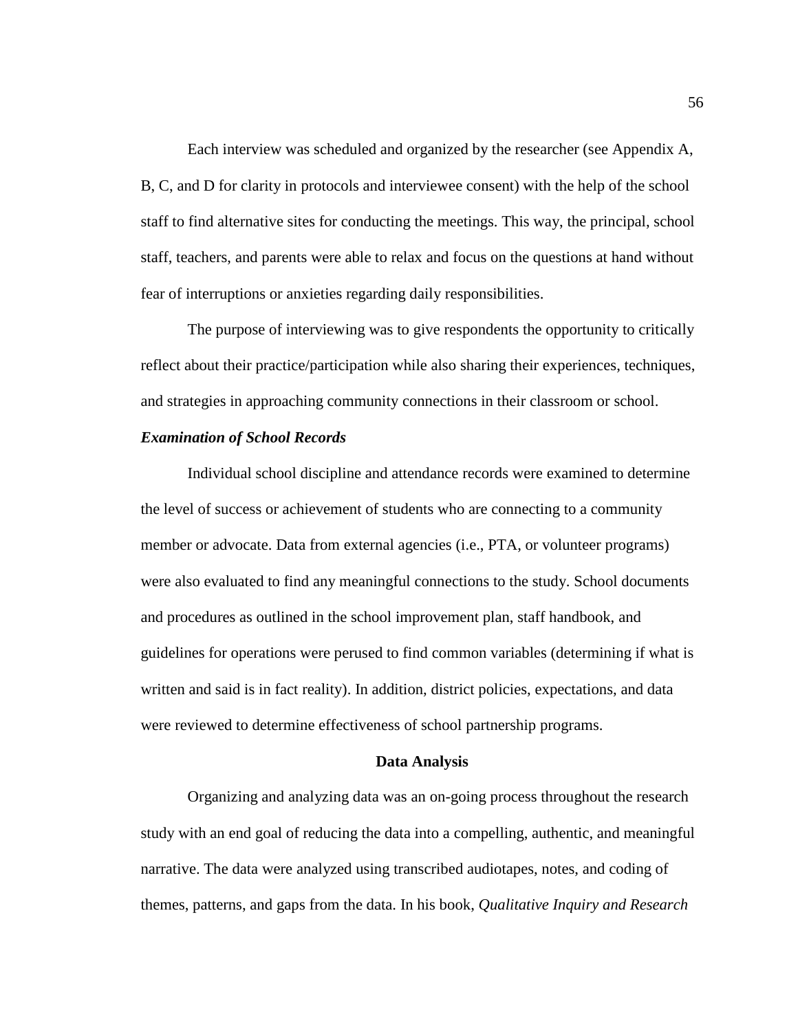Each interview was scheduled and organized by the researcher (see Appendix A, B, C, and D for clarity in protocols and interviewee consent) with the help of the school staff to find alternative sites for conducting the meetings. This way, the principal, school staff, teachers, and parents were able to relax and focus on the questions at hand without fear of interruptions or anxieties regarding daily responsibilities.

The purpose of interviewing was to give respondents the opportunity to critically reflect about their practice/participation while also sharing their experiences, techniques, and strategies in approaching community connections in their classroom or school.

### *Examination of School Records*

Individual school discipline and attendance records were examined to determine the level of success or achievement of students who are connecting to a community member or advocate. Data from external agencies (i.e., PTA, or volunteer programs) were also evaluated to find any meaningful connections to the study. School documents and procedures as outlined in the school improvement plan, staff handbook, and guidelines for operations were perused to find common variables (determining if what is written and said is in fact reality). In addition, district policies, expectations, and data were reviewed to determine effectiveness of school partnership programs.

## Data Analysis

Organizing and analyzing data was an on-going process throughout the research study with an end goal of reducing the data into a compelling, authentic, and meaningful narrative. The data were analyzed using transcribed audiotapes, notes, and coding of themes, patterns, and gaps from the data. In his book, *Qualitative Inquiry and Research*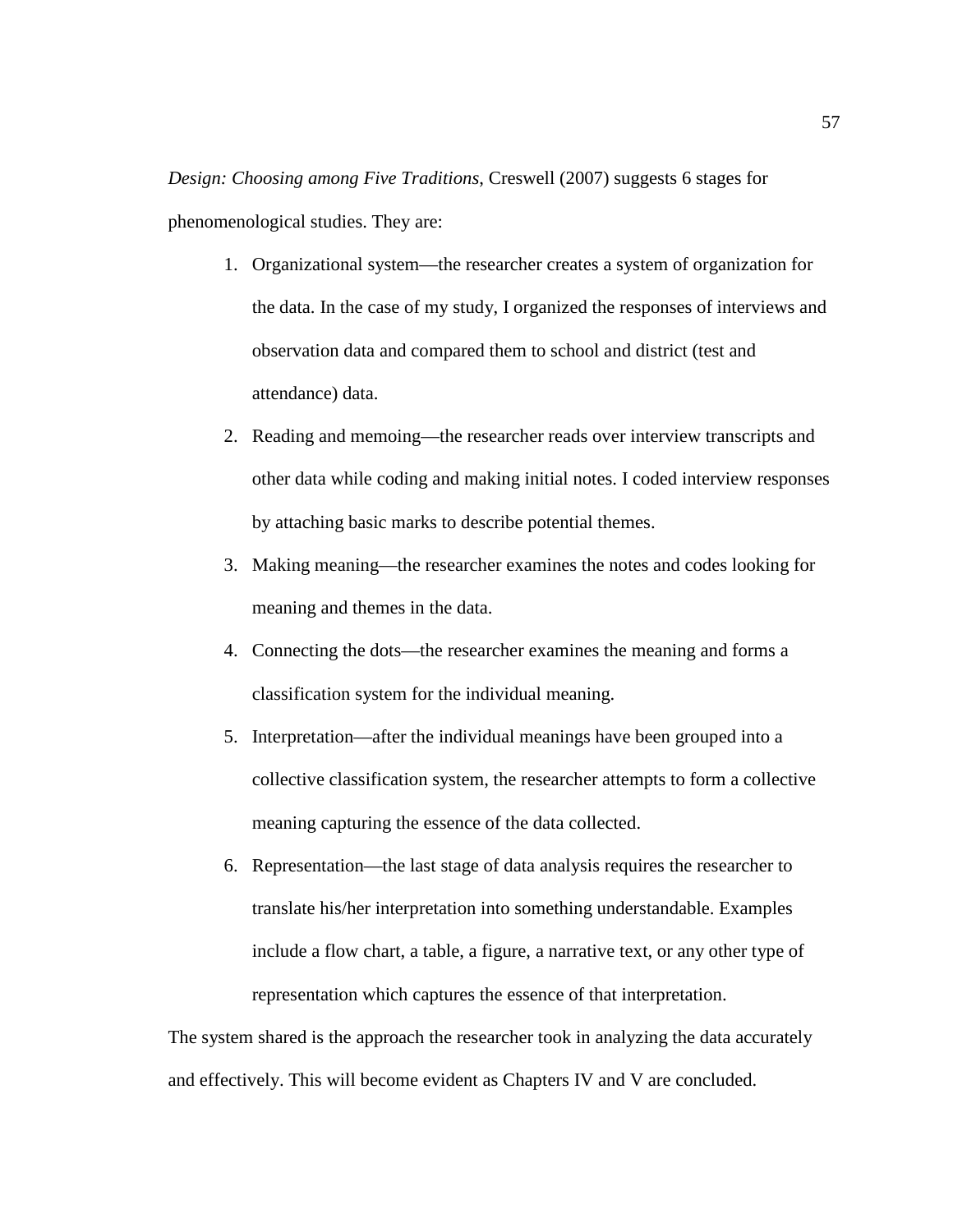*Design: Choosing among Five Traditions*, Creswell (2007) suggests 6 stages for phenomenological studies. They are:

1. Organizational system—the researcher creates a system of organization for the data. In the case of my study, I organized the responses of interviews and observation data and compared them to school and district (test and attendance) data.
2. Reading and memoing—the researcher reads over interview transcripts and other data while coding and making initial notes. I coded interview responses by attaching basic marks to describe potential themes.
3. Making meaning—the researcher examines the notes and codes looking for meaning and themes in the data.
4. Connecting the dots—the researcher examines the meaning and forms a classification system for the individual meaning.
5. Interpretation—after the individual meanings have been grouped into a collective classification system, the researcher attempts to form a collective meaning capturing the essence of the data collected.
6. Representation—the last stage of data analysis requires the researcher to translate his/her interpretation into something understandable. Examples include a flow chart, a table, a figure, a narrative text, or any other type of representation which captures the essence of that interpretation.

The system shared is the approach the researcher took in analyzing the data accurately and effectively. This will become evident as Chapters IV and V are concluded.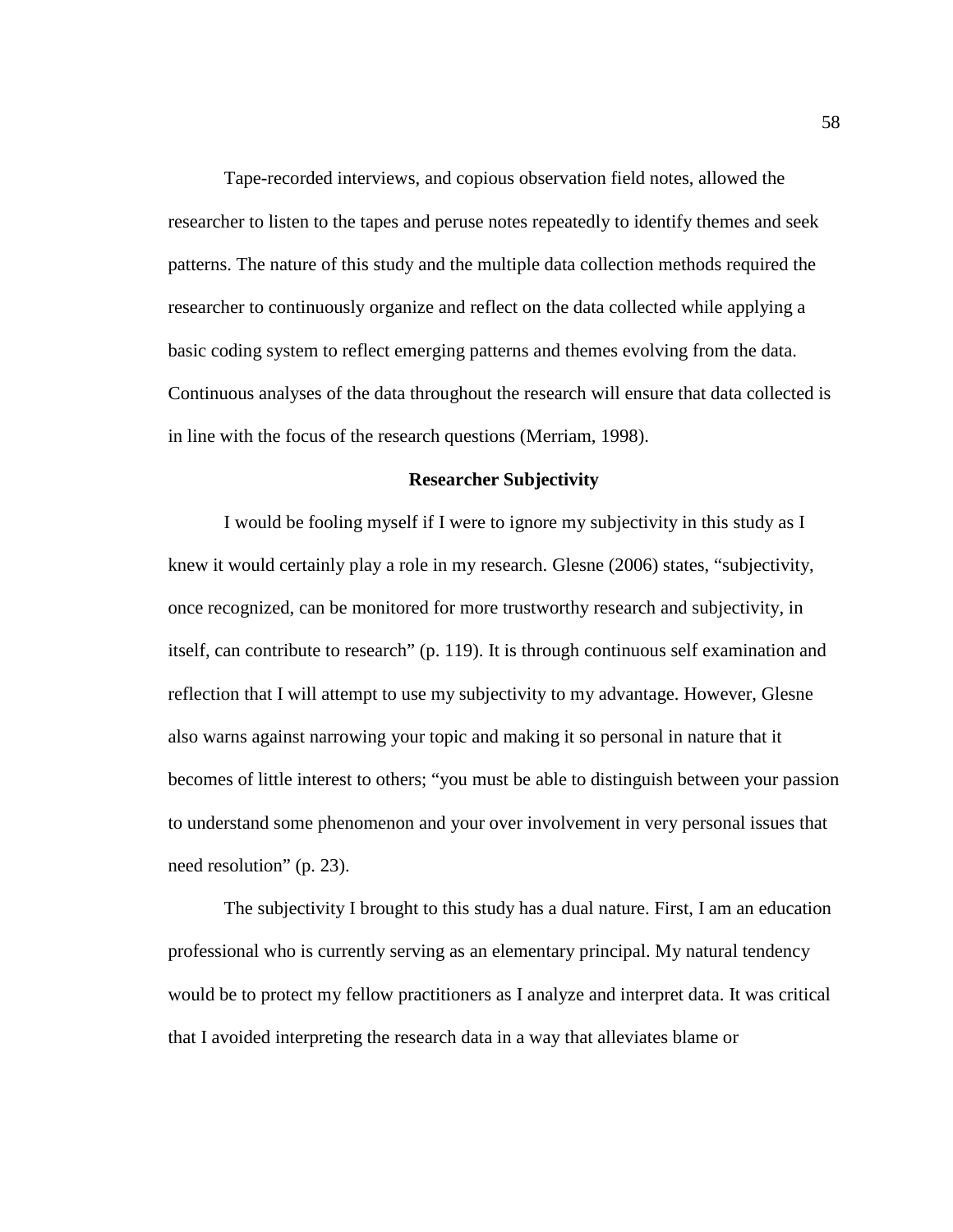Tape-recorded interviews, and copious observation field notes, allowed the researcher to listen to the tapes and peruse notes repeatedly to identify themes and seek patterns. The nature of this study and the multiple data collection methods required the researcher to continuously organize and reflect on the data collected while applying a basic coding system to reflect emerging patterns and themes evolving from the data. Continuous analyses of the data throughout the research will ensure that data collected is in line with the focus of the research questions (Merriam, 1998).

## Researcher Subjectivity

I would be fooling myself if I were to ignore my subjectivity in this study as I knew it would certainly play a role in my research. Glesne (2006) states, “subjectivity, once recognized, can be monitored for more trustworthy research and subjectivity, in itself, can contribute to research” (p. 119). It is through continuous self examination and reflection that I will attempt to use my subjectivity to my advantage. However, Glesne also warns against narrowing your topic and making it so personal in nature that it becomes of little interest to others; “you must be able to distinguish between your passion to understand some phenomenon and your over involvement in very personal issues that need resolution” (p. 23).

The subjectivity I brought to this study has a dual nature. First, I am an education professional who is currently serving as an elementary principal. My natural tendency would be to protect my fellow practitioners as I analyze and interpret data. It was critical that I avoided interpreting the research data in a way that alleviates blame or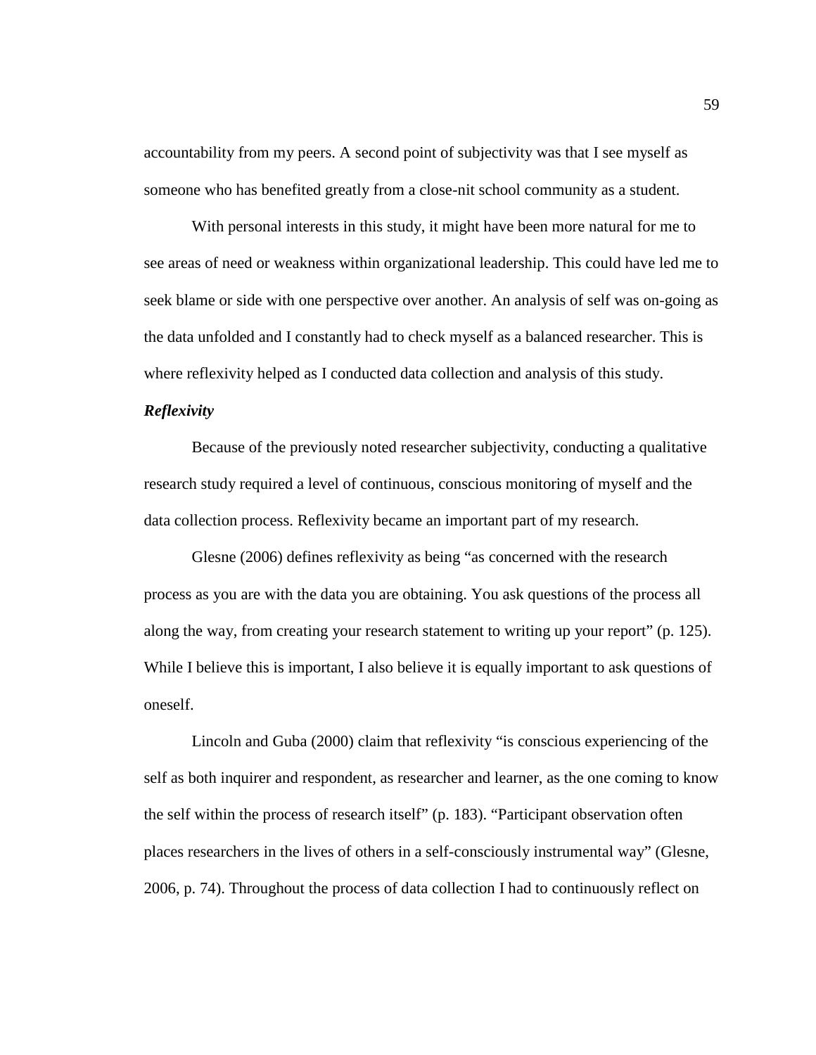accountability from my peers. A second point of subjectivity was that I see myself as someone who has benefited greatly from a close-nit school community as a student.

With personal interests in this study, it might have been more natural for me to see areas of need or weakness within organizational leadership. This could have led me to seek blame or side with one perspective over another. An analysis of self was on-going as the data unfolded and I constantly had to check myself as a balanced researcher. This is where reflexivity helped as I conducted data collection and analysis of this study.

***Reflexivity***

Because of the previously noted researcher subjectivity, conducting a qualitative research study required a level of continuous, conscious monitoring of myself and the data collection process. Reflexivity became an important part of my research.

Glesne (2006) defines reflexivity as being "as concerned with the research process as you are with the data you are obtaining. You ask questions of the process all along the way, from creating your research statement to writing up your report" (p. 125). While I believe this is important, I also believe it is equally important to ask questions of oneself.

Lincoln and Guba (2000) claim that reflexivity "is conscious experiencing of the self as both inquirer and respondent, as researcher and learner, as the one coming to know the self within the process of research itself" (p. 183). "Participant observation often places researchers in the lives of others in a self-consciously instrumental way" (Glesne, 2006, p. 74). Throughout the process of data collection I had to continuously reflect on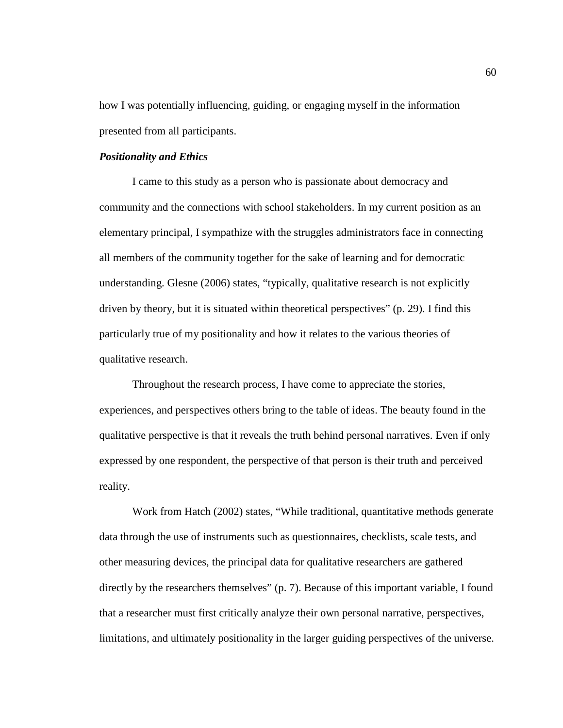how I was potentially influencing, guiding, or engaging myself in the information presented from all participants.

***Positionality and Ethics***

I came to this study as a person who is passionate about democracy and community and the connections with school stakeholders. In my current position as an elementary principal, I sympathize with the struggles administrators face in connecting all members of the community together for the sake of learning and for democratic understanding. Glesne (2006) states, “typically, qualitative research is not explicitly driven by theory, but it is situated within theoretical perspectives” (p. 29). I find this particularly true of my positionality and how it relates to the various theories of qualitative research.

Throughout the research process, I have come to appreciate the stories, experiences, and perspectives others bring to the table of ideas. The beauty found in the qualitative perspective is that it reveals the truth behind personal narratives. Even if only expressed by one respondent, the perspective of that person is their truth and perceived reality.

Work from Hatch (2002) states, “While traditional, quantitative methods generate data through the use of instruments such as questionnaires, checklists, scale tests, and other measuring devices, the principal data for qualitative researchers are gathered directly by the researchers themselves” (p. 7). Because of this important variable, I found that a researcher must first critically analyze their own personal narrative, perspectives, limitations, and ultimately positionality in the larger guiding perspectives of the universe.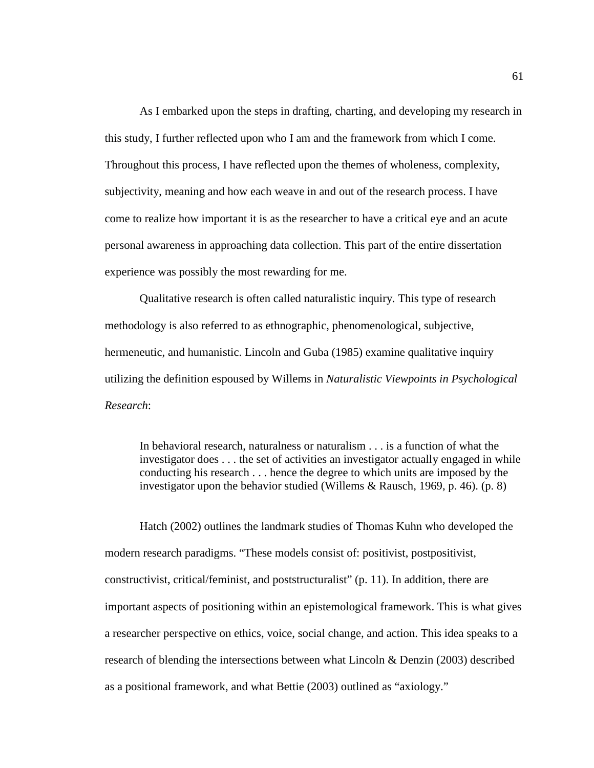As I embarked upon the steps in drafting, charting, and developing my research in this study, I further reflected upon who I am and the framework from which I come. Throughout this process, I have reflected upon the themes of wholeness, complexity, subjectivity, meaning and how each weave in and out of the research process. I have come to realize how important it is as the researcher to have a critical eye and an acute personal awareness in approaching data collection. This part of the entire dissertation experience was possibly the most rewarding for me.

Qualitative research is often called naturalistic inquiry. This type of research methodology is also referred to as ethnographic, phenomenological, subjective, hermeneutic, and humanistic. Lincoln and Guba (1985) examine qualitative inquiry utilizing the definition espoused by Willems in *Naturalistic Viewpoints in Psychological Research*:

> In behavioral research, naturalness or naturalism . . . is a function of what the investigator does . . . the set of activities an investigator actually engaged in while conducting his research . . . hence the degree to which units are imposed by the investigator upon the behavior studied (Willems & Rausch, 1969, p. 46). (p. 8)

Hatch (2002) outlines the landmark studies of Thomas Kuhn who developed the modern research paradigms. "These models consist of: positivist, postpositivist, constructivist, critical/feminist, and poststructuralist" (p. 11). In addition, there are important aspects of positioning within an epistemological framework. This is what gives a researcher perspective on ethics, voice, social change, and action. This idea speaks to a research of blending the intersections between what Lincoln & Denzin (2003) described as a positional framework, and what Bettie (2003) outlined as "axiology."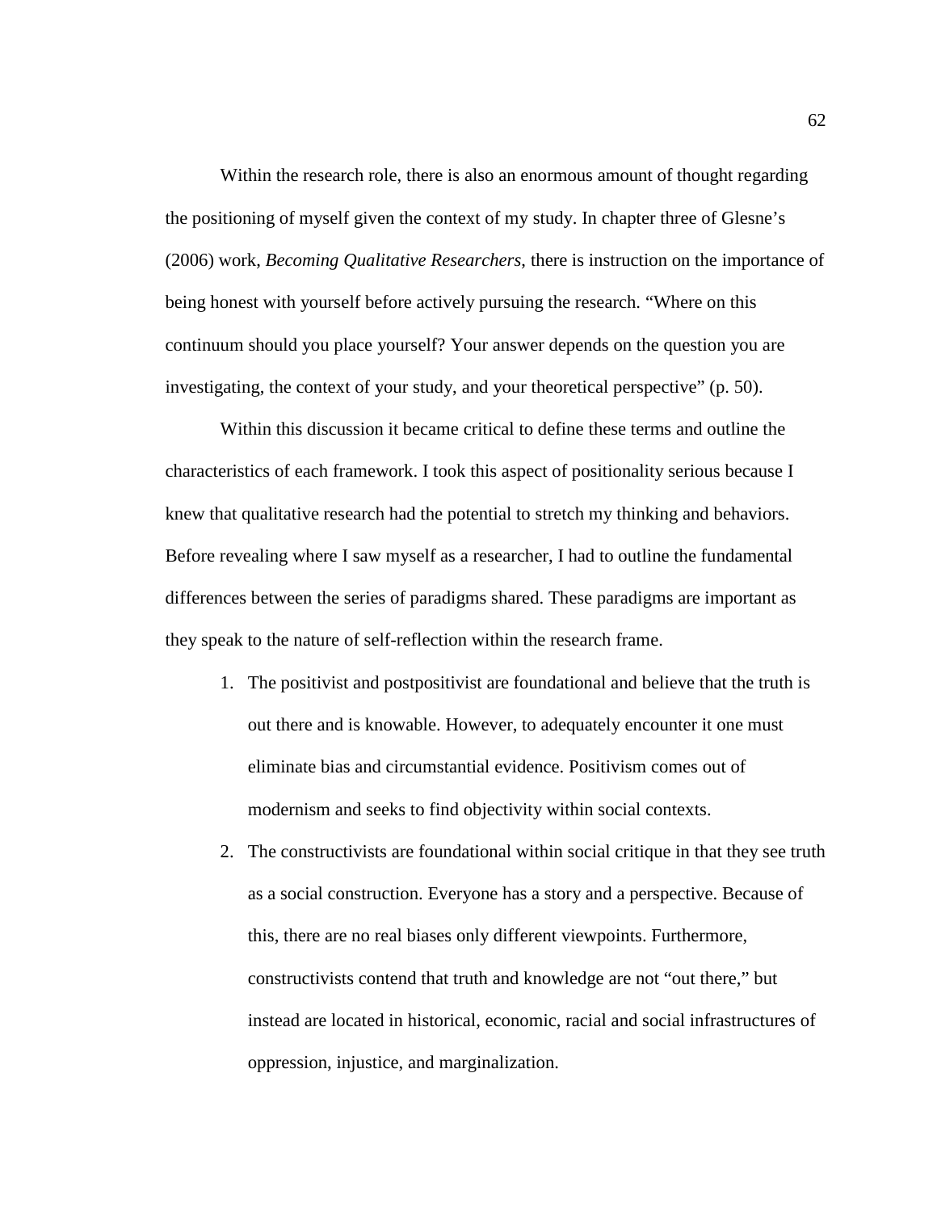Within the research role, there is also an enormous amount of thought regarding the positioning of myself given the context of my study. In chapter three of Glesne's (2006) work, *Becoming Qualitative Researchers*, there is instruction on the importance of being honest with yourself before actively pursuing the research. "Where on this continuum should you place yourself? Your answer depends on the question you are investigating, the context of your study, and your theoretical perspective" (p. 50).

Within this discussion it became critical to define these terms and outline the characteristics of each framework. I took this aspect of positionality serious because I knew that qualitative research had the potential to stretch my thinking and behaviors. Before revealing where I saw myself as a researcher, I had to outline the fundamental differences between the series of paradigms shared. These paradigms are important as they speak to the nature of self-reflection within the research frame.

1. The positivist and postpositivist are foundational and believe that the truth is out there and is knowable. However, to adequately encounter it one must eliminate bias and circumstantial evidence. Positivism comes out of modernism and seeks to find objectivity within social contexts.
2. The constructivists are foundational within social critique in that they see truth as a social construction. Everyone has a story and a perspective. Because of this, there are no real biases only different viewpoints. Furthermore, constructivists contend that truth and knowledge are not "out there," but instead are located in historical, economic, racial and social infrastructures of oppression, injustice, and marginalization.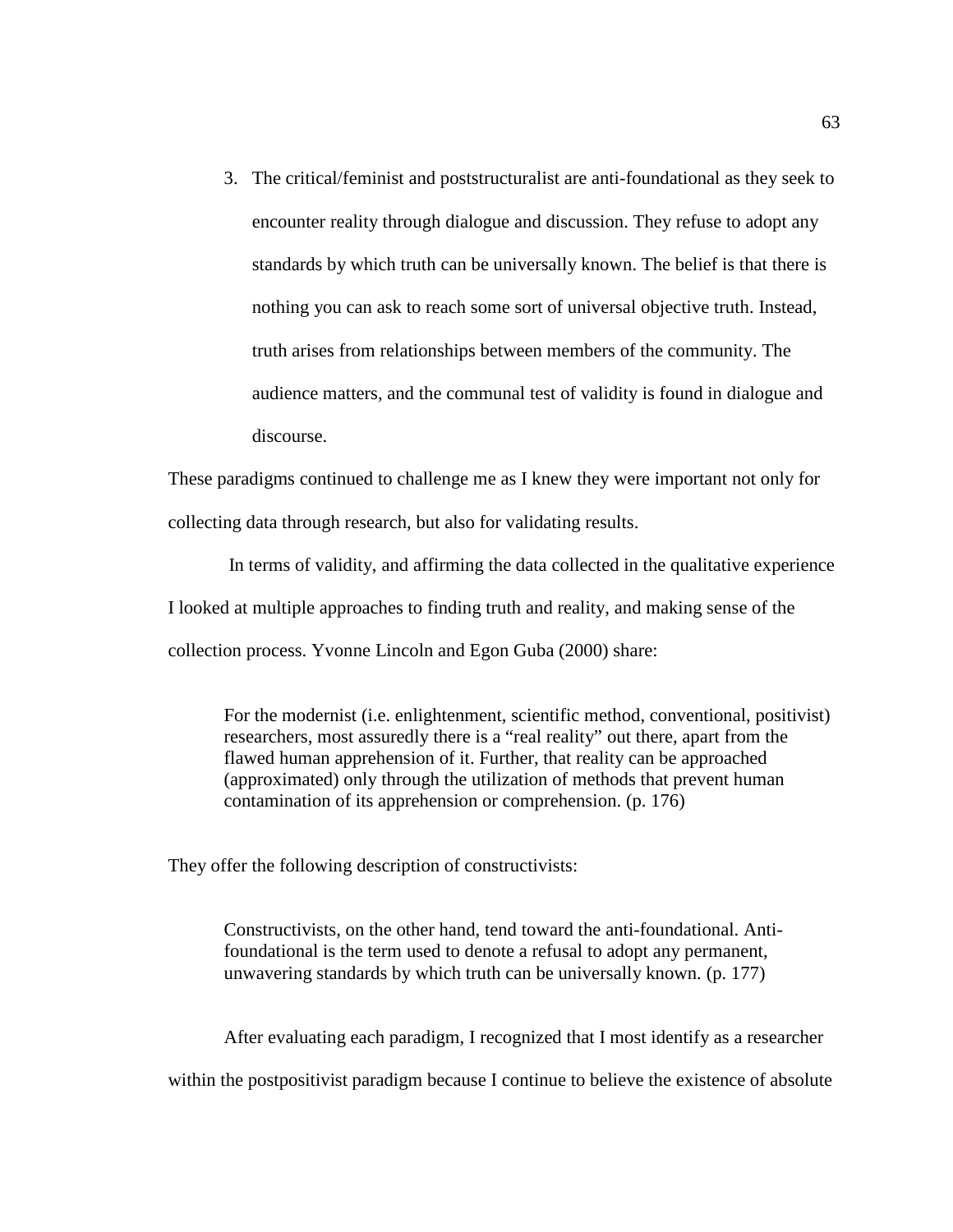3. The critical/feminist and poststructuralist are anti-foundational as they seek to encounter reality through dialogue and discussion. They refuse to adopt any standards by which truth can be universally known. The belief is that there is nothing you can ask to reach some sort of universal objective truth. Instead, truth arises from relationships between members of the community. The audience matters, and the communal test of validity is found in dialogue and discourse.

These paradigms continued to challenge me as I knew they were important not only for collecting data through research, but also for validating results.

In terms of validity, and affirming the data collected in the qualitative experience I looked at multiple approaches to finding truth and reality, and making sense of the collection process. Yvonne Lincoln and Egon Guba (2000) share:

> For the modernist (i.e. enlightenment, scientific method, conventional, positivist) researchers, most assuredly there is a "real reality" out there, apart from the flawed human apprehension of it. Further, that reality can be approached (approximated) only through the utilization of methods that prevent human contamination of its apprehension or comprehension. (p. 176)

They offer the following description of constructivists:

> Constructivists, on the other hand, tend toward the anti-foundational. Anti-foundational is the term used to denote a refusal to adopt any permanent, unwavering standards by which truth can be universally known. (p. 177)

After evaluating each paradigm, I recognized that I most identify as a researcher within the postpositivist paradigm because I continue to believe the existence of absolute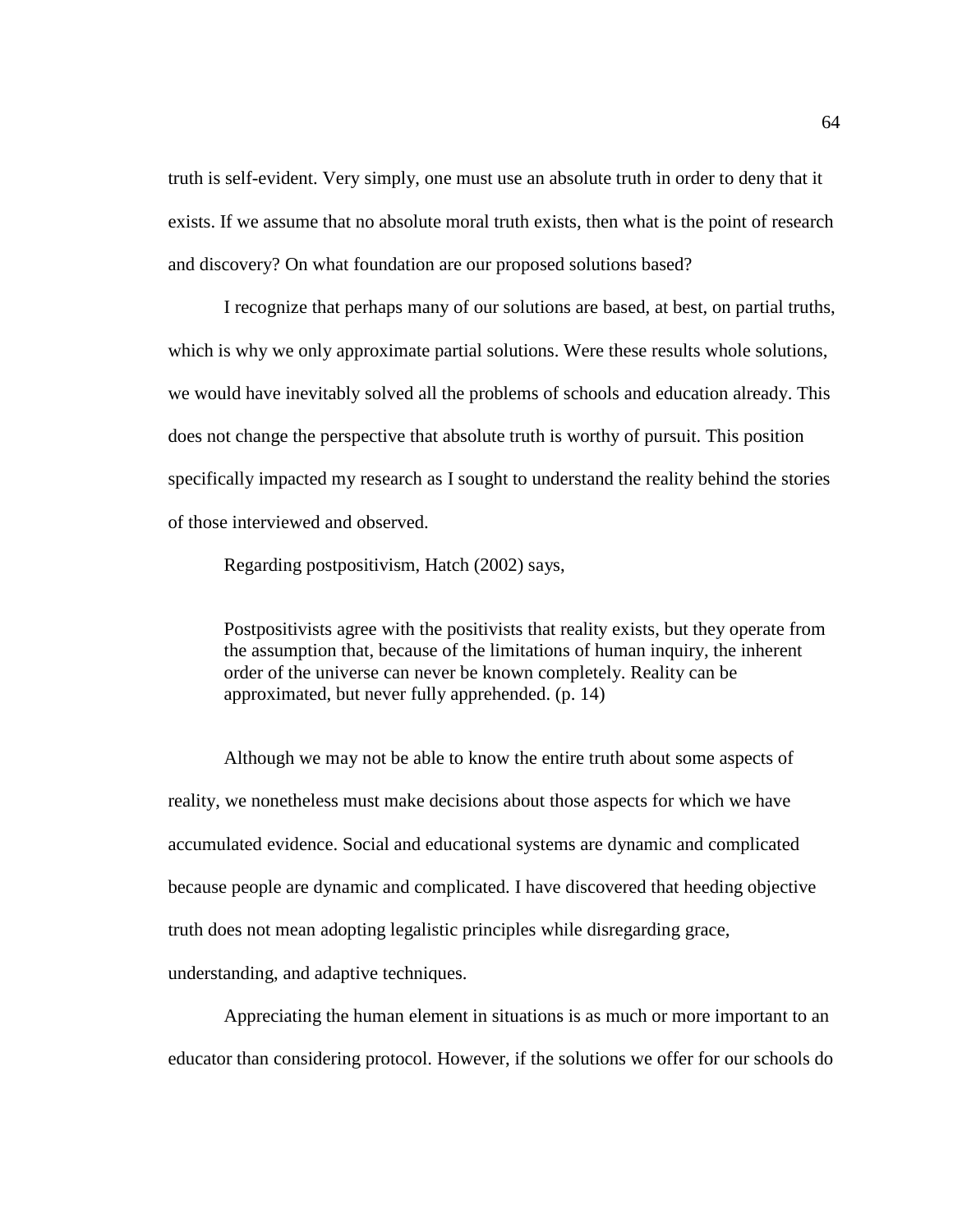truth is self-evident. Very simply, one must use an absolute truth in order to deny that it exists. If we assume that no absolute moral truth exists, then what is the point of research and discovery? On what foundation are our proposed solutions based?

I recognize that perhaps many of our solutions are based, at best, on partial truths, which is why we only approximate partial solutions. Were these results whole solutions, we would have inevitably solved all the problems of schools and education already. This does not change the perspective that absolute truth is worthy of pursuit. This position specifically impacted my research as I sought to understand the reality behind the stories of those interviewed and observed.

Regarding postpositivism, Hatch (2002) says,

> Postpositivists agree with the positivists that reality exists, but they operate from the assumption that, because of the limitations of human inquiry, the inherent order of the universe can never be known completely. Reality can be approximated, but never fully apprehended. (p. 14)

Although we may not be able to know the entire truth about some aspects of reality, we nonetheless must make decisions about those aspects for which we have accumulated evidence. Social and educational systems are dynamic and complicated because people are dynamic and complicated. I have discovered that heeding objective truth does not mean adopting legalistic principles while disregarding grace, understanding, and adaptive techniques.

Appreciating the human element in situations is as much or more important to an educator than considering protocol. However, if the solutions we offer for our schools do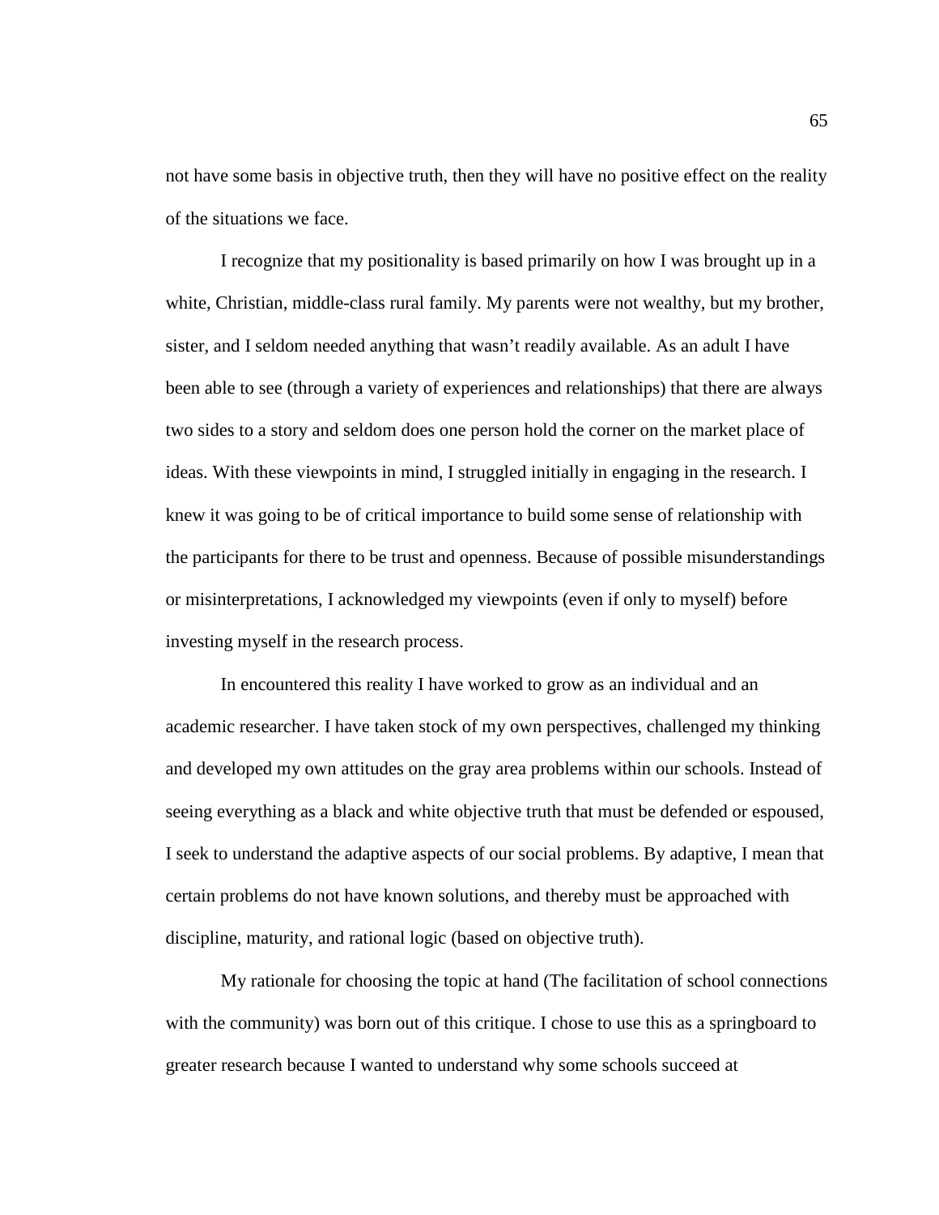not have some basis in objective truth, then they will have no positive effect on the reality of the situations we face.

I recognize that my positionality is based primarily on how I was brought up in a white, Christian, middle-class rural family. My parents were not wealthy, but my brother, sister, and I seldom needed anything that wasn't readily available. As an adult I have been able to see (through a variety of experiences and relationships) that there are always two sides to a story and seldom does one person hold the corner on the market place of ideas. With these viewpoints in mind, I struggled initially in engaging in the research. I knew it was going to be of critical importance to build some sense of relationship with the participants for there to be trust and openness. Because of possible misunderstandings or misinterpretations, I acknowledged my viewpoints (even if only to myself) before investing myself in the research process.

In encountered this reality I have worked to grow as an individual and an academic researcher. I have taken stock of my own perspectives, challenged my thinking and developed my own attitudes on the gray area problems within our schools. Instead of seeing everything as a black and white objective truth that must be defended or espoused, I seek to understand the adaptive aspects of our social problems. By adaptive, I mean that certain problems do not have known solutions, and thereby must be approached with discipline, maturity, and rational logic (based on objective truth).

My rationale for choosing the topic at hand (The facilitation of school connections with the community) was born out of this critique. I chose to use this as a springboard to greater research because I wanted to understand why some schools succeed at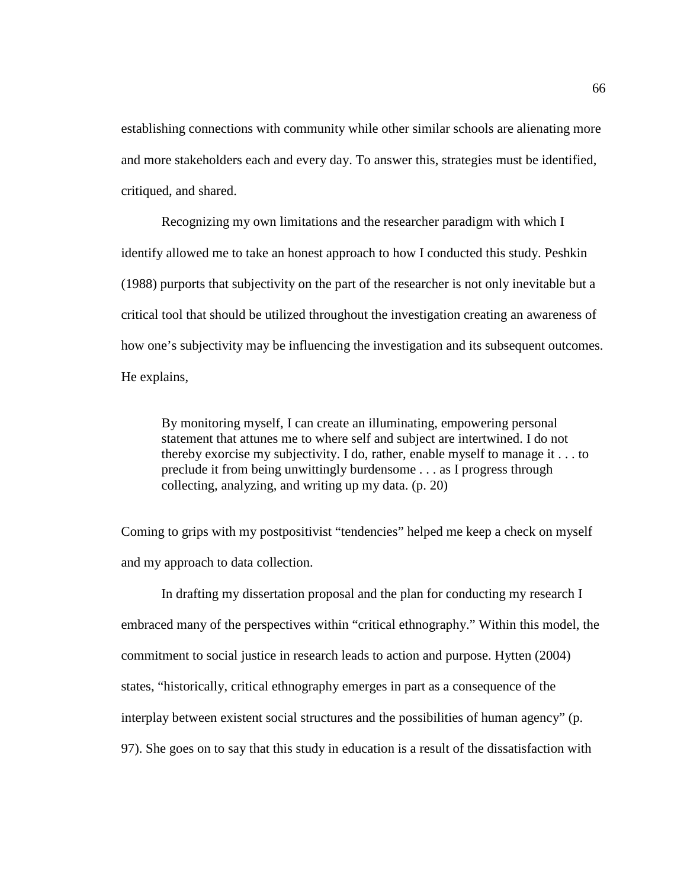establishing connections with community while other similar schools are alienating more and more stakeholders each and every day. To answer this, strategies must be identified, critiqued, and shared.

Recognizing my own limitations and the researcher paradigm with which I identify allowed me to take an honest approach to how I conducted this study. Peshkin (1988) purports that subjectivity on the part of the researcher is not only inevitable but a critical tool that should be utilized throughout the investigation creating an awareness of how one's subjectivity may be influencing the investigation and its subsequent outcomes. He explains,

> By monitoring myself, I can create an illuminating, empowering personal statement that attunes me to where self and subject are intertwined. I do not thereby exorcise my subjectivity. I do, rather, enable myself to manage it . . . to preclude it from being unwittingly burdensome . . . as I progress through collecting, analyzing, and writing up my data. (p. 20)

Coming to grips with my postpositivist "tendencies" helped me keep a check on myself and my approach to data collection.

In drafting my dissertation proposal and the plan for conducting my research I embraced many of the perspectives within "critical ethnography." Within this model, the commitment to social justice in research leads to action and purpose. Hytten (2004) states, "historically, critical ethnography emerges in part as a consequence of the interplay between existent social structures and the possibilities of human agency" (p. 97). She goes on to say that this study in education is a result of the dissatisfaction with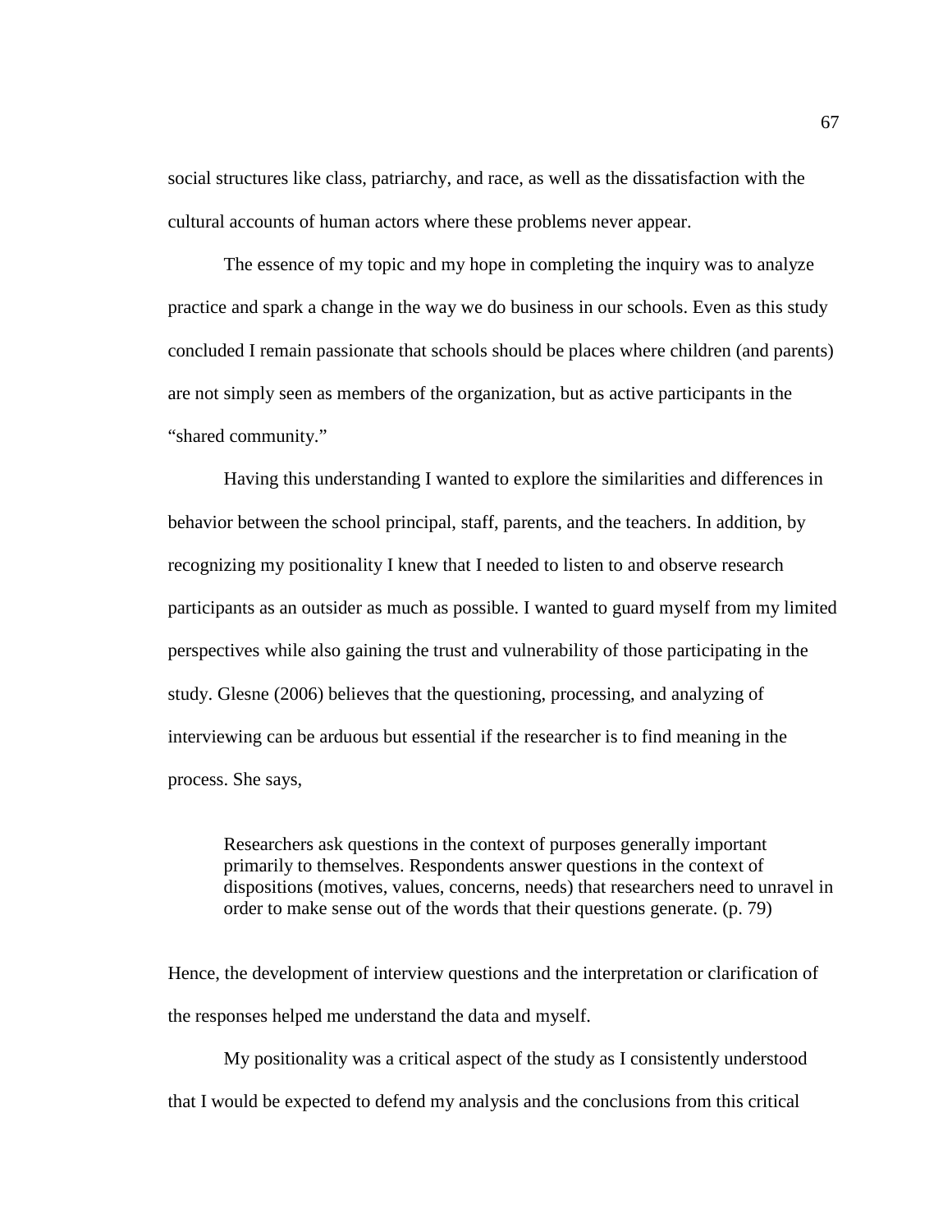social structures like class, patriarchy, and race, as well as the dissatisfaction with the cultural accounts of human actors where these problems never appear.

The essence of my topic and my hope in completing the inquiry was to analyze practice and spark a change in the way we do business in our schools. Even as this study concluded I remain passionate that schools should be places where children (and parents) are not simply seen as members of the organization, but as active participants in the "shared community."

Having this understanding I wanted to explore the similarities and differences in behavior between the school principal, staff, parents, and the teachers. In addition, by recognizing my positionality I knew that I needed to listen to and observe research participants as an outsider as much as possible. I wanted to guard myself from my limited perspectives while also gaining the trust and vulnerability of those participating in the study. Glesne (2006) believes that the questioning, processing, and analyzing of interviewing can be arduous but essential if the researcher is to find meaning in the process. She says,

> Researchers ask questions in the context of purposes generally important primarily to themselves. Respondents answer questions in the context of dispositions (motives, values, concerns, needs) that researchers need to unravel in order to make sense out of the words that their questions generate. (p. 79)

Hence, the development of interview questions and the interpretation or clarification of the responses helped me understand the data and myself.

My positionality was a critical aspect of the study as I consistently understood that I would be expected to defend my analysis and the conclusions from this critical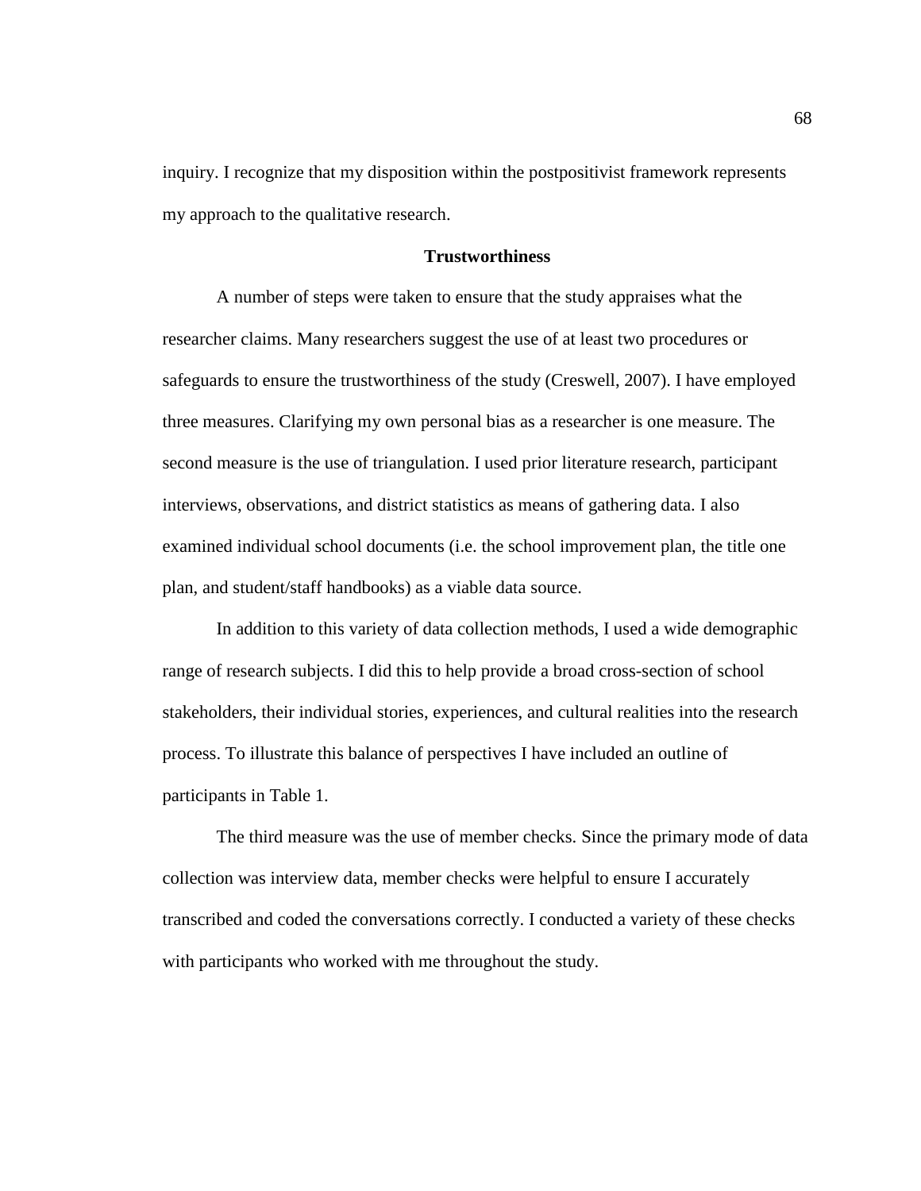inquiry. I recognize that my disposition within the postpositivist framework represents my approach to the qualitative research.

## Trustworthiness

A number of steps were taken to ensure that the study appraises what the researcher claims. Many researchers suggest the use of at least two procedures or safeguards to ensure the trustworthiness of the study (Creswell, 2007). I have employed three measures. Clarifying my own personal bias as a researcher is one measure. The second measure is the use of triangulation. I used prior literature research, participant interviews, observations, and district statistics as means of gathering data. I also examined individual school documents (i.e. the school improvement plan, the title one plan, and student/staff handbooks) as a viable data source.

In addition to this variety of data collection methods, I used a wide demographic range of research subjects. I did this to help provide a broad cross-section of school stakeholders, their individual stories, experiences, and cultural realities into the research process. To illustrate this balance of perspectives I have included an outline of participants in Table 1.

The third measure was the use of member checks. Since the primary mode of data collection was interview data, member checks were helpful to ensure I accurately transcribed and coded the conversations correctly. I conducted a variety of these checks with participants who worked with me throughout the study.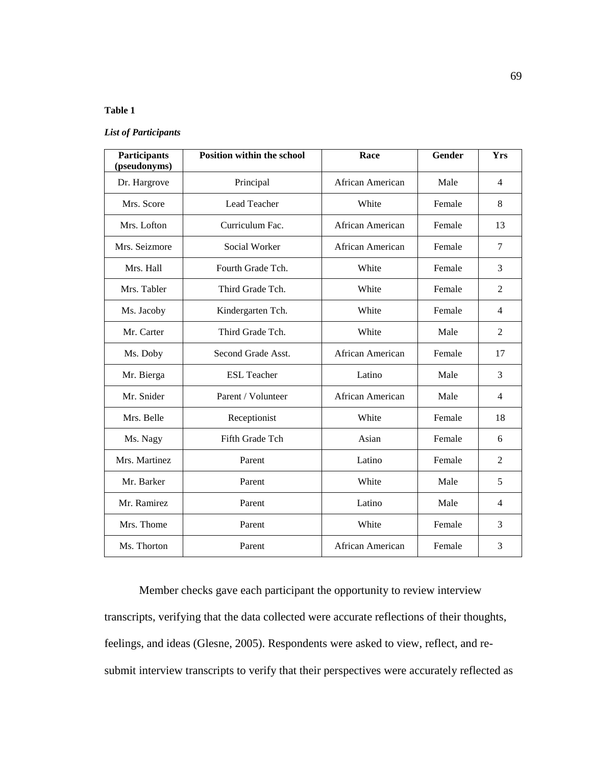**Table 1**

***List of Participants***

| Participants (pseudonyms) | Position within the school | Race | Gender | Yrs |
|---|---|---|---|---|
| Dr. Hargrove | Principal | African American | Male | 4 |
| Mrs. Score | Lead Teacher | White | Female | 8 |
| Mrs. Lofton | Curriculum Fac. | African American | Female | 13 |
| Mrs. Seizmore | Social Worker | African American | Female | 7 |
| Mrs. Hall | Fourth Grade Tch. | White | Female | 3 |
| Mrs. Tabler | Third Grade Tch. | White | Female | 2 |
| Ms. Jacoby | Kindergarten Tch. | White | Female | 4 |
| Mr. Carter | Third Grade Tch. | White | Male | 2 |
| Ms. Doby | Second Grade Asst. | African American | Female | 17 |
| Mr. Bierga | ESL Teacher | Latino | Male | 3 |
| Mr. Snider | Parent / Volunteer | African American | Male | 4 |
| Mrs. Belle | Receptionist | White | Female | 18 |
| Ms. Nagy | Fifth Grade Tch | Asian | Female | 6 |
| Mrs. Martinez | Parent | Latino | Female | 2 |
| Mr. Barker | Parent | White | Male | 5 |
| Mr. Ramirez | Parent | Latino | Male | 4 |
| Mrs. Thome | Parent | White | Female | 3 |
| Ms. Thorton | Parent | African American | Female | 3 |

Member checks gave each participant the opportunity to review interview transcripts, verifying that the data collected were accurate reflections of their thoughts, feelings, and ideas (Glesne, 2005). Respondents were asked to view, reflect, and re-submit interview transcripts to verify that their perspectives were accurately reflected as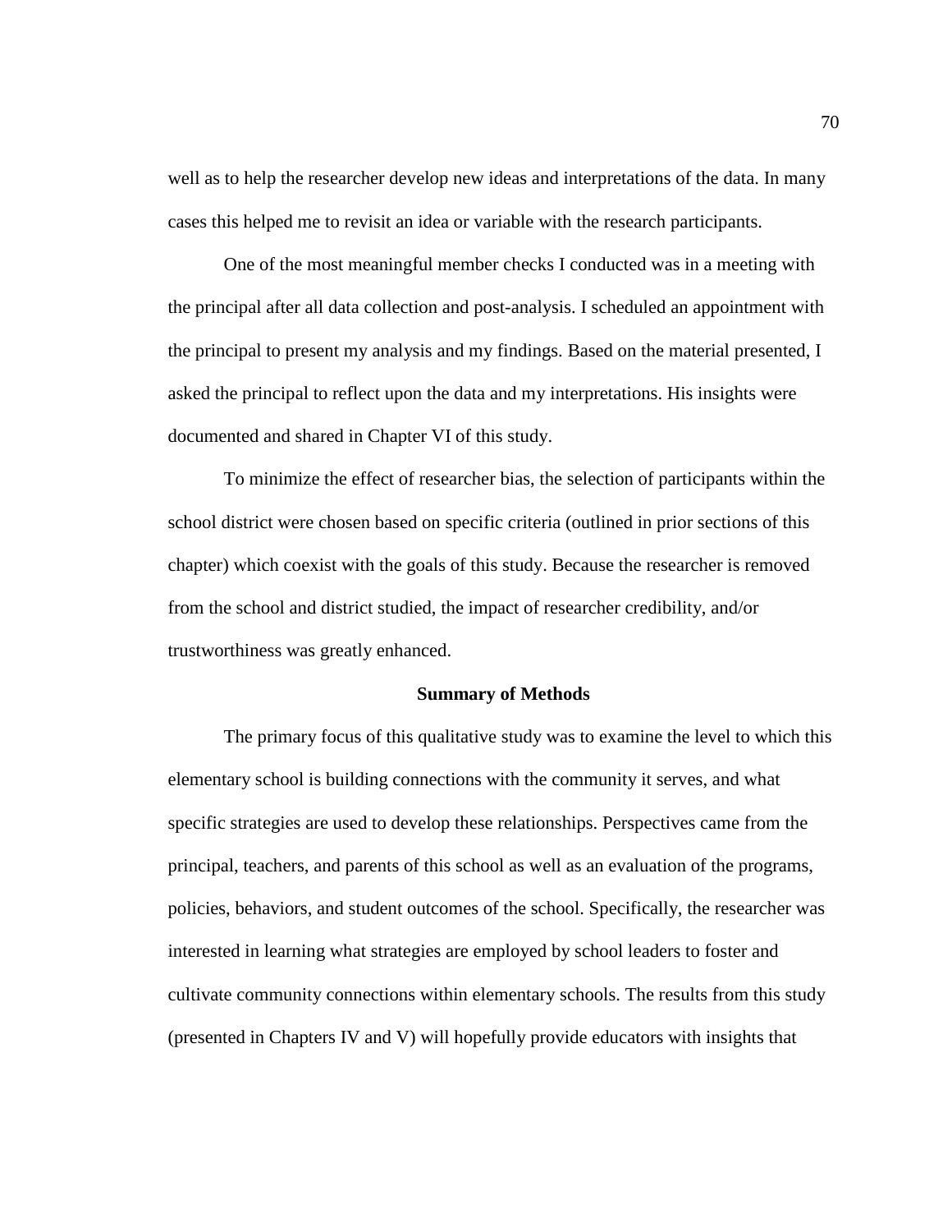well as to help the researcher develop new ideas and interpretations of the data. In many cases this helped me to revisit an idea or variable with the research participants.

One of the most meaningful member checks I conducted was in a meeting with the principal after all data collection and post-analysis. I scheduled an appointment with the principal to present my analysis and my findings. Based on the material presented, I asked the principal to reflect upon the data and my interpretations. His insights were documented and shared in Chapter VI of this study.

To minimize the effect of researcher bias, the selection of participants within the school district were chosen based on specific criteria (outlined in prior sections of this chapter) which coexist with the goals of this study. Because the researcher is removed from the school and district studied, the impact of researcher credibility, and/or trustworthiness was greatly enhanced.

## Summary of Methods

The primary focus of this qualitative study was to examine the level to which this elementary school is building connections with the community it serves, and what specific strategies are used to develop these relationships. Perspectives came from the principal, teachers, and parents of this school as well as an evaluation of the programs, policies, behaviors, and student outcomes of the school. Specifically, the researcher was interested in learning what strategies are employed by school leaders to foster and cultivate community connections within elementary schools. The results from this study (presented in Chapters IV and V) will hopefully provide educators with insights that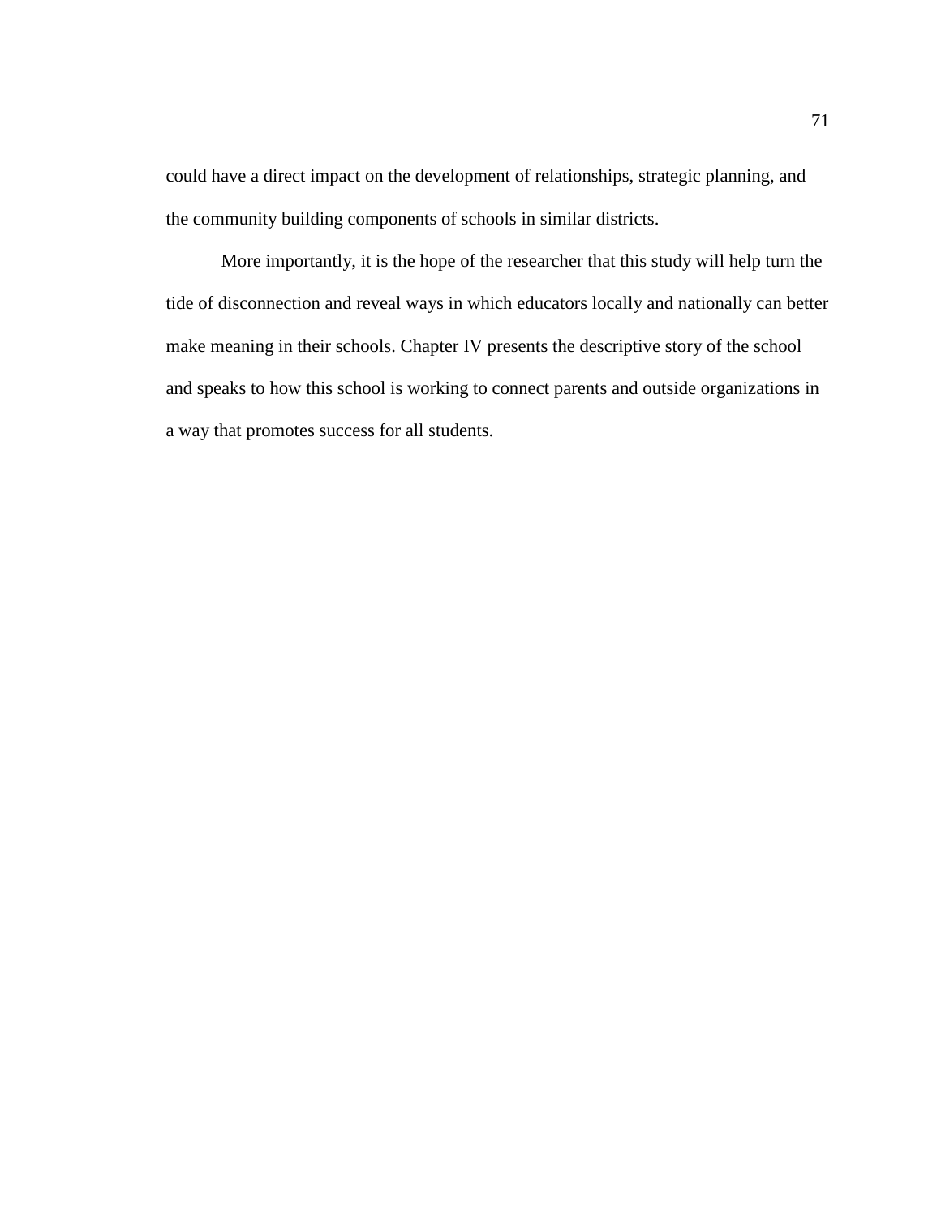could have a direct impact on the development of relationships, strategic planning, and the community building components of schools in similar districts.

More importantly, it is the hope of the researcher that this study will help turn the tide of disconnection and reveal ways in which educators locally and nationally can better make meaning in their schools. Chapter IV presents the descriptive story of the school and speaks to how this school is working to connect parents and outside organizations in a way that promotes success for all students.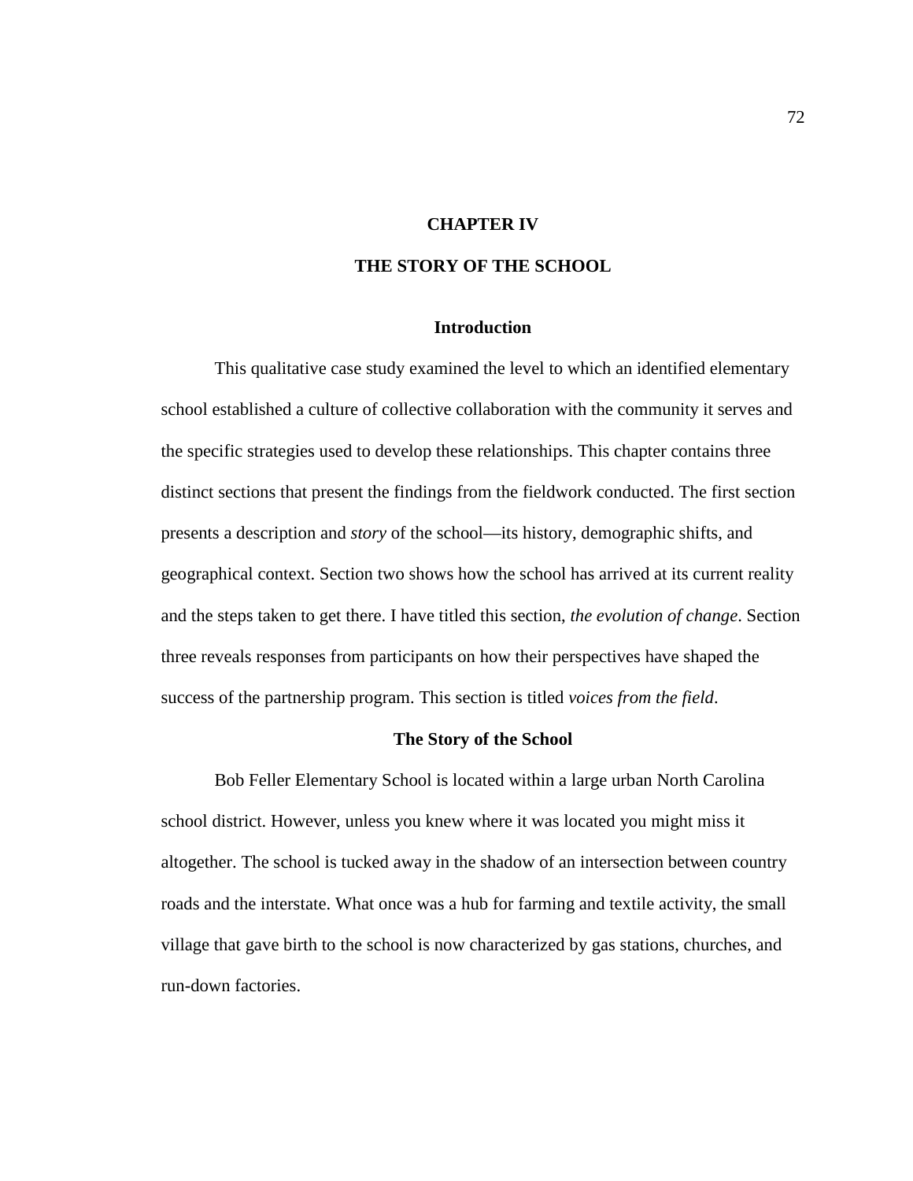# CHAPTER IV

# THE STORY OF THE SCHOOL

## Introduction

This qualitative case study examined the level to which an identified elementary school established a culture of collective collaboration with the community it serves and the specific strategies used to develop these relationships. This chapter contains three distinct sections that present the findings from the fieldwork conducted. The first section presents a description and *story* of the school—its history, demographic shifts, and geographical context. Section two shows how the school has arrived at its current reality and the steps taken to get there. I have titled this section, *the evolution of change*. Section three reveals responses from participants on how their perspectives have shaped the success of the partnership program. This section is titled *voices from the field*.

## The Story of the School

Bob Feller Elementary School is located within a large urban North Carolina school district. However, unless you knew where it was located you might miss it altogether. The school is tucked away in the shadow of an intersection between country roads and the interstate. What once was a hub for farming and textile activity, the small village that gave birth to the school is now characterized by gas stations, churches, and run-down factories.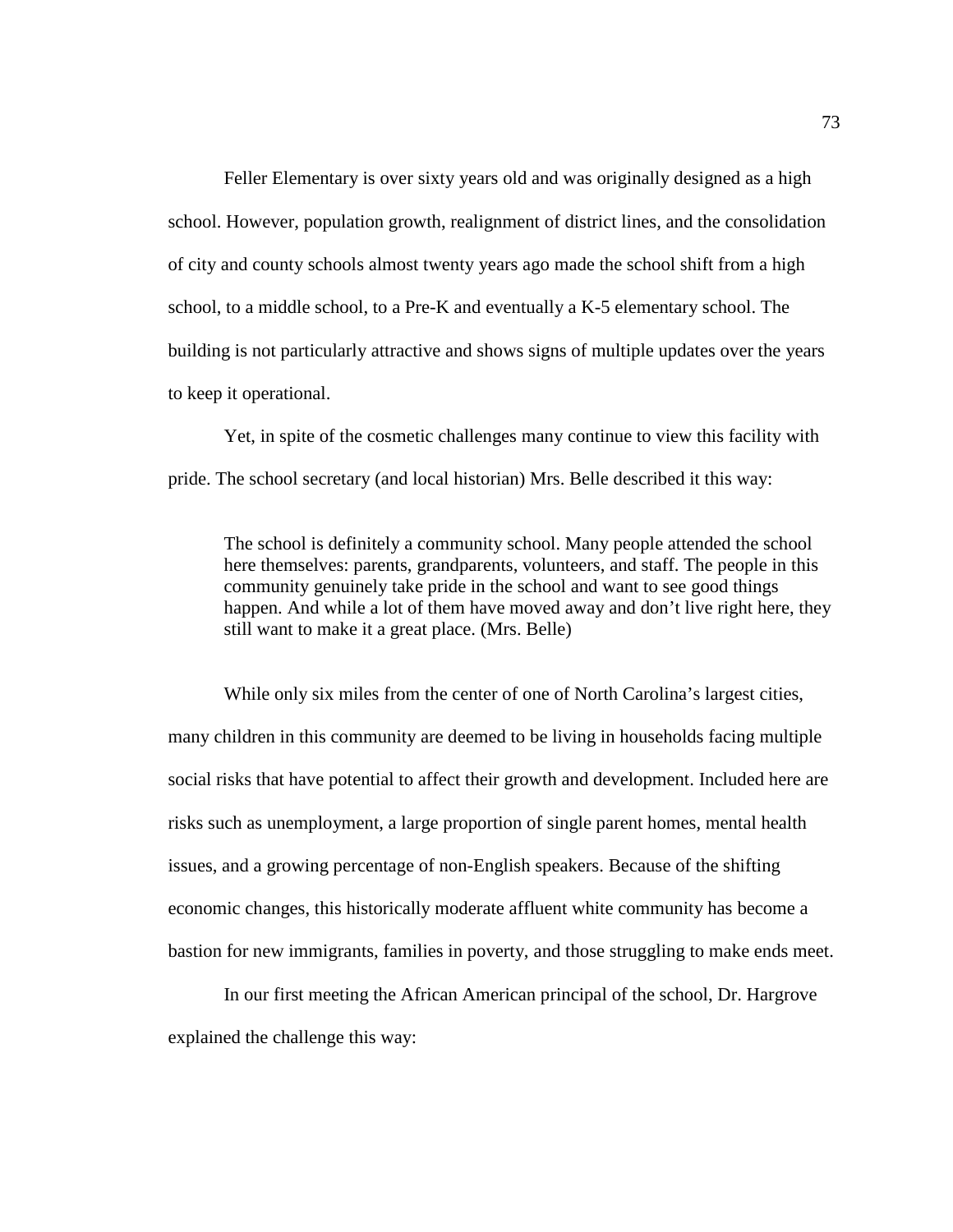Feller Elementary is over sixty years old and was originally designed as a high school. However, population growth, realignment of district lines, and the consolidation of city and county schools almost twenty years ago made the school shift from a high school, to a middle school, to a Pre-K and eventually a K-5 elementary school. The building is not particularly attractive and shows signs of multiple updates over the years to keep it operational.

Yet, in spite of the cosmetic challenges many continue to view this facility with pride. The school secretary (and local historian) Mrs. Belle described it this way:

> The school is definitely a community school. Many people attended the school here themselves: parents, grandparents, volunteers, and staff. The people in this community genuinely take pride in the school and want to see good things happen. And while a lot of them have moved away and don't live right here, they still want to make it a great place. (Mrs. Belle)

While only six miles from the center of one of North Carolina's largest cities, many children in this community are deemed to be living in households facing multiple social risks that have potential to affect their growth and development. Included here are risks such as unemployment, a large proportion of single parent homes, mental health issues, and a growing percentage of non-English speakers. Because of the shifting economic changes, this historically moderate affluent white community has become a bastion for new immigrants, families in poverty, and those struggling to make ends meet.

In our first meeting the African American principal of the school, Dr. Hargrove explained the challenge this way: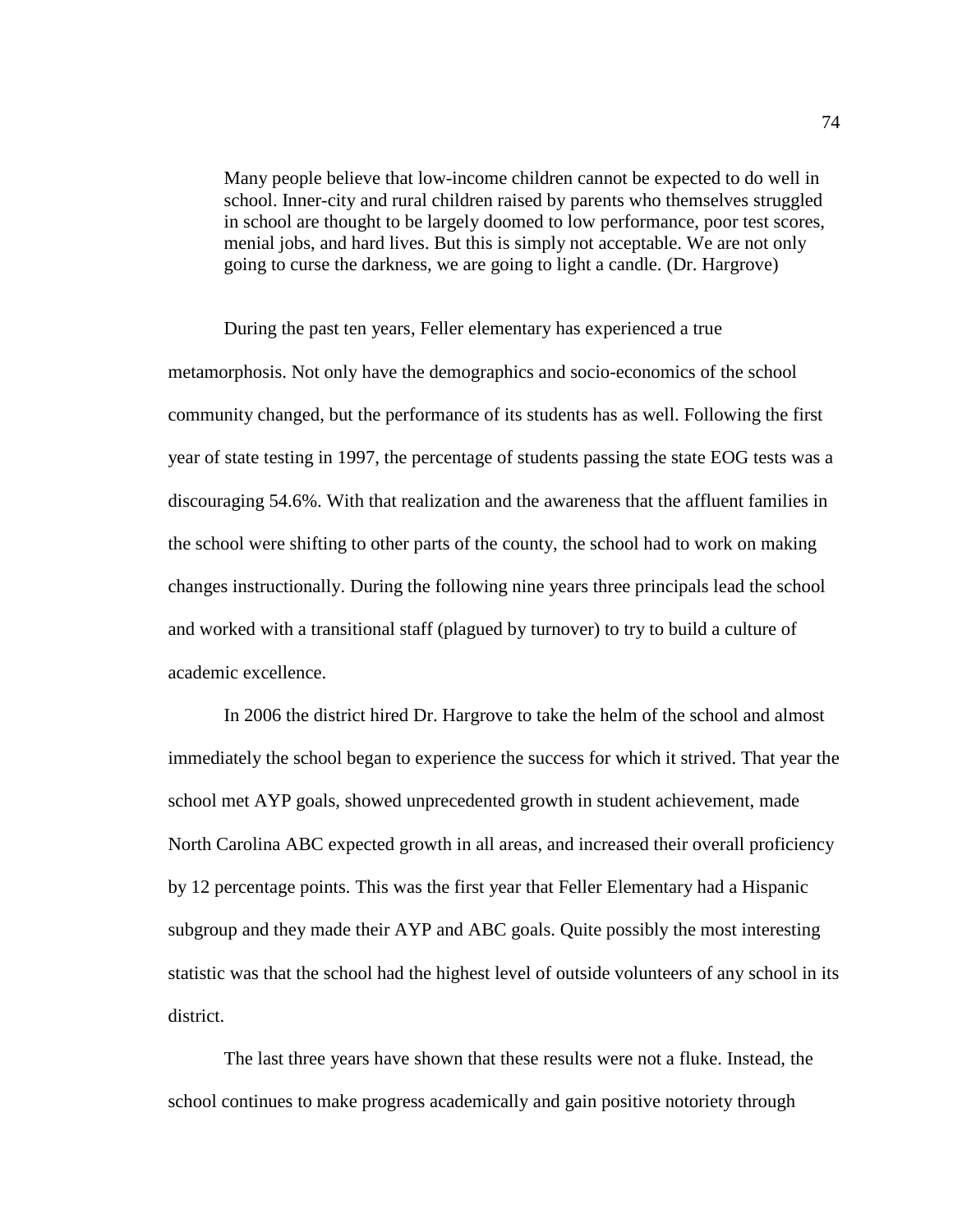> Many people believe that low-income children cannot be expected to do well in school. Inner-city and rural children raised by parents who themselves struggled in school are thought to be largely doomed to low performance, poor test scores, menial jobs, and hard lives. But this is simply not acceptable. We are not only going to curse the darkness, we are going to light a candle. (Dr. Hargrove)

During the past ten years, Feller elementary has experienced a true metamorphosis. Not only have the demographics and socio-economics of the school community changed, but the performance of its students has as well. Following the first year of state testing in 1997, the percentage of students passing the state EOG tests was a discouraging 54.6%. With that realization and the awareness that the affluent families in the school were shifting to other parts of the county, the school had to work on making changes instructionally. During the following nine years three principals lead the school and worked with a transitional staff (plagued by turnover) to try to build a culture of academic excellence.

In 2006 the district hired Dr. Hargrove to take the helm of the school and almost immediately the school began to experience the success for which it strived. That year the school met AYP goals, showed unprecedented growth in student achievement, made North Carolina ABC expected growth in all areas, and increased their overall proficiency by 12 percentage points. This was the first year that Feller Elementary had a Hispanic subgroup and they made their AYP and ABC goals. Quite possibly the most interesting statistic was that the school had the highest level of outside volunteers of any school in its district.

The last three years have shown that these results were not a fluke. Instead, the school continues to make progress academically and gain positive notoriety through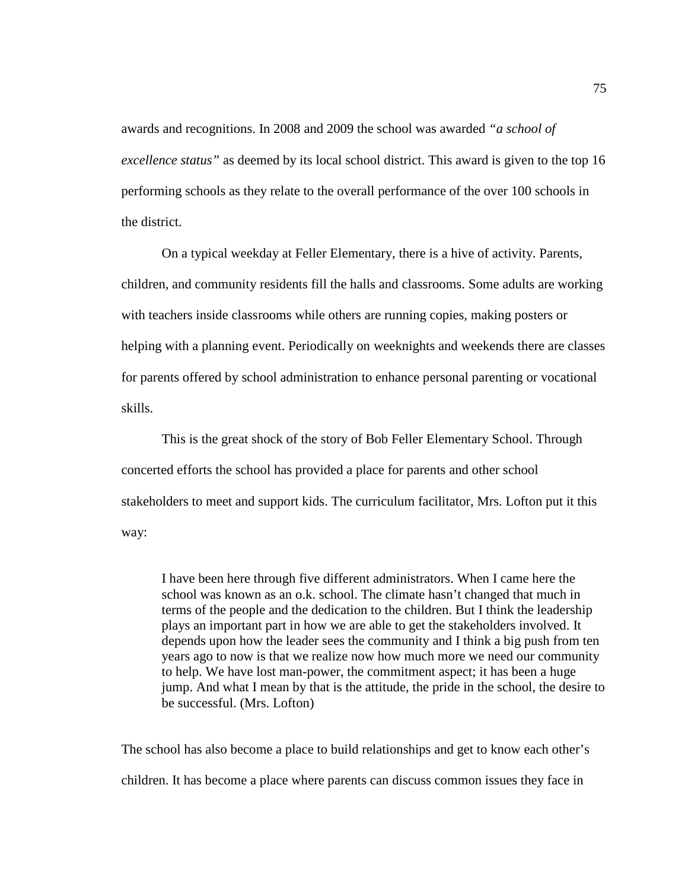awards and recognitions. In 2008 and 2009 the school was awarded *"a school of excellence status"* as deemed by its local school district. This award is given to the top 16 performing schools as they relate to the overall performance of the over 100 schools in the district.

On a typical weekday at Feller Elementary, there is a hive of activity. Parents, children, and community residents fill the halls and classrooms. Some adults are working with teachers inside classrooms while others are running copies, making posters or helping with a planning event. Periodically on weeknights and weekends there are classes for parents offered by school administration to enhance personal parenting or vocational skills.

This is the great shock of the story of Bob Feller Elementary School. Through concerted efforts the school has provided a place for parents and other school stakeholders to meet and support kids. The curriculum facilitator, Mrs. Lofton put it this way:

> I have been here through five different administrators. When I came here the school was known as an o.k. school. The climate hasn't changed that much in terms of the people and the dedication to the children. But I think the leadership plays an important part in how we are able to get the stakeholders involved. It depends upon how the leader sees the community and I think a big push from ten years ago to now is that we realize now how much more we need our community to help. We have lost man-power, the commitment aspect; it has been a huge jump. And what I mean by that is the attitude, the pride in the school, the desire to be successful. (Mrs. Lofton)

The school has also become a place to build relationships and get to know each other's children. It has become a place where parents can discuss common issues they face in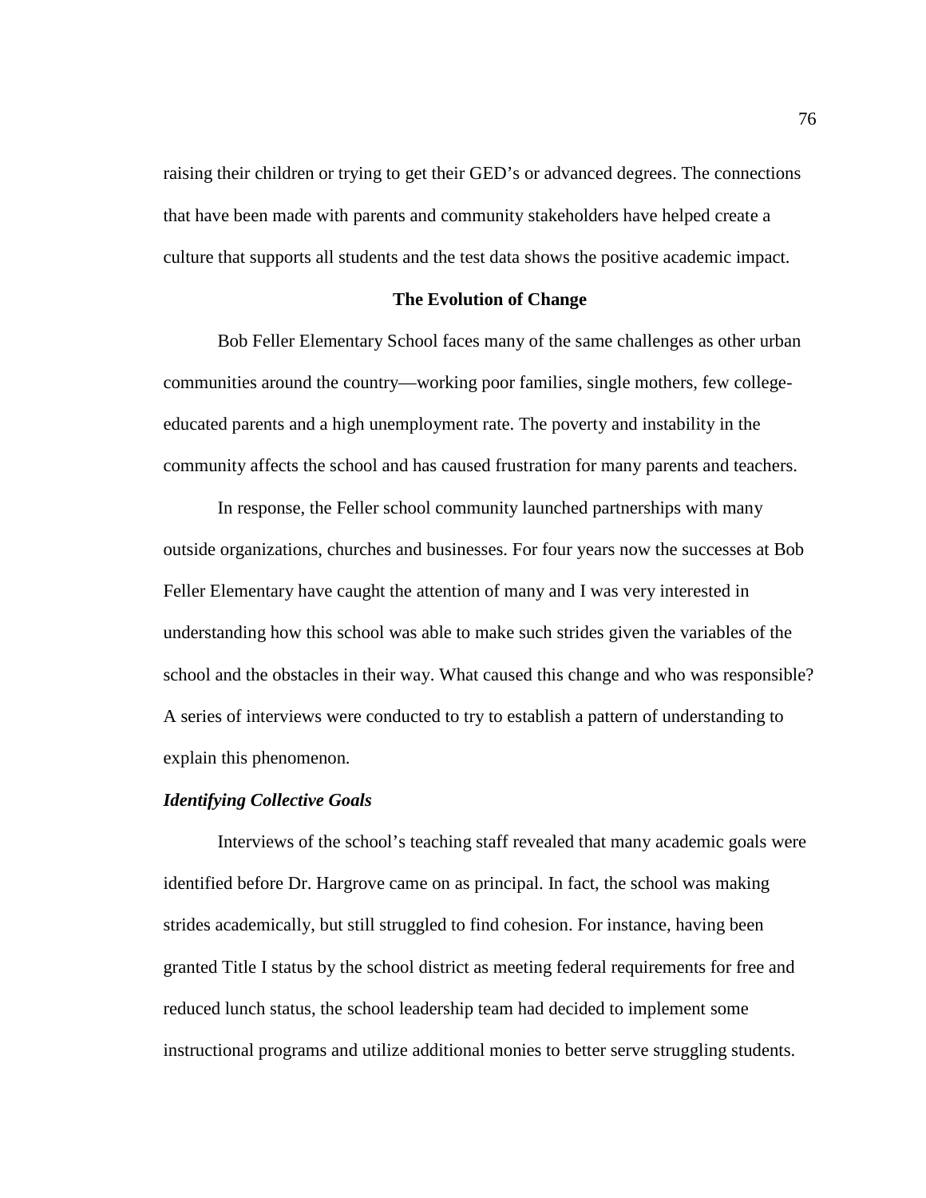raising their children or trying to get their GED's or advanced degrees. The connections that have been made with parents and community stakeholders have helped create a culture that supports all students and the test data shows the positive academic impact.

## The Evolution of Change

Bob Feller Elementary School faces many of the same challenges as other urban communities around the country—working poor families, single mothers, few college-educated parents and a high unemployment rate. The poverty and instability in the community affects the school and has caused frustration for many parents and teachers.

In response, the Feller school community launched partnerships with many outside organizations, churches and businesses. For four years now the successes at Bob Feller Elementary have caught the attention of many and I was very interested in understanding how this school was able to make such strides given the variables of the school and the obstacles in their way. What caused this change and who was responsible? A series of interviews were conducted to try to establish a pattern of understanding to explain this phenomenon.

### *Identifying Collective Goals*

Interviews of the school's teaching staff revealed that many academic goals were identified before Dr. Hargrove came on as principal. In fact, the school was making strides academically, but still struggled to find cohesion. For instance, having been granted Title I status by the school district as meeting federal requirements for free and reduced lunch status, the school leadership team had decided to implement some instructional programs and utilize additional monies to better serve struggling students.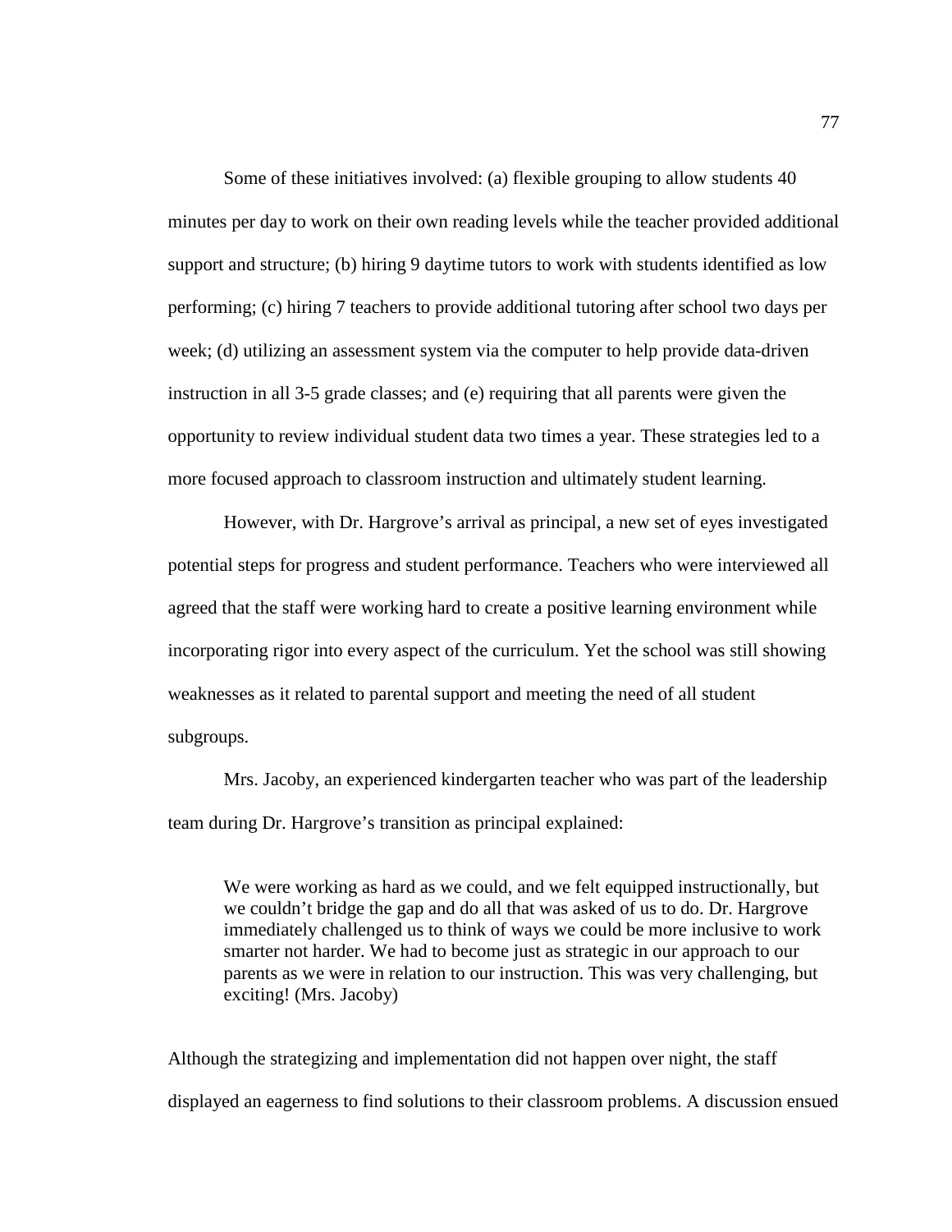Some of these initiatives involved: (a) flexible grouping to allow students 40 minutes per day to work on their own reading levels while the teacher provided additional support and structure; (b) hiring 9 daytime tutors to work with students identified as low performing; (c) hiring 7 teachers to provide additional tutoring after school two days per week; (d) utilizing an assessment system via the computer to help provide data-driven instruction in all 3-5 grade classes; and (e) requiring that all parents were given the opportunity to review individual student data two times a year. These strategies led to a more focused approach to classroom instruction and ultimately student learning.

However, with Dr. Hargrove's arrival as principal, a new set of eyes investigated potential steps for progress and student performance. Teachers who were interviewed all agreed that the staff were working hard to create a positive learning environment while incorporating rigor into every aspect of the curriculum. Yet the school was still showing weaknesses as it related to parental support and meeting the need of all student subgroups.

Mrs. Jacoby, an experienced kindergarten teacher who was part of the leadership team during Dr. Hargrove's transition as principal explained:

> We were working as hard as we could, and we felt equipped instructionally, but we couldn't bridge the gap and do all that was asked of us to do. Dr. Hargrove immediately challenged us to think of ways we could be more inclusive to work smarter not harder. We had to become just as strategic in our approach to our parents as we were in relation to our instruction. This was very challenging, but exciting! (Mrs. Jacoby)

Although the strategizing and implementation did not happen over night, the staff displayed an eagerness to find solutions to their classroom problems. A discussion ensued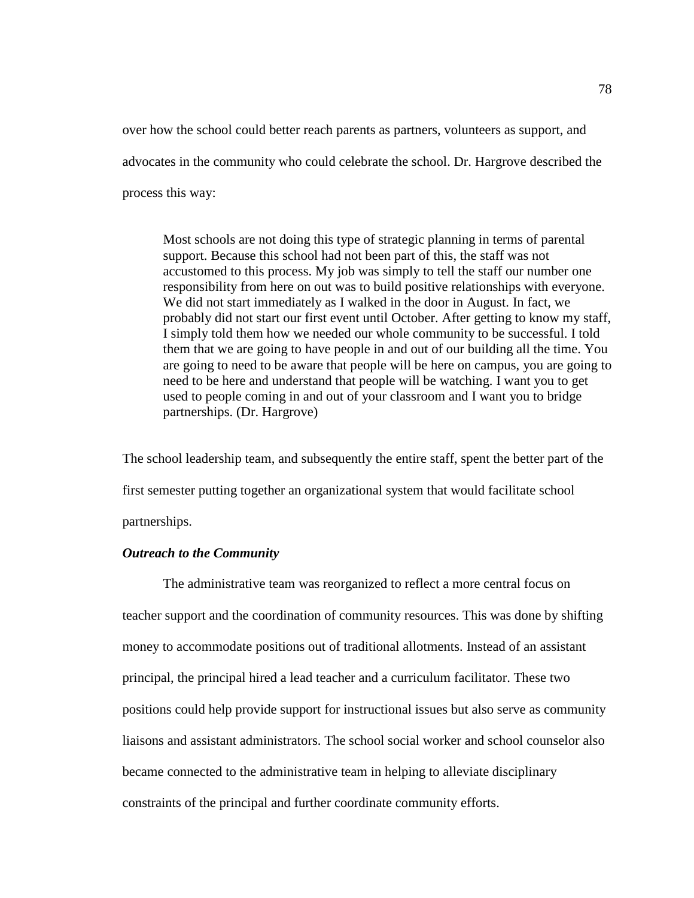over how the school could better reach parents as partners, volunteers as support, and advocates in the community who could celebrate the school. Dr. Hargrove described the process this way:

> Most schools are not doing this type of strategic planning in terms of parental support. Because this school had not been part of this, the staff was not accustomed to this process. My job was simply to tell the staff our number one responsibility from here on out was to build positive relationships with everyone. We did not start immediately as I walked in the door in August. In fact, we probably did not start our first event until October. After getting to know my staff, I simply told them how we needed our whole community to be successful. I told them that we are going to have people in and out of our building all the time. You are going to need to be aware that people will be here on campus, you are going to need to be here and understand that people will be watching. I want you to get used to people coming in and out of your classroom and I want you to bridge partnerships. (Dr. Hargrove)

The school leadership team, and subsequently the entire staff, spent the better part of the first semester putting together an organizational system that would facilitate school partnerships.

### *Outreach to the Community*

The administrative team was reorganized to reflect a more central focus on teacher support and the coordination of community resources. This was done by shifting money to accommodate positions out of traditional allotments. Instead of an assistant principal, the principal hired a lead teacher and a curriculum facilitator. These two positions could help provide support for instructional issues but also serve as community liaisons and assistant administrators. The school social worker and school counselor also became connected to the administrative team in helping to alleviate disciplinary constraints of the principal and further coordinate community efforts.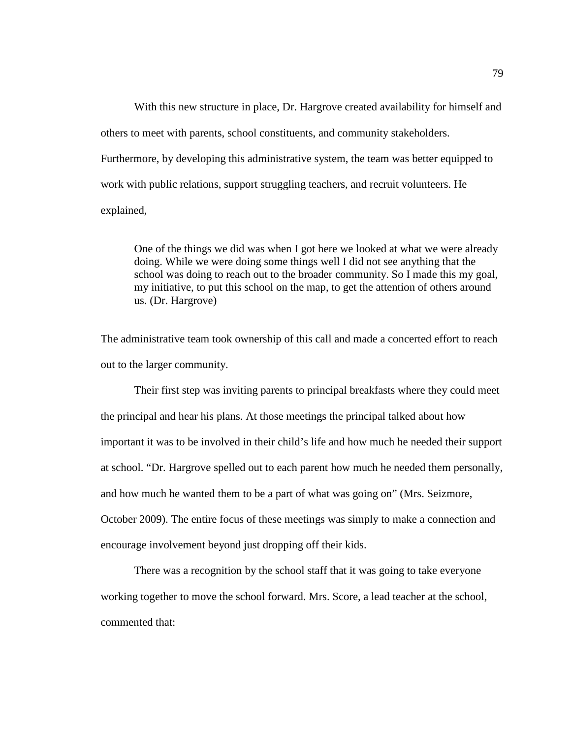With this new structure in place, Dr. Hargrove created availability for himself and others to meet with parents, school constituents, and community stakeholders. Furthermore, by developing this administrative system, the team was better equipped to work with public relations, support struggling teachers, and recruit volunteers. He explained,

> One of the things we did was when I got here we looked at what we were already doing. While we were doing some things well I did not see anything that the school was doing to reach out to the broader community. So I made this my goal, my initiative, to put this school on the map, to get the attention of others around us. (Dr. Hargrove)

The administrative team took ownership of this call and made a concerted effort to reach out to the larger community.

Their first step was inviting parents to principal breakfasts where they could meet the principal and hear his plans. At those meetings the principal talked about how important it was to be involved in their child's life and how much he needed their support at school. "Dr. Hargrove spelled out to each parent how much he needed them personally, and how much he wanted them to be a part of what was going on" (Mrs. Seizmore, October 2009). The entire focus of these meetings was simply to make a connection and encourage involvement beyond just dropping off their kids.

There was a recognition by the school staff that it was going to take everyone working together to move the school forward. Mrs. Score, a lead teacher at the school, commented that: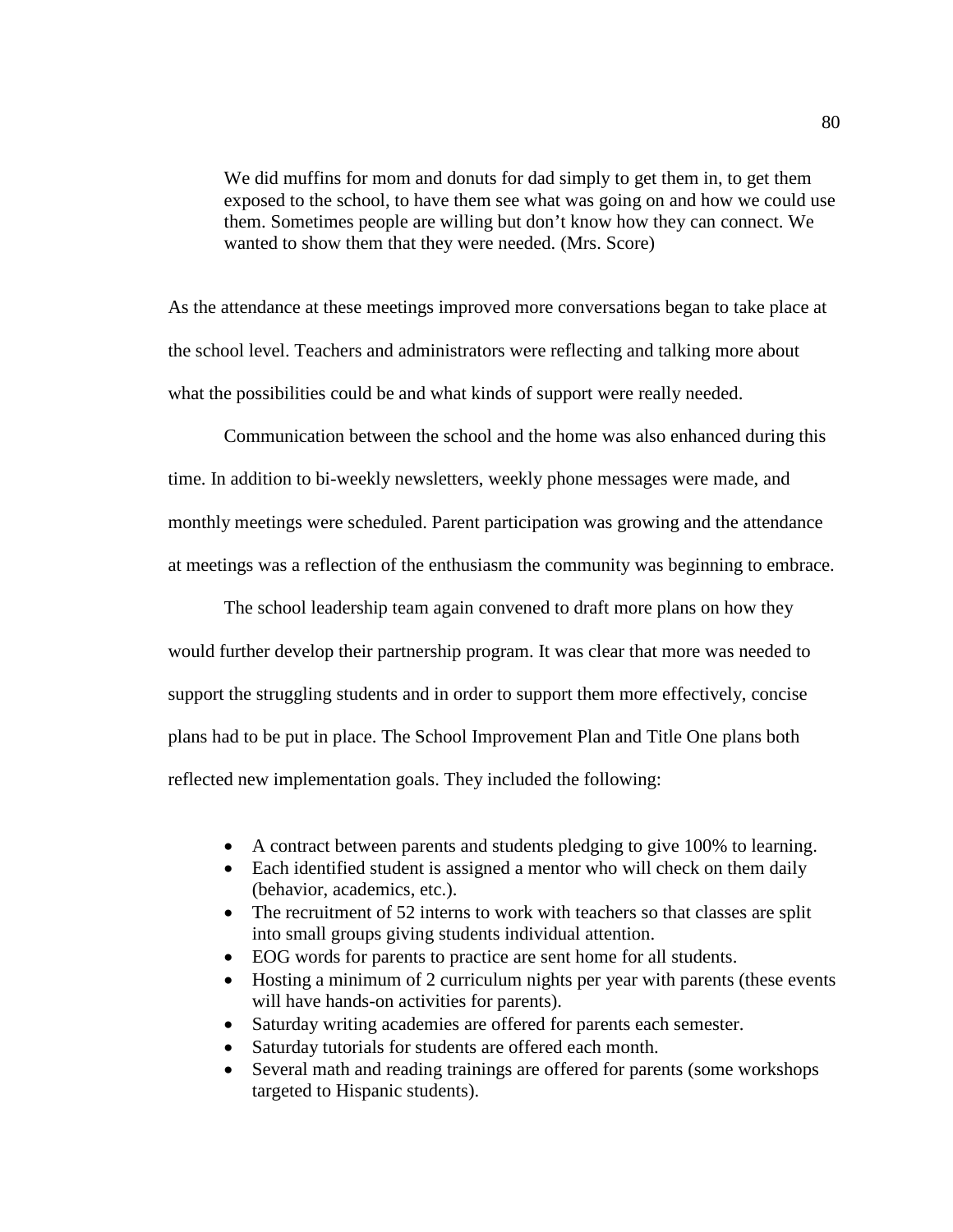> We did muffins for mom and donuts for dad simply to get them in, to get them exposed to the school, to have them see what was going on and how we could use them. Sometimes people are willing but don't know how they can connect. We wanted to show them that they were needed. (Mrs. Score)

As the attendance at these meetings improved more conversations began to take place at the school level. Teachers and administrators were reflecting and talking more about what the possibilities could be and what kinds of support were really needed.

Communication between the school and the home was also enhanced during this time. In addition to bi-weekly newsletters, weekly phone messages were made, and monthly meetings were scheduled. Parent participation was growing and the attendance at meetings was a reflection of the enthusiasm the community was beginning to embrace.

The school leadership team again convened to draft more plans on how they would further develop their partnership program. It was clear that more was needed to support the struggling students and in order to support them more effectively, concise plans had to be put in place. The School Improvement Plan and Title One plans both reflected new implementation goals. They included the following:

- A contract between parents and students pledging to give 100% to learning.
- Each identified student is assigned a mentor who will check on them daily (behavior, academics, etc.).
- The recruitment of 52 interns to work with teachers so that classes are split into small groups giving students individual attention.
- EOG words for parents to practice are sent home for all students.
- Hosting a minimum of 2 curriculum nights per year with parents (these events will have hands-on activities for parents).
- Saturday writing academies are offered for parents each semester.
- Saturday tutorials for students are offered each month.
- Several math and reading trainings are offered for parents (some workshops targeted to Hispanic students).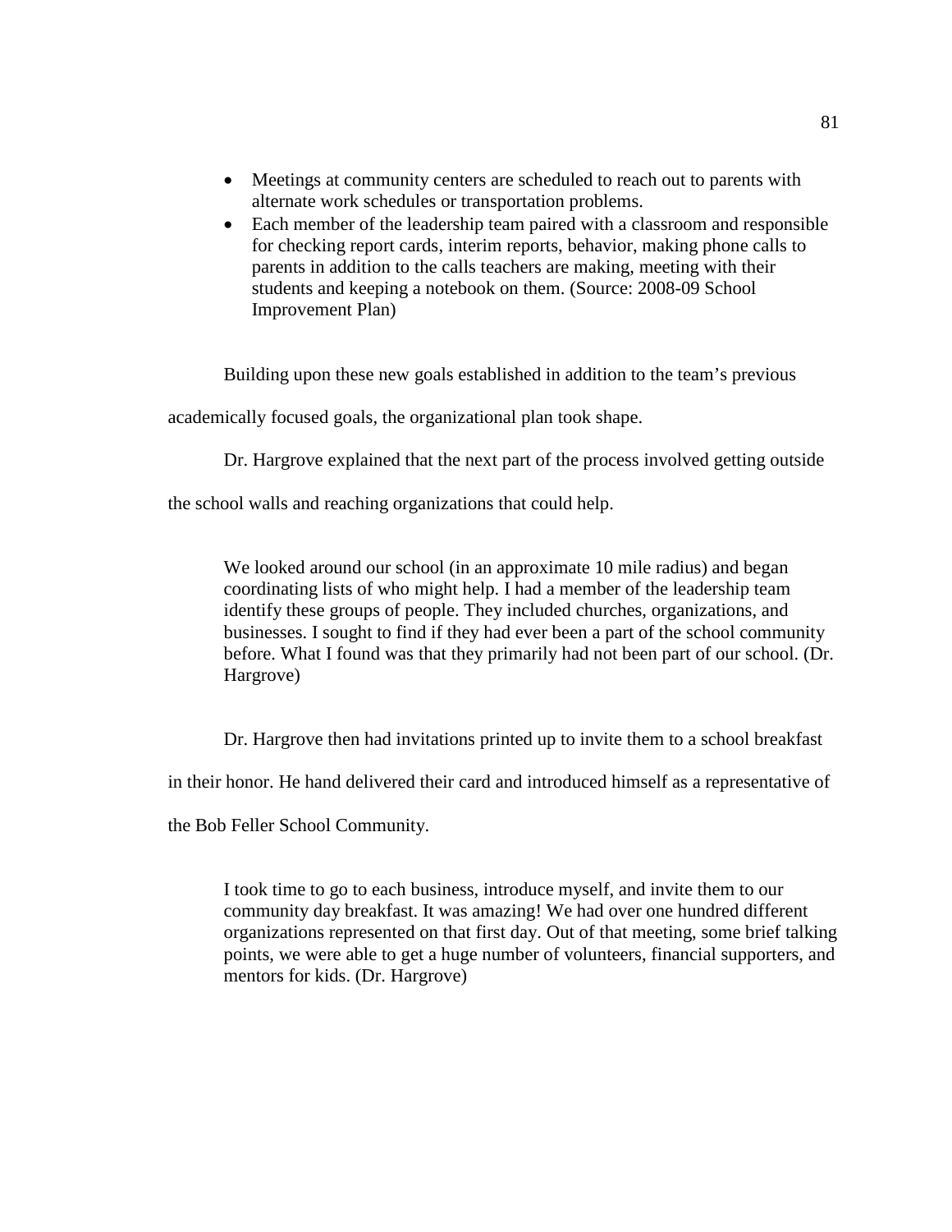- Meetings at community centers are scheduled to reach out to parents with alternate work schedules or transportation problems.
- Each member of the leadership team paired with a classroom and responsible for checking report cards, interim reports, behavior, making phone calls to parents in addition to the calls teachers are making, meeting with their students and keeping a notebook on them. (Source: 2008-09 School Improvement Plan)

Building upon these new goals established in addition to the team's previous academically focused goals, the organizational plan took shape.

Dr. Hargrove explained that the next part of the process involved getting outside the school walls and reaching organizations that could help.

> We looked around our school (in an approximate 10 mile radius) and began coordinating lists of who might help. I had a member of the leadership team identify these groups of people. They included churches, organizations, and businesses. I sought to find if they had ever been a part of the school community before. What I found was that they primarily had not been part of our school. (Dr. Hargrove)

Dr. Hargrove then had invitations printed up to invite them to a school breakfast in their honor. He hand delivered their card and introduced himself as a representative of the Bob Feller School Community.

> I took time to go to each business, introduce myself, and invite them to our community day breakfast. It was amazing! We had over one hundred different organizations represented on that first day. Out of that meeting, some brief talking points, we were able to get a huge number of volunteers, financial supporters, and mentors for kids. (Dr. Hargrove)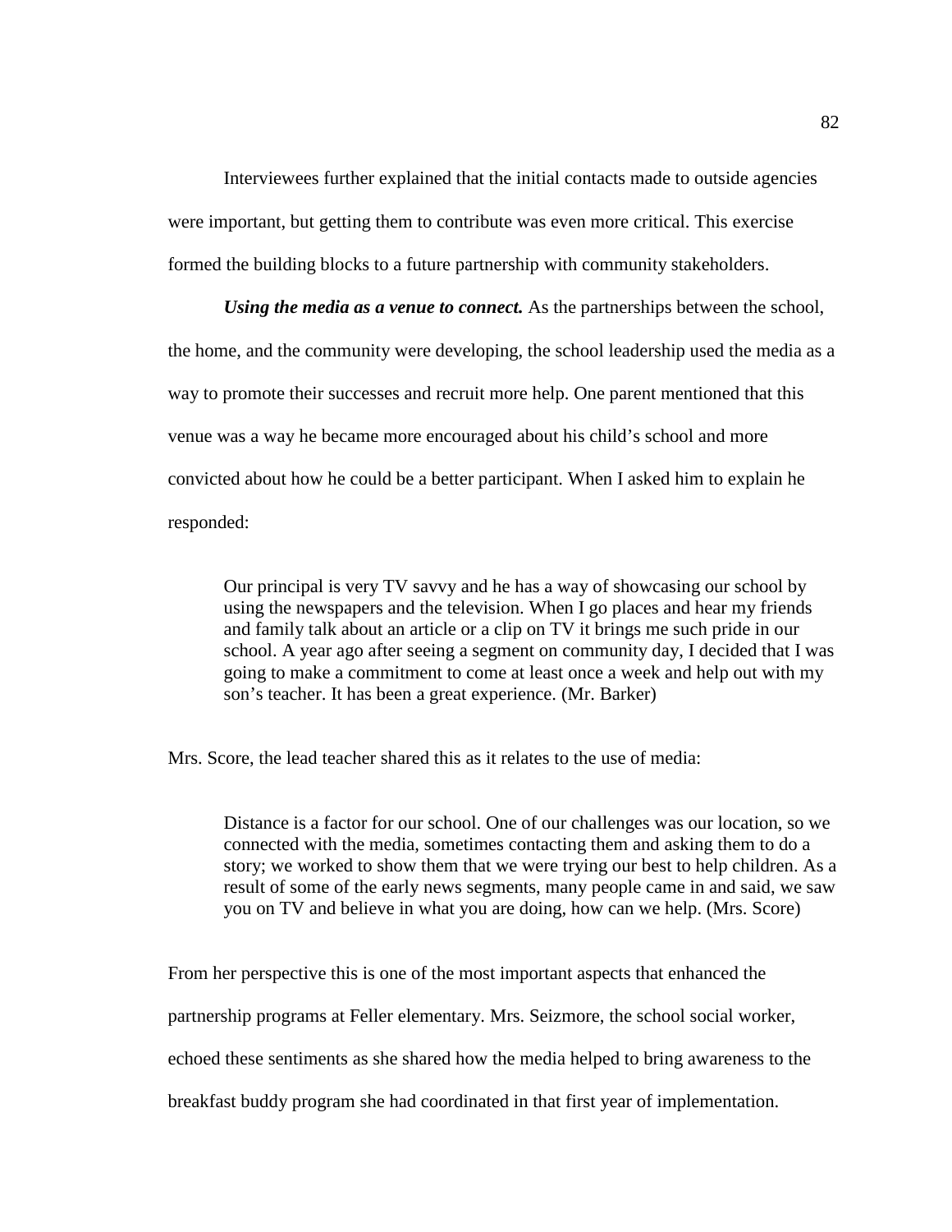Interviewees further explained that the initial contacts made to outside agencies were important, but getting them to contribute was even more critical. This exercise formed the building blocks to a future partnership with community stakeholders.

***Using the media as a venue to connect.*** As the partnerships between the school, the home, and the community were developing, the school leadership used the media as a way to promote their successes and recruit more help. One parent mentioned that this venue was a way he became more encouraged about his child's school and more convicted about how he could be a better participant. When I asked him to explain he responded:

> Our principal is very TV savvy and he has a way of showcasing our school by using the newspapers and the television. When I go places and hear my friends and family talk about an article or a clip on TV it brings me such pride in our school. A year ago after seeing a segment on community day, I decided that I was going to make a commitment to come at least once a week and help out with my son's teacher. It has been a great experience. (Mr. Barker)

Mrs. Score, the lead teacher shared this as it relates to the use of media:

> Distance is a factor for our school. One of our challenges was our location, so we connected with the media, sometimes contacting them and asking them to do a story; we worked to show them that we were trying our best to help children. As a result of some of the early news segments, many people came in and said, we saw you on TV and believe in what you are doing, how can we help. (Mrs. Score)

From her perspective this is one of the most important aspects that enhanced the partnership programs at Feller elementary. Mrs. Seizmore, the school social worker, echoed these sentiments as she shared how the media helped to bring awareness to the breakfast buddy program she had coordinated in that first year of implementation.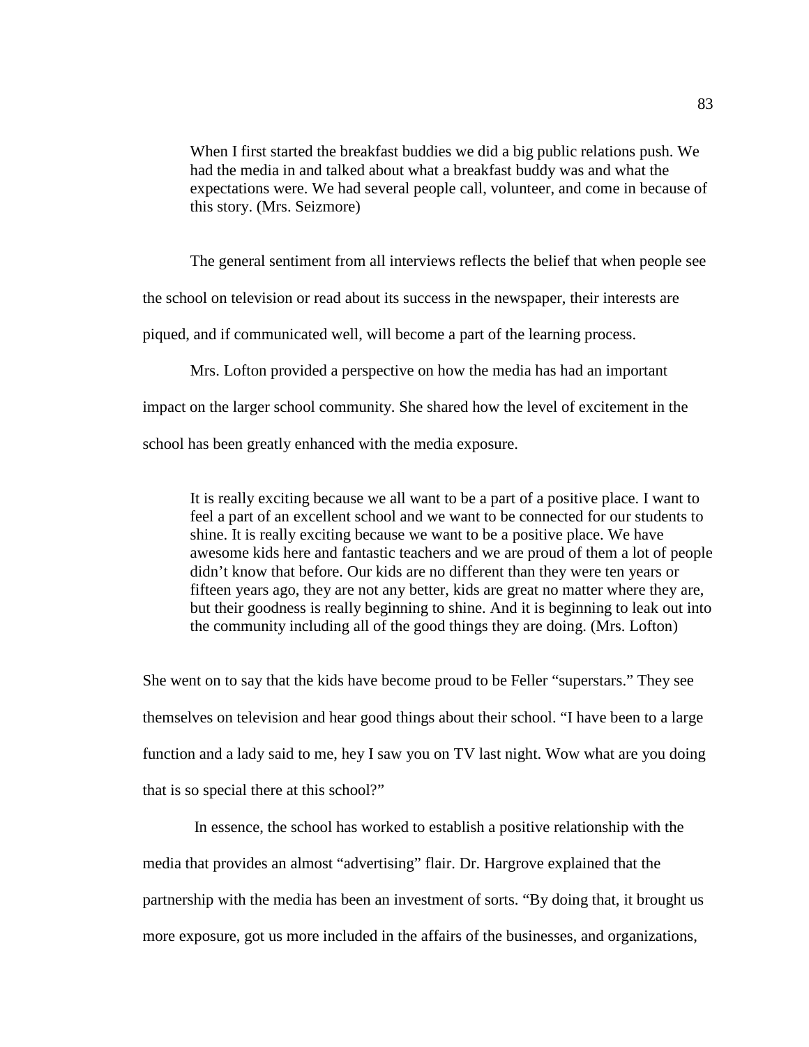> When I first started the breakfast buddies we did a big public relations push. We had the media in and talked about what a breakfast buddy was and what the expectations were. We had several people call, volunteer, and come in because of this story. (Mrs. Seizmore)

The general sentiment from all interviews reflects the belief that when people see the school on television or read about its success in the newspaper, their interests are piqued, and if communicated well, will become a part of the learning process.

Mrs. Lofton provided a perspective on how the media has had an important impact on the larger school community. She shared how the level of excitement in the school has been greatly enhanced with the media exposure.

> It is really exciting because we all want to be a part of a positive place. I want to feel a part of an excellent school and we want to be connected for our students to shine. It is really exciting because we want to be a positive place. We have awesome kids here and fantastic teachers and we are proud of them a lot of people didn't know that before. Our kids are no different than they were ten years or fifteen years ago, they are not any better, kids are great no matter where they are, but their goodness is really beginning to shine. And it is beginning to leak out into the community including all of the good things they are doing. (Mrs. Lofton)

She went on to say that the kids have become proud to be Feller "superstars." They see themselves on television and hear good things about their school. "I have been to a large function and a lady said to me, hey I saw you on TV last night. Wow what are you doing that is so special there at this school?"

In essence, the school has worked to establish a positive relationship with the media that provides an almost "advertising" flair. Dr. Hargrove explained that the partnership with the media has been an investment of sorts. "By doing that, it brought us more exposure, got us more included in the affairs of the businesses, and organizations,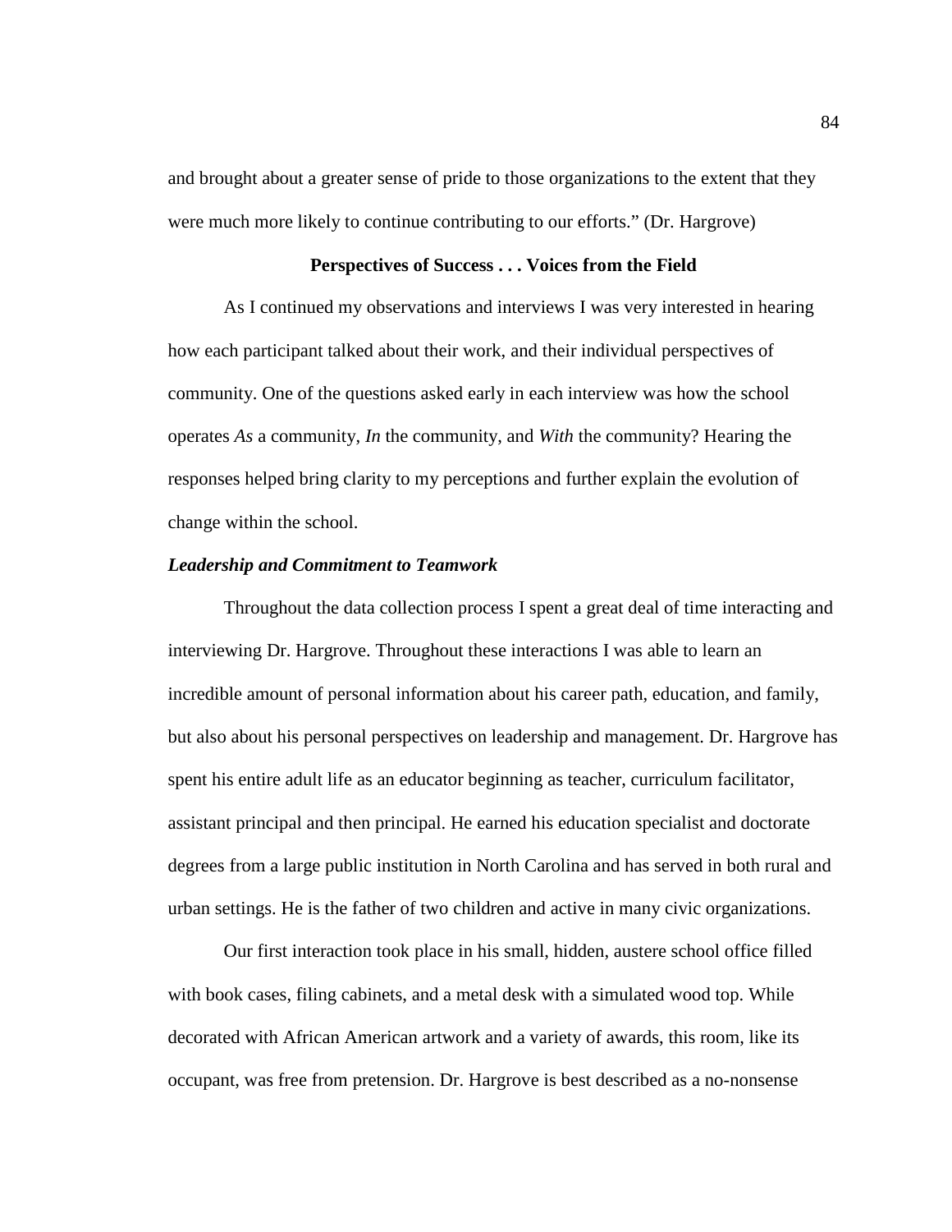and brought about a greater sense of pride to those organizations to the extent that they were much more likely to continue contributing to our efforts." (Dr. Hargrove)

## Perspectives of Success . . . Voices from the Field

As I continued my observations and interviews I was very interested in hearing how each participant talked about their work, and their individual perspectives of community. One of the questions asked early in each interview was how the school operates *As* a community, *In* the community, and *With* the community? Hearing the responses helped bring clarity to my perceptions and further explain the evolution of change within the school.

### *Leadership and Commitment to Teamwork*

Throughout the data collection process I spent a great deal of time interacting and interviewing Dr. Hargrove. Throughout these interactions I was able to learn an incredible amount of personal information about his career path, education, and family, but also about his personal perspectives on leadership and management. Dr. Hargrove has spent his entire adult life as an educator beginning as teacher, curriculum facilitator, assistant principal and then principal. He earned his education specialist and doctorate degrees from a large public institution in North Carolina and has served in both rural and urban settings. He is the father of two children and active in many civic organizations.

Our first interaction took place in his small, hidden, austere school office filled with book cases, filing cabinets, and a metal desk with a simulated wood top. While decorated with African American artwork and a variety of awards, this room, like its occupant, was free from pretension. Dr. Hargrove is best described as a no-nonsense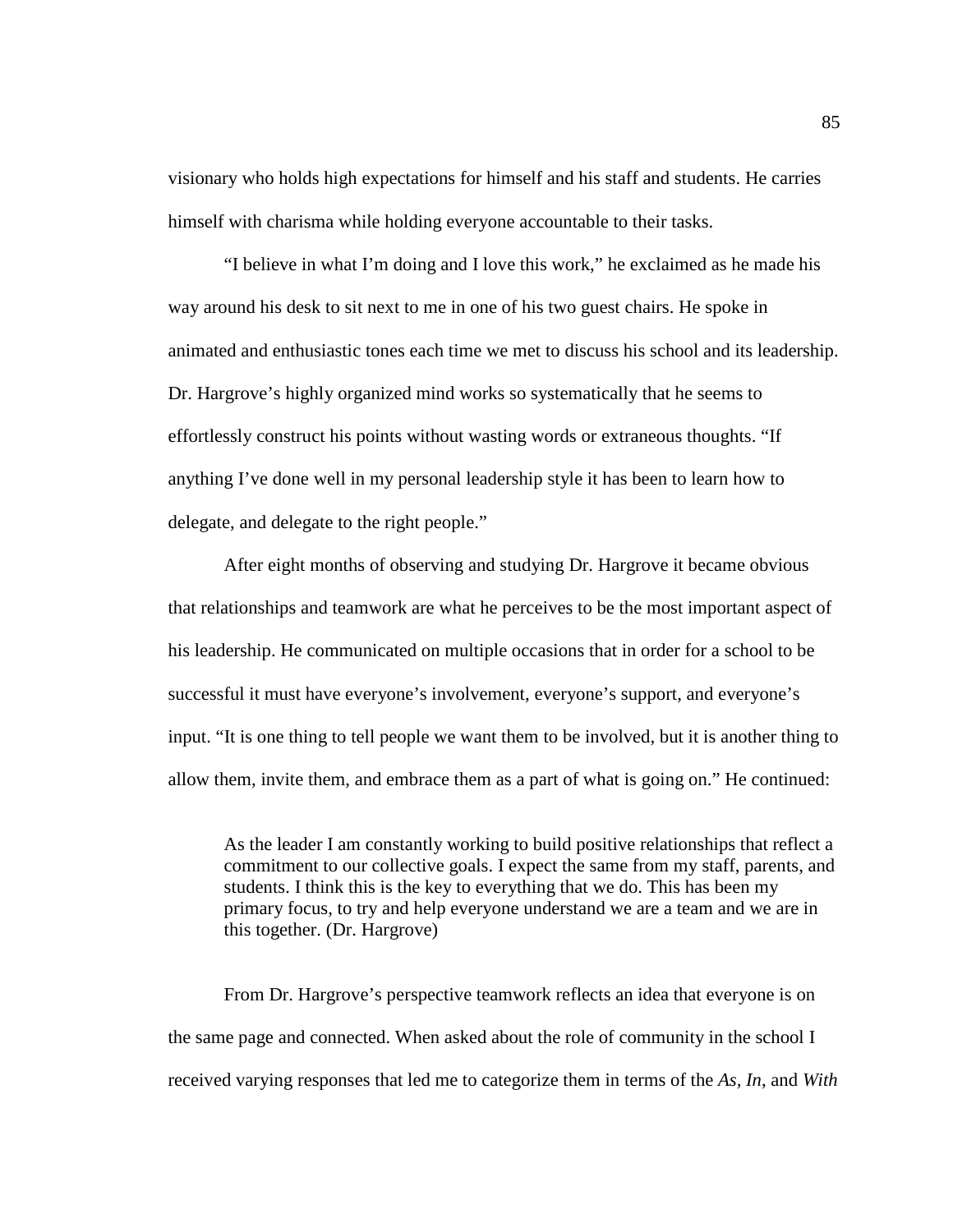visionary who holds high expectations for himself and his staff and students. He carries himself with charisma while holding everyone accountable to their tasks.

"I believe in what I'm doing and I love this work," he exclaimed as he made his way around his desk to sit next to me in one of his two guest chairs. He spoke in animated and enthusiastic tones each time we met to discuss his school and its leadership. Dr. Hargrove's highly organized mind works so systematically that he seems to effortlessly construct his points without wasting words or extraneous thoughts. "If anything I've done well in my personal leadership style it has been to learn how to delegate, and delegate to the right people."

After eight months of observing and studying Dr. Hargrove it became obvious that relationships and teamwork are what he perceives to be the most important aspect of his leadership. He communicated on multiple occasions that in order for a school to be successful it must have everyone's involvement, everyone's support, and everyone's input. "It is one thing to tell people we want them to be involved, but it is another thing to allow them, invite them, and embrace them as a part of what is going on." He continued:

> As the leader I am constantly working to build positive relationships that reflect a commitment to our collective goals. I expect the same from my staff, parents, and students. I think this is the key to everything that we do. This has been my primary focus, to try and help everyone understand we are a team and we are in this together. (Dr. Hargrove)

From Dr. Hargrove's perspective teamwork reflects an idea that everyone is on the same page and connected. When asked about the role of community in the school I received varying responses that led me to categorize them in terms of the *As*, *In*, and *With*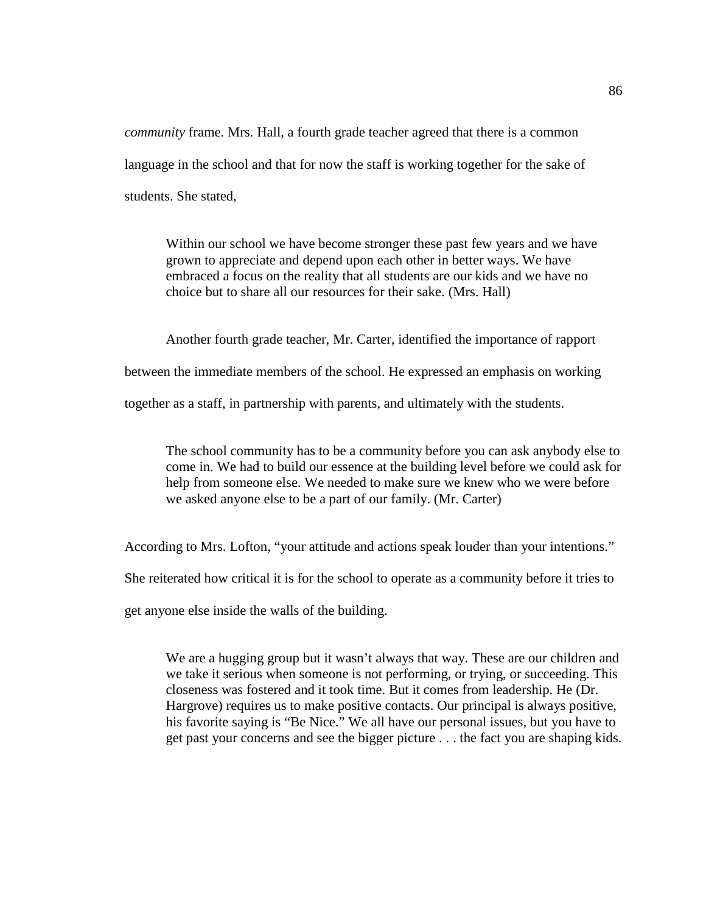*community* frame. Mrs. Hall, a fourth grade teacher agreed that there is a common language in the school and that for now the staff is working together for the sake of students. She stated,

> Within our school we have become stronger these past few years and we have grown to appreciate and depend upon each other in better ways. We have embraced a focus on the reality that all students are our kids and we have no choice but to share all our resources for their sake. (Mrs. Hall)

Another fourth grade teacher, Mr. Carter, identified the importance of rapport between the immediate members of the school. He expressed an emphasis on working together as a staff, in partnership with parents, and ultimately with the students.

> The school community has to be a community before you can ask anybody else to come in. We had to build our essence at the building level before we could ask for help from someone else. We needed to make sure we knew who we were before we asked anyone else to be a part of our family. (Mr. Carter)

According to Mrs. Lofton, "your attitude and actions speak louder than your intentions." She reiterated how critical it is for the school to operate as a community before it tries to get anyone else inside the walls of the building.

> We are a hugging group but it wasn't always that way. These are our children and we take it serious when someone is not performing, or trying, or succeeding. This closeness was fostered and it took time. But it comes from leadership. He (Dr. Hargrove) requires us to make positive contacts. Our principal is always positive, his favorite saying is "Be Nice." We all have our personal issues, but you have to get past your concerns and see the bigger picture . . . the fact you are shaping kids.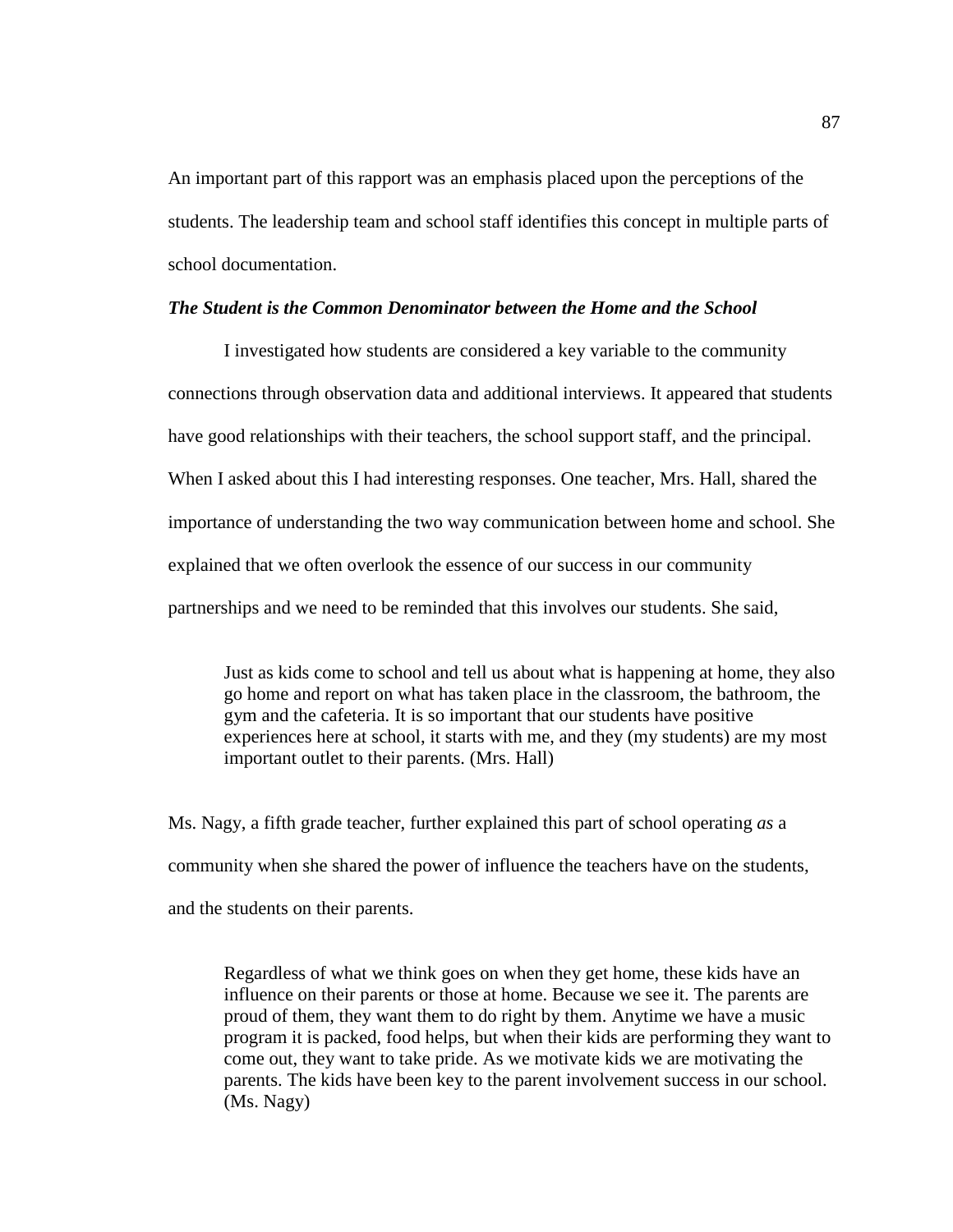An important part of this rapport was an emphasis placed upon the perceptions of the students. The leadership team and school staff identifies this concept in multiple parts of school documentation.

***The Student is the Common Denominator between the Home and the School***

I investigated how students are considered a key variable to the community connections through observation data and additional interviews. It appeared that students have good relationships with their teachers, the school support staff, and the principal. When I asked about this I had interesting responses. One teacher, Mrs. Hall, shared the importance of understanding the two way communication between home and school. She explained that we often overlook the essence of our success in our community partnerships and we need to be reminded that this involves our students. She said,

> Just as kids come to school and tell us about what is happening at home, they also go home and report on what has taken place in the classroom, the bathroom, the gym and the cafeteria. It is so important that our students have positive experiences here at school, it starts with me, and they (my students) are my most important outlet to their parents. (Mrs. Hall)

Ms. Nagy, a fifth grade teacher, further explained this part of school operating *as* a community when she shared the power of influence the teachers have on the students, and the students on their parents.

> Regardless of what we think goes on when they get home, these kids have an influence on their parents or those at home. Because we see it. The parents are proud of them, they want them to do right by them. Anytime we have a music program it is packed, food helps, but when their kids are performing they want to come out, they want to take pride. As we motivate kids we are motivating the parents. The kids have been key to the parent involvement success in our school. (Ms. Nagy)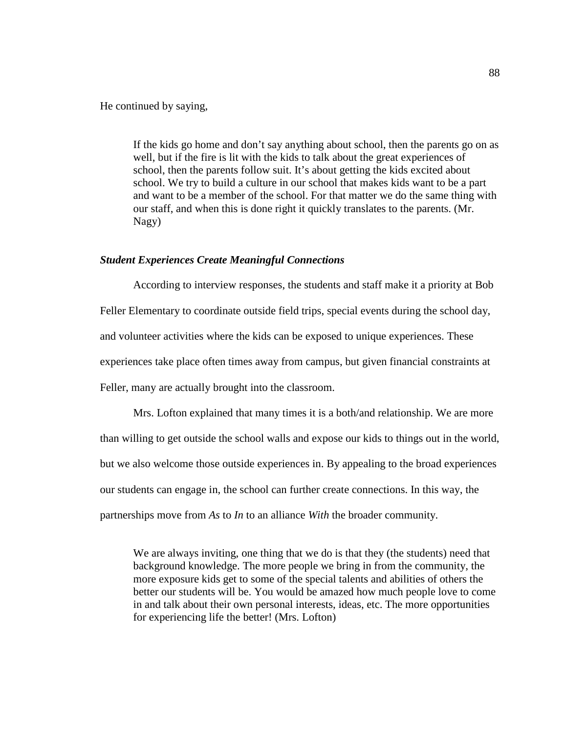He continued by saying,

> If the kids go home and don't say anything about school, then the parents go on as well, but if the fire is lit with the kids to talk about the great experiences of school, then the parents follow suit. It's about getting the kids excited about school. We try to build a culture in our school that makes kids want to be a part and want to be a member of the school. For that matter we do the same thing with our staff, and when this is done right it quickly translates to the parents. (Mr. Nagy)

### *Student Experiences Create Meaningful Connections*

According to interview responses, the students and staff make it a priority at Bob Feller Elementary to coordinate outside field trips, special events during the school day, and volunteer activities where the kids can be exposed to unique experiences. These experiences take place often times away from campus, but given financial constraints at Feller, many are actually brought into the classroom.

Mrs. Lofton explained that many times it is a both/and relationship. We are more than willing to get outside the school walls and expose our kids to things out in the world, but we also welcome those outside experiences in. By appealing to the broad experiences our students can engage in, the school can further create connections. In this way, the partnerships move from *As* to *In* to an alliance *With* the broader community.

> We are always inviting, one thing that we do is that they (the students) need that background knowledge. The more people we bring in from the community, the more exposure kids get to some of the special talents and abilities of others the better our students will be. You would be amazed how much people love to come in and talk about their own personal interests, ideas, etc. The more opportunities for experiencing life the better! (Mrs. Lofton)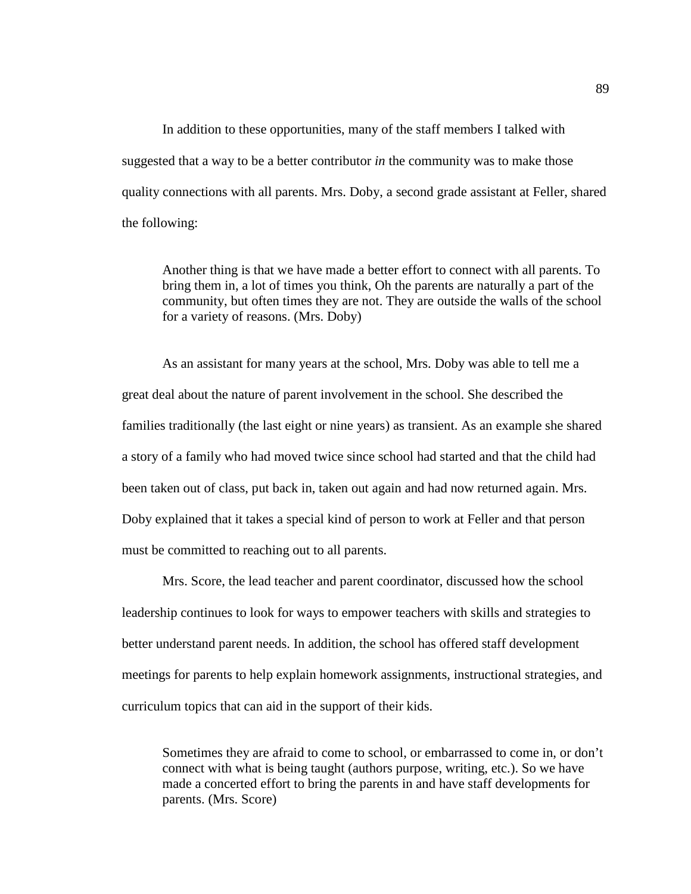In addition to these opportunities, many of the staff members I talked with suggested that a way to be a better contributor *in* the community was to make those quality connections with all parents. Mrs. Doby, a second grade assistant at Feller, shared the following:

> Another thing is that we have made a better effort to connect with all parents. To bring them in, a lot of times you think, Oh the parents are naturally a part of the community, but often times they are not. They are outside the walls of the school for a variety of reasons. (Mrs. Doby)

As an assistant for many years at the school, Mrs. Doby was able to tell me a great deal about the nature of parent involvement in the school. She described the families traditionally (the last eight or nine years) as transient. As an example she shared a story of a family who had moved twice since school had started and that the child had been taken out of class, put back in, taken out again and had now returned again. Mrs. Doby explained that it takes a special kind of person to work at Feller and that person must be committed to reaching out to all parents.

Mrs. Score, the lead teacher and parent coordinator, discussed how the school leadership continues to look for ways to empower teachers with skills and strategies to better understand parent needs. In addition, the school has offered staff development meetings for parents to help explain homework assignments, instructional strategies, and curriculum topics that can aid in the support of their kids.

> Sometimes they are afraid to come to school, or embarrassed to come in, or don't connect with what is being taught (authors purpose, writing, etc.). So we have made a concerted effort to bring the parents in and have staff developments for parents. (Mrs. Score)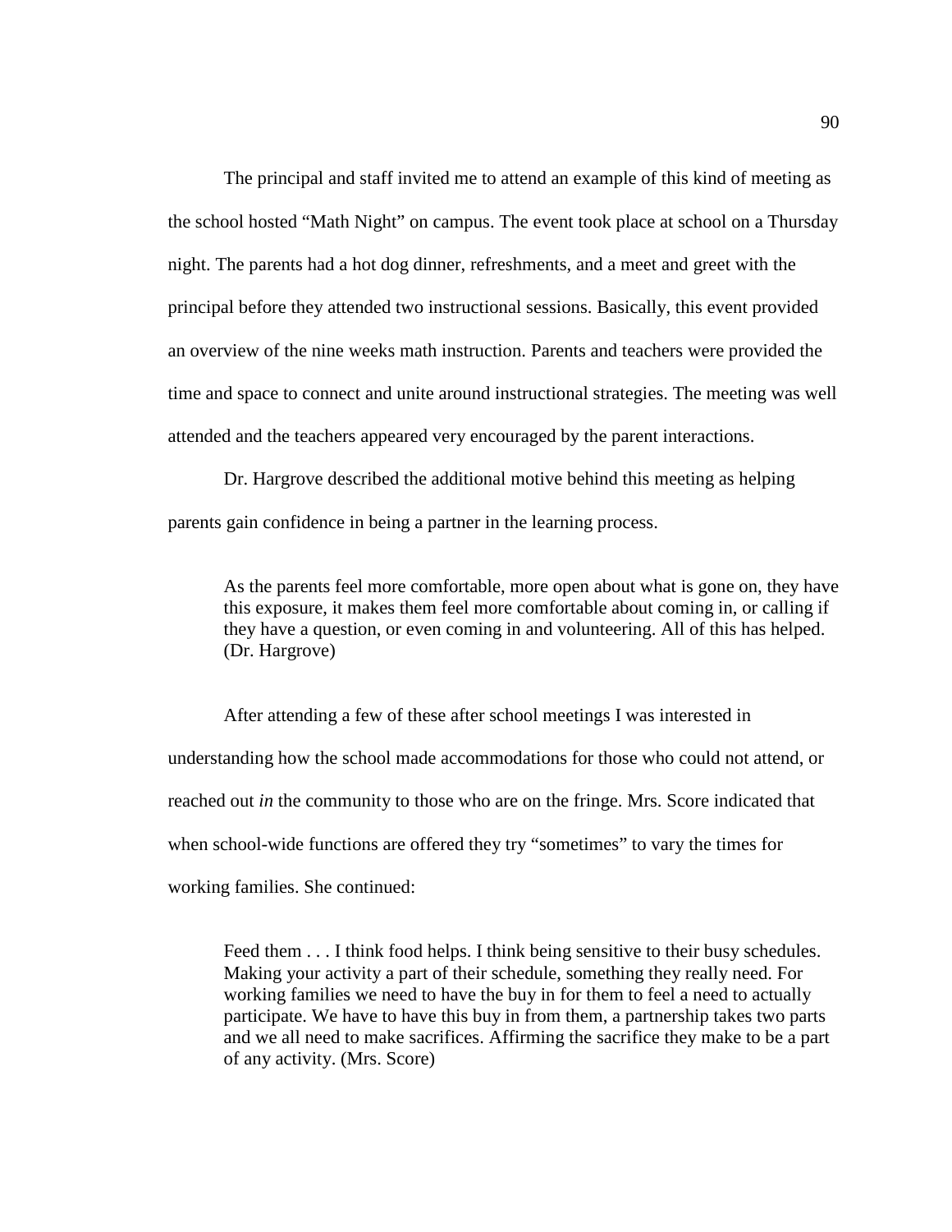The principal and staff invited me to attend an example of this kind of meeting as the school hosted "Math Night" on campus. The event took place at school on a Thursday night. The parents had a hot dog dinner, refreshments, and a meet and greet with the principal before they attended two instructional sessions. Basically, this event provided an overview of the nine weeks math instruction. Parents and teachers were provided the time and space to connect and unite around instructional strategies. The meeting was well attended and the teachers appeared very encouraged by the parent interactions.

Dr. Hargrove described the additional motive behind this meeting as helping parents gain confidence in being a partner in the learning process.

> As the parents feel more comfortable, more open about what is gone on, they have this exposure, it makes them feel more comfortable about coming in, or calling if they have a question, or even coming in and volunteering. All of this has helped. (Dr. Hargrove)

After attending a few of these after school meetings I was interested in understanding how the school made accommodations for those who could not attend, or reached out *in* the community to those who are on the fringe. Mrs. Score indicated that when school-wide functions are offered they try "sometimes" to vary the times for working families. She continued:

> Feed them . . . I think food helps. I think being sensitive to their busy schedules. Making your activity a part of their schedule, something they really need. For working families we need to have the buy in for them to feel a need to actually participate. We have to have this buy in from them, a partnership takes two parts and we all need to make sacrifices. Affirming the sacrifice they make to be a part of any activity. (Mrs. Score)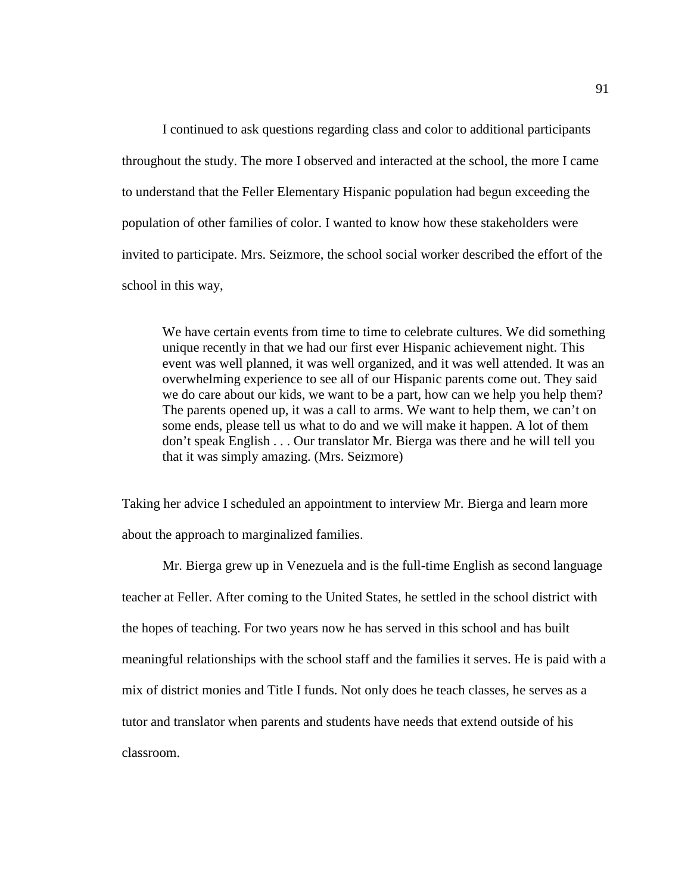I continued to ask questions regarding class and color to additional participants throughout the study. The more I observed and interacted at the school, the more I came to understand that the Feller Elementary Hispanic population had begun exceeding the population of other families of color. I wanted to know how these stakeholders were invited to participate. Mrs. Seizmore, the school social worker described the effort of the school in this way,

> We have certain events from time to time to celebrate cultures. We did something unique recently in that we had our first ever Hispanic achievement night. This event was well planned, it was well organized, and it was well attended. It was an overwhelming experience to see all of our Hispanic parents come out. They said we do care about our kids, we want to be a part, how can we help you help them? The parents opened up, it was a call to arms. We want to help them, we can't on some ends, please tell us what to do and we will make it happen. A lot of them don't speak English . . . Our translator Mr. Bierga was there and he will tell you that it was simply amazing. (Mrs. Seizmore)

Taking her advice I scheduled an appointment to interview Mr. Bierga and learn more about the approach to marginalized families.

Mr. Bierga grew up in Venezuela and is the full-time English as second language teacher at Feller. After coming to the United States, he settled in the school district with the hopes of teaching. For two years now he has served in this school and has built meaningful relationships with the school staff and the families it serves. He is paid with a mix of district monies and Title I funds. Not only does he teach classes, he serves as a tutor and translator when parents and students have needs that extend outside of his classroom.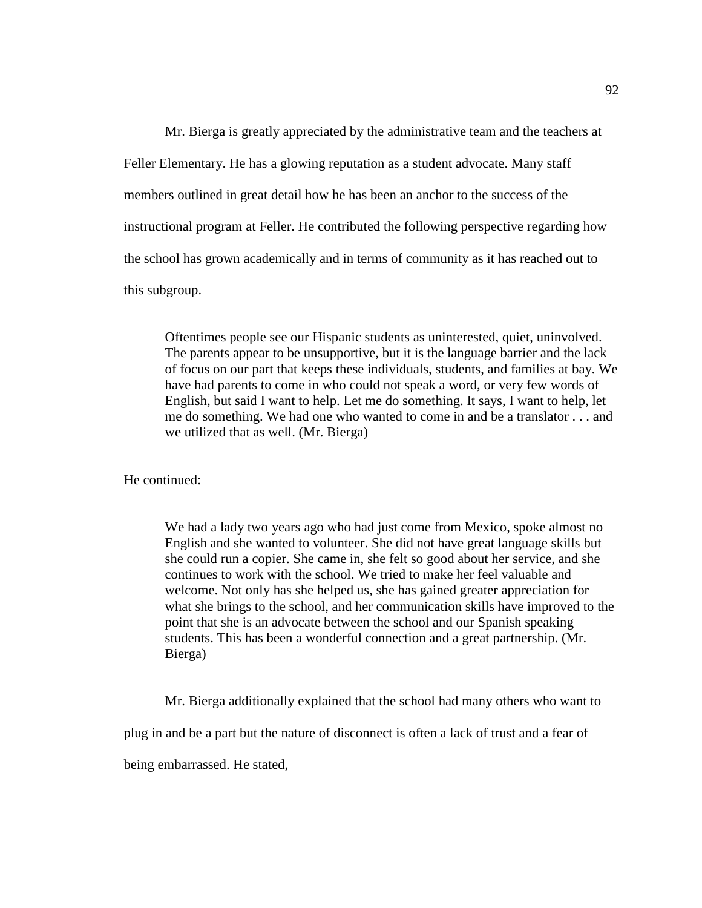Mr. Bierga is greatly appreciated by the administrative team and the teachers at Feller Elementary. He has a glowing reputation as a student advocate. Many staff members outlined in great detail how he has been an anchor to the success of the instructional program at Feller. He contributed the following perspective regarding how the school has grown academically and in terms of community as it has reached out to this subgroup.

> Oftentimes people see our Hispanic students as uninterested, quiet, uninvolved. The parents appear to be unsupportive, but it is the language barrier and the lack of focus on our part that keeps these individuals, students, and families at bay. We have had parents to come in who could not speak a word, or very few words of English, but said I want to help. <u>Let me do something</u>. It says, I want to help, let me do something. We had one who wanted to come in and be a translator . . . and we utilized that as well. (Mr. Bierga)

He continued:

> We had a lady two years ago who had just come from Mexico, spoke almost no English and she wanted to volunteer. She did not have great language skills but she could run a copier. She came in, she felt so good about her service, and she continues to work with the school. We tried to make her feel valuable and welcome. Not only has she helped us, she has gained greater appreciation for what she brings to the school, and her communication skills have improved to the point that she is an advocate between the school and our Spanish speaking students. This has been a wonderful connection and a great partnership. (Mr. Bierga)

Mr. Bierga additionally explained that the school had many others who want to plug in and be a part but the nature of disconnect is often a lack of trust and a fear of being embarrassed. He stated,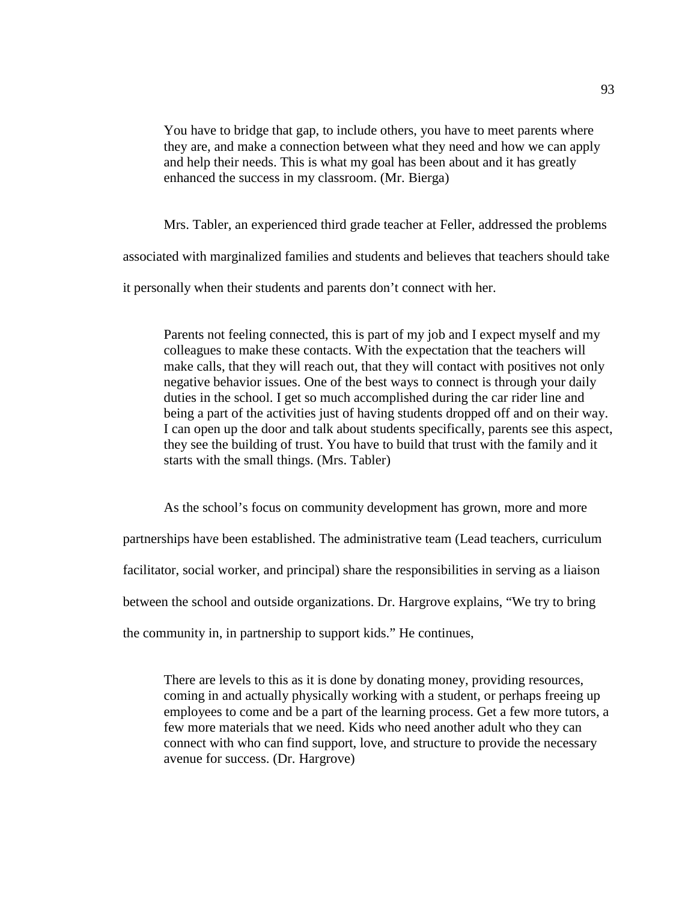> You have to bridge that gap, to include others, you have to meet parents where they are, and make a connection between what they need and how we can apply and help their needs. This is what my goal has been about and it has greatly enhanced the success in my classroom. (Mr. Bierga)

Mrs. Tabler, an experienced third grade teacher at Feller, addressed the problems associated with marginalized families and students and believes that teachers should take it personally when their students and parents don't connect with her.

> Parents not feeling connected, this is part of my job and I expect myself and my colleagues to make these contacts. With the expectation that the teachers will make calls, that they will reach out, that they will contact with positives not only negative behavior issues. One of the best ways to connect is through your daily duties in the school. I get so much accomplished during the car rider line and being a part of the activities just of having students dropped off and on their way. I can open up the door and talk about students specifically, parents see this aspect, they see the building of trust. You have to build that trust with the family and it starts with the small things. (Mrs. Tabler)

As the school's focus on community development has grown, more and more partnerships have been established. The administrative team (Lead teachers, curriculum facilitator, social worker, and principal) share the responsibilities in serving as a liaison between the school and outside organizations. Dr. Hargrove explains, "We try to bring the community in, in partnership to support kids." He continues,

> There are levels to this as it is done by donating money, providing resources, coming in and actually physically working with a student, or perhaps freeing up employees to come and be a part of the learning process. Get a few more tutors, a few more materials that we need. Kids who need another adult who they can connect with who can find support, love, and structure to provide the necessary avenue for success. (Dr. Hargrove)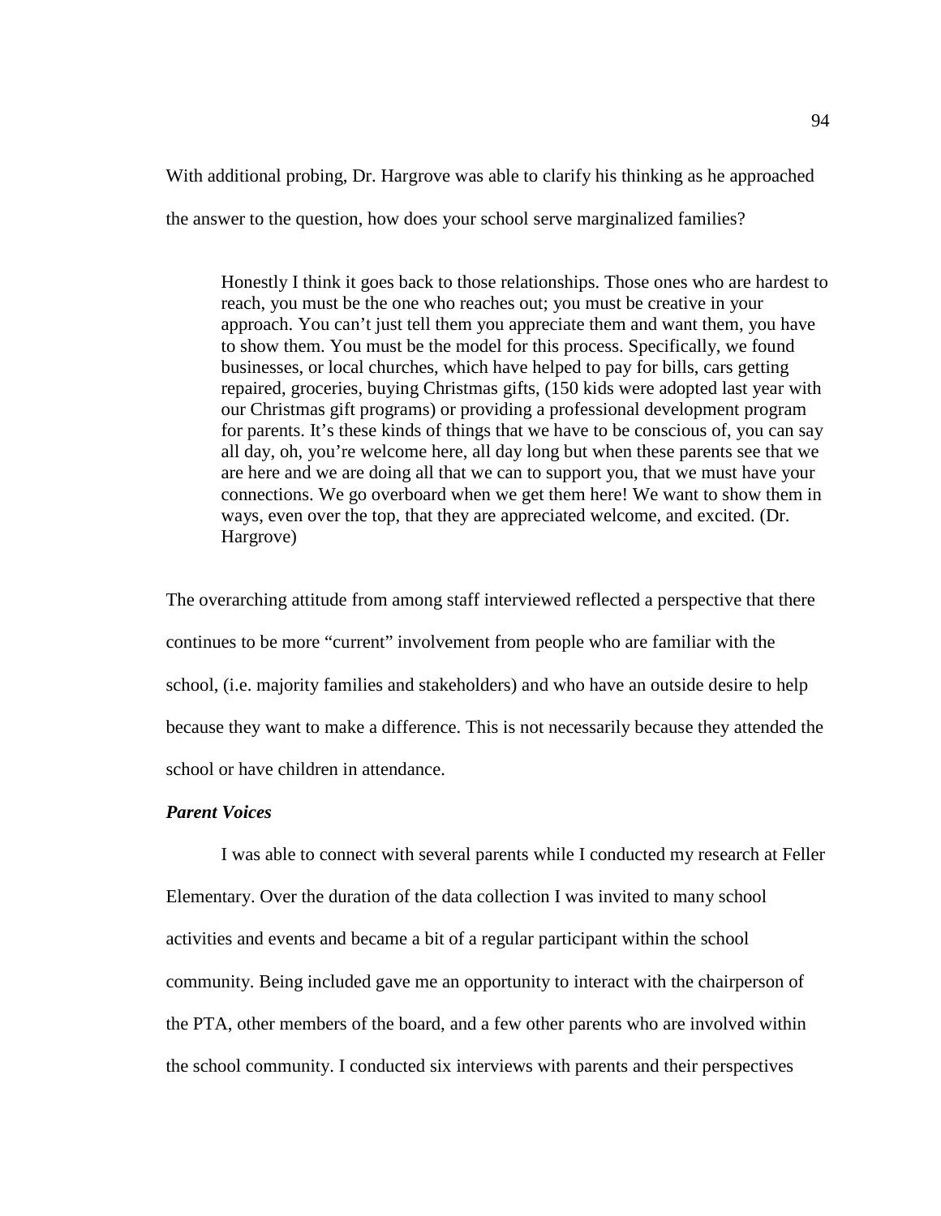With additional probing, Dr. Hargrove was able to clarify his thinking as he approached the answer to the question, how does your school serve marginalized families?

> Honestly I think it goes back to those relationships. Those ones who are hardest to reach, you must be the one who reaches out; you must be creative in your approach. You can't just tell them you appreciate them and want them, you have to show them. You must be the model for this process. Specifically, we found businesses, or local churches, which have helped to pay for bills, cars getting repaired, groceries, buying Christmas gifts, (150 kids were adopted last year with our Christmas gift programs) or providing a professional development program for parents. It's these kinds of things that we have to be conscious of, you can say all day, oh, you're welcome here, all day long but when these parents see that we are here and we are doing all that we can to support you, that we must have your connections. We go overboard when we get them here! We want to show them in ways, even over the top, that they are appreciated welcome, and excited. (Dr. Hargrove)

The overarching attitude from among staff interviewed reflected a perspective that there continues to be more "current" involvement from people who are familiar with the school, (i.e. majority families and stakeholders) and who have an outside desire to help because they want to make a difference. This is not necessarily because they attended the school or have children in attendance.

### *Parent Voices*

I was able to connect with several parents while I conducted my research at Feller Elementary. Over the duration of the data collection I was invited to many school activities and events and became a bit of a regular participant within the school community. Being included gave me an opportunity to interact with the chairperson of the PTA, other members of the board, and a few other parents who are involved within the school community. I conducted six interviews with parents and their perspectives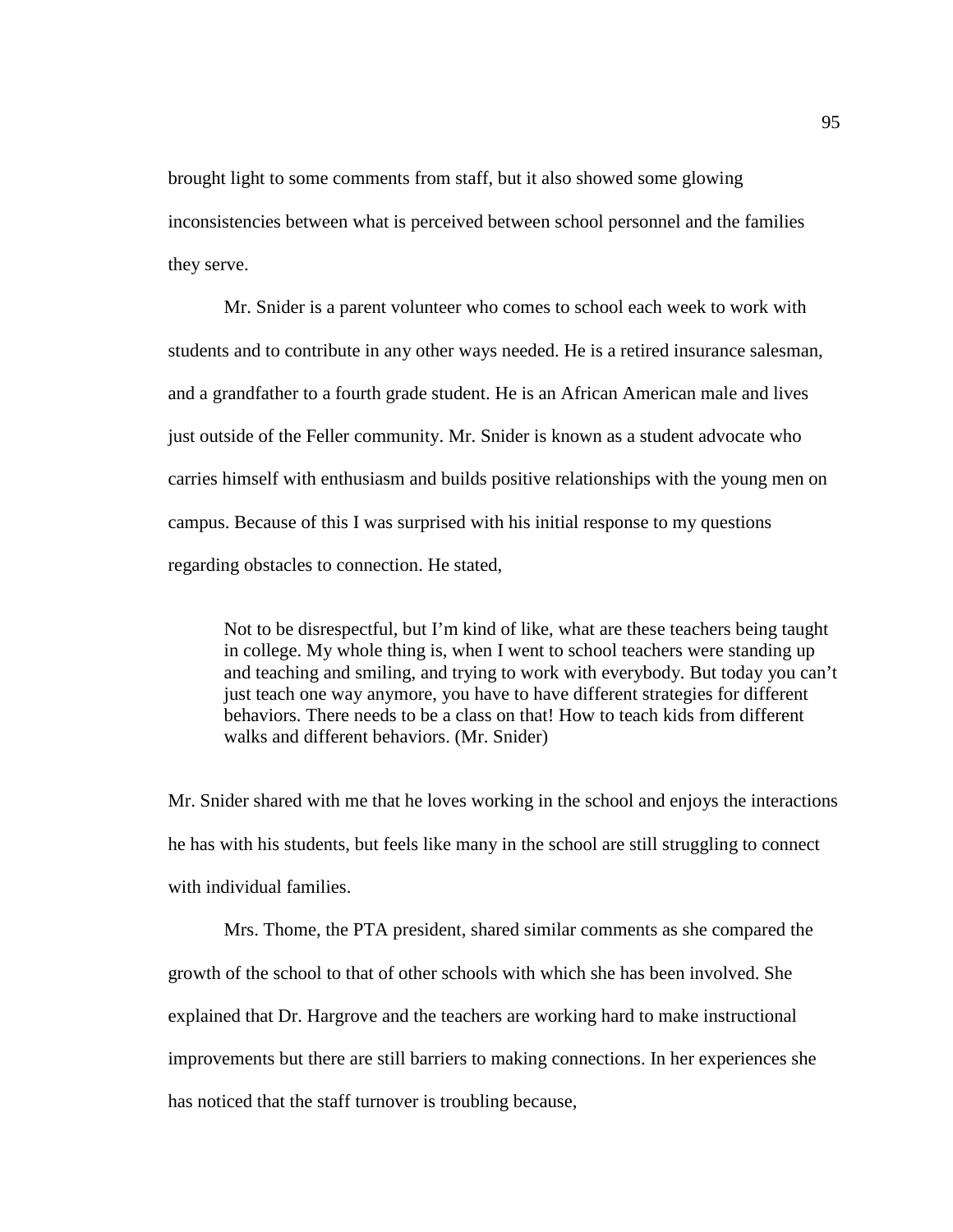brought light to some comments from staff, but it also showed some glowing inconsistencies between what is perceived between school personnel and the families they serve.

Mr. Snider is a parent volunteer who comes to school each week to work with students and to contribute in any other ways needed. He is a retired insurance salesman, and a grandfather to a fourth grade student. He is an African American male and lives just outside of the Feller community. Mr. Snider is known as a student advocate who carries himself with enthusiasm and builds positive relationships with the young men on campus. Because of this I was surprised with his initial response to my questions regarding obstacles to connection. He stated,

> Not to be disrespectful, but I'm kind of like, what are these teachers being taught in college. My whole thing is, when I went to school teachers were standing up and teaching and smiling, and trying to work with everybody. But today you can't just teach one way anymore, you have to have different strategies for different behaviors. There needs to be a class on that! How to teach kids from different walks and different behaviors. (Mr. Snider)

Mr. Snider shared with me that he loves working in the school and enjoys the interactions he has with his students, but feels like many in the school are still struggling to connect with individual families.

Mrs. Thome, the PTA president, shared similar comments as she compared the growth of the school to that of other schools with which she has been involved. She explained that Dr. Hargrove and the teachers are working hard to make instructional improvements but there are still barriers to making connections. In her experiences she has noticed that the staff turnover is troubling because,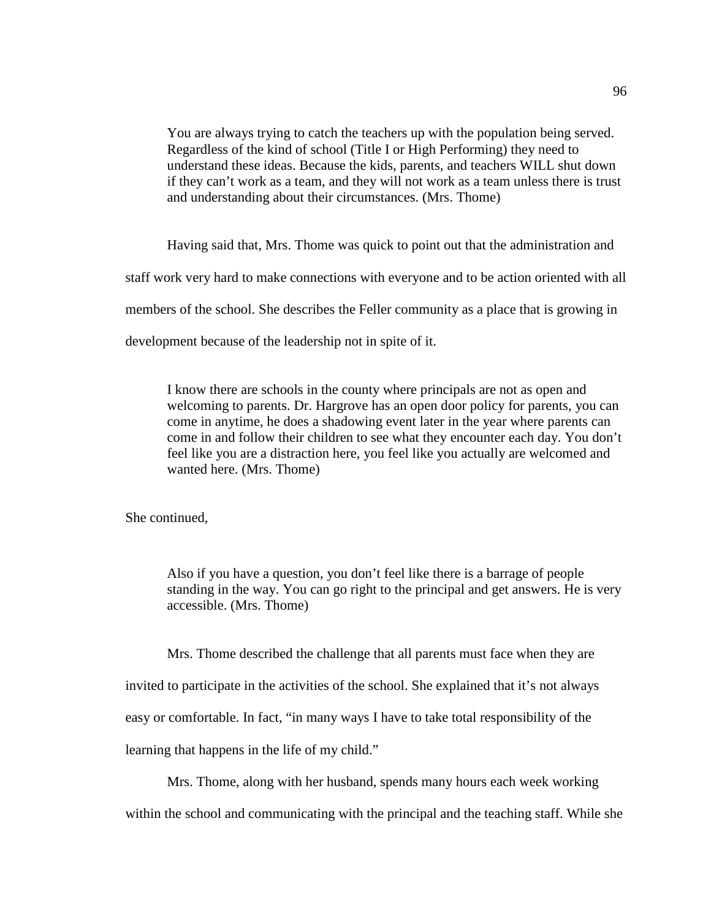> You are always trying to catch the teachers up with the population being served. Regardless of the kind of school (Title I or High Performing) they need to understand these ideas. Because the kids, parents, and teachers WILL shut down if they can't work as a team, and they will not work as a team unless there is trust and understanding about their circumstances. (Mrs. Thome)

Having said that, Mrs. Thome was quick to point out that the administration and staff work very hard to make connections with everyone and to be action oriented with all members of the school. She describes the Feller community as a place that is growing in development because of the leadership not in spite of it.

> I know there are schools in the county where principals are not as open and welcoming to parents. Dr. Hargrove has an open door policy for parents, you can come in anytime, he does a shadowing event later in the year where parents can come in and follow their children to see what they encounter each day. You don't feel like you are a distraction here, you feel like you actually are welcomed and wanted here. (Mrs. Thome)

She continued,

> Also if you have a question, you don't feel like there is a barrage of people standing in the way. You can go right to the principal and get answers. He is very accessible. (Mrs. Thome)

Mrs. Thome described the challenge that all parents must face when they are invited to participate in the activities of the school. She explained that it's not always easy or comfortable. In fact, "in many ways I have to take total responsibility of the learning that happens in the life of my child."

Mrs. Thome, along with her husband, spends many hours each week working within the school and communicating with the principal and the teaching staff. While she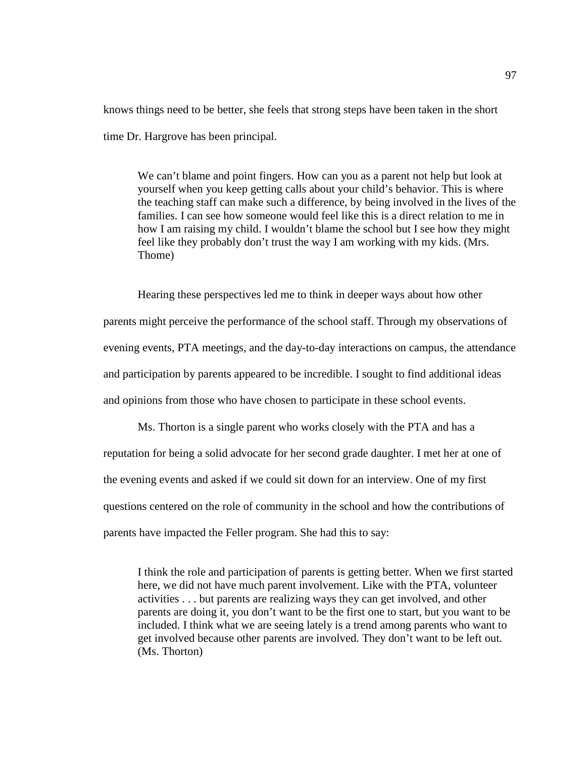knows things need to be better, she feels that strong steps have been taken in the short time Dr. Hargrove has been principal.

> We can't blame and point fingers. How can you as a parent not help but look at yourself when you keep getting calls about your child's behavior. This is where the teaching staff can make such a difference, by being involved in the lives of the families. I can see how someone would feel like this is a direct relation to me in how I am raising my child. I wouldn't blame the school but I see how they might feel like they probably don't trust the way I am working with my kids. (Mrs. Thome)

Hearing these perspectives led me to think in deeper ways about how other parents might perceive the performance of the school staff. Through my observations of evening events, PTA meetings, and the day-to-day interactions on campus, the attendance and participation by parents appeared to be incredible. I sought to find additional ideas and opinions from those who have chosen to participate in these school events.

Ms. Thorton is a single parent who works closely with the PTA and has a reputation for being a solid advocate for her second grade daughter. I met her at one of the evening events and asked if we could sit down for an interview. One of my first questions centered on the role of community in the school and how the contributions of parents have impacted the Feller program. She had this to say:

> I think the role and participation of parents is getting better. When we first started here, we did not have much parent involvement. Like with the PTA, volunteer activities . . . but parents are realizing ways they can get involved, and other parents are doing it, you don't want to be the first one to start, but you want to be included. I think what we are seeing lately is a trend among parents who want to get involved because other parents are involved. They don't want to be left out. (Ms. Thorton)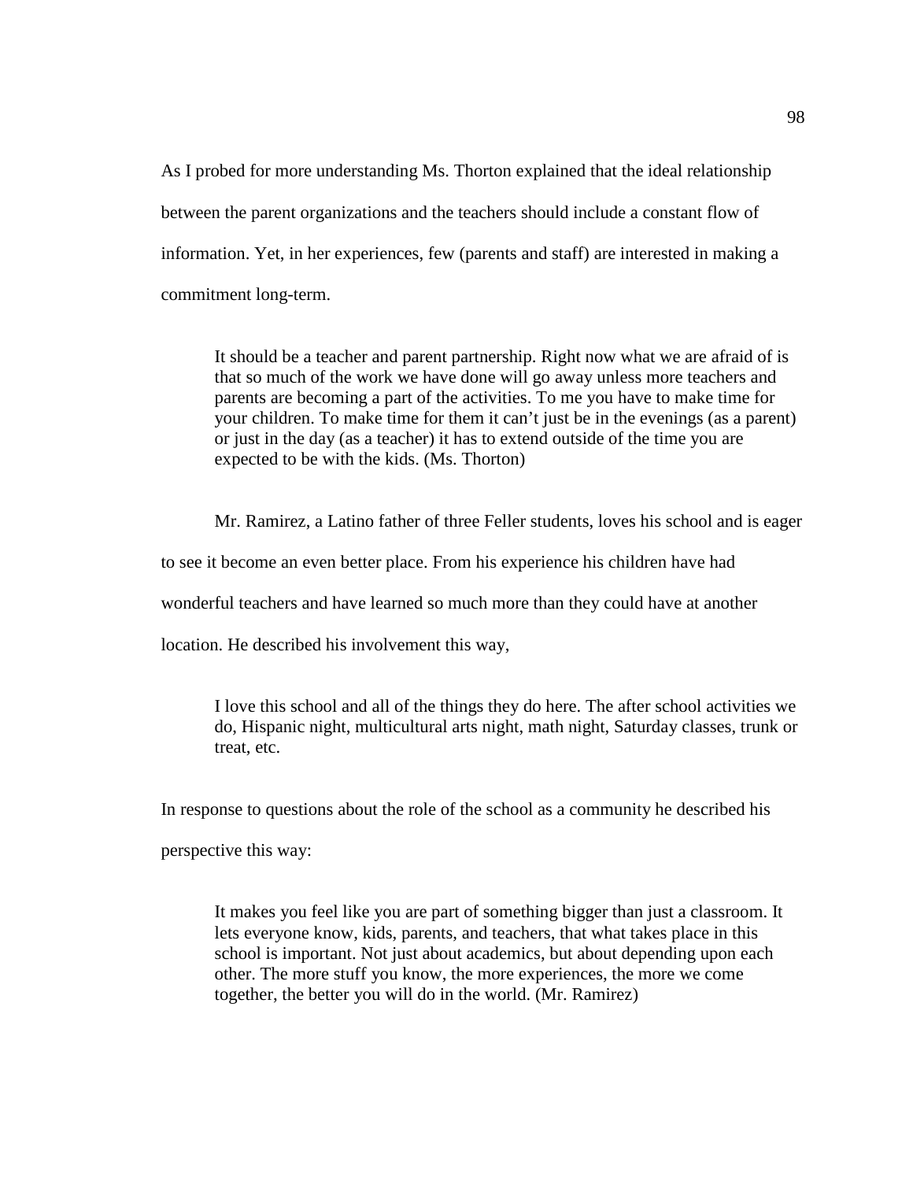As I probed for more understanding Ms. Thorton explained that the ideal relationship between the parent organizations and the teachers should include a constant flow of information. Yet, in her experiences, few (parents and staff) are interested in making a commitment long-term.

> It should be a teacher and parent partnership. Right now what we are afraid of is that so much of the work we have done will go away unless more teachers and parents are becoming a part of the activities. To me you have to make time for your children. To make time for them it can't just be in the evenings (as a parent) or just in the day (as a teacher) it has to extend outside of the time you are expected to be with the kids. (Ms. Thorton)

Mr. Ramirez, a Latino father of three Feller students, loves his school and is eager to see it become an even better place. From his experience his children have had wonderful teachers and have learned so much more than they could have at another location. He described his involvement this way,

> I love this school and all of the things they do here. The after school activities we do, Hispanic night, multicultural arts night, math night, Saturday classes, trunk or treat, etc.

In response to questions about the role of the school as a community he described his perspective this way:

> It makes you feel like you are part of something bigger than just a classroom. It lets everyone know, kids, parents, and teachers, that what takes place in this school is important. Not just about academics, but about depending upon each other. The more stuff you know, the more experiences, the more we come together, the better you will do in the world. (Mr. Ramirez)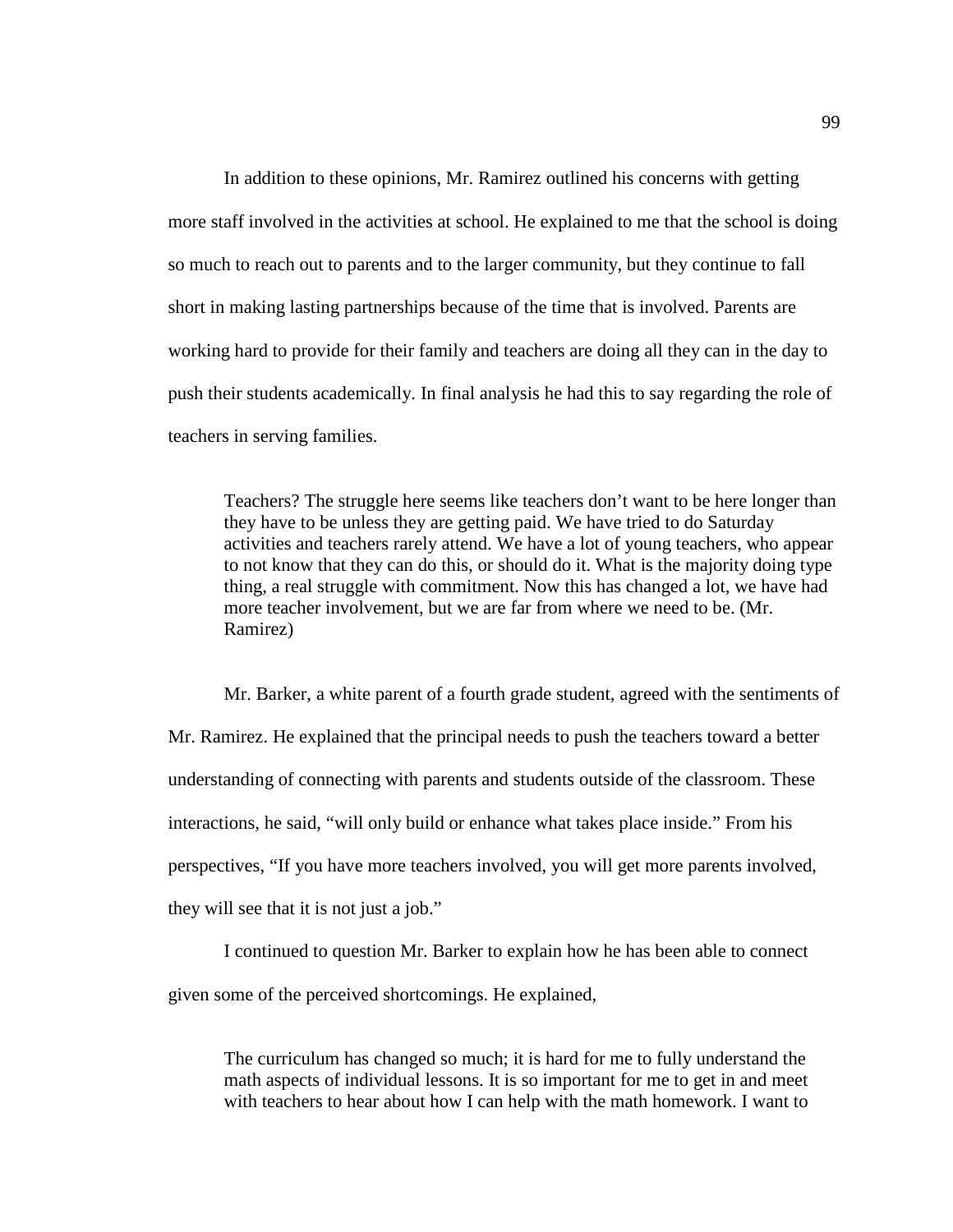In addition to these opinions, Mr. Ramirez outlined his concerns with getting more staff involved in the activities at school. He explained to me that the school is doing so much to reach out to parents and to the larger community, but they continue to fall short in making lasting partnerships because of the time that is involved. Parents are working hard to provide for their family and teachers are doing all they can in the day to push their students academically. In final analysis he had this to say regarding the role of teachers in serving families.

> Teachers? The struggle here seems like teachers don't want to be here longer than they have to be unless they are getting paid. We have tried to do Saturday activities and teachers rarely attend. We have a lot of young teachers, who appear to not know that they can do this, or should do it. What is the majority doing type thing, a real struggle with commitment. Now this has changed a lot, we have had more teacher involvement, but we are far from where we need to be. (Mr. Ramirez)

Mr. Barker, a white parent of a fourth grade student, agreed with the sentiments of Mr. Ramirez. He explained that the principal needs to push the teachers toward a better understanding of connecting with parents and students outside of the classroom. These interactions, he said, "will only build or enhance what takes place inside." From his perspectives, "If you have more teachers involved, you will get more parents involved, they will see that it is not just a job."

I continued to question Mr. Barker to explain how he has been able to connect given some of the perceived shortcomings. He explained,

> The curriculum has changed so much; it is hard for me to fully understand the math aspects of individual lessons. It is so important for me to get in and meet with teachers to hear about how I can help with the math homework. I want to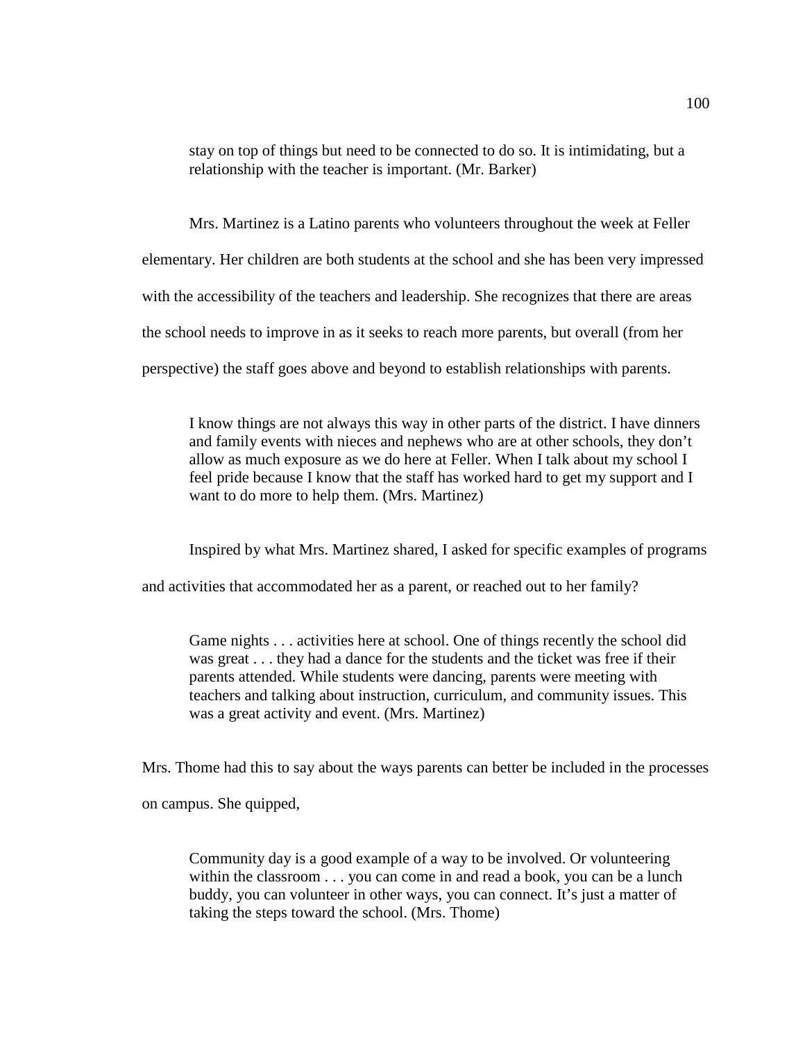> stay on top of things but need to be connected to do so. It is intimidating, but a relationship with the teacher is important. (Mr. Barker)

Mrs. Martinez is a Latino parents who volunteers throughout the week at Feller elementary. Her children are both students at the school and she has been very impressed with the accessibility of the teachers and leadership. She recognizes that there are areas the school needs to improve in as it seeks to reach more parents, but overall (from her perspective) the staff goes above and beyond to establish relationships with parents.

> I know things are not always this way in other parts of the district. I have dinners and family events with nieces and nephews who are at other schools, they don't allow as much exposure as we do here at Feller. When I talk about my school I feel pride because I know that the staff has worked hard to get my support and I want to do more to help them. (Mrs. Martinez)

Inspired by what Mrs. Martinez shared, I asked for specific examples of programs and activities that accommodated her as a parent, or reached out to her family?

> Game nights . . . activities here at school. One of things recently the school did was great . . . they had a dance for the students and the ticket was free if their parents attended. While students were dancing, parents were meeting with teachers and talking about instruction, curriculum, and community issues. This was a great activity and event. (Mrs. Martinez)

Mrs. Thome had this to say about the ways parents can better be included in the processes on campus. She quipped,

> Community day is a good example of a way to be involved. Or volunteering within the classroom . . . you can come in and read a book, you can be a lunch buddy, you can volunteer in other ways, you can connect. It's just a matter of taking the steps toward the school. (Mrs. Thome)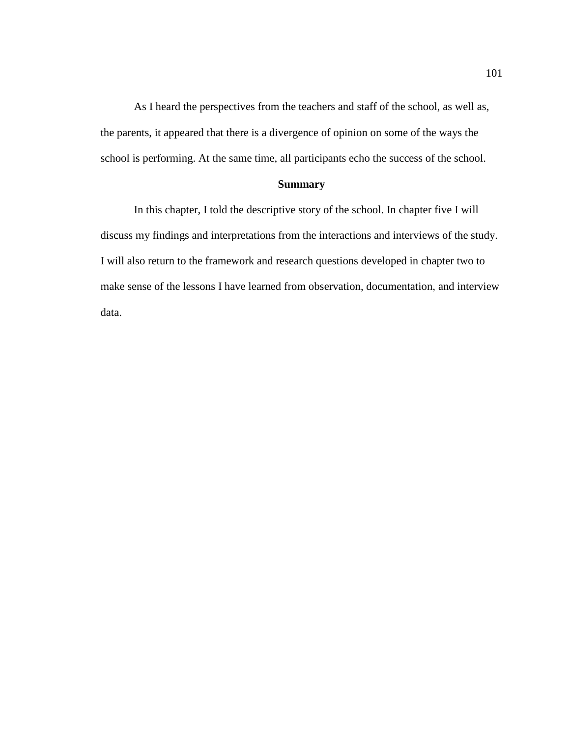As I heard the perspectives from the teachers and staff of the school, as well as, the parents, it appeared that there is a divergence of opinion on some of the ways the school is performing. At the same time, all participants echo the success of the school.

## Summary

In this chapter, I told the descriptive story of the school. In chapter five I will discuss my findings and interpretations from the interactions and interviews of the study. I will also return to the framework and research questions developed in chapter two to make sense of the lessons I have learned from observation, documentation, and interview data.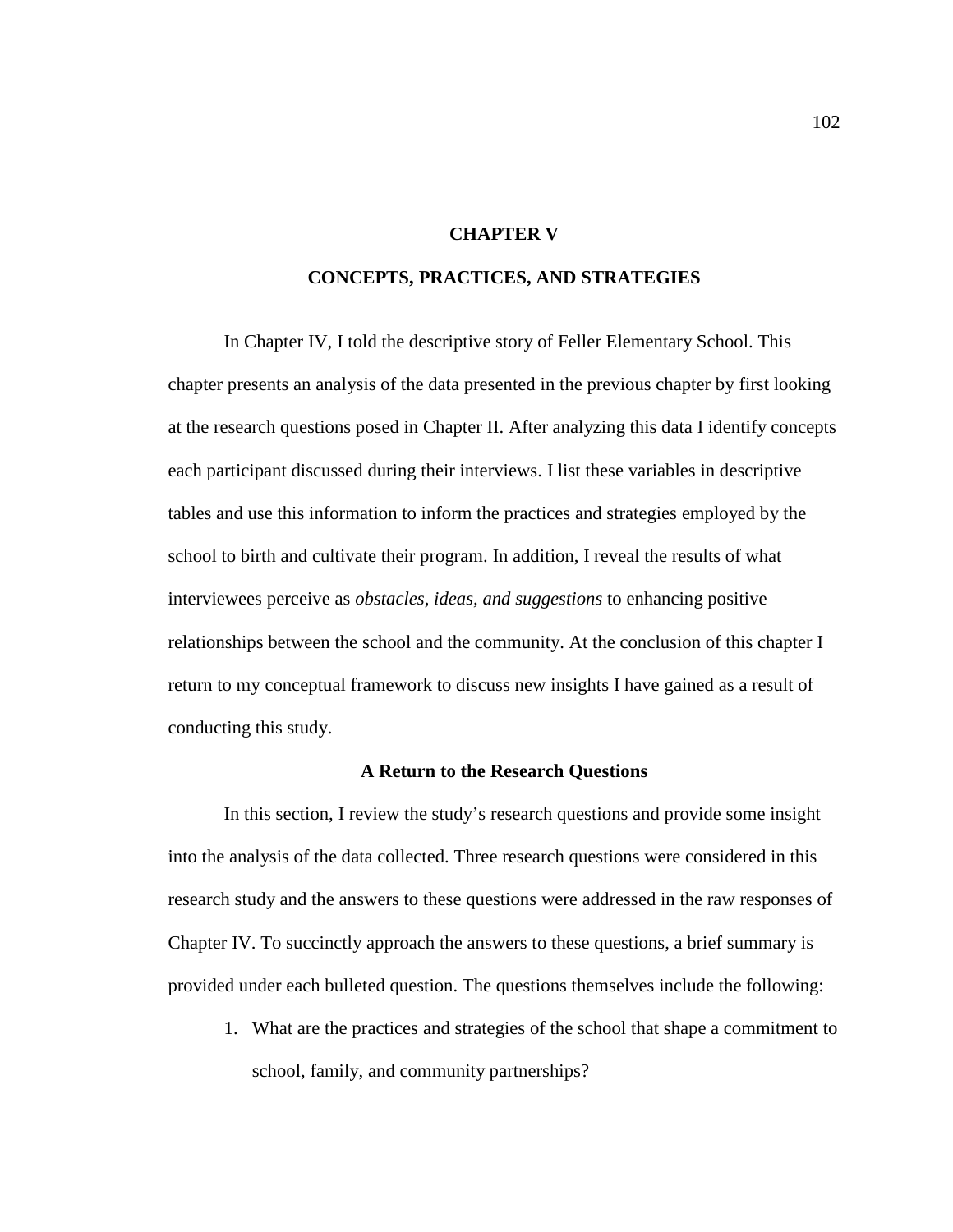# CHAPTER V

# CONCEPTS, PRACTICES, AND STRATEGIES

In Chapter IV, I told the descriptive story of Feller Elementary School. This chapter presents an analysis of the data presented in the previous chapter by first looking at the research questions posed in Chapter II. After analyzing this data I identify concepts each participant discussed during their interviews. I list these variables in descriptive tables and use this information to inform the practices and strategies employed by the school to birth and cultivate their program. In addition, I reveal the results of what interviewees perceive as *obstacles, ideas, and suggestions* to enhancing positive relationships between the school and the community. At the conclusion of this chapter I return to my conceptual framework to discuss new insights I have gained as a result of conducting this study.

## A Return to the Research Questions

In this section, I review the study's research questions and provide some insight into the analysis of the data collected. Three research questions were considered in this research study and the answers to these questions were addressed in the raw responses of Chapter IV. To succinctly approach the answers to these questions, a brief summary is provided under each bulleted question. The questions themselves include the following:

1. What are the practices and strategies of the school that shape a commitment to school, family, and community partnerships?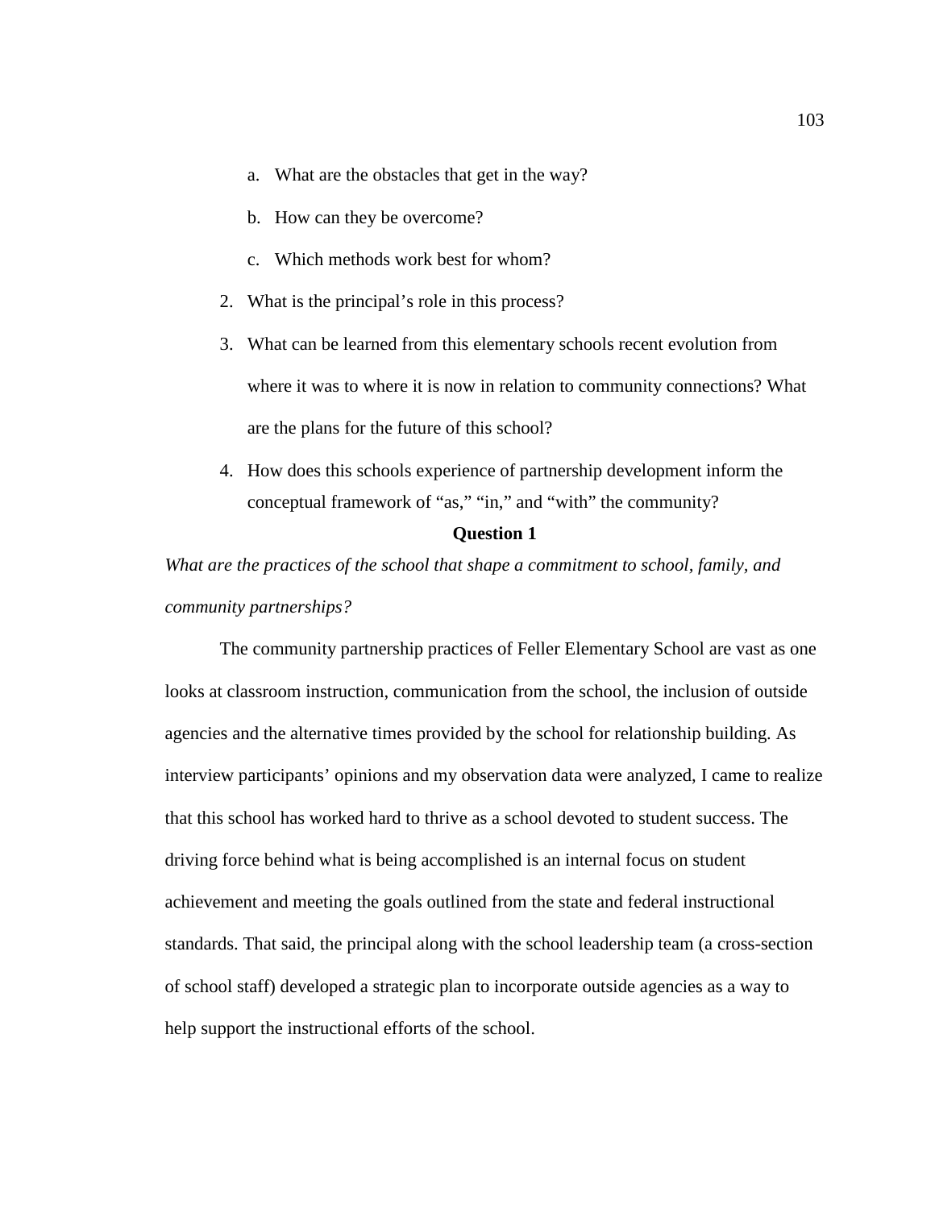a. What are the obstacles that get in the way?

   b. How can they be overcome?

   c. Which methods work best for whom?

2. What is the principal's role in this process?

3. What can be learned from this elementary schools recent evolution from where it was to where it is now in relation to community connections? What are the plans for the future of this school?

4. How does this schools experience of partnership development inform the conceptual framework of "as," "in," and "with" the community?

## Question 1

*What are the practices of the school that shape a commitment to school, family, and community partnerships?*

The community partnership practices of Feller Elementary School are vast as one looks at classroom instruction, communication from the school, the inclusion of outside agencies and the alternative times provided by the school for relationship building. As interview participants' opinions and my observation data were analyzed, I came to realize that this school has worked hard to thrive as a school devoted to student success. The driving force behind what is being accomplished is an internal focus on student achievement and meeting the goals outlined from the state and federal instructional standards. That said, the principal along with the school leadership team (a cross-section of school staff) developed a strategic plan to incorporate outside agencies as a way to help support the instructional efforts of the school.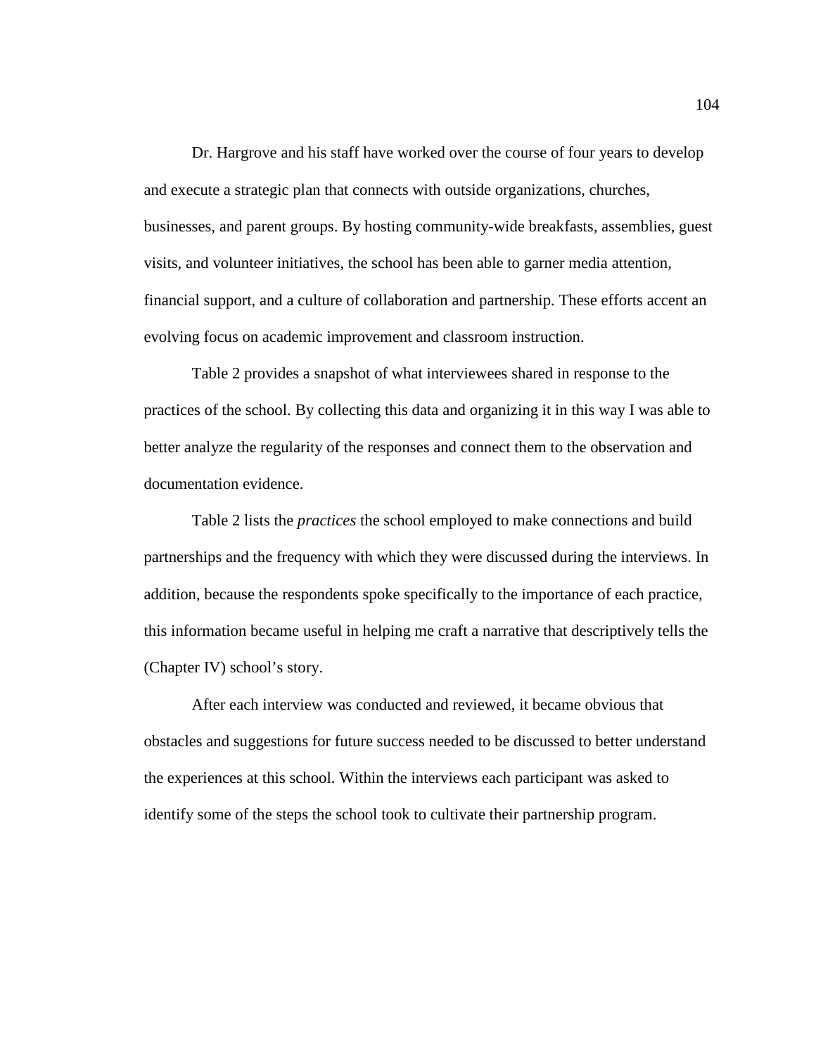Dr. Hargrove and his staff have worked over the course of four years to develop and execute a strategic plan that connects with outside organizations, churches, businesses, and parent groups. By hosting community-wide breakfasts, assemblies, guest visits, and volunteer initiatives, the school has been able to garner media attention, financial support, and a culture of collaboration and partnership. These efforts accent an evolving focus on academic improvement and classroom instruction.

Table 2 provides a snapshot of what interviewees shared in response to the practices of the school. By collecting this data and organizing it in this way I was able to better analyze the regularity of the responses and connect them to the observation and documentation evidence.

Table 2 lists the *practices* the school employed to make connections and build partnerships and the frequency with which they were discussed during the interviews. In addition, because the respondents spoke specifically to the importance of each practice, this information became useful in helping me craft a narrative that descriptively tells the (Chapter IV) school's story.

After each interview was conducted and reviewed, it became obvious that obstacles and suggestions for future success needed to be discussed to better understand the experiences at this school. Within the interviews each participant was asked to identify some of the steps the school took to cultivate their partnership program.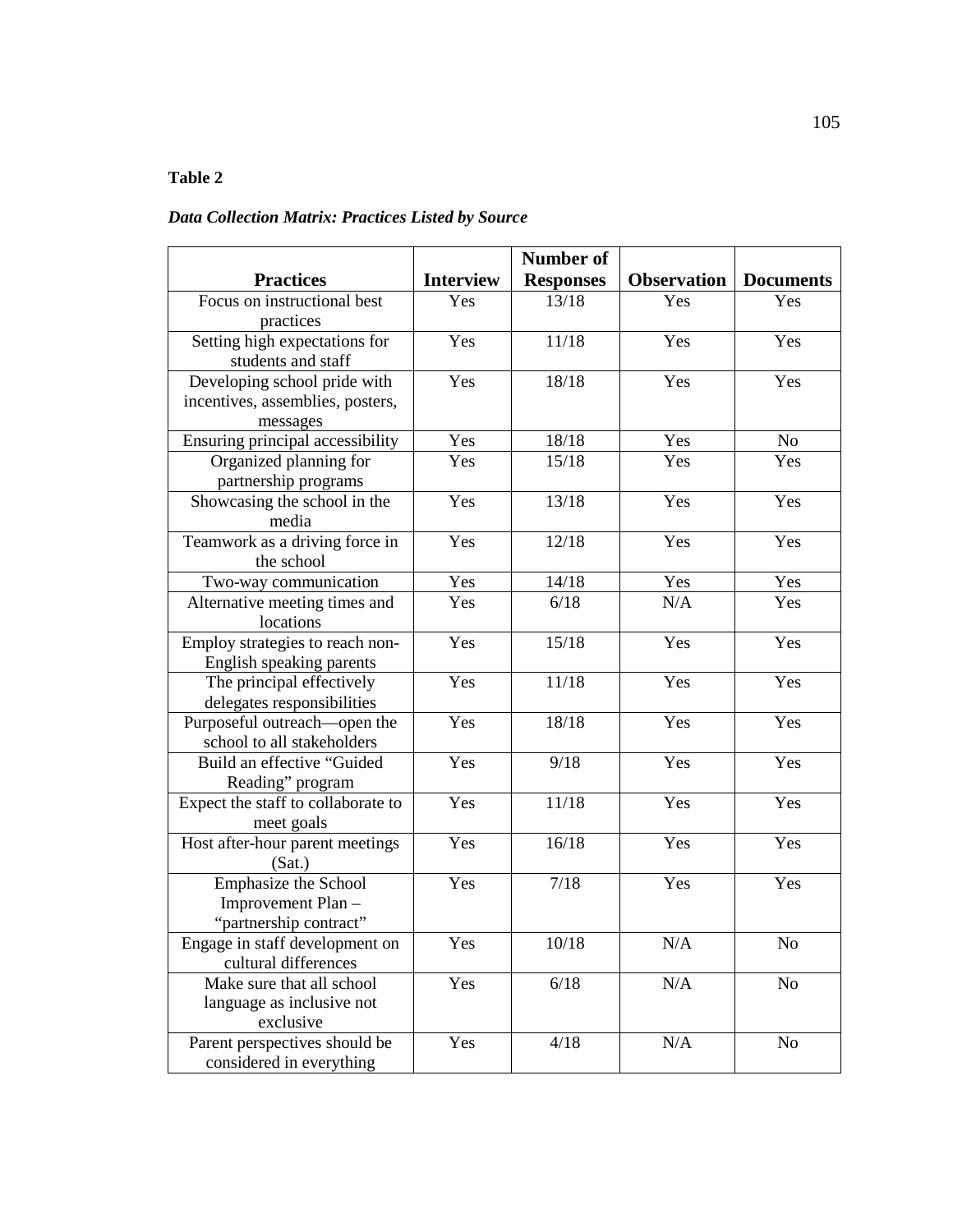**Table 2**

***Data Collection Matrix: Practices Listed by Source***

| Practices | Interview | Number of Responses | Observation | Documents |
|---|---|---|---|---|
| Focus on instructional best practices | Yes | 13/18 | Yes | Yes |
| Setting high expectations for students and staff | Yes | 11/18 | Yes | Yes |
| Developing school pride with incentives, assemblies, posters, messages | Yes | 18/18 | Yes | Yes |
| Ensuring principal accessibility | Yes | 18/18 | Yes | No |
| Organized planning for partnership programs | Yes | 15/18 | Yes | Yes |
| Showcasing the school in the media | Yes | 13/18 | Yes | Yes |
| Teamwork as a driving force in the school | Yes | 12/18 | Yes | Yes |
| Two-way communication | Yes | 14/18 | Yes | Yes |
| Alternative meeting times and locations | Yes | 6/18 | N/A | Yes |
| Employ strategies to reach non-English speaking parents | Yes | 15/18 | Yes | Yes |
| The principal effectively delegates responsibilities | Yes | 11/18 | Yes | Yes |
| Purposeful outreach—open the school to all stakeholders | Yes | 18/18 | Yes | Yes |
| Build an effective "Guided Reading" program | Yes | 9/18 | Yes | Yes |
| Expect the staff to collaborate to meet goals | Yes | 11/18 | Yes | Yes |
| Host after-hour parent meetings (Sat.) | Yes | 16/18 | Yes | Yes |
| Emphasize the School Improvement Plan – "partnership contract" | Yes | 7/18 | Yes | Yes |
| Engage in staff development on cultural differences | Yes | 10/18 | N/A | No |
| Make sure that all school language as inclusive not exclusive | Yes | 6/18 | N/A | No |
| Parent perspectives should be considered in everything | Yes | 4/18 | N/A | No |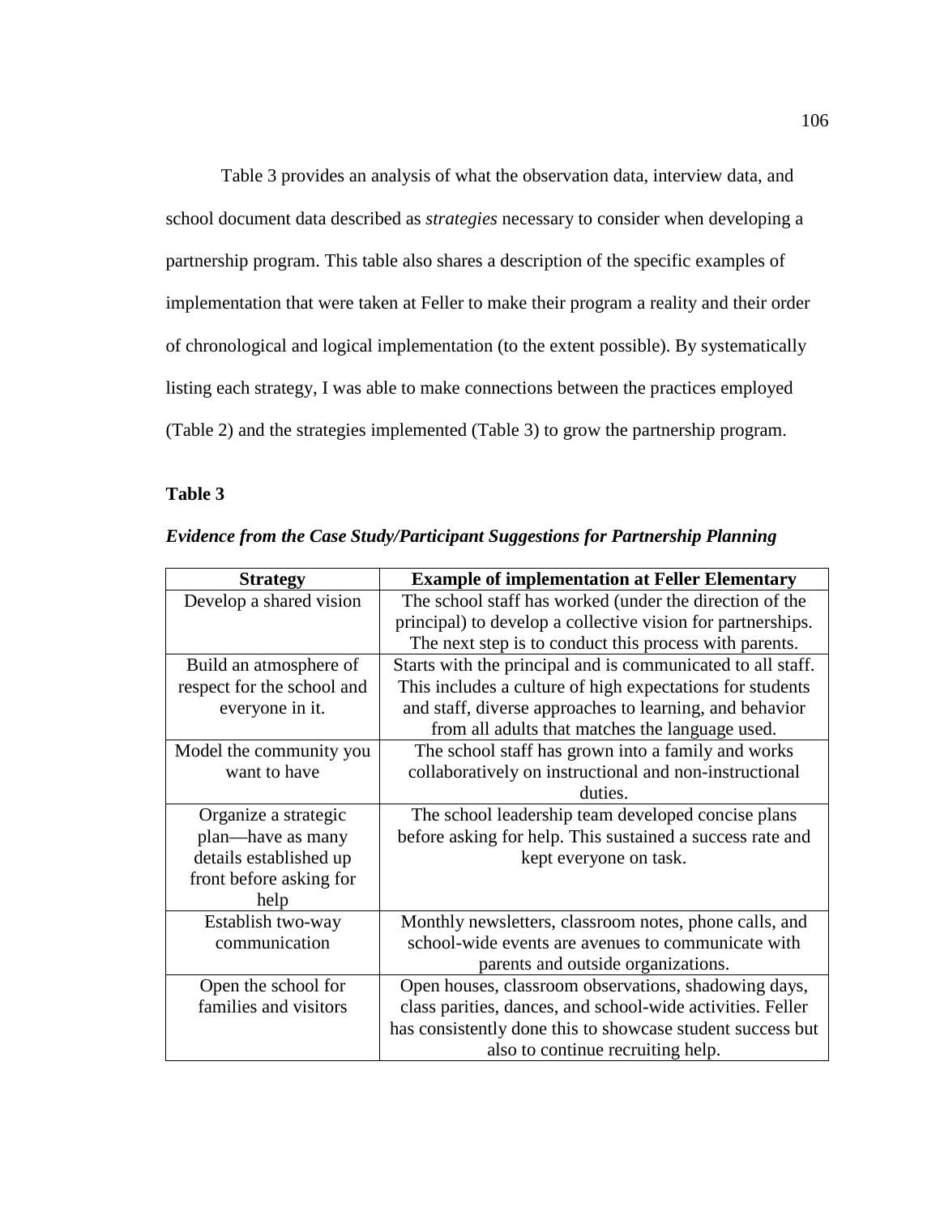Table 3 provides an analysis of what the observation data, interview data, and school document data described as *strategies* necessary to consider when developing a partnership program. This table also shares a description of the specific examples of implementation that were taken at Feller to make their program a reality and their order of chronological and logical implementation (to the extent possible). By systematically listing each strategy, I was able to make connections between the practices employed (Table 2) and the strategies implemented (Table 3) to grow the partnership program.

**Table 3**

***Evidence from the Case Study/Participant Suggestions for Partnership Planning***

| Strategy | Example of implementation at Feller Elementary |
|---|---|
| Develop a shared vision | The school staff has worked (under the direction of the principal) to develop a collective vision for partnerships. The next step is to conduct this process with parents. |
| Build an atmosphere of respect for the school and everyone in it. | Starts with the principal and is communicated to all staff. This includes a culture of high expectations for students and staff, diverse approaches to learning, and behavior from all adults that matches the language used. |
| Model the community you want to have | The school staff has grown into a family and works collaboratively on instructional and non-instructional duties. |
| Organize a strategic plan—have as many details established up front before asking for help | The school leadership team developed concise plans before asking for help. This sustained a success rate and kept everyone on task. |
| Establish two-way communication | Monthly newsletters, classroom notes, phone calls, and school-wide events are avenues to communicate with parents and outside organizations. |
| Open the school for families and visitors | Open houses, classroom observations, shadowing days, class parities, dances, and school-wide activities. Feller has consistently done this to showcase student success but also to continue recruiting help. |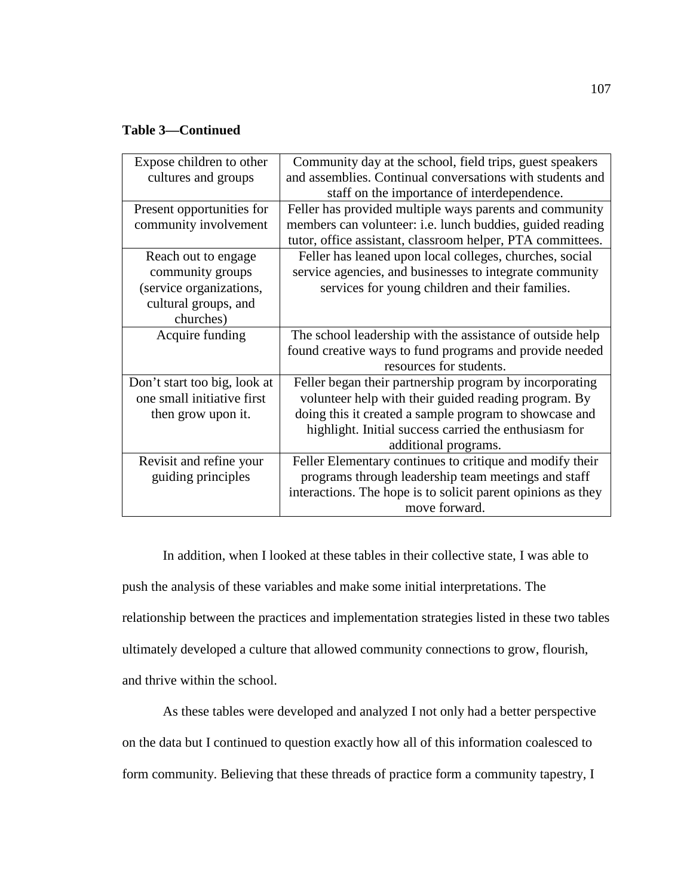**Table 3—Continued**

| | |
|---|---|
| Expose children to other cultures and groups | Community day at the school, field trips, guest speakers and assemblies. Continual conversations with students and staff on the importance of interdependence. |
| Present opportunities for community involvement | Feller has provided multiple ways parents and community members can volunteer: i.e. lunch buddies, guided reading tutor, office assistant, classroom helper, PTA committees. |
| Reach out to engage community groups (service organizations, cultural groups, and churches) | Feller has leaned upon local colleges, churches, social service agencies, and businesses to integrate community services for young children and their families. |
| Acquire funding | The school leadership with the assistance of outside help found creative ways to fund programs and provide needed resources for students. |
| Don't start too big, look at one small initiative first then grow upon it. | Feller began their partnership program by incorporating volunteer help with their guided reading program. By doing this it created a sample program to showcase and highlight. Initial success carried the enthusiasm for additional programs. |
| Revisit and refine your guiding principles | Feller Elementary continues to critique and modify their programs through leadership team meetings and staff interactions. The hope is to solicit parent opinions as they move forward. |

In addition, when I looked at these tables in their collective state, I was able to push the analysis of these variables and make some initial interpretations. The relationship between the practices and implementation strategies listed in these two tables ultimately developed a culture that allowed community connections to grow, flourish, and thrive within the school.

As these tables were developed and analyzed I not only had a better perspective on the data but I continued to question exactly how all of this information coalesced to form community. Believing that these threads of practice form a community tapestry, I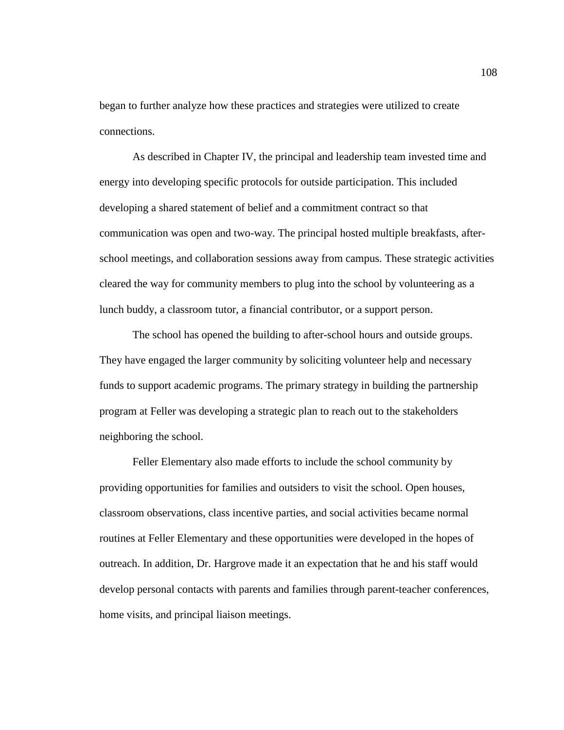began to further analyze how these practices and strategies were utilized to create connections.

As described in Chapter IV, the principal and leadership team invested time and energy into developing specific protocols for outside participation. This included developing a shared statement of belief and a commitment contract so that communication was open and two-way. The principal hosted multiple breakfasts, after-school meetings, and collaboration sessions away from campus. These strategic activities cleared the way for community members to plug into the school by volunteering as a lunch buddy, a classroom tutor, a financial contributor, or a support person.

The school has opened the building to after-school hours and outside groups. They have engaged the larger community by soliciting volunteer help and necessary funds to support academic programs. The primary strategy in building the partnership program at Feller was developing a strategic plan to reach out to the stakeholders neighboring the school.

Feller Elementary also made efforts to include the school community by providing opportunities for families and outsiders to visit the school. Open houses, classroom observations, class incentive parties, and social activities became normal routines at Feller Elementary and these opportunities were developed in the hopes of outreach. In addition, Dr. Hargrove made it an expectation that he and his staff would develop personal contacts with parents and families through parent-teacher conferences, home visits, and principal liaison meetings.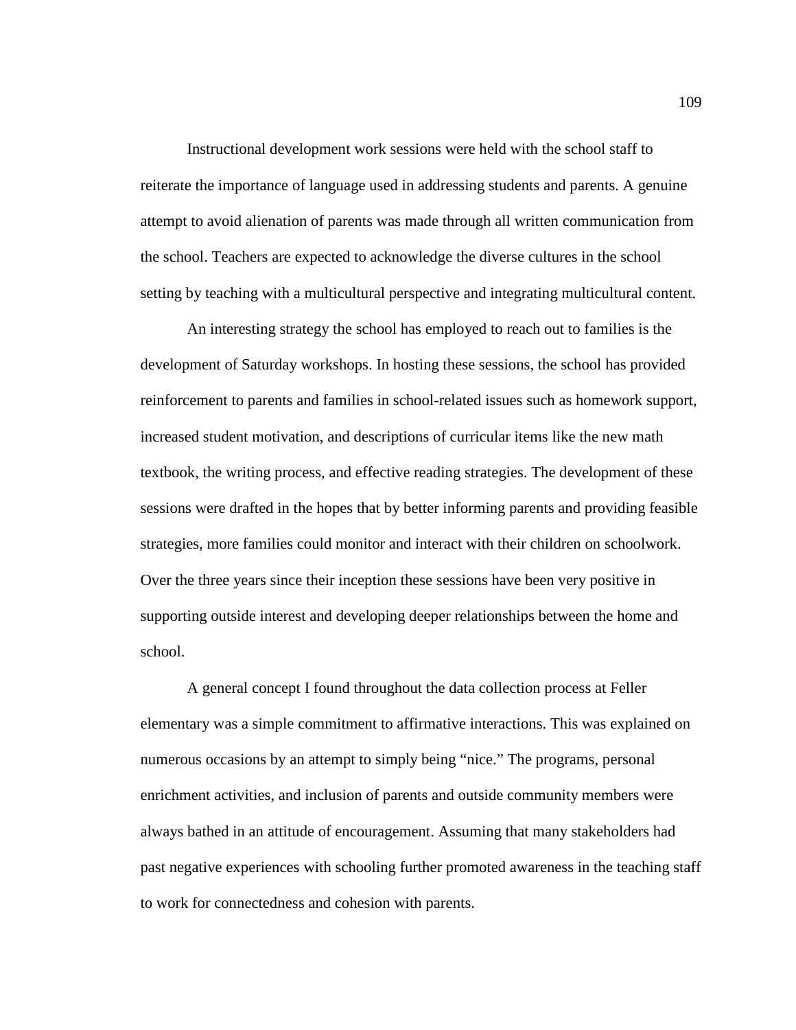Instructional development work sessions were held with the school staff to reiterate the importance of language used in addressing students and parents. A genuine attempt to avoid alienation of parents was made through all written communication from the school. Teachers are expected to acknowledge the diverse cultures in the school setting by teaching with a multicultural perspective and integrating multicultural content.

An interesting strategy the school has employed to reach out to families is the development of Saturday workshops. In hosting these sessions, the school has provided reinforcement to parents and families in school-related issues such as homework support, increased student motivation, and descriptions of curricular items like the new math textbook, the writing process, and effective reading strategies. The development of these sessions were drafted in the hopes that by better informing parents and providing feasible strategies, more families could monitor and interact with their children on schoolwork. Over the three years since their inception these sessions have been very positive in supporting outside interest and developing deeper relationships between the home and school.

A general concept I found throughout the data collection process at Feller elementary was a simple commitment to affirmative interactions. This was explained on numerous occasions by an attempt to simply being "nice." The programs, personal enrichment activities, and inclusion of parents and outside community members were always bathed in an attitude of encouragement. Assuming that many stakeholders had past negative experiences with schooling further promoted awareness in the teaching staff to work for connectedness and cohesion with parents.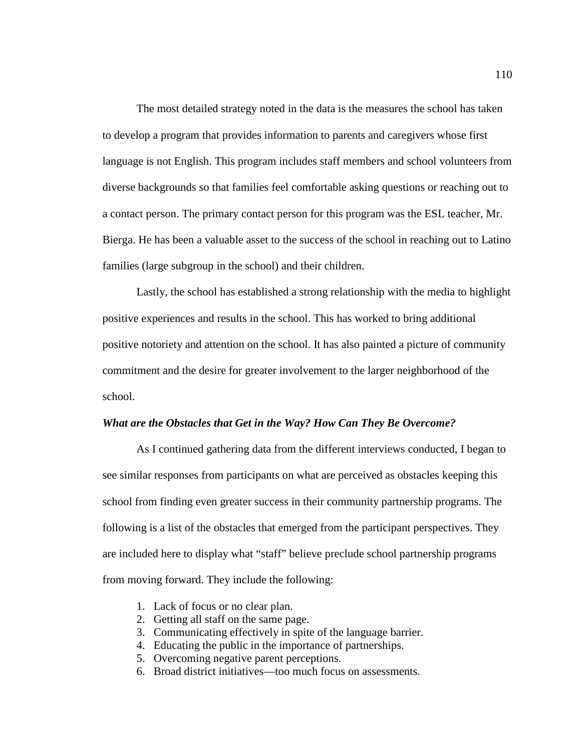The most detailed strategy noted in the data is the measures the school has taken to develop a program that provides information to parents and caregivers whose first language is not English. This program includes staff members and school volunteers from diverse backgrounds so that families feel comfortable asking questions or reaching out to a contact person. The primary contact person for this program was the ESL teacher, Mr. Bierga. He has been a valuable asset to the success of the school in reaching out to Latino families (large subgroup in the school) and their children.

Lastly, the school has established a strong relationship with the media to highlight positive experiences and results in the school. This has worked to bring additional positive notoriety and attention on the school. It has also painted a picture of community commitment and the desire for greater involvement to the larger neighborhood of the school.

### *What are the Obstacles that Get in the Way? How Can They Be Overcome?*

As I continued gathering data from the different interviews conducted, I began to see similar responses from participants on what are perceived as obstacles keeping this school from finding even greater success in their community partnership programs. The following is a list of the obstacles that emerged from the participant perspectives. They are included here to display what "staff" believe preclude school partnership programs from moving forward. They include the following:

1. Lack of focus or no clear plan.
2. Getting all staff on the same page.
3. Communicating effectively in spite of the language barrier.
4. Educating the public in the importance of partnerships.
5. Overcoming negative parent perceptions.
6. Broad district initiatives—too much focus on assessments.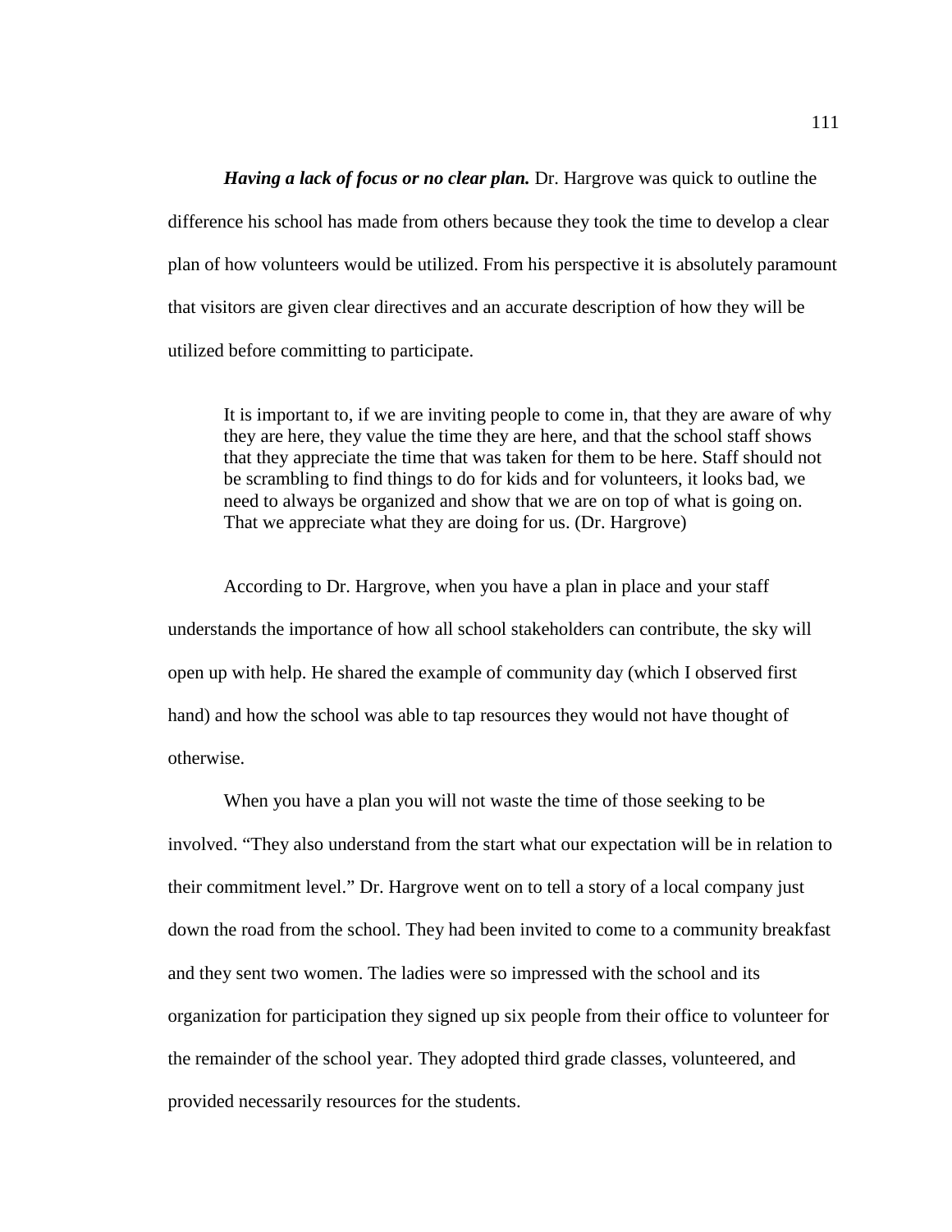***Having a lack of focus or no clear plan.*** Dr. Hargrove was quick to outline the difference his school has made from others because they took the time to develop a clear plan of how volunteers would be utilized. From his perspective it is absolutely paramount that visitors are given clear directives and an accurate description of how they will be utilized before committing to participate.

> It is important to, if we are inviting people to come in, that they are aware of why they are here, they value the time they are here, and that the school staff shows that they appreciate the time that was taken for them to be here. Staff should not be scrambling to find things to do for kids and for volunteers, it looks bad, we need to always be organized and show that we are on top of what is going on. That we appreciate what they are doing for us. (Dr. Hargrove)

According to Dr. Hargrove, when you have a plan in place and your staff understands the importance of how all school stakeholders can contribute, the sky will open up with help. He shared the example of community day (which I observed first hand) and how the school was able to tap resources they would not have thought of otherwise.

When you have a plan you will not waste the time of those seeking to be involved. "They also understand from the start what our expectation will be in relation to their commitment level." Dr. Hargrove went on to tell a story of a local company just down the road from the school. They had been invited to come to a community breakfast and they sent two women. The ladies were so impressed with the school and its organization for participation they signed up six people from their office to volunteer for the remainder of the school year. They adopted third grade classes, volunteered, and provided necessarily resources for the students.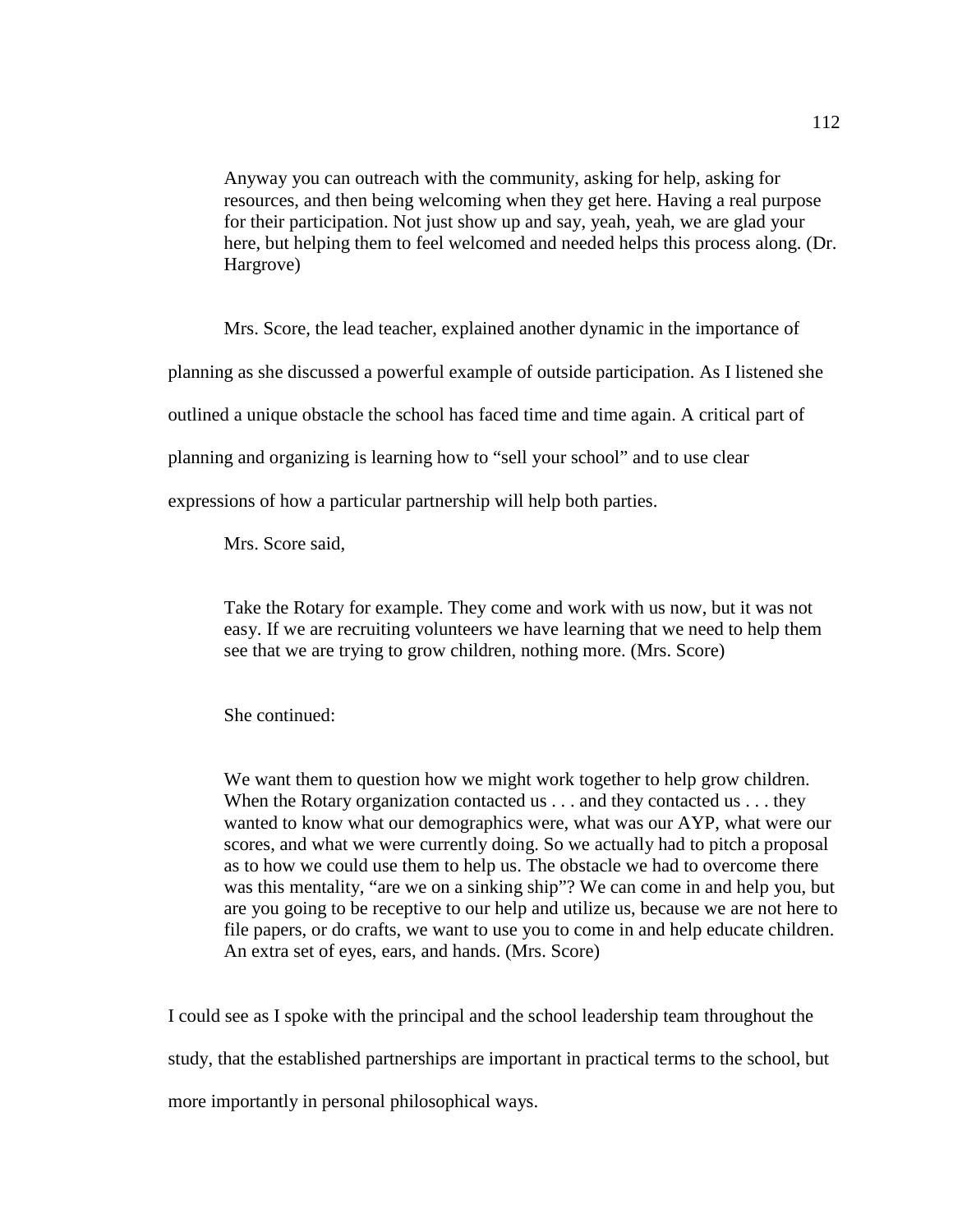> Anyway you can outreach with the community, asking for help, asking for resources, and then being welcoming when they get here. Having a real purpose for their participation. Not just show up and say, yeah, yeah, we are glad your here, but helping them to feel welcomed and needed helps this process along. (Dr. Hargrove)

Mrs. Score, the lead teacher, explained another dynamic in the importance of planning as she discussed a powerful example of outside participation. As I listened she outlined a unique obstacle the school has faced time and time again. A critical part of planning and organizing is learning how to "sell your school" and to use clear expressions of how a particular partnership will help both parties.

Mrs. Score said,

> Take the Rotary for example. They come and work with us now, but it was not easy. If we are recruiting volunteers we have learning that we need to help them see that we are trying to grow children, nothing more. (Mrs. Score)

She continued:

> We want them to question how we might work together to help grow children. When the Rotary organization contacted us . . . and they contacted us . . . they wanted to know what our demographics were, what was our AYP, what were our scores, and what we were currently doing. So we actually had to pitch a proposal as to how we could use them to help us. The obstacle we had to overcome there was this mentality, "are we on a sinking ship"? We can come in and help you, but are you going to be receptive to our help and utilize us, because we are not here to file papers, or do crafts, we want to use you to come in and help educate children. An extra set of eyes, ears, and hands. (Mrs. Score)

I could see as I spoke with the principal and the school leadership team throughout the study, that the established partnerships are important in practical terms to the school, but more importantly in personal philosophical ways.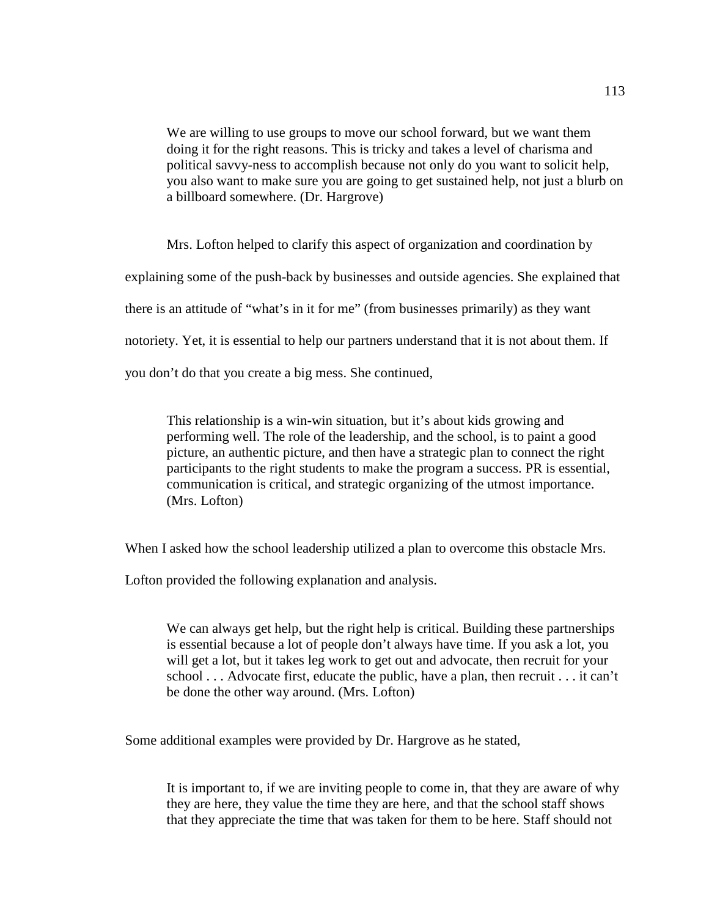> We are willing to use groups to move our school forward, but we want them doing it for the right reasons. This is tricky and takes a level of charisma and political savvy-ness to accomplish because not only do you want to solicit help, you also want to make sure you are going to get sustained help, not just a blurb on a billboard somewhere. (Dr. Hargrove)

Mrs. Lofton helped to clarify this aspect of organization and coordination by explaining some of the push-back by businesses and outside agencies. She explained that there is an attitude of "what's in it for me" (from businesses primarily) as they want notoriety. Yet, it is essential to help our partners understand that it is not about them. If you don't do that you create a big mess. She continued,

> This relationship is a win-win situation, but it's about kids growing and performing well. The role of the leadership, and the school, is to paint a good picture, an authentic picture, and then have a strategic plan to connect the right participants to the right students to make the program a success. PR is essential, communication is critical, and strategic organizing of the utmost importance. (Mrs. Lofton)

When I asked how the school leadership utilized a plan to overcome this obstacle Mrs. Lofton provided the following explanation and analysis.

> We can always get help, but the right help is critical. Building these partnerships is essential because a lot of people don't always have time. If you ask a lot, you will get a lot, but it takes leg work to get out and advocate, then recruit for your school . . . Advocate first, educate the public, have a plan, then recruit . . . it can't be done the other way around. (Mrs. Lofton)

Some additional examples were provided by Dr. Hargrove as he stated,

> It is important to, if we are inviting people to come in, that they are aware of why they are here, they value the time they are here, and that the school staff shows that they appreciate the time that was taken for them to be here. Staff should not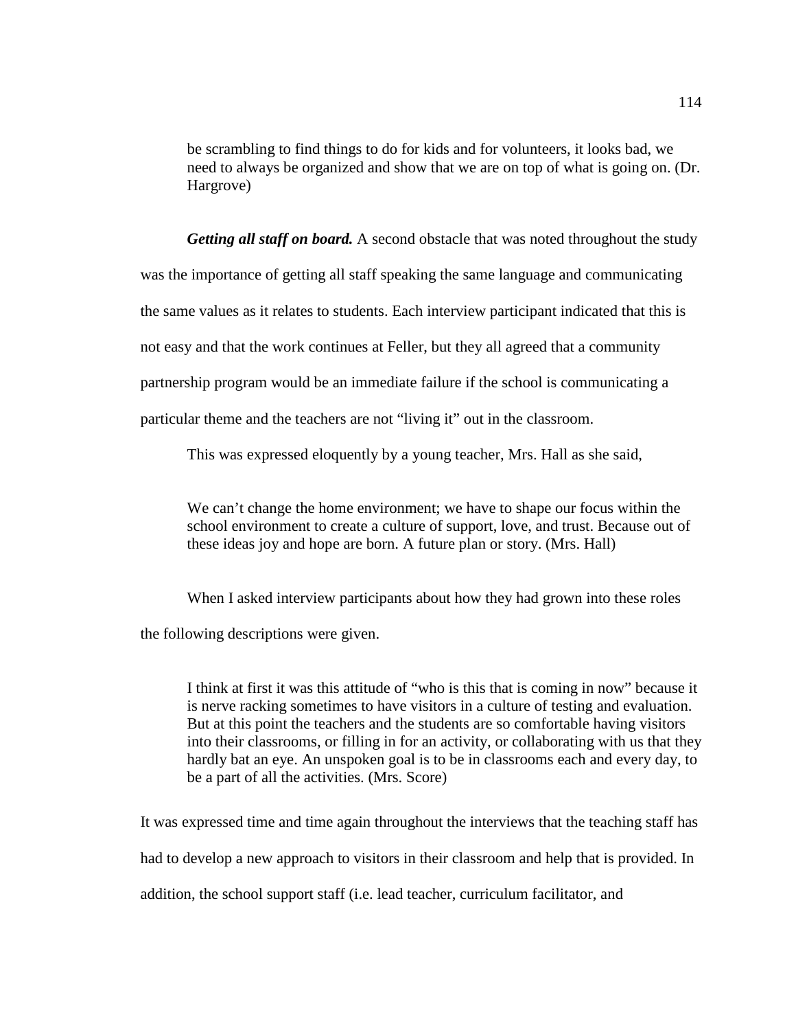> be scrambling to find things to do for kids and for volunteers, it looks bad, we need to always be organized and show that we are on top of what is going on. (Dr. Hargrove)

***Getting all staff on board.*** A second obstacle that was noted throughout the study was the importance of getting all staff speaking the same language and communicating the same values as it relates to students. Each interview participant indicated that this is not easy and that the work continues at Feller, but they all agreed that a community partnership program would be an immediate failure if the school is communicating a particular theme and the teachers are not "living it" out in the classroom.

This was expressed eloquently by a young teacher, Mrs. Hall as she said,

> We can't change the home environment; we have to shape our focus within the school environment to create a culture of support, love, and trust. Because out of these ideas joy and hope are born. A future plan or story. (Mrs. Hall)

When I asked interview participants about how they had grown into these roles the following descriptions were given.

> I think at first it was this attitude of "who is this that is coming in now" because it is nerve racking sometimes to have visitors in a culture of testing and evaluation. But at this point the teachers and the students are so comfortable having visitors into their classrooms, or filling in for an activity, or collaborating with us that they hardly bat an eye. An unspoken goal is to be in classrooms each and every day, to be a part of all the activities. (Mrs. Score)

It was expressed time and time again throughout the interviews that the teaching staff has had to develop a new approach to visitors in their classroom and help that is provided. In addition, the school support staff (i.e. lead teacher, curriculum facilitator, and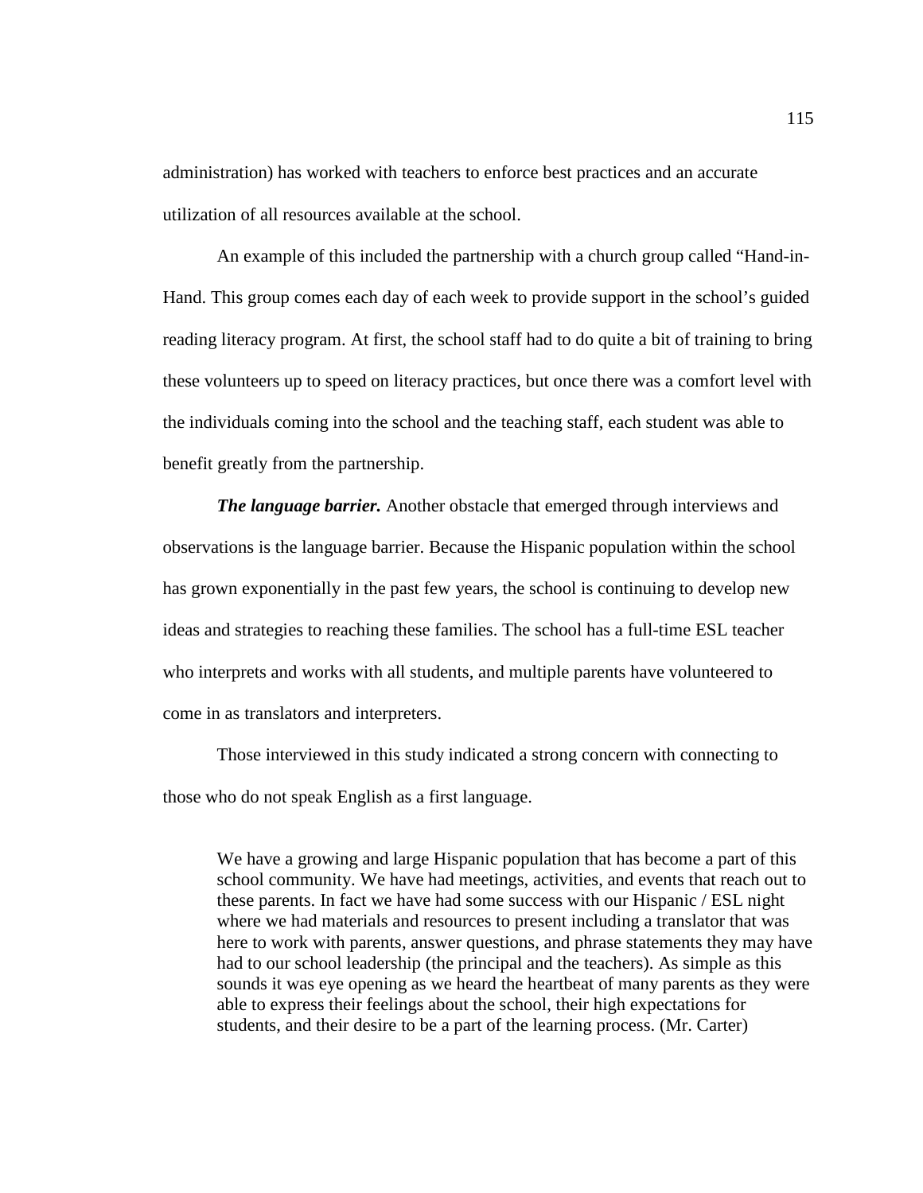administration) has worked with teachers to enforce best practices and an accurate utilization of all resources available at the school.

An example of this included the partnership with a church group called "Hand-in-Hand. This group comes each day of each week to provide support in the school's guided reading literacy program. At first, the school staff had to do quite a bit of training to bring these volunteers up to speed on literacy practices, but once there was a comfort level with the individuals coming into the school and the teaching staff, each student was able to benefit greatly from the partnership.

***The language barrier.*** Another obstacle that emerged through interviews and observations is the language barrier. Because the Hispanic population within the school has grown exponentially in the past few years, the school is continuing to develop new ideas and strategies to reaching these families. The school has a full-time ESL teacher who interprets and works with all students, and multiple parents have volunteered to come in as translators and interpreters.

Those interviewed in this study indicated a strong concern with connecting to those who do not speak English as a first language.

> We have a growing and large Hispanic population that has become a part of this school community. We have had meetings, activities, and events that reach out to these parents. In fact we have had some success with our Hispanic / ESL night where we had materials and resources to present including a translator that was here to work with parents, answer questions, and phrase statements they may have had to our school leadership (the principal and the teachers). As simple as this sounds it was eye opening as we heard the heartbeat of many parents as they were able to express their feelings about the school, their high expectations for students, and their desire to be a part of the learning process. (Mr. Carter)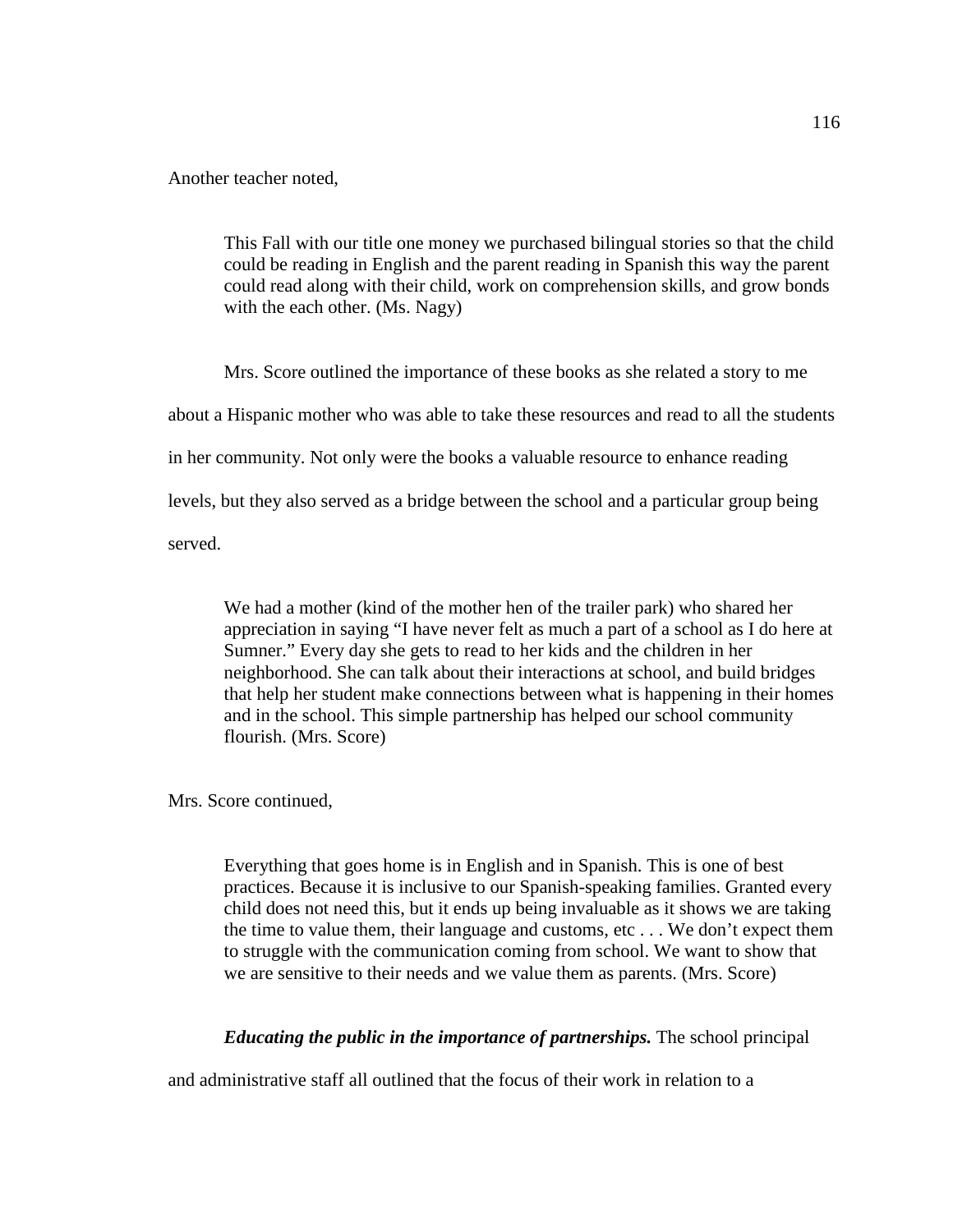Another teacher noted,

> This Fall with our title one money we purchased bilingual stories so that the child could be reading in English and the parent reading in Spanish this way the parent could read along with their child, work on comprehension skills, and grow bonds with the each other. (Ms. Nagy)

Mrs. Score outlined the importance of these books as she related a story to me about a Hispanic mother who was able to take these resources and read to all the students in her community. Not only were the books a valuable resource to enhance reading levels, but they also served as a bridge between the school and a particular group being served.

> We had a mother (kind of the mother hen of the trailer park) who shared her appreciation in saying "I have never felt as much a part of a school as I do here at Sumner." Every day she gets to read to her kids and the children in her neighborhood. She can talk about their interactions at school, and build bridges that help her student make connections between what is happening in their homes and in the school. This simple partnership has helped our school community flourish. (Mrs. Score)

Mrs. Score continued,

> Everything that goes home is in English and in Spanish. This is one of best practices. Because it is inclusive to our Spanish-speaking families. Granted every child does not need this, but it ends up being invaluable as it shows we are taking the time to value them, their language and customs, etc . . . We don't expect them to struggle with the communication coming from school. We want to show that we are sensitive to their needs and we value them as parents. (Mrs. Score)

***Educating the public in the importance of partnerships.*** The school principal and administrative staff all outlined that the focus of their work in relation to a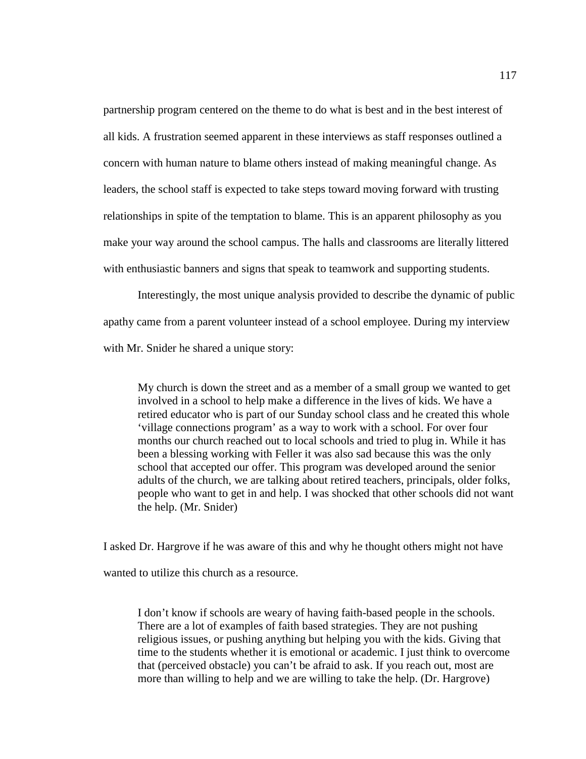partnership program centered on the theme to do what is best and in the best interest of all kids. A frustration seemed apparent in these interviews as staff responses outlined a concern with human nature to blame others instead of making meaningful change. As leaders, the school staff is expected to take steps toward moving forward with trusting relationships in spite of the temptation to blame. This is an apparent philosophy as you make your way around the school campus. The halls and classrooms are literally littered with enthusiastic banners and signs that speak to teamwork and supporting students.

Interestingly, the most unique analysis provided to describe the dynamic of public apathy came from a parent volunteer instead of a school employee. During my interview with Mr. Snider he shared a unique story:

> My church is down the street and as a member of a small group we wanted to get involved in a school to help make a difference in the lives of kids. We have a retired educator who is part of our Sunday school class and he created this whole 'village connections program' as a way to work with a school. For over four months our church reached out to local schools and tried to plug in. While it has been a blessing working with Feller it was also sad because this was the only school that accepted our offer. This program was developed around the senior adults of the church, we are talking about retired teachers, principals, older folks, people who want to get in and help. I was shocked that other schools did not want the help. (Mr. Snider)

I asked Dr. Hargrove if he was aware of this and why he thought others might not have wanted to utilize this church as a resource.

> I don't know if schools are weary of having faith-based people in the schools. There are a lot of examples of faith based strategies. They are not pushing religious issues, or pushing anything but helping you with the kids. Giving that time to the students whether it is emotional or academic. I just think to overcome that (perceived obstacle) you can't be afraid to ask. If you reach out, most are more than willing to help and we are willing to take the help. (Dr. Hargrove)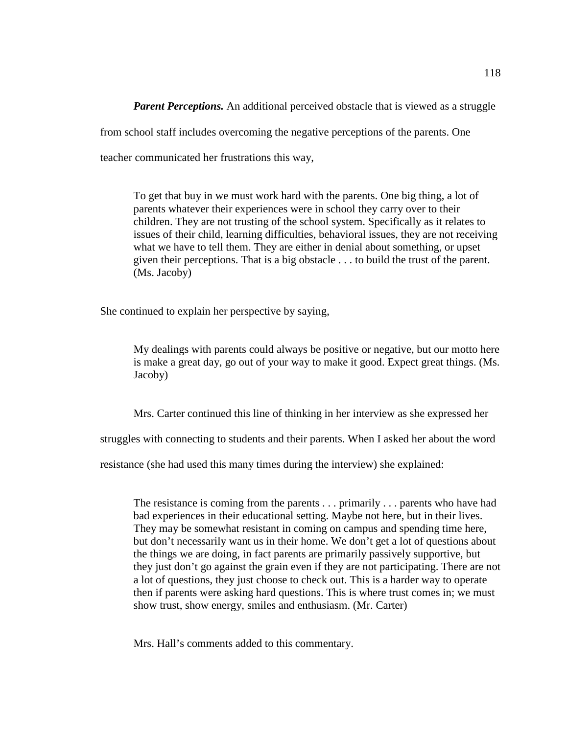***Parent Perceptions.*** An additional perceived obstacle that is viewed as a struggle from school staff includes overcoming the negative perceptions of the parents. One teacher communicated her frustrations this way,

> To get that buy in we must work hard with the parents. One big thing, a lot of parents whatever their experiences were in school they carry over to their children. They are not trusting of the school system. Specifically as it relates to issues of their child, learning difficulties, behavioral issues, they are not receiving what we have to tell them. They are either in denial about something, or upset given their perceptions. That is a big obstacle . . . to build the trust of the parent. (Ms. Jacoby)

She continued to explain her perspective by saying,

> My dealings with parents could always be positive or negative, but our motto here is make a great day, go out of your way to make it good. Expect great things. (Ms. Jacoby)

Mrs. Carter continued this line of thinking in her interview as she expressed her struggles with connecting to students and their parents. When I asked her about the word resistance (she had used this many times during the interview) she explained:

> The resistance is coming from the parents . . . primarily . . . parents who have had bad experiences in their educational setting. Maybe not here, but in their lives. They may be somewhat resistant in coming on campus and spending time here, but don't necessarily want us in their home. We don't get a lot of questions about the things we are doing, in fact parents are primarily passively supportive, but they just don't go against the grain even if they are not participating. There are not a lot of questions, they just choose to check out. This is a harder way to operate then if parents were asking hard questions. This is where trust comes in; we must show trust, show energy, smiles and enthusiasm. (Mr. Carter)

Mrs. Hall's comments added to this commentary.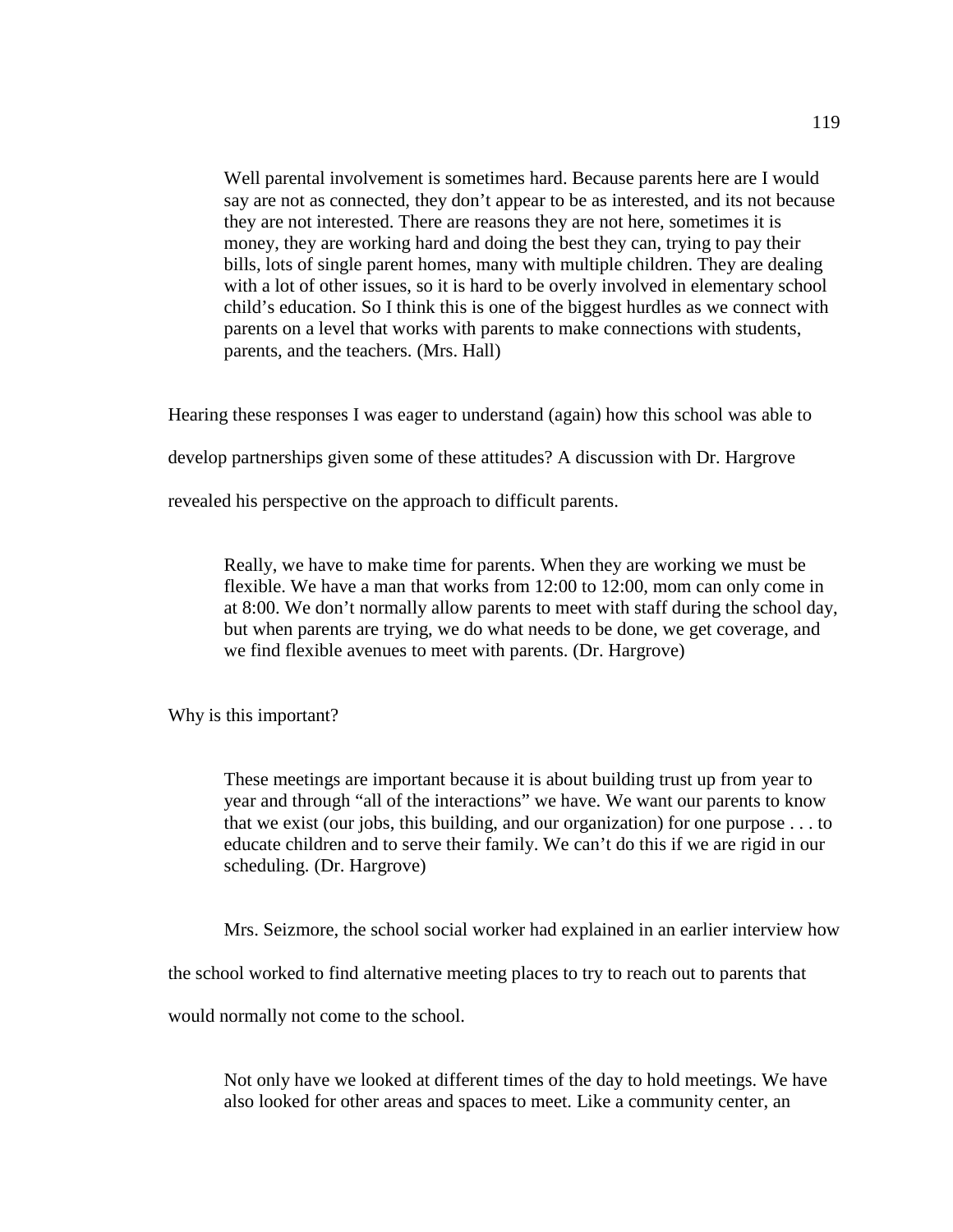> Well parental involvement is sometimes hard. Because parents here are I would say are not as connected, they don't appear to be as interested, and its not because they are not interested. There are reasons they are not here, sometimes it is money, they are working hard and doing the best they can, trying to pay their bills, lots of single parent homes, many with multiple children. They are dealing with a lot of other issues, so it is hard to be overly involved in elementary school child's education. So I think this is one of the biggest hurdles as we connect with parents on a level that works with parents to make connections with students, parents, and the teachers. (Mrs. Hall)

Hearing these responses I was eager to understand (again) how this school was able to develop partnerships given some of these attitudes? A discussion with Dr. Hargrove revealed his perspective on the approach to difficult parents.

> Really, we have to make time for parents. When they are working we must be flexible. We have a man that works from 12:00 to 12:00, mom can only come in at 8:00. We don't normally allow parents to meet with staff during the school day, but when parents are trying, we do what needs to be done, we get coverage, and we find flexible avenues to meet with parents. (Dr. Hargrove)

Why is this important?

> These meetings are important because it is about building trust up from year to year and through "all of the interactions" we have. We want our parents to know that we exist (our jobs, this building, and our organization) for one purpose . . . to educate children and to serve their family. We can't do this if we are rigid in our scheduling. (Dr. Hargrove)

Mrs. Seizmore, the school social worker had explained in an earlier interview how the school worked to find alternative meeting places to try to reach out to parents that would normally not come to the school.

> Not only have we looked at different times of the day to hold meetings. We have also looked for other areas and spaces to meet. Like a community center, an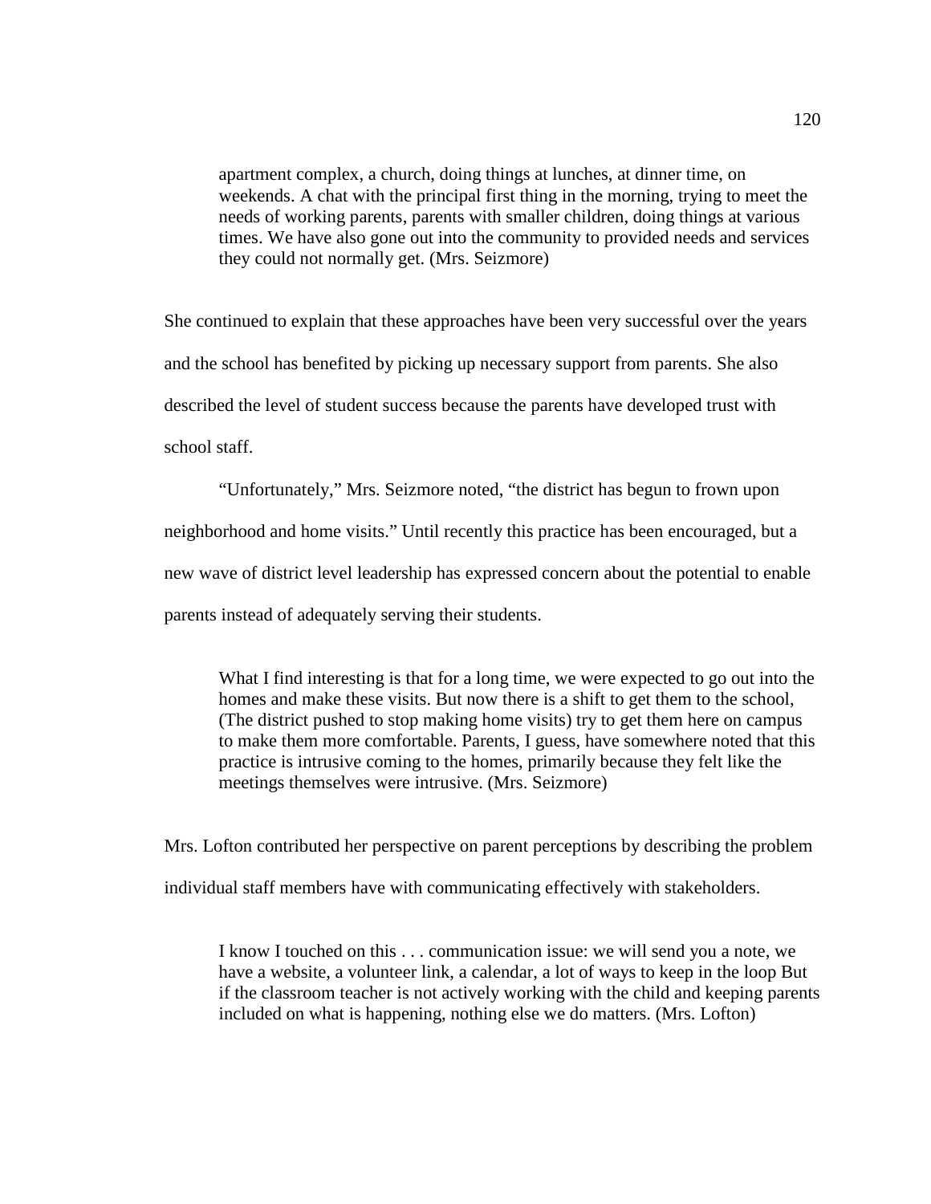> apartment complex, a church, doing things at lunches, at dinner time, on weekends. A chat with the principal first thing in the morning, trying to meet the needs of working parents, parents with smaller children, doing things at various times. We have also gone out into the community to provided needs and services they could not normally get. (Mrs. Seizmore)

She continued to explain that these approaches have been very successful over the years and the school has benefited by picking up necessary support from parents. She also described the level of student success because the parents have developed trust with school staff.

"Unfortunately," Mrs. Seizmore noted, "the district has begun to frown upon neighborhood and home visits." Until recently this practice has been encouraged, but a new wave of district level leadership has expressed concern about the potential to enable parents instead of adequately serving their students.

> What I find interesting is that for a long time, we were expected to go out into the homes and make these visits. But now there is a shift to get them to the school, (The district pushed to stop making home visits) try to get them here on campus to make them more comfortable. Parents, I guess, have somewhere noted that this practice is intrusive coming to the homes, primarily because they felt like the meetings themselves were intrusive. (Mrs. Seizmore)

Mrs. Lofton contributed her perspective on parent perceptions by describing the problem individual staff members have with communicating effectively with stakeholders.

> I know I touched on this . . . communication issue: we will send you a note, we have a website, a volunteer link, a calendar, a lot of ways to keep in the loop But if the classroom teacher is not actively working with the child and keeping parents included on what is happening, nothing else we do matters. (Mrs. Lofton)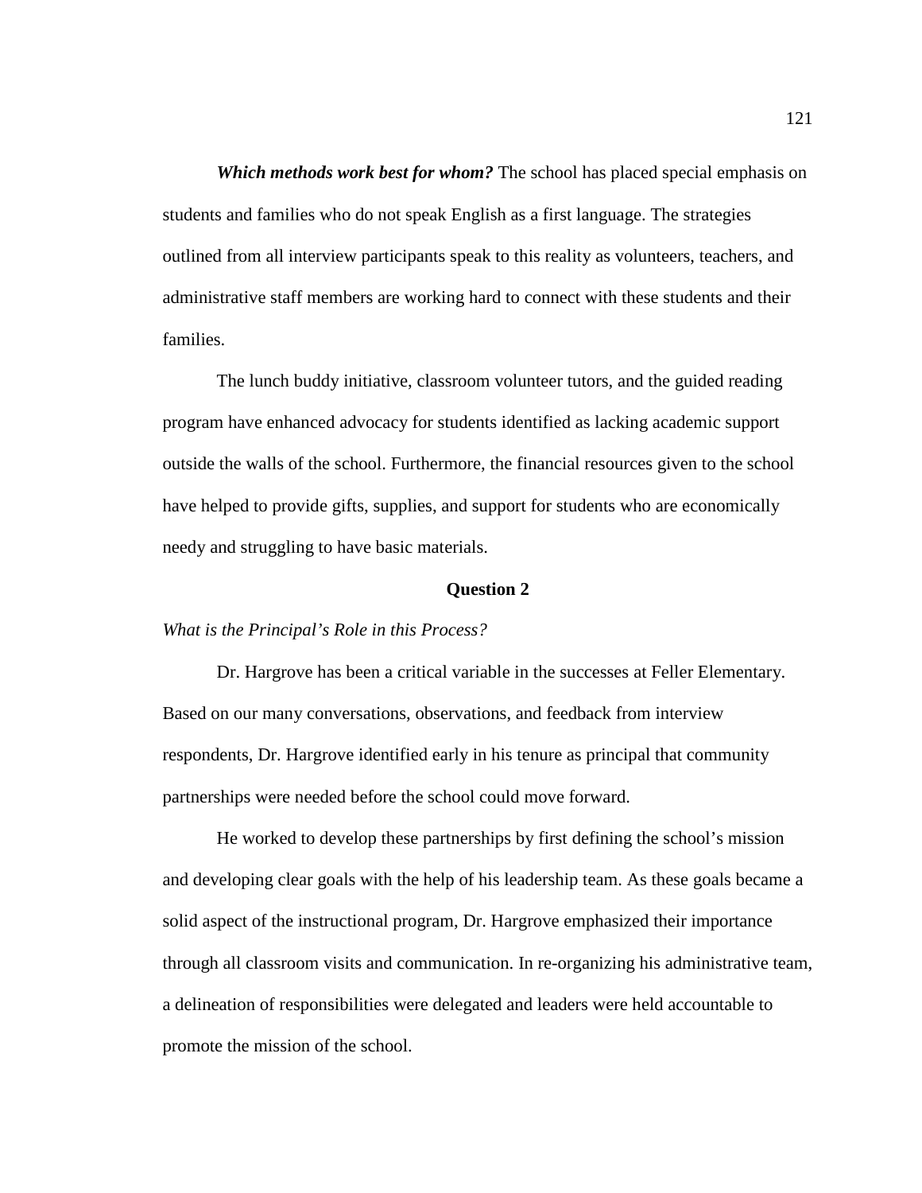***Which methods work best for whom?*** The school has placed special emphasis on students and families who do not speak English as a first language. The strategies outlined from all interview participants speak to this reality as volunteers, teachers, and administrative staff members are working hard to connect with these students and their families.

The lunch buddy initiative, classroom volunteer tutors, and the guided reading program have enhanced advocacy for students identified as lacking academic support outside the walls of the school. Furthermore, the financial resources given to the school have helped to provide gifts, supplies, and support for students who are economically needy and struggling to have basic materials.

## Question 2

*What is the Principal's Role in this Process?*

Dr. Hargrove has been a critical variable in the successes at Feller Elementary. Based on our many conversations, observations, and feedback from interview respondents, Dr. Hargrove identified early in his tenure as principal that community partnerships were needed before the school could move forward.

He worked to develop these partnerships by first defining the school's mission and developing clear goals with the help of his leadership team. As these goals became a solid aspect of the instructional program, Dr. Hargrove emphasized their importance through all classroom visits and communication. In re-organizing his administrative team, a delineation of responsibilities were delegated and leaders were held accountable to promote the mission of the school.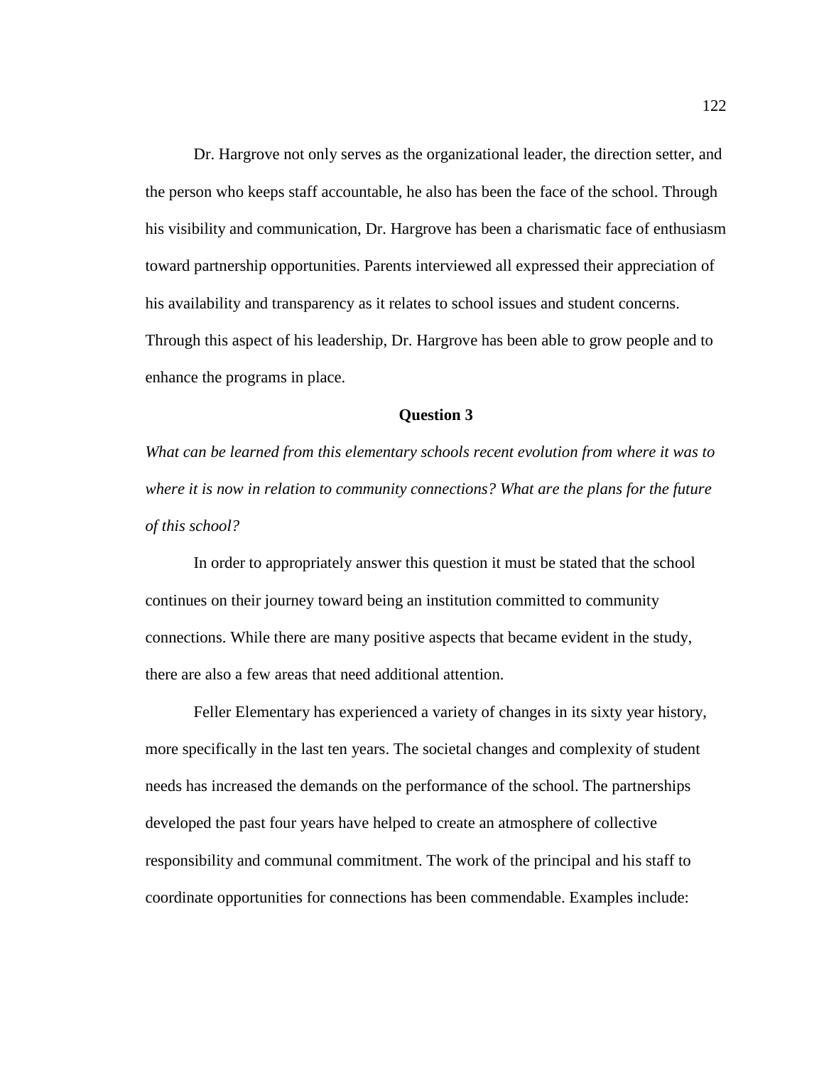Dr. Hargrove not only serves as the organizational leader, the direction setter, and the person who keeps staff accountable, he also has been the face of the school. Through his visibility and communication, Dr. Hargrove has been a charismatic face of enthusiasm toward partnership opportunities. Parents interviewed all expressed their appreciation of his availability and transparency as it relates to school issues and student concerns. Through this aspect of his leadership, Dr. Hargrove has been able to grow people and to enhance the programs in place.

### Question 3

*What can be learned from this elementary schools recent evolution from where it was to where it is now in relation to community connections? What are the plans for the future of this school?*

In order to appropriately answer this question it must be stated that the school continues on their journey toward being an institution committed to community connections. While there are many positive aspects that became evident in the study, there are also a few areas that need additional attention.

Feller Elementary has experienced a variety of changes in its sixty year history, more specifically in the last ten years. The societal changes and complexity of student needs has increased the demands on the performance of the school. The partnerships developed the past four years have helped to create an atmosphere of collective responsibility and communal commitment. The work of the principal and his staff to coordinate opportunities for connections has been commendable. Examples include: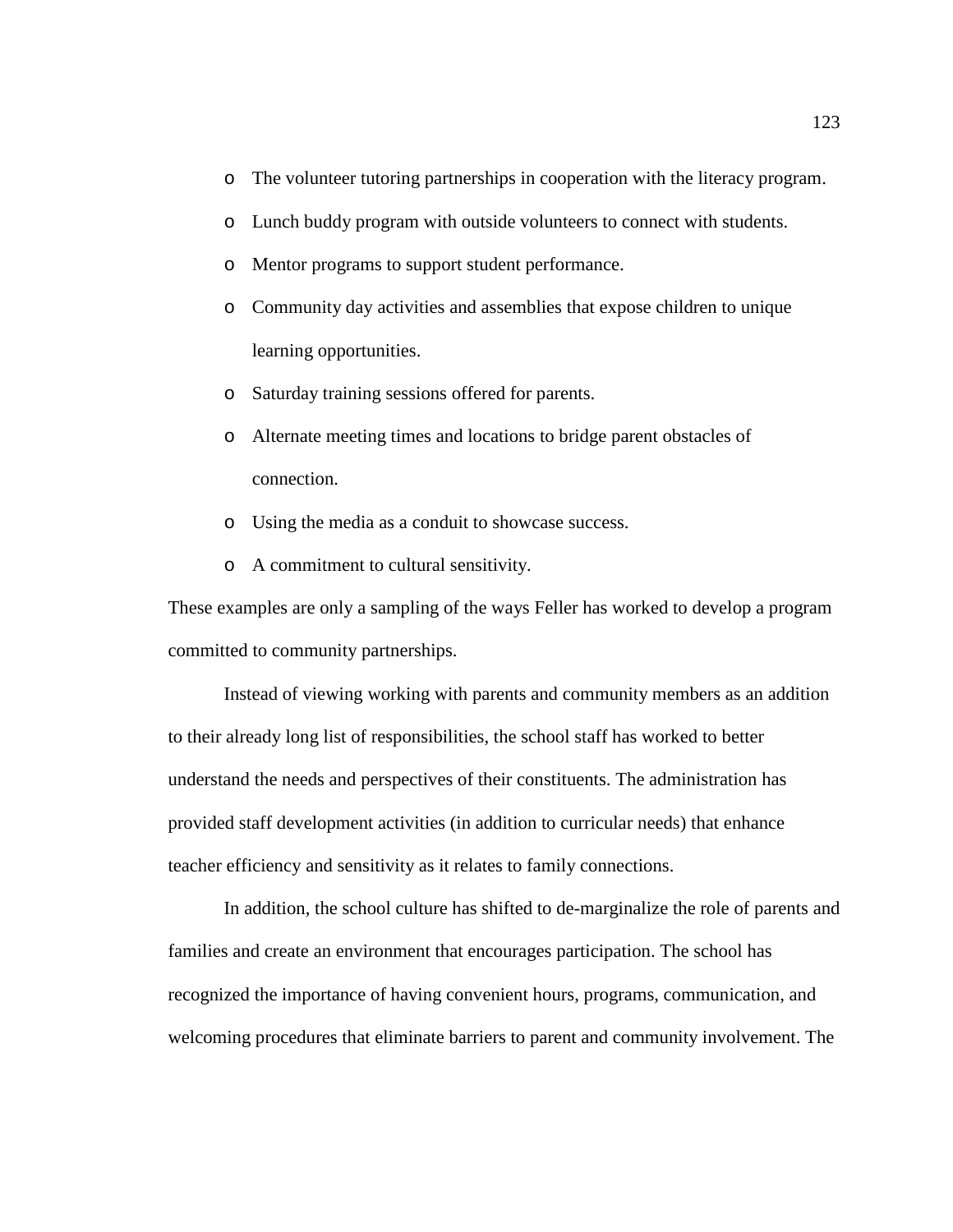- The volunteer tutoring partnerships in cooperation with the literacy program.
- Lunch buddy program with outside volunteers to connect with students.
- Mentor programs to support student performance.
- Community day activities and assemblies that expose children to unique learning opportunities.
- Saturday training sessions offered for parents.
- Alternate meeting times and locations to bridge parent obstacles of connection.
- Using the media as a conduit to showcase success.
- A commitment to cultural sensitivity.

These examples are only a sampling of the ways Feller has worked to develop a program committed to community partnerships.

Instead of viewing working with parents and community members as an addition to their already long list of responsibilities, the school staff has worked to better understand the needs and perspectives of their constituents. The administration has provided staff development activities (in addition to curricular needs) that enhance teacher efficiency and sensitivity as it relates to family connections.

In addition, the school culture has shifted to de-marginalize the role of parents and families and create an environment that encourages participation. The school has recognized the importance of having convenient hours, programs, communication, and welcoming procedures that eliminate barriers to parent and community involvement. The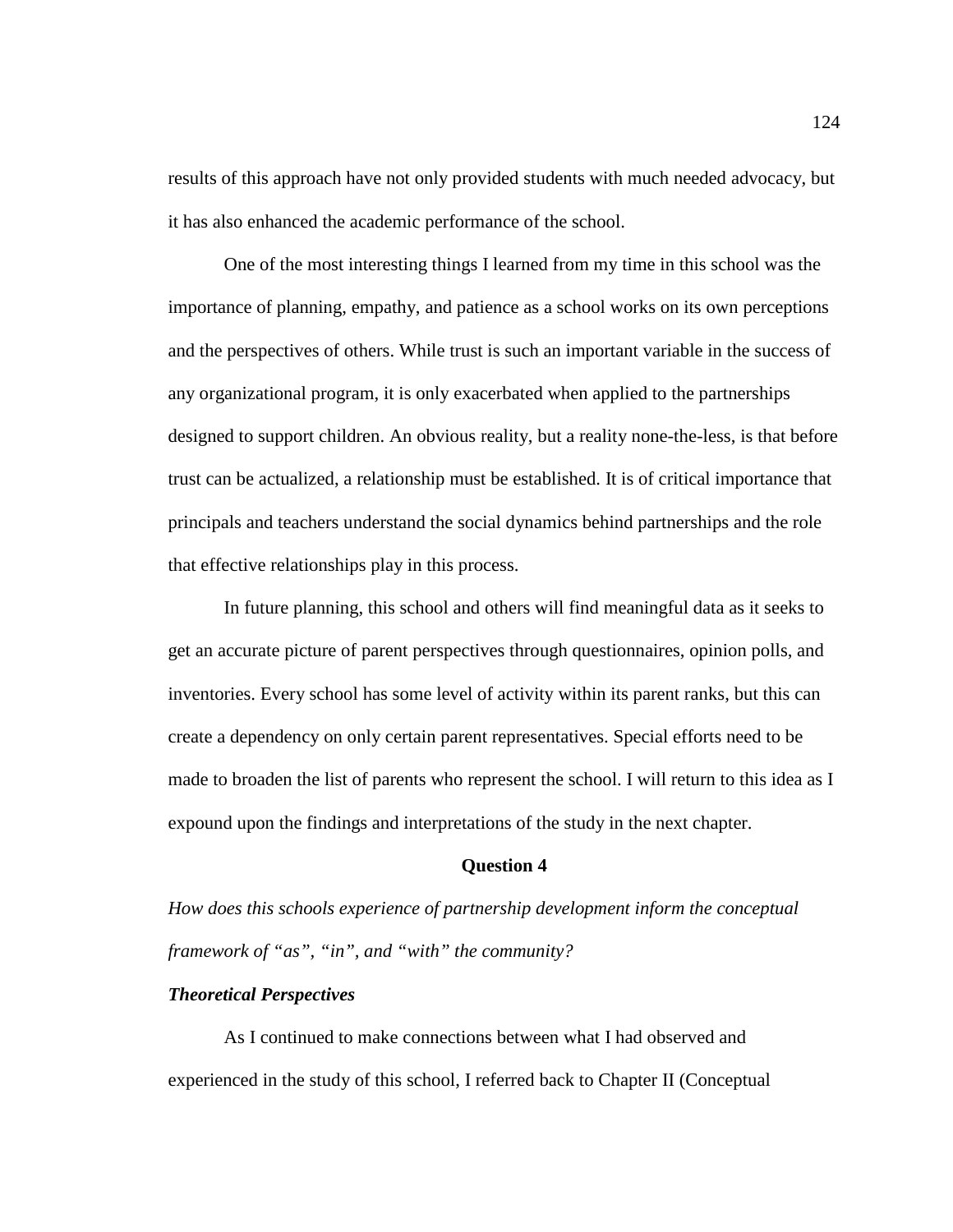results of this approach have not only provided students with much needed advocacy, but it has also enhanced the academic performance of the school.

One of the most interesting things I learned from my time in this school was the importance of planning, empathy, and patience as a school works on its own perceptions and the perspectives of others. While trust is such an important variable in the success of any organizational program, it is only exacerbated when applied to the partnerships designed to support children. An obvious reality, but a reality none-the-less, is that before trust can be actualized, a relationship must be established. It is of critical importance that principals and teachers understand the social dynamics behind partnerships and the role that effective relationships play in this process.

In future planning, this school and others will find meaningful data as it seeks to get an accurate picture of parent perspectives through questionnaires, opinion polls, and inventories. Every school has some level of activity within its parent ranks, but this can create a dependency on only certain parent representatives. Special efforts need to be made to broaden the list of parents who represent the school. I will return to this idea as I expound upon the findings and interpretations of the study in the next chapter.

### Question 4

*How does this schools experience of partnership development inform the conceptual framework of "as", "in", and "with" the community?*

#### *Theoretical Perspectives*

As I continued to make connections between what I had observed and experienced in the study of this school, I referred back to Chapter II (Conceptual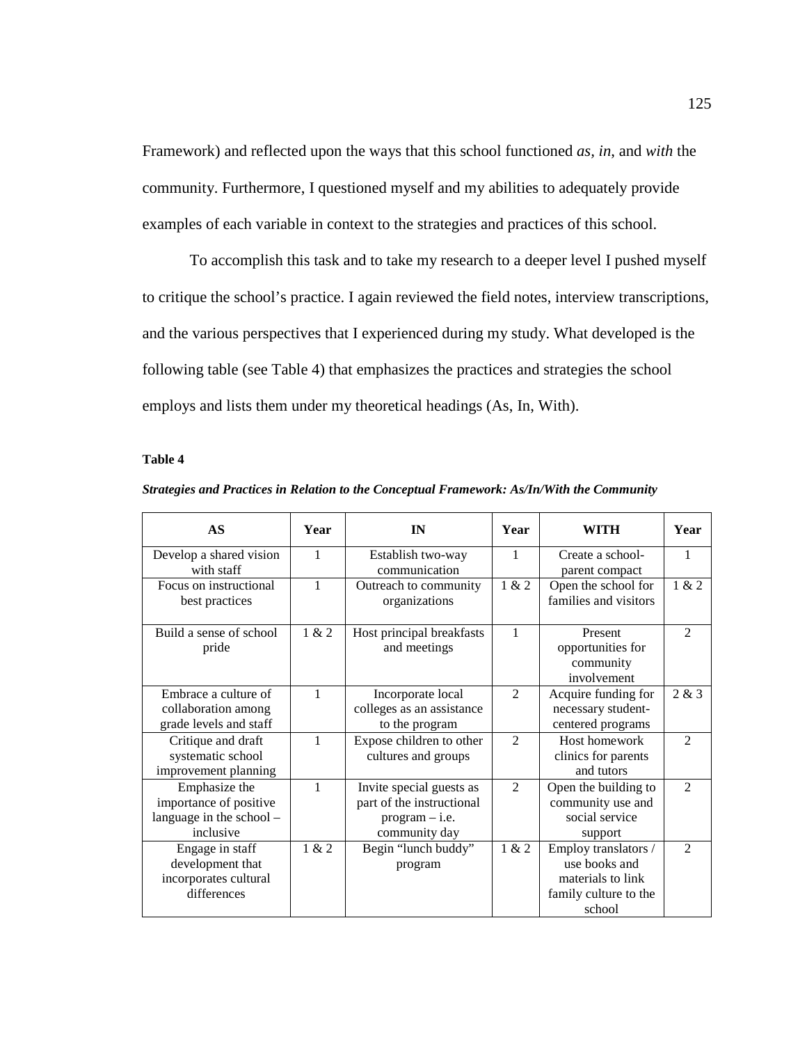Framework) and reflected upon the ways that this school functioned *as*, *in*, and *with* the community. Furthermore, I questioned myself and my abilities to adequately provide examples of each variable in context to the strategies and practices of this school.

To accomplish this task and to take my research to a deeper level I pushed myself to critique the school's practice. I again reviewed the field notes, interview transcriptions, and the various perspectives that I experienced during my study. What developed is the following table (see Table 4) that emphasizes the practices and strategies the school employs and lists them under my theoretical headings (As, In, With).

**Table 4**

***Strategies and Practices in Relation to the Conceptual Framework: As/In/With the Community***

| AS | Year | IN | Year | WITH | Year |
|---|---|---|---|---|---|
| Develop a shared vision with staff | 1 | Establish two-way communication | 1 | Create a school-parent compact | 1 |
| Focus on instructional best practices | 1 | Outreach to community organizations | 1 & 2 | Open the school for families and visitors | 1 & 2 |
| Build a sense of school pride | 1 & 2 | Host principal breakfasts and meetings | 1 | Present opportunities for community involvement | 2 |
| Embrace a culture of collaboration among grade levels and staff | 1 | Incorporate local colleges as an assistance to the program | 2 | Acquire funding for necessary student-centered programs | 2 & 3 |
| Critique and draft systematic school improvement planning | 1 | Expose children to other cultures and groups | 2 | Host homework clinics for parents and tutors | 2 |
| Emphasize the importance of positive language in the school – inclusive | 1 | Invite special guests as part of the instructional program – i.e. community day | 2 | Open the building to community use and social service support | 2 |
| Engage in staff development that incorporates cultural differences | 1 & 2 | Begin "lunch buddy" program | 1 & 2 | Employ translators / use books and materials to link family culture to the school | 2 |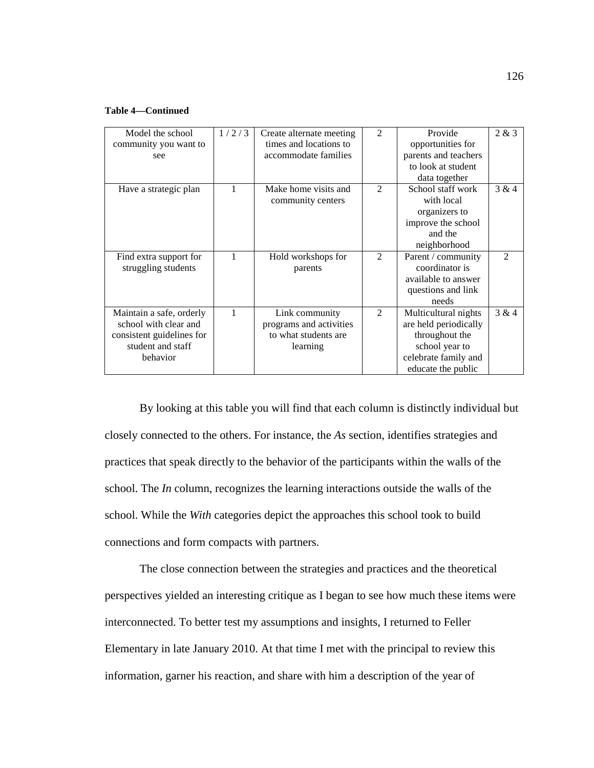**Table 4—Continued**

| | | | | | |
|---|---|---|---|---|---|
| Model the school community you want to see | 1 / 2 / 3 | Create alternate meeting times and locations to accommodate families | 2 | Provide opportunities for parents and teachers to look at student data together | 2 & 3 |
| Have a strategic plan | 1 | Make home visits and community centers | 2 | School staff work with local organizers to improve the school and the neighborhood | 3 & 4 |
| Find extra support for struggling students | 1 | Hold workshops for parents | 2 | Parent / community coordinator is available to answer questions and link needs | 2 |
| Maintain a safe, orderly school with clear and consistent guidelines for student and staff behavior | 1 | Link community programs and activities to what students are learning | 2 | Multicultural nights are held periodically throughout the school year to celebrate family and educate the public | 3 & 4 |

By looking at this table you will find that each column is distinctly individual but closely connected to the others. For instance, the *As* section, identifies strategies and practices that speak directly to the behavior of the participants within the walls of the school. The *In* column, recognizes the learning interactions outside the walls of the school. While the *With* categories depict the approaches this school took to build connections and form compacts with partners.

The close connection between the strategies and practices and the theoretical perspectives yielded an interesting critique as I began to see how much these items were interconnected. To better test my assumptions and insights, I returned to Feller Elementary in late January 2010. At that time I met with the principal to review this information, garner his reaction, and share with him a description of the year of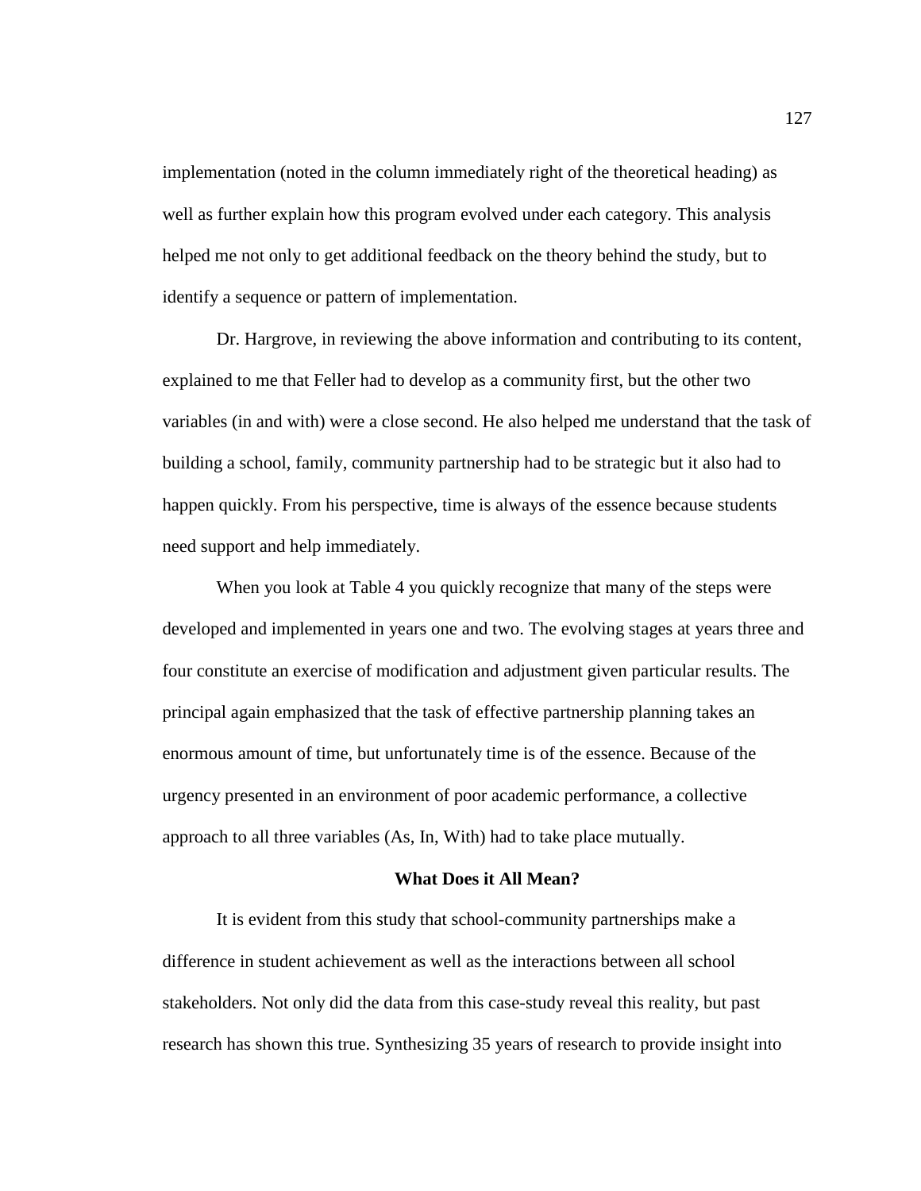implementation (noted in the column immediately right of the theoretical heading) as well as further explain how this program evolved under each category. This analysis helped me not only to get additional feedback on the theory behind the study, but to identify a sequence or pattern of implementation.

Dr. Hargrove, in reviewing the above information and contributing to its content, explained to me that Feller had to develop as a community first, but the other two variables (in and with) were a close second. He also helped me understand that the task of building a school, family, community partnership had to be strategic but it also had to happen quickly. From his perspective, time is always of the essence because students need support and help immediately.

When you look at Table 4 you quickly recognize that many of the steps were developed and implemented in years one and two. The evolving stages at years three and four constitute an exercise of modification and adjustment given particular results. The principal again emphasized that the task of effective partnership planning takes an enormous amount of time, but unfortunately time is of the essence. Because of the urgency presented in an environment of poor academic performance, a collective approach to all three variables (As, In, With) had to take place mutually.

### What Does it All Mean?

It is evident from this study that school-community partnerships make a difference in student achievement as well as the interactions between all school stakeholders. Not only did the data from this case-study reveal this reality, but past research has shown this true. Synthesizing 35 years of research to provide insight into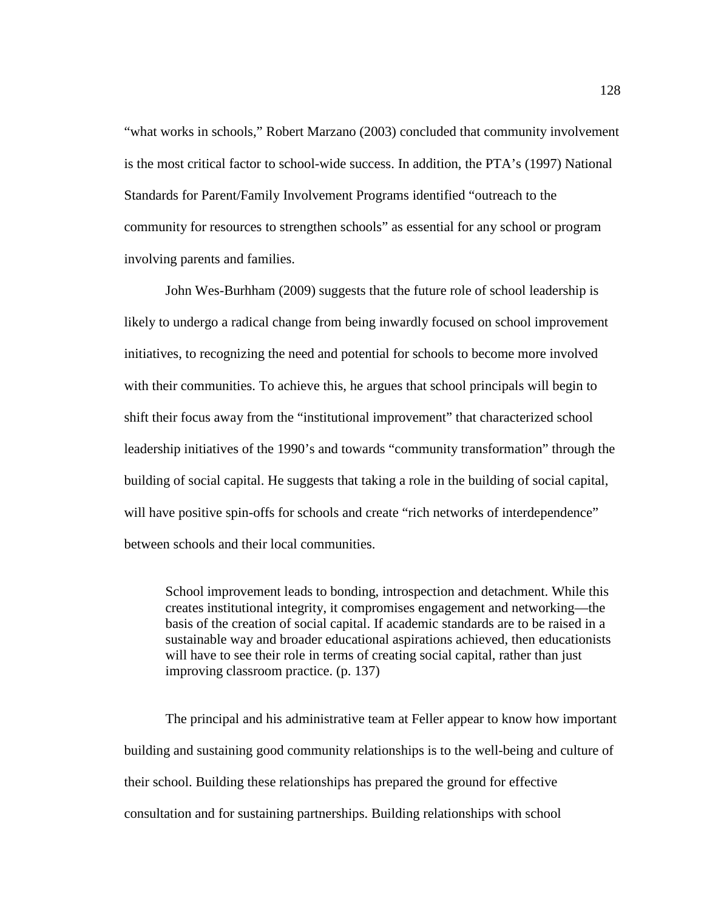"what works in schools," Robert Marzano (2003) concluded that community involvement is the most critical factor to school-wide success. In addition, the PTA's (1997) National Standards for Parent/Family Involvement Programs identified "outreach to the community for resources to strengthen schools" as essential for any school or program involving parents and families.

John Wes-Burhham (2009) suggests that the future role of school leadership is likely to undergo a radical change from being inwardly focused on school improvement initiatives, to recognizing the need and potential for schools to become more involved with their communities. To achieve this, he argues that school principals will begin to shift their focus away from the "institutional improvement" that characterized school leadership initiatives of the 1990's and towards "community transformation" through the building of social capital. He suggests that taking a role in the building of social capital, will have positive spin-offs for schools and create "rich networks of interdependence" between schools and their local communities.

> School improvement leads to bonding, introspection and detachment. While this creates institutional integrity, it compromises engagement and networking—the basis of the creation of social capital. If academic standards are to be raised in a sustainable way and broader educational aspirations achieved, then educationists will have to see their role in terms of creating social capital, rather than just improving classroom practice. (p. 137)

The principal and his administrative team at Feller appear to know how important building and sustaining good community relationships is to the well-being and culture of their school. Building these relationships has prepared the ground for effective consultation and for sustaining partnerships. Building relationships with school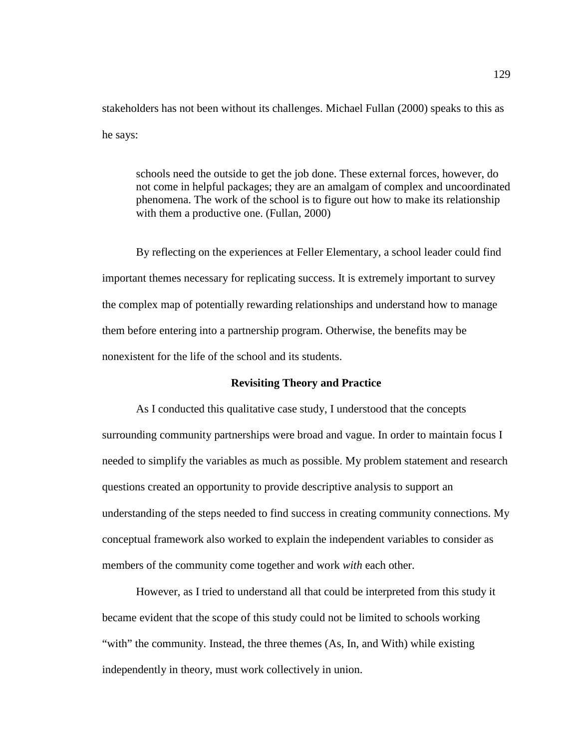stakeholders has not been without its challenges. Michael Fullan (2000) speaks to this as he says:

> schools need the outside to get the job done. These external forces, however, do not come in helpful packages; they are an amalgam of complex and uncoordinated phenomena. The work of the school is to figure out how to make its relationship with them a productive one. (Fullan, 2000)

By reflecting on the experiences at Feller Elementary, a school leader could find important themes necessary for replicating success. It is extremely important to survey the complex map of potentially rewarding relationships and understand how to manage them before entering into a partnership program. Otherwise, the benefits may be nonexistent for the life of the school and its students.

## Revisiting Theory and Practice

As I conducted this qualitative case study, I understood that the concepts surrounding community partnerships were broad and vague. In order to maintain focus I needed to simplify the variables as much as possible. My problem statement and research questions created an opportunity to provide descriptive analysis to support an understanding of the steps needed to find success in creating community connections. My conceptual framework also worked to explain the independent variables to consider as members of the community come together and work *with* each other.

However, as I tried to understand all that could be interpreted from this study it became evident that the scope of this study could not be limited to schools working "with" the community. Instead, the three themes (As, In, and With) while existing independently in theory, must work collectively in union.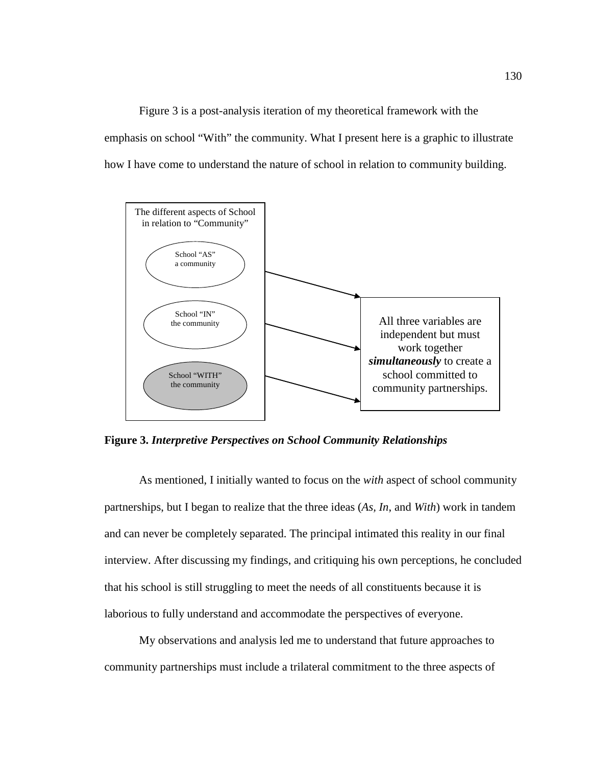Figure 3 is a post-analysis iteration of my theoretical framework with the emphasis on school "With" the community. What I present here is a graphic to illustrate how I have come to understand the nature of school in relation to community building.

The different aspects of School in relation to "Community"

School "AS" a community

School "IN" the community

School "WITH" the community

All three variables are independent but must work together ***simultaneously*** to create a school committed to community partnerships.

**Figure 3. *Interpretive Perspectives on School Community Relationships***

As mentioned, I initially wanted to focus on the *with* aspect of school community partnerships, but I began to realize that the three ideas (*As, In*, and *With*) work in tandem and can never be completely separated. The principal intimated this reality in our final interview. After discussing my findings, and critiquing his own perceptions, he concluded that his school is still struggling to meet the needs of all constituents because it is laborious to fully understand and accommodate the perspectives of everyone.

My observations and analysis led me to understand that future approaches to community partnerships must include a trilateral commitment to the three aspects of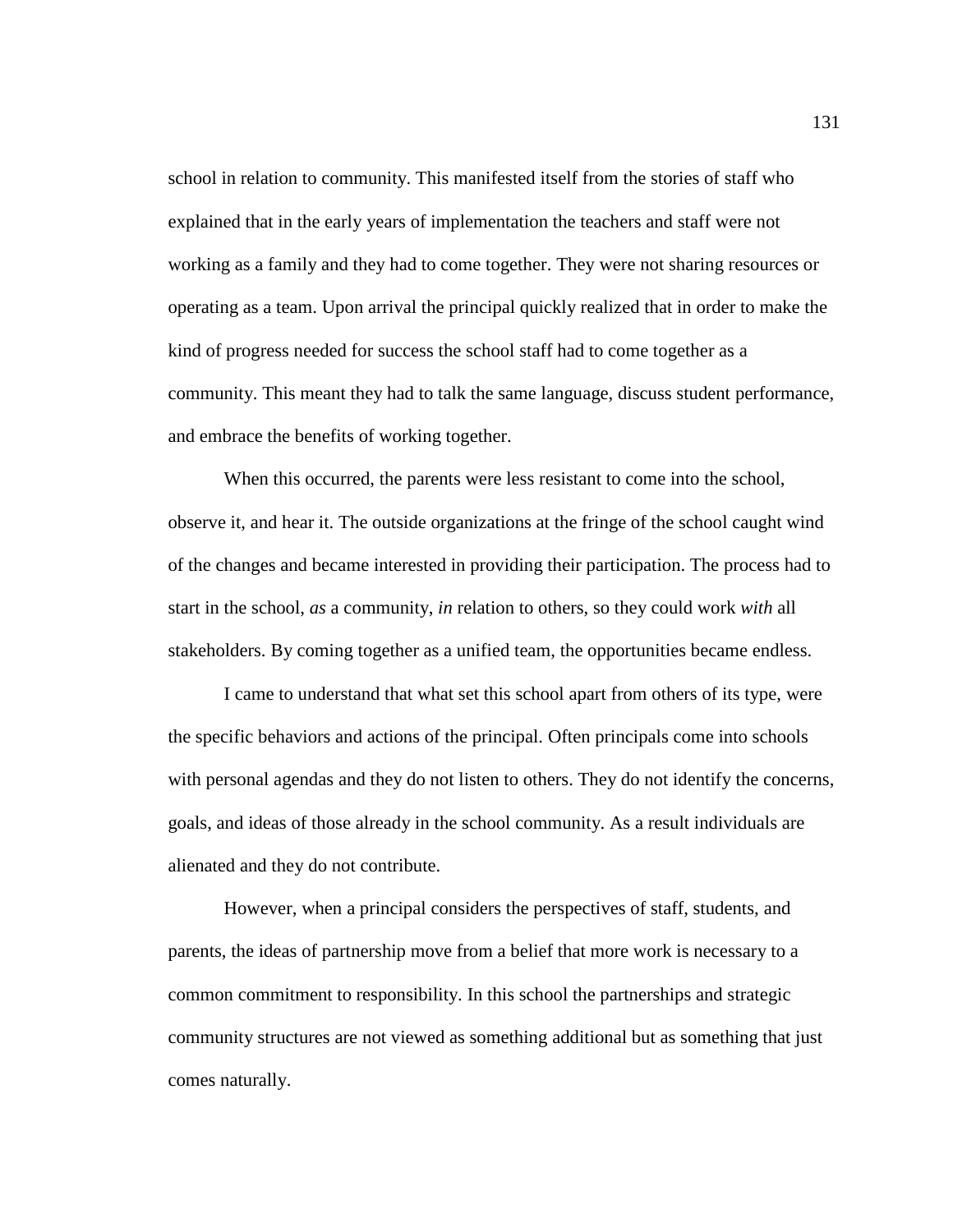school in relation to community. This manifested itself from the stories of staff who explained that in the early years of implementation the teachers and staff were not working as a family and they had to come together. They were not sharing resources or operating as a team. Upon arrival the principal quickly realized that in order to make the kind of progress needed for success the school staff had to come together as a community. This meant they had to talk the same language, discuss student performance, and embrace the benefits of working together.

When this occurred, the parents were less resistant to come into the school, observe it, and hear it. The outside organizations at the fringe of the school caught wind of the changes and became interested in providing their participation. The process had to start in the school, *as* a community, *in* relation to others, so they could work *with* all stakeholders. By coming together as a unified team, the opportunities became endless.

I came to understand that what set this school apart from others of its type, were the specific behaviors and actions of the principal. Often principals come into schools with personal agendas and they do not listen to others. They do not identify the concerns, goals, and ideas of those already in the school community. As a result individuals are alienated and they do not contribute.

However, when a principal considers the perspectives of staff, students, and parents, the ideas of partnership move from a belief that more work is necessary to a common commitment to responsibility. In this school the partnerships and strategic community structures are not viewed as something additional but as something that just comes naturally.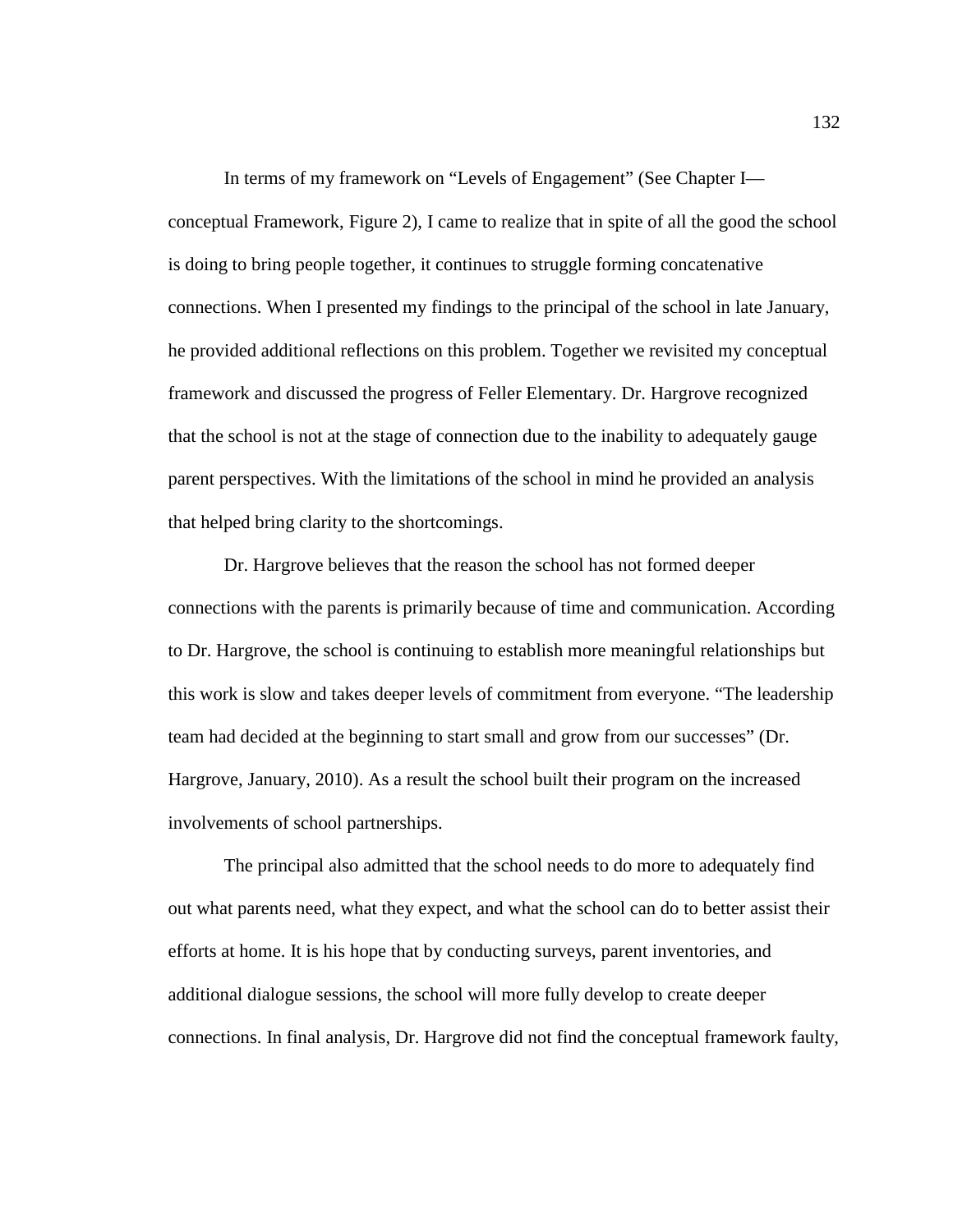In terms of my framework on “Levels of Engagement” (See Chapter I—conceptual Framework, Figure 2), I came to realize that in spite of all the good the school is doing to bring people together, it continues to struggle forming concatenative connections. When I presented my findings to the principal of the school in late January, he provided additional reflections on this problem. Together we revisited my conceptual framework and discussed the progress of Feller Elementary. Dr. Hargrove recognized that the school is not at the stage of connection due to the inability to adequately gauge parent perspectives. With the limitations of the school in mind he provided an analysis that helped bring clarity to the shortcomings.

Dr. Hargrove believes that the reason the school has not formed deeper connections with the parents is primarily because of time and communication. According to Dr. Hargrove, the school is continuing to establish more meaningful relationships but this work is slow and takes deeper levels of commitment from everyone. “The leadership team had decided at the beginning to start small and grow from our successes” (Dr. Hargrove, January, 2010). As a result the school built their program on the increased involvements of school partnerships.

The principal also admitted that the school needs to do more to adequately find out what parents need, what they expect, and what the school can do to better assist their efforts at home. It is his hope that by conducting surveys, parent inventories, and additional dialogue sessions, the school will more fully develop to create deeper connections. In final analysis, Dr. Hargrove did not find the conceptual framework faulty,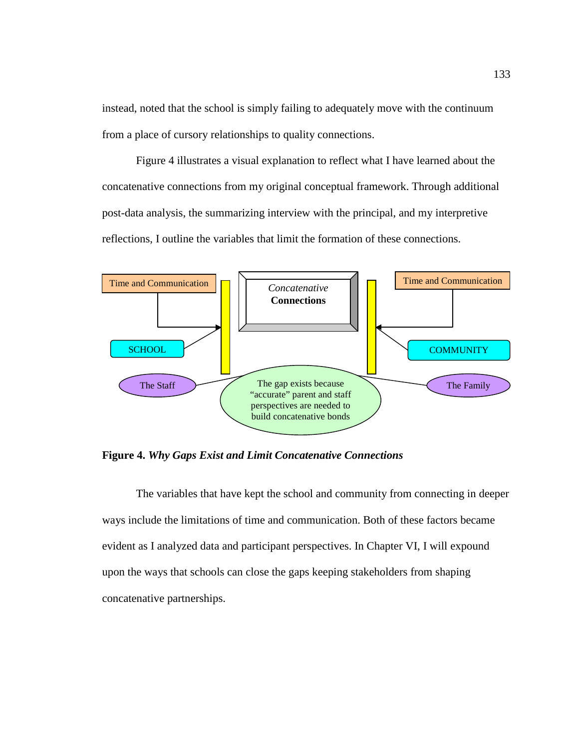instead, noted that the school is simply failing to adequately move with the continuum from a place of cursory relationships to quality connections.

Figure 4 illustrates a visual explanation to reflect what I have learned about the concatenative connections from my original conceptual framework. Through additional post-data analysis, the summarizing interview with the principal, and my interpretive reflections, I outline the variables that limit the formation of these connections.

Time and Communication

*Concatenative* **Connections**

Time and Communication

SCHOOL

COMMUNITY

The Staff

The gap exists because "accurate" parent and staff perspectives are needed to build concatenative bonds

The Family

**Figure 4.** ***Why Gaps Exist and Limit Concatenative Connections***

The variables that have kept the school and community from connecting in deeper ways include the limitations of time and communication. Both of these factors became evident as I analyzed data and participant perspectives. In Chapter VI, I will expound upon the ways that schools can close the gaps keeping stakeholders from shaping concatenative partnerships.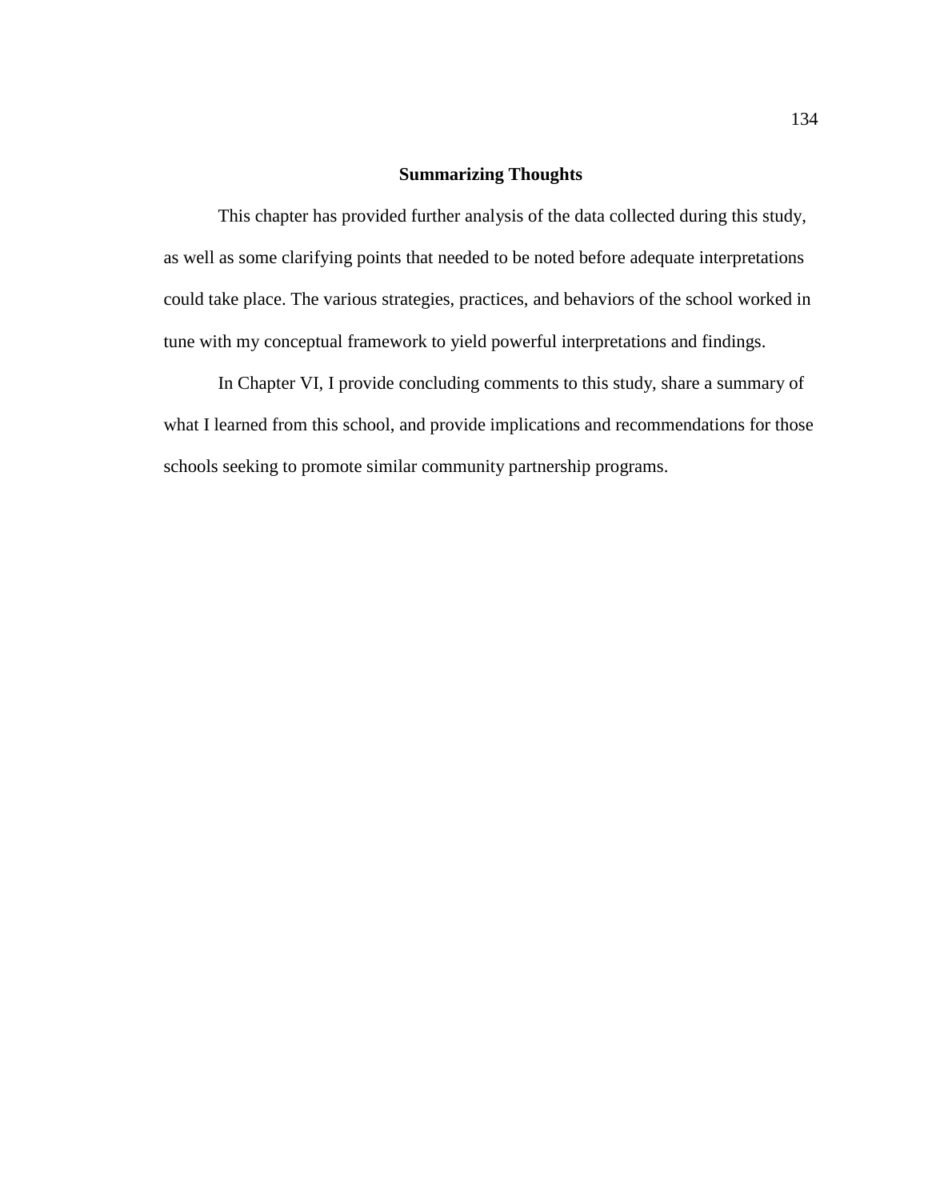## Summarizing Thoughts

This chapter has provided further analysis of the data collected during this study, as well as some clarifying points that needed to be noted before adequate interpretations could take place. The various strategies, practices, and behaviors of the school worked in tune with my conceptual framework to yield powerful interpretations and findings.

In Chapter VI, I provide concluding comments to this study, share a summary of what I learned from this school, and provide implications and recommendations for those schools seeking to promote similar community partnership programs.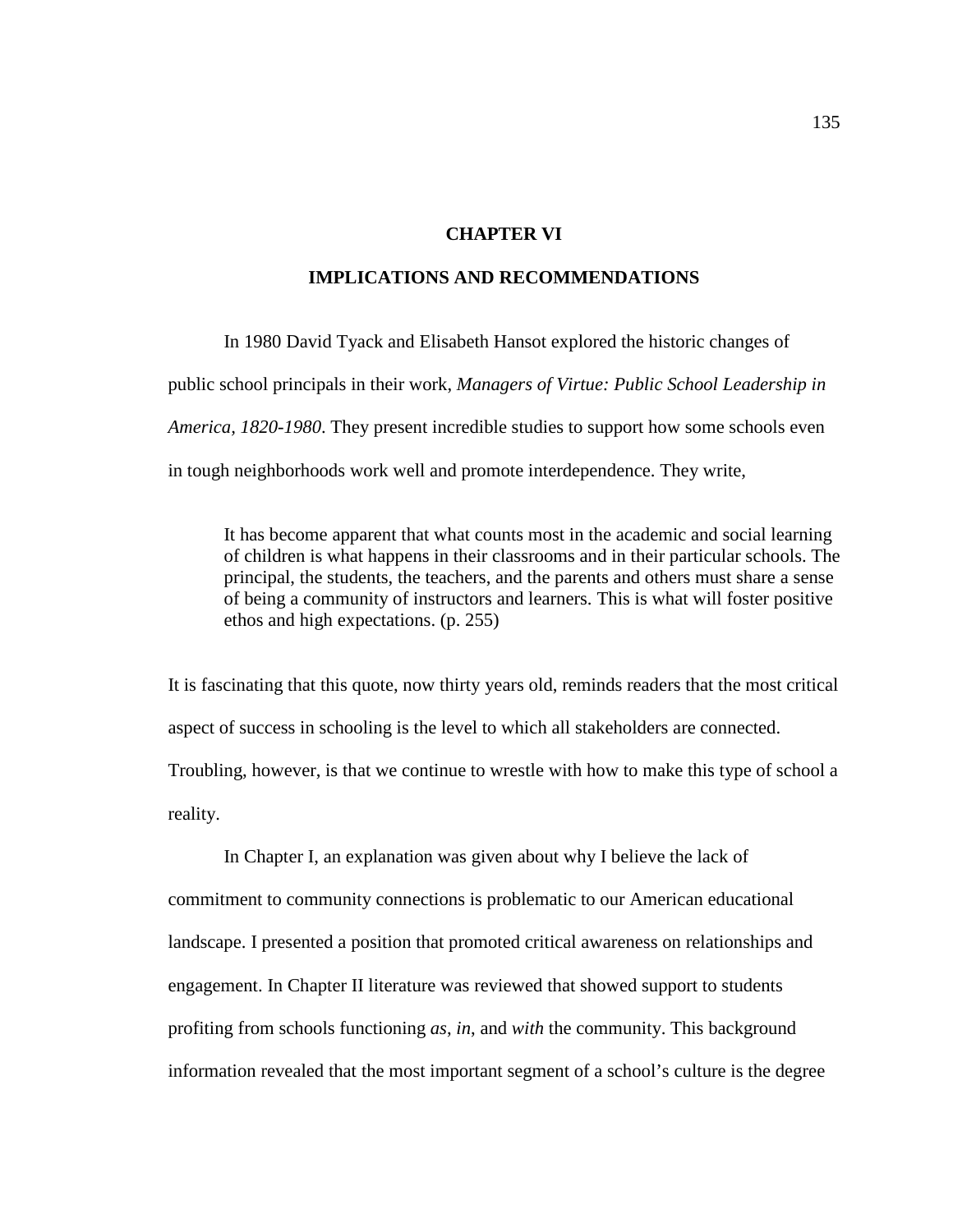# CHAPTER VI

## IMPLICATIONS AND RECOMMENDATIONS

In 1980 David Tyack and Elisabeth Hansot explored the historic changes of public school principals in their work, *Managers of Virtue: Public School Leadership in America, 1820-1980.* They present incredible studies to support how some schools even in tough neighborhoods work well and promote interdependence. They write,

> It has become apparent that what counts most in the academic and social learning of children is what happens in their classrooms and in their particular schools. The principal, the students, the teachers, and the parents and others must share a sense of being a community of instructors and learners. This is what will foster positive ethos and high expectations. (p. 255)

It is fascinating that this quote, now thirty years old, reminds readers that the most critical aspect of success in schooling is the level to which all stakeholders are connected. Troubling, however, is that we continue to wrestle with how to make this type of school a reality.

In Chapter I, an explanation was given about why I believe the lack of commitment to community connections is problematic to our American educational landscape. I presented a position that promoted critical awareness on relationships and engagement. In Chapter II literature was reviewed that showed support to students profiting from schools functioning *as*, *in*, and *with* the community. This background information revealed that the most important segment of a school's culture is the degree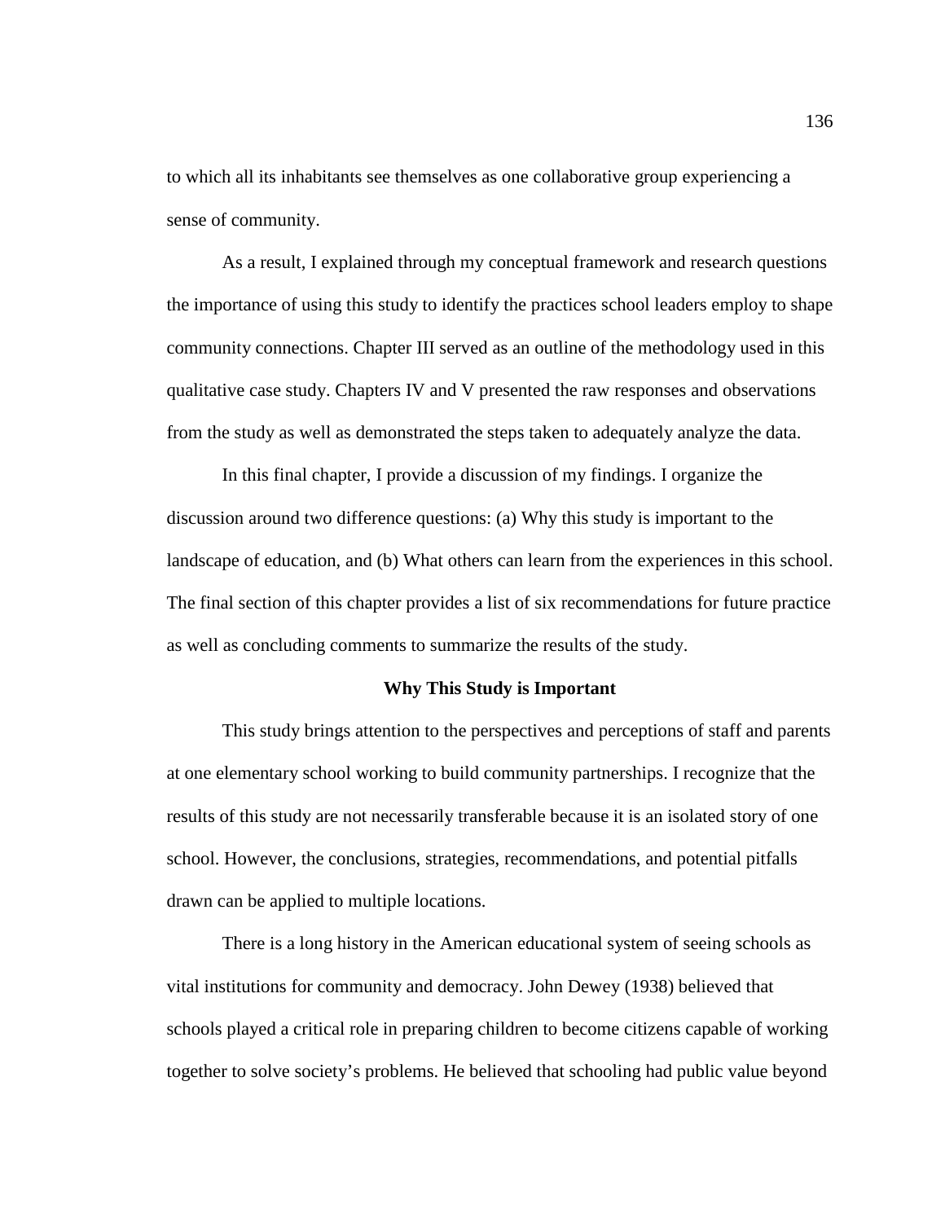to which all its inhabitants see themselves as one collaborative group experiencing a sense of community.

As a result, I explained through my conceptual framework and research questions the importance of using this study to identify the practices school leaders employ to shape community connections. Chapter III served as an outline of the methodology used in this qualitative case study. Chapters IV and V presented the raw responses and observations from the study as well as demonstrated the steps taken to adequately analyze the data.

In this final chapter, I provide a discussion of my findings. I organize the discussion around two difference questions: (a) Why this study is important to the landscape of education, and (b) What others can learn from the experiences in this school. The final section of this chapter provides a list of six recommendations for future practice as well as concluding comments to summarize the results of the study.

## Why This Study is Important

This study brings attention to the perspectives and perceptions of staff and parents at one elementary school working to build community partnerships. I recognize that the results of this study are not necessarily transferable because it is an isolated story of one school. However, the conclusions, strategies, recommendations, and potential pitfalls drawn can be applied to multiple locations.

There is a long history in the American educational system of seeing schools as vital institutions for community and democracy. John Dewey (1938) believed that schools played a critical role in preparing children to become citizens capable of working together to solve society's problems. He believed that schooling had public value beyond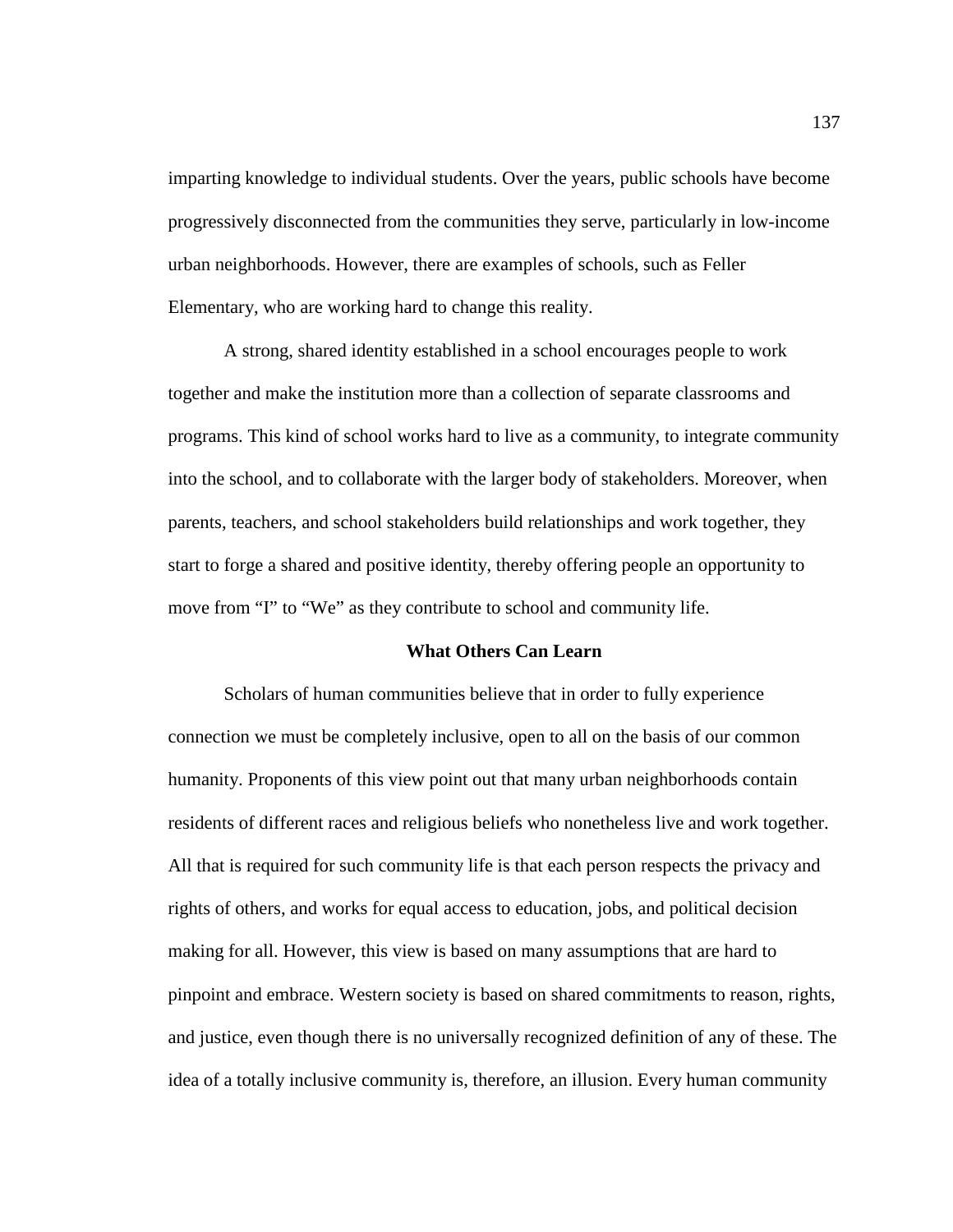imparting knowledge to individual students. Over the years, public schools have become progressively disconnected from the communities they serve, particularly in low-income urban neighborhoods. However, there are examples of schools, such as Feller Elementary, who are working hard to change this reality.

A strong, shared identity established in a school encourages people to work together and make the institution more than a collection of separate classrooms and programs. This kind of school works hard to live as a community, to integrate community into the school, and to collaborate with the larger body of stakeholders. Moreover, when parents, teachers, and school stakeholders build relationships and work together, they start to forge a shared and positive identity, thereby offering people an opportunity to move from "I" to "We" as they contribute to school and community life.

## What Others Can Learn

Scholars of human communities believe that in order to fully experience connection we must be completely inclusive, open to all on the basis of our common humanity. Proponents of this view point out that many urban neighborhoods contain residents of different races and religious beliefs who nonetheless live and work together. All that is required for such community life is that each person respects the privacy and rights of others, and works for equal access to education, jobs, and political decision making for all. However, this view is based on many assumptions that are hard to pinpoint and embrace. Western society is based on shared commitments to reason, rights, and justice, even though there is no universally recognized definition of any of these. The idea of a totally inclusive community is, therefore, an illusion. Every human community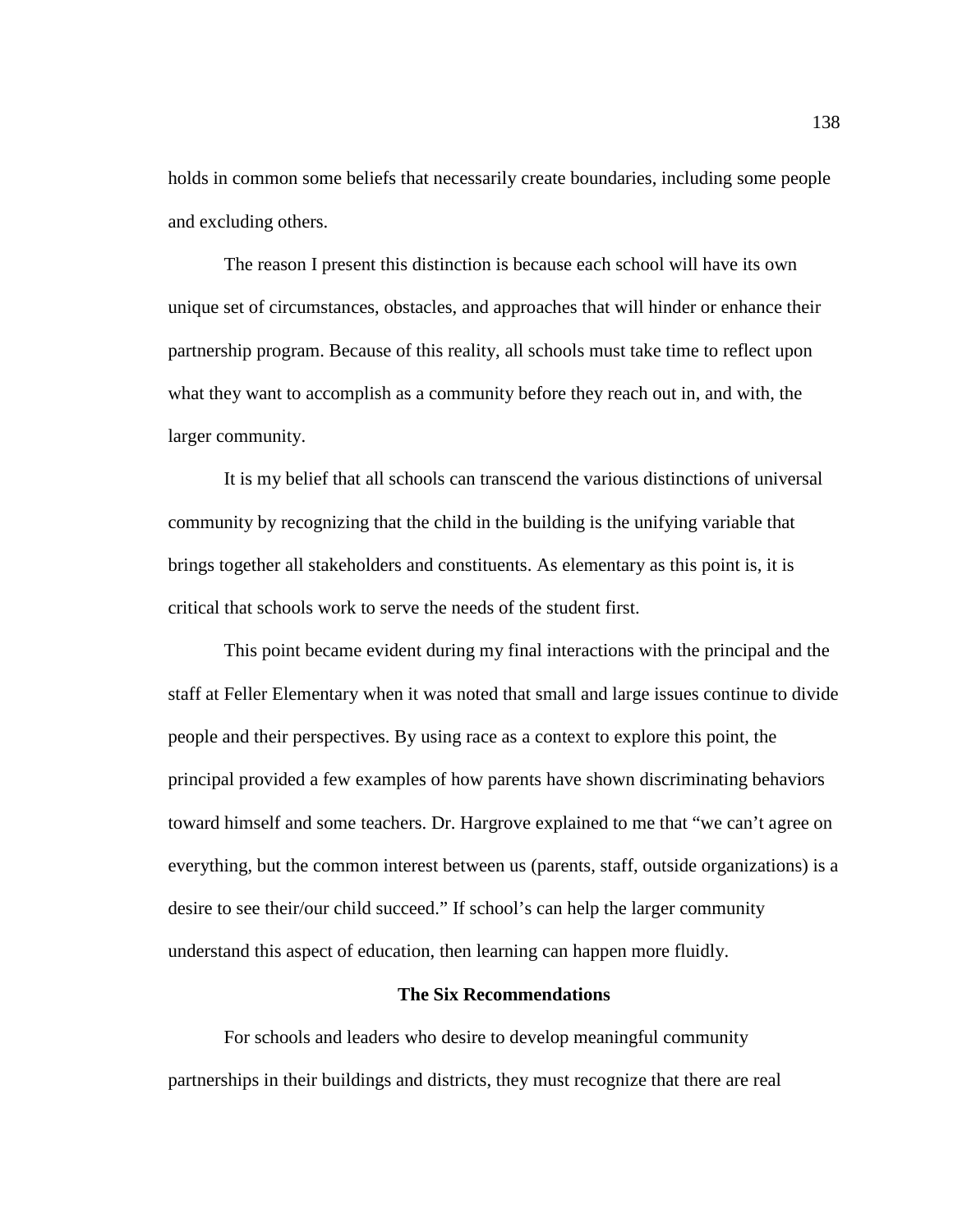holds in common some beliefs that necessarily create boundaries, including some people and excluding others.

The reason I present this distinction is because each school will have its own unique set of circumstances, obstacles, and approaches that will hinder or enhance their partnership program. Because of this reality, all schools must take time to reflect upon what they want to accomplish as a community before they reach out in, and with, the larger community.

It is my belief that all schools can transcend the various distinctions of universal community by recognizing that the child in the building is the unifying variable that brings together all stakeholders and constituents. As elementary as this point is, it is critical that schools work to serve the needs of the student first.

This point became evident during my final interactions with the principal and the staff at Feller Elementary when it was noted that small and large issues continue to divide people and their perspectives. By using race as a context to explore this point, the principal provided a few examples of how parents have shown discriminating behaviors toward himself and some teachers. Dr. Hargrove explained to me that "we can't agree on everything, but the common interest between us (parents, staff, outside organizations) is a desire to see their/our child succeed." If school's can help the larger community understand this aspect of education, then learning can happen more fluidly.

## The Six Recommendations

For schools and leaders who desire to develop meaningful community partnerships in their buildings and districts, they must recognize that there are real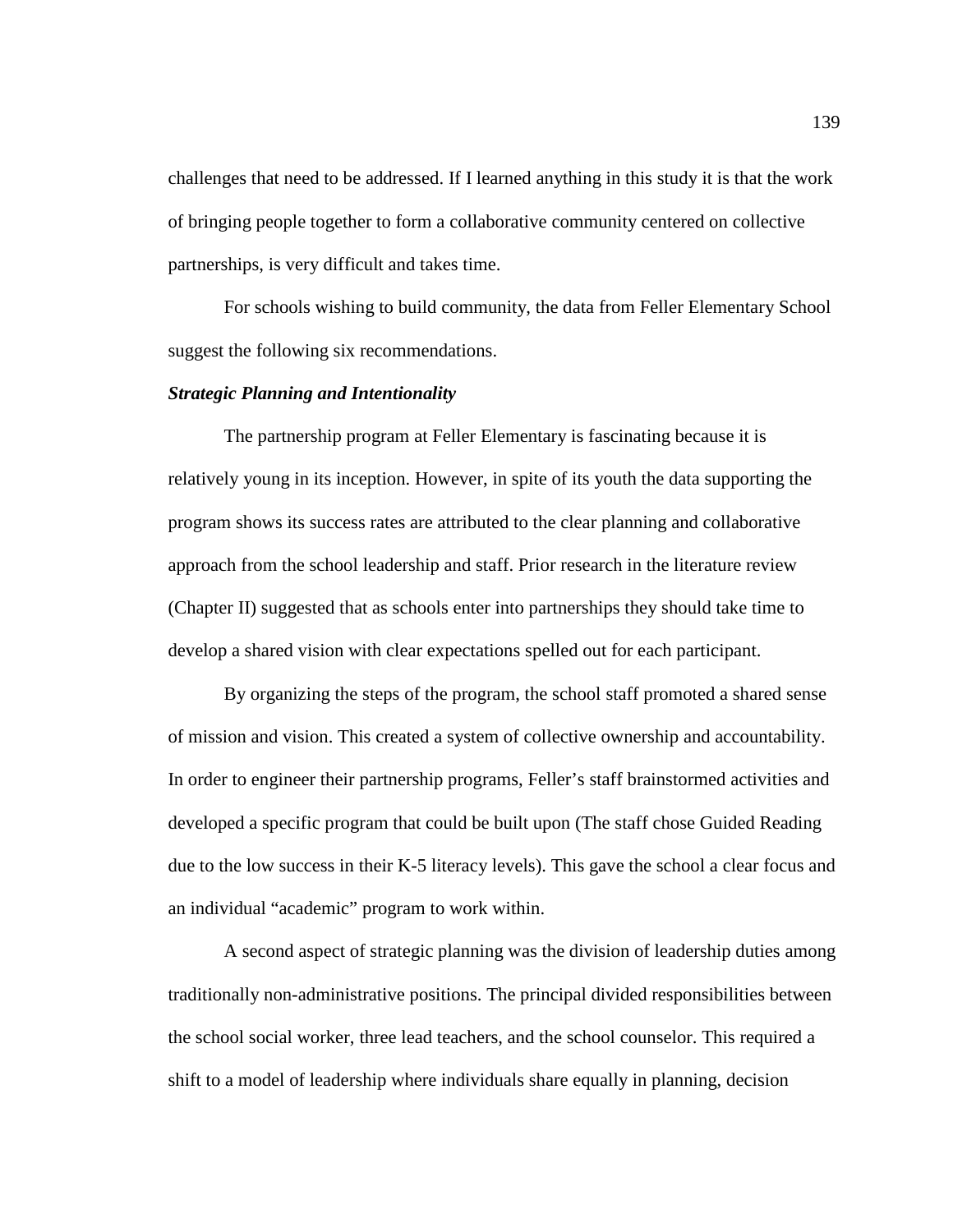challenges that need to be addressed. If I learned anything in this study it is that the work of bringing people together to form a collaborative community centered on collective partnerships, is very difficult and takes time.

For schools wishing to build community, the data from Feller Elementary School suggest the following six recommendations.

***Strategic Planning and Intentionality***

The partnership program at Feller Elementary is fascinating because it is relatively young in its inception. However, in spite of its youth the data supporting the program shows its success rates are attributed to the clear planning and collaborative approach from the school leadership and staff. Prior research in the literature review (Chapter II) suggested that as schools enter into partnerships they should take time to develop a shared vision with clear expectations spelled out for each participant.

By organizing the steps of the program, the school staff promoted a shared sense of mission and vision. This created a system of collective ownership and accountability. In order to engineer their partnership programs, Feller's staff brainstormed activities and developed a specific program that could be built upon (The staff chose Guided Reading due to the low success in their K-5 literacy levels). This gave the school a clear focus and an individual "academic" program to work within.

A second aspect of strategic planning was the division of leadership duties among traditionally non-administrative positions. The principal divided responsibilities between the school social worker, three lead teachers, and the school counselor. This required a shift to a model of leadership where individuals share equally in planning, decision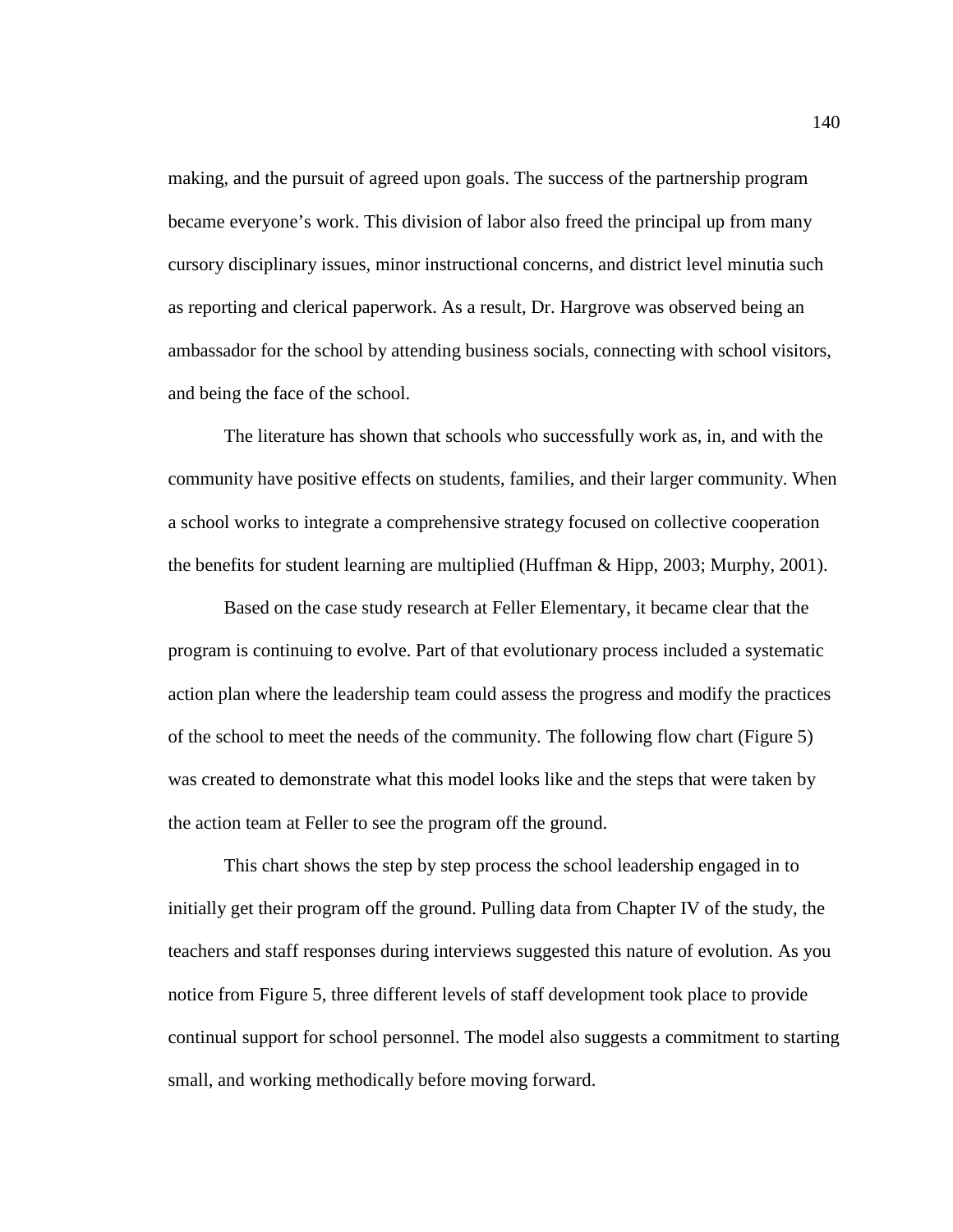making, and the pursuit of agreed upon goals. The success of the partnership program became everyone's work. This division of labor also freed the principal up from many cursory disciplinary issues, minor instructional concerns, and district level minutia such as reporting and clerical paperwork. As a result, Dr. Hargrove was observed being an ambassador for the school by attending business socials, connecting with school visitors, and being the face of the school.

The literature has shown that schools who successfully work as, in, and with the community have positive effects on students, families, and their larger community. When a school works to integrate a comprehensive strategy focused on collective cooperation the benefits for student learning are multiplied (Huffman & Hipp, 2003; Murphy, 2001).

Based on the case study research at Feller Elementary, it became clear that the program is continuing to evolve. Part of that evolutionary process included a systematic action plan where the leadership team could assess the progress and modify the practices of the school to meet the needs of the community. The following flow chart (Figure 5) was created to demonstrate what this model looks like and the steps that were taken by the action team at Feller to see the program off the ground.

This chart shows the step by step process the school leadership engaged in to initially get their program off the ground. Pulling data from Chapter IV of the study, the teachers and staff responses during interviews suggested this nature of evolution. As you notice from Figure 5, three different levels of staff development took place to provide continual support for school personnel. The model also suggests a commitment to starting small, and working methodically before moving forward.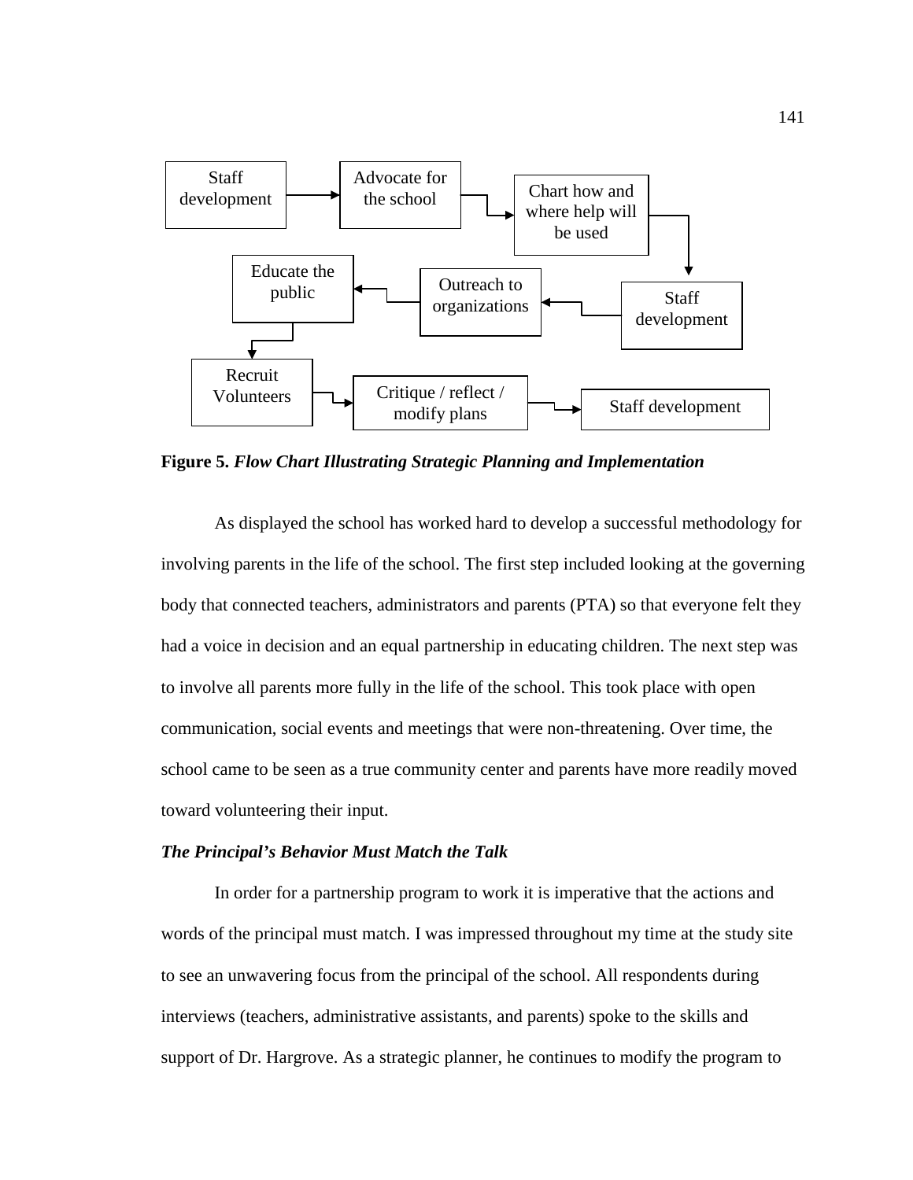Staff development → Advocate for the school → Chart how and where help will be used → Staff development → Outreach to organizations → Educate the public → Recruit Volunteers → Critique / reflect / modify plans → Staff development

**Figure 5.** ***Flow Chart Illustrating Strategic Planning and Implementation***

As displayed the school has worked hard to develop a successful methodology for involving parents in the life of the school. The first step included looking at the governing body that connected teachers, administrators and parents (PTA) so that everyone felt they had a voice in decision and an equal partnership in educating children. The next step was to involve all parents more fully in the life of the school. This took place with open communication, social events and meetings that were non-threatening. Over time, the school came to be seen as a true community center and parents have more readily moved toward volunteering their input.

### *The Principal's Behavior Must Match the Talk*

In order for a partnership program to work it is imperative that the actions and words of the principal must match. I was impressed throughout my time at the study site to see an unwavering focus from the principal of the school. All respondents during interviews (teachers, administrative assistants, and parents) spoke to the skills and support of Dr. Hargrove. As a strategic planner, he continues to modify the program to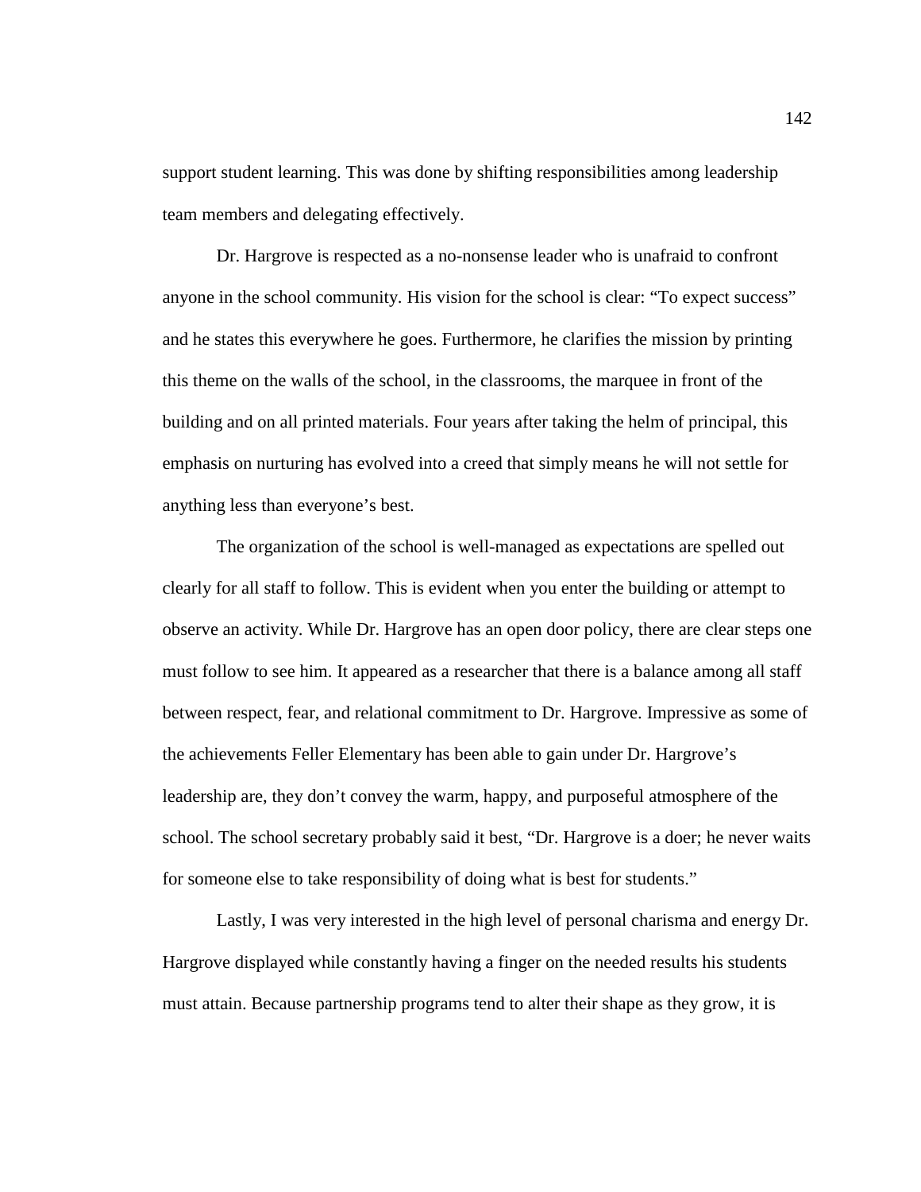support student learning. This was done by shifting responsibilities among leadership team members and delegating effectively.

Dr. Hargrove is respected as a no-nonsense leader who is unafraid to confront anyone in the school community. His vision for the school is clear: "To expect success" and he states this everywhere he goes. Furthermore, he clarifies the mission by printing this theme on the walls of the school, in the classrooms, the marquee in front of the building and on all printed materials. Four years after taking the helm of principal, this emphasis on nurturing has evolved into a creed that simply means he will not settle for anything less than everyone's best.

The organization of the school is well-managed as expectations are spelled out clearly for all staff to follow. This is evident when you enter the building or attempt to observe an activity. While Dr. Hargrove has an open door policy, there are clear steps one must follow to see him. It appeared as a researcher that there is a balance among all staff between respect, fear, and relational commitment to Dr. Hargrove. Impressive as some of the achievements Feller Elementary has been able to gain under Dr. Hargrove's leadership are, they don't convey the warm, happy, and purposeful atmosphere of the school. The school secretary probably said it best, "Dr. Hargrove is a doer; he never waits for someone else to take responsibility of doing what is best for students."

Lastly, I was very interested in the high level of personal charisma and energy Dr. Hargrove displayed while constantly having a finger on the needed results his students must attain. Because partnership programs tend to alter their shape as they grow, it is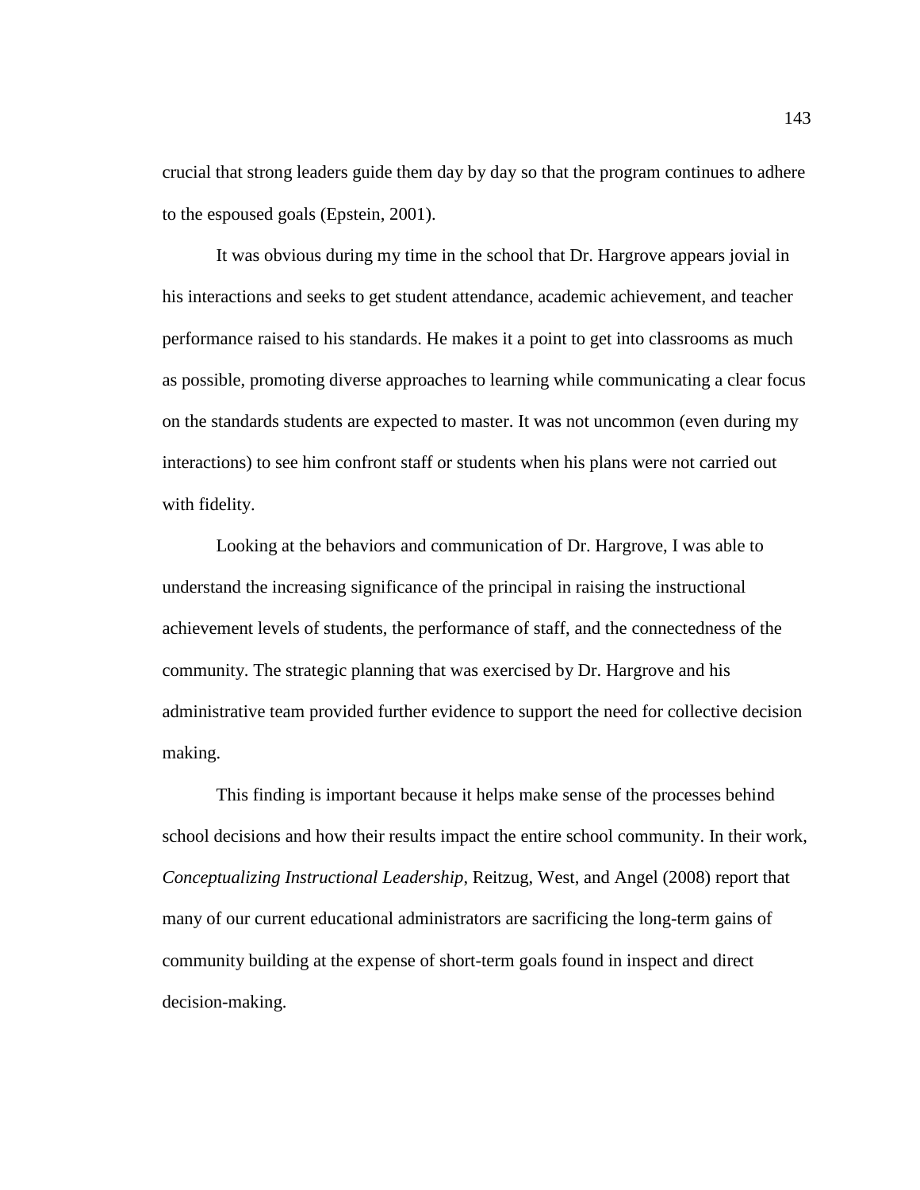crucial that strong leaders guide them day by day so that the program continues to adhere to the espoused goals (Epstein, 2001).

It was obvious during my time in the school that Dr. Hargrove appears jovial in his interactions and seeks to get student attendance, academic achievement, and teacher performance raised to his standards. He makes it a point to get into classrooms as much as possible, promoting diverse approaches to learning while communicating a clear focus on the standards students are expected to master. It was not uncommon (even during my interactions) to see him confront staff or students when his plans were not carried out with fidelity.

Looking at the behaviors and communication of Dr. Hargrove, I was able to understand the increasing significance of the principal in raising the instructional achievement levels of students, the performance of staff, and the connectedness of the community. The strategic planning that was exercised by Dr. Hargrove and his administrative team provided further evidence to support the need for collective decision making.

This finding is important because it helps make sense of the processes behind school decisions and how their results impact the entire school community. In their work, *Conceptualizing Instructional Leadership*, Reitzug, West, and Angel (2008) report that many of our current educational administrators are sacrificing the long-term gains of community building at the expense of short-term goals found in inspect and direct decision-making.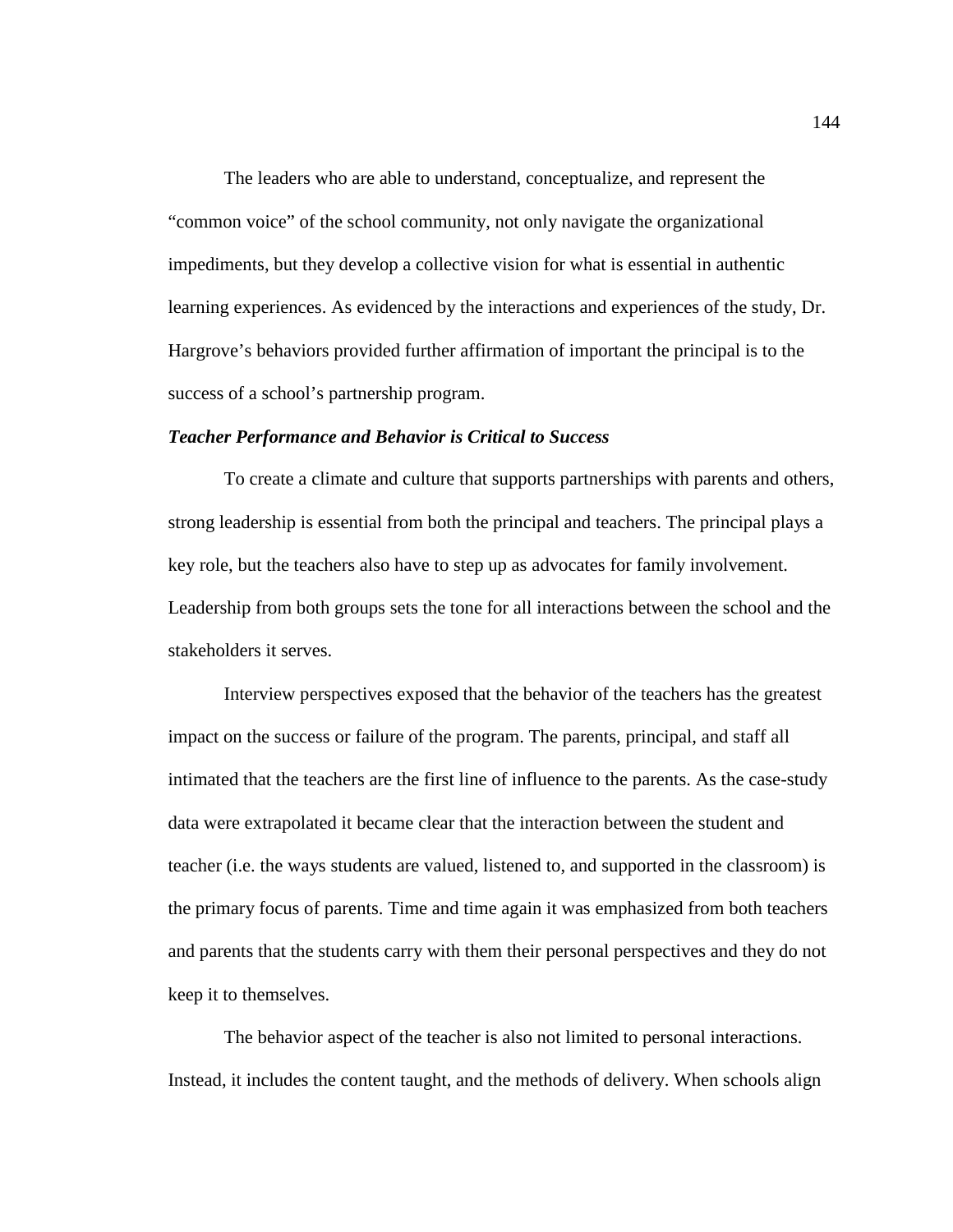The leaders who are able to understand, conceptualize, and represent the "common voice" of the school community, not only navigate the organizational impediments, but they develop a collective vision for what is essential in authentic learning experiences. As evidenced by the interactions and experiences of the study, Dr. Hargrove's behaviors provided further affirmation of important the principal is to the success of a school's partnership program.

***Teacher Performance and Behavior is Critical to Success***

To create a climate and culture that supports partnerships with parents and others, strong leadership is essential from both the principal and teachers. The principal plays a key role, but the teachers also have to step up as advocates for family involvement. Leadership from both groups sets the tone for all interactions between the school and the stakeholders it serves.

Interview perspectives exposed that the behavior of the teachers has the greatest impact on the success or failure of the program. The parents, principal, and staff all intimated that the teachers are the first line of influence to the parents. As the case-study data were extrapolated it became clear that the interaction between the student and teacher (i.e. the ways students are valued, listened to, and supported in the classroom) is the primary focus of parents. Time and time again it was emphasized from both teachers and parents that the students carry with them their personal perspectives and they do not keep it to themselves.

The behavior aspect of the teacher is also not limited to personal interactions. Instead, it includes the content taught, and the methods of delivery. When schools align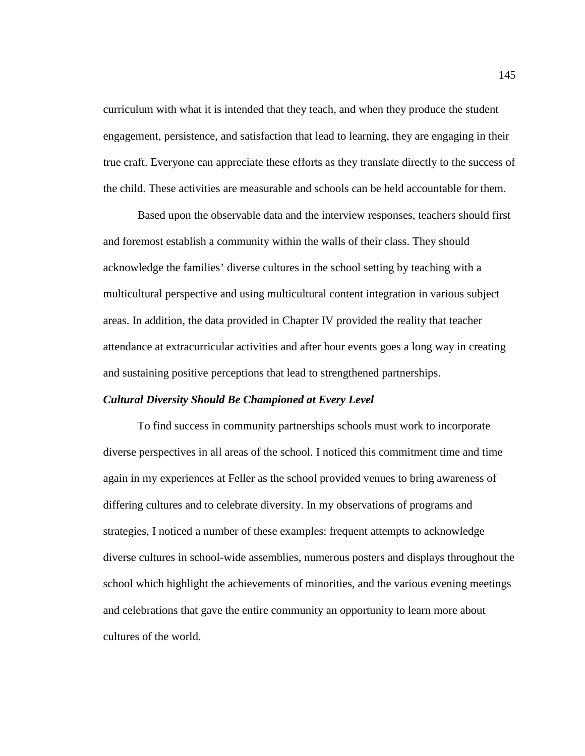curriculum with what it is intended that they teach, and when they produce the student engagement, persistence, and satisfaction that lead to learning, they are engaging in their true craft. Everyone can appreciate these efforts as they translate directly to the success of the child. These activities are measurable and schools can be held accountable for them.

Based upon the observable data and the interview responses, teachers should first and foremost establish a community within the walls of their class. They should acknowledge the families' diverse cultures in the school setting by teaching with a multicultural perspective and using multicultural content integration in various subject areas. In addition, the data provided in Chapter IV provided the reality that teacher attendance at extracurricular activities and after hour events goes a long way in creating and sustaining positive perceptions that lead to strengthened partnerships.

***Cultural Diversity Should Be Championed at Every Level***

To find success in community partnerships schools must work to incorporate diverse perspectives in all areas of the school. I noticed this commitment time and time again in my experiences at Feller as the school provided venues to bring awareness of differing cultures and to celebrate diversity. In my observations of programs and strategies, I noticed a number of these examples: frequent attempts to acknowledge diverse cultures in school-wide assemblies, numerous posters and displays throughout the school which highlight the achievements of minorities, and the various evening meetings and celebrations that gave the entire community an opportunity to learn more about cultures of the world.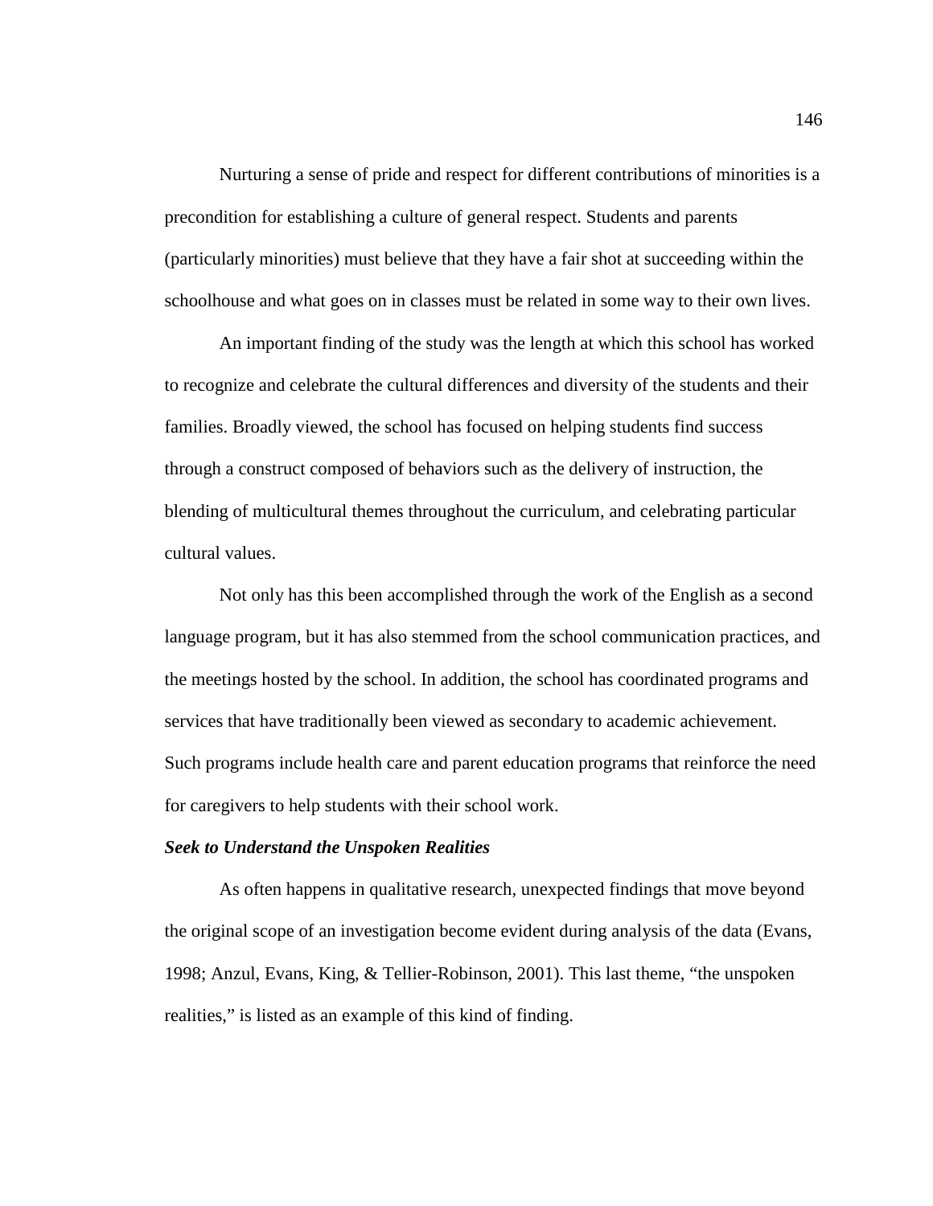Nurturing a sense of pride and respect for different contributions of minorities is a precondition for establishing a culture of general respect. Students and parents (particularly minorities) must believe that they have a fair shot at succeeding within the schoolhouse and what goes on in classes must be related in some way to their own lives.

An important finding of the study was the length at which this school has worked to recognize and celebrate the cultural differences and diversity of the students and their families. Broadly viewed, the school has focused on helping students find success through a construct composed of behaviors such as the delivery of instruction, the blending of multicultural themes throughout the curriculum, and celebrating particular cultural values.

Not only has this been accomplished through the work of the English as a second language program, but it has also stemmed from the school communication practices, and the meetings hosted by the school. In addition, the school has coordinated programs and services that have traditionally been viewed as secondary to academic achievement. Such programs include health care and parent education programs that reinforce the need for caregivers to help students with their school work.

***Seek to Understand the Unspoken Realities***

As often happens in qualitative research, unexpected findings that move beyond the original scope of an investigation become evident during analysis of the data (Evans, 1998; Anzul, Evans, King, & Tellier-Robinson, 2001). This last theme, "the unspoken realities," is listed as an example of this kind of finding.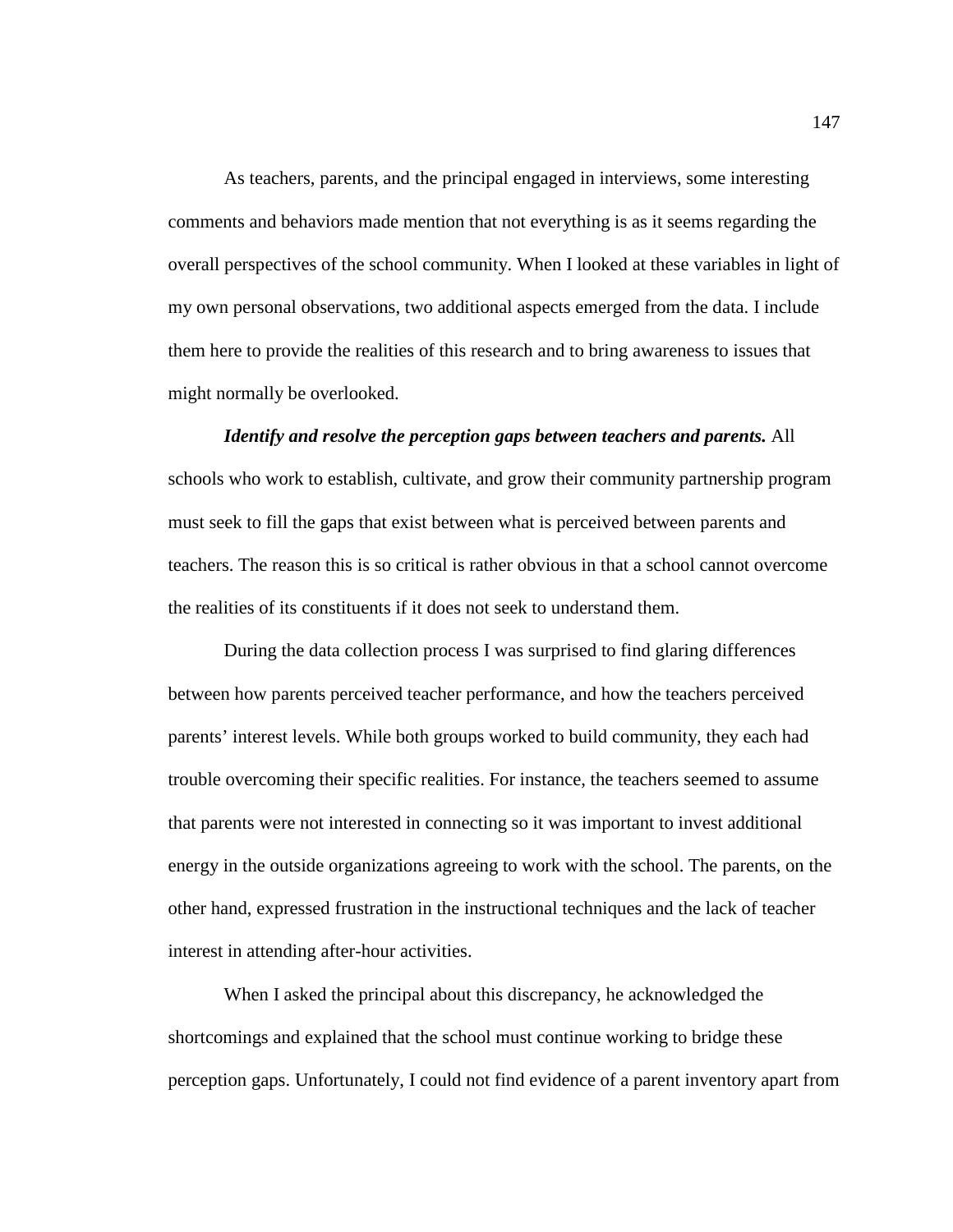As teachers, parents, and the principal engaged in interviews, some interesting comments and behaviors made mention that not everything is as it seems regarding the overall perspectives of the school community. When I looked at these variables in light of my own personal observations, two additional aspects emerged from the data. I include them here to provide the realities of this research and to bring awareness to issues that might normally be overlooked.

***Identify and resolve the perception gaps between teachers and parents.*** All schools who work to establish, cultivate, and grow their community partnership program must seek to fill the gaps that exist between what is perceived between parents and teachers. The reason this is so critical is rather obvious in that a school cannot overcome the realities of its constituents if it does not seek to understand them.

During the data collection process I was surprised to find glaring differences between how parents perceived teacher performance, and how the teachers perceived parents' interest levels. While both groups worked to build community, they each had trouble overcoming their specific realities. For instance, the teachers seemed to assume that parents were not interested in connecting so it was important to invest additional energy in the outside organizations agreeing to work with the school. The parents, on the other hand, expressed frustration in the instructional techniques and the lack of teacher interest in attending after-hour activities.

When I asked the principal about this discrepancy, he acknowledged the shortcomings and explained that the school must continue working to bridge these perception gaps. Unfortunately, I could not find evidence of a parent inventory apart from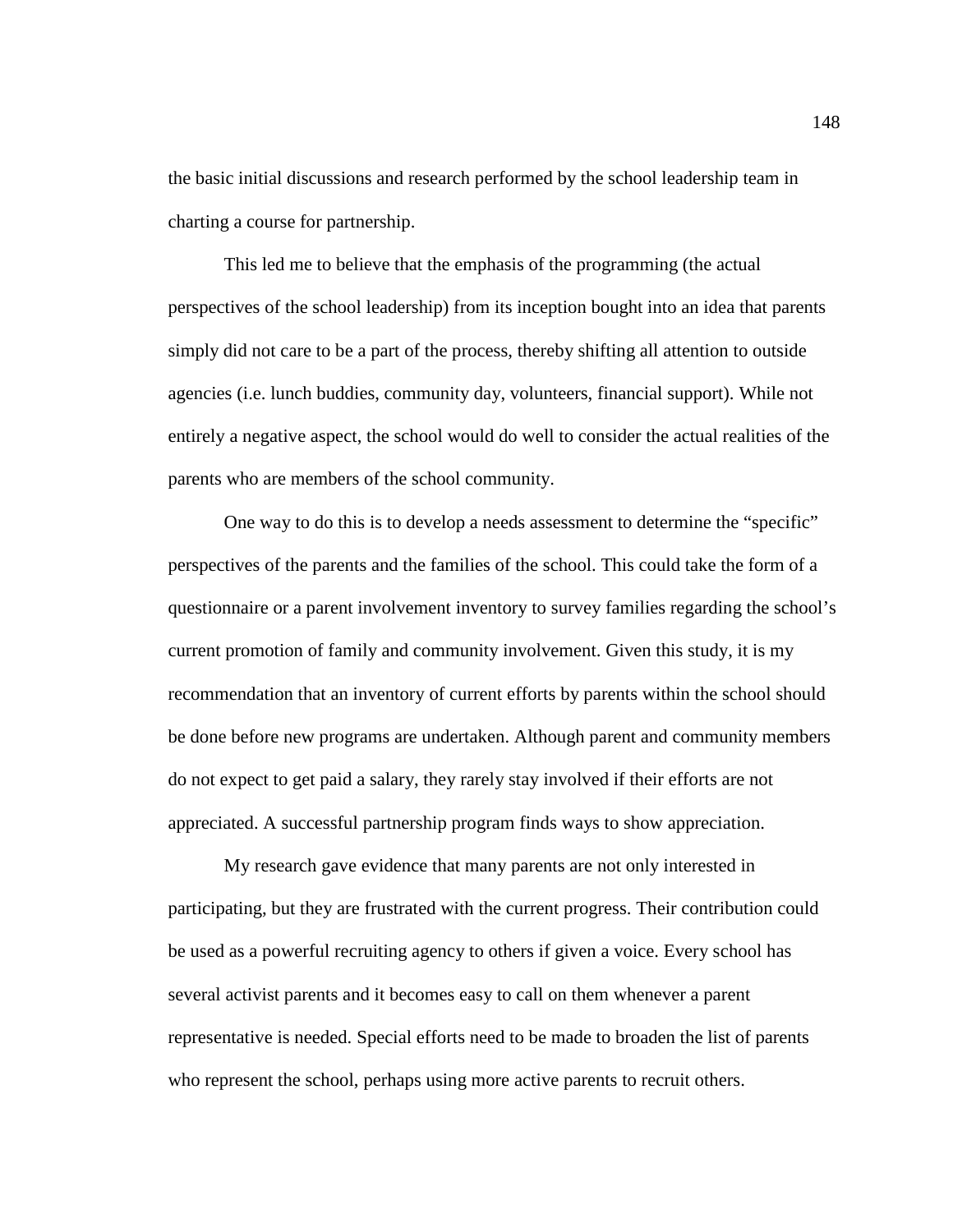the basic initial discussions and research performed by the school leadership team in charting a course for partnership.

This led me to believe that the emphasis of the programming (the actual perspectives of the school leadership) from its inception bought into an idea that parents simply did not care to be a part of the process, thereby shifting all attention to outside agencies (i.e. lunch buddies, community day, volunteers, financial support). While not entirely a negative aspect, the school would do well to consider the actual realities of the parents who are members of the school community.

One way to do this is to develop a needs assessment to determine the "specific" perspectives of the parents and the families of the school. This could take the form of a questionnaire or a parent involvement inventory to survey families regarding the school's current promotion of family and community involvement. Given this study, it is my recommendation that an inventory of current efforts by parents within the school should be done before new programs are undertaken. Although parent and community members do not expect to get paid a salary, they rarely stay involved if their efforts are not appreciated. A successful partnership program finds ways to show appreciation.

My research gave evidence that many parents are not only interested in participating, but they are frustrated with the current progress. Their contribution could be used as a powerful recruiting agency to others if given a voice. Every school has several activist parents and it becomes easy to call on them whenever a parent representative is needed. Special efforts need to be made to broaden the list of parents who represent the school, perhaps using more active parents to recruit others.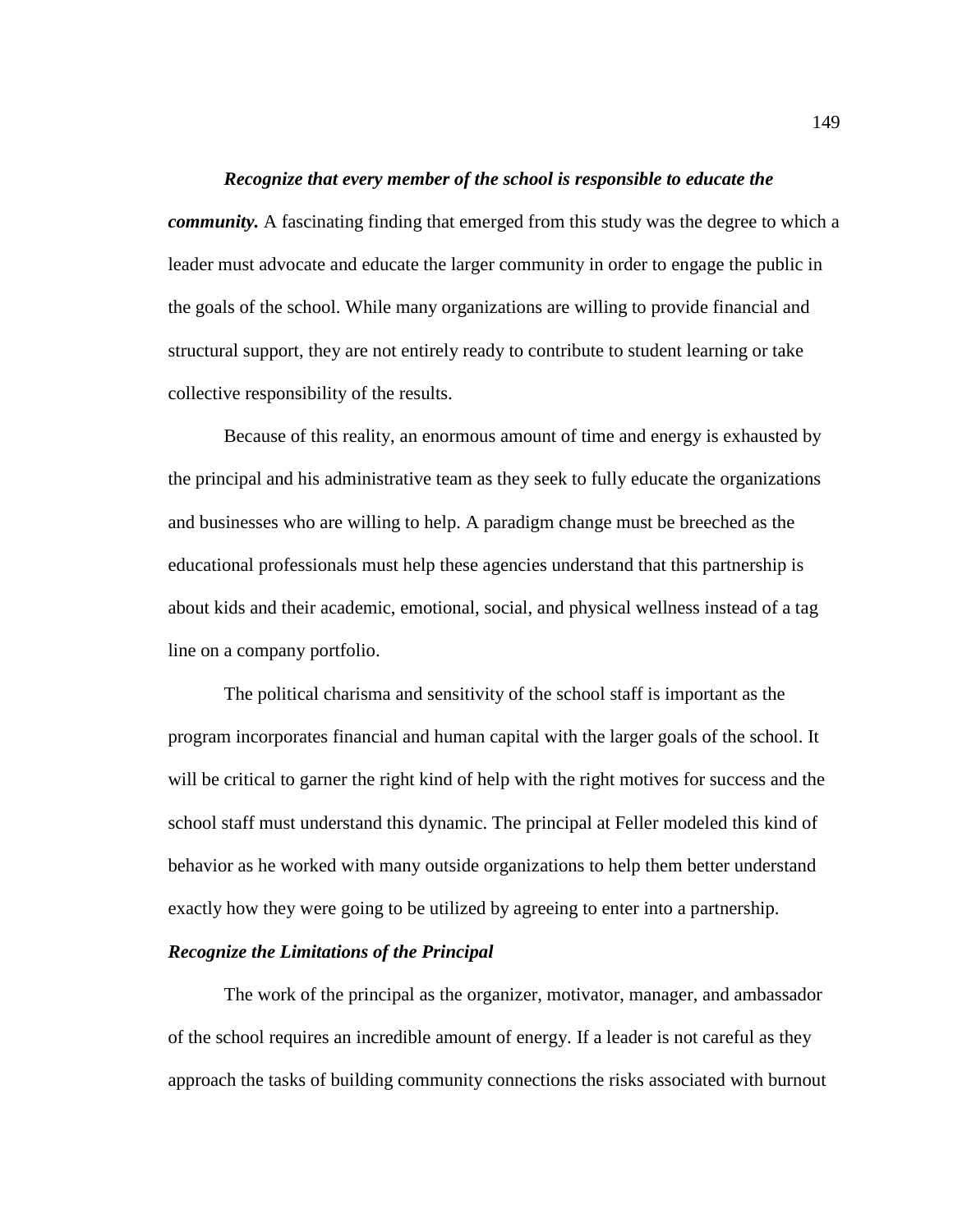***Recognize that every member of the school is responsible to educate the community.*** A fascinating finding that emerged from this study was the degree to which a leader must advocate and educate the larger community in order to engage the public in the goals of the school. While many organizations are willing to provide financial and structural support, they are not entirely ready to contribute to student learning or take collective responsibility of the results.

Because of this reality, an enormous amount of time and energy is exhausted by the principal and his administrative team as they seek to fully educate the organizations and businesses who are willing to help. A paradigm change must be breeched as the educational professionals must help these agencies understand that this partnership is about kids and their academic, emotional, social, and physical wellness instead of a tag line on a company portfolio.

The political charisma and sensitivity of the school staff is important as the program incorporates financial and human capital with the larger goals of the school. It will be critical to garner the right kind of help with the right motives for success and the school staff must understand this dynamic. The principal at Feller modeled this kind of behavior as he worked with many outside organizations to help them better understand exactly how they were going to be utilized by agreeing to enter into a partnership.

### *Recognize the Limitations of the Principal*

The work of the principal as the organizer, motivator, manager, and ambassador of the school requires an incredible amount of energy. If a leader is not careful as they approach the tasks of building community connections the risks associated with burnout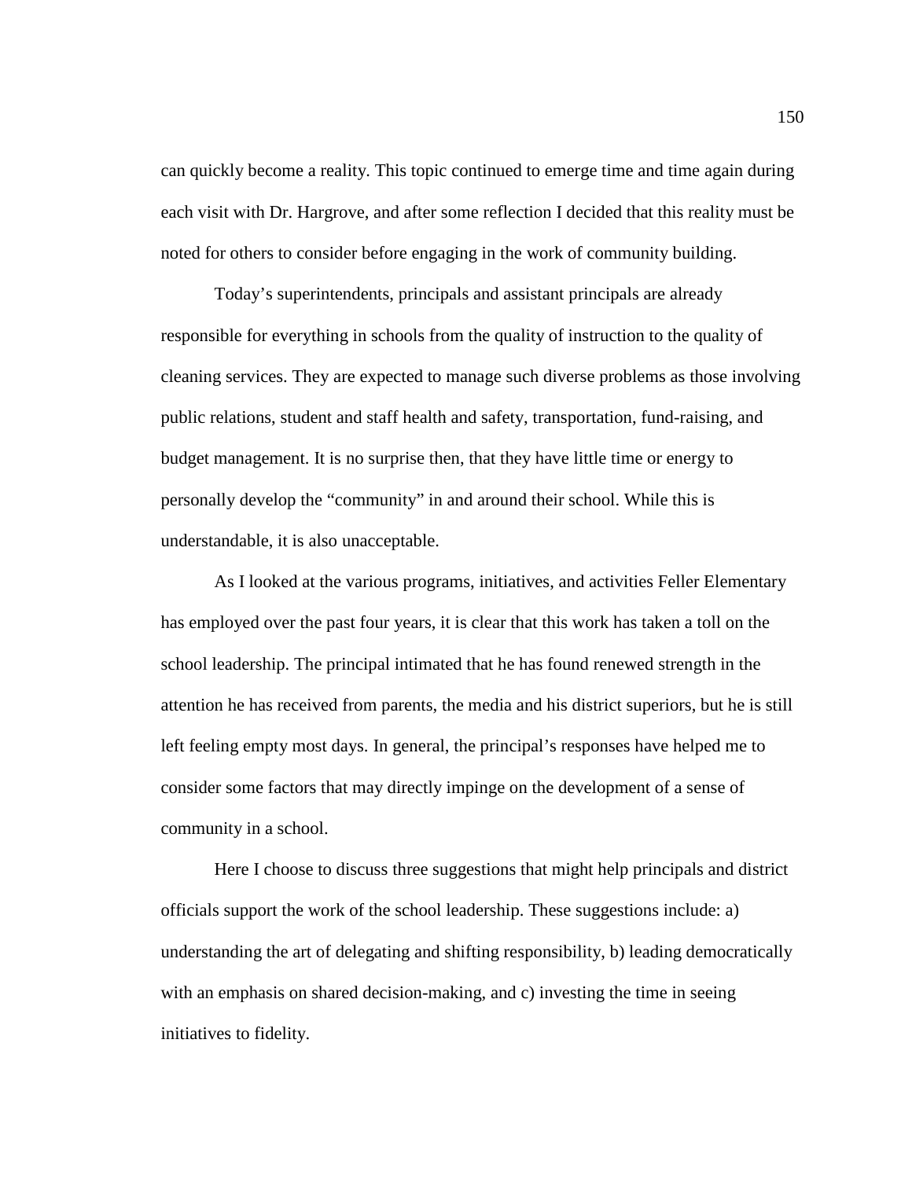can quickly become a reality. This topic continued to emerge time and time again during each visit with Dr. Hargrove, and after some reflection I decided that this reality must be noted for others to consider before engaging in the work of community building.

Today's superintendents, principals and assistant principals are already responsible for everything in schools from the quality of instruction to the quality of cleaning services. They are expected to manage such diverse problems as those involving public relations, student and staff health and safety, transportation, fund-raising, and budget management. It is no surprise then, that they have little time or energy to personally develop the "community" in and around their school. While this is understandable, it is also unacceptable.

As I looked at the various programs, initiatives, and activities Feller Elementary has employed over the past four years, it is clear that this work has taken a toll on the school leadership. The principal intimated that he has found renewed strength in the attention he has received from parents, the media and his district superiors, but he is still left feeling empty most days. In general, the principal's responses have helped me to consider some factors that may directly impinge on the development of a sense of community in a school.

Here I choose to discuss three suggestions that might help principals and district officials support the work of the school leadership. These suggestions include: a) understanding the art of delegating and shifting responsibility, b) leading democratically with an emphasis on shared decision-making, and c) investing the time in seeing initiatives to fidelity.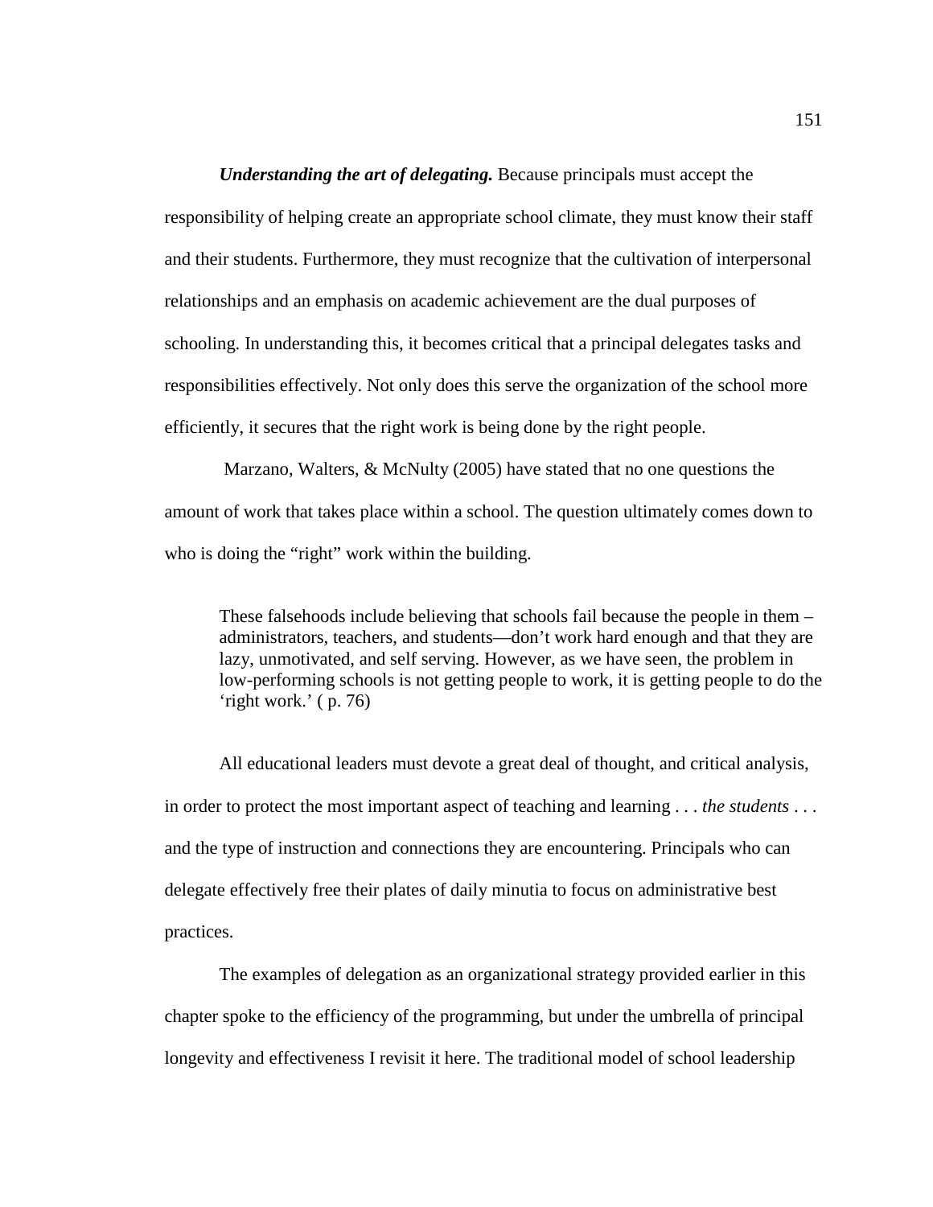***Understanding the art of delegating.*** Because principals must accept the responsibility of helping create an appropriate school climate, they must know their staff and their students. Furthermore, they must recognize that the cultivation of interpersonal relationships and an emphasis on academic achievement are the dual purposes of schooling. In understanding this, it becomes critical that a principal delegates tasks and responsibilities effectively. Not only does this serve the organization of the school more efficiently, it secures that the right work is being done by the right people.

Marzano, Walters, & McNulty (2005) have stated that no one questions the amount of work that takes place within a school. The question ultimately comes down to who is doing the "right" work within the building.

> These falsehoods include believing that schools fail because the people in them – administrators, teachers, and students—don't work hard enough and that they are lazy, unmotivated, and self serving. However, as we have seen, the problem in low-performing schools is not getting people to work, it is getting people to do the 'right work.' ( p. 76)

All educational leaders must devote a great deal of thought, and critical analysis, in order to protect the most important aspect of teaching and learning . . . *the students* . . . and the type of instruction and connections they are encountering. Principals who can delegate effectively free their plates of daily minutia to focus on administrative best practices.

The examples of delegation as an organizational strategy provided earlier in this chapter spoke to the efficiency of the programming, but under the umbrella of principal longevity and effectiveness I revisit it here. The traditional model of school leadership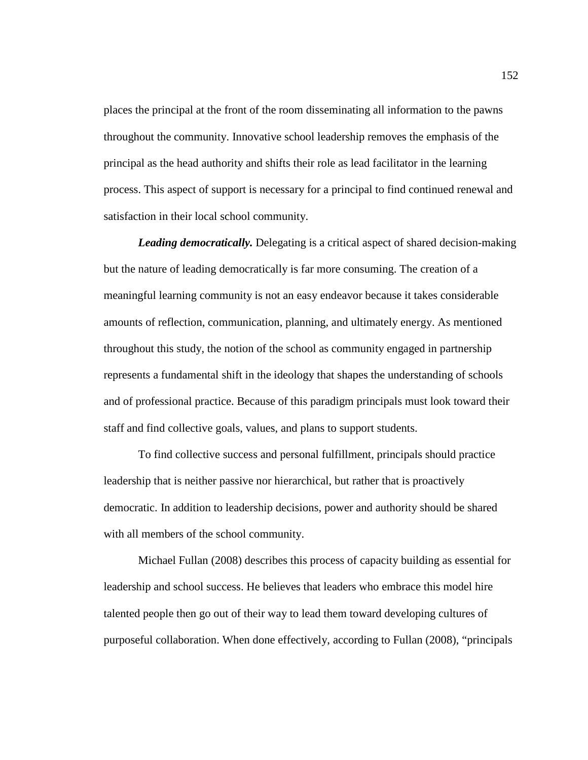places the principal at the front of the room disseminating all information to the pawns throughout the community. Innovative school leadership removes the emphasis of the principal as the head authority and shifts their role as lead facilitator in the learning process. This aspect of support is necessary for a principal to find continued renewal and satisfaction in their local school community.

***Leading democratically.*** Delegating is a critical aspect of shared decision-making but the nature of leading democratically is far more consuming. The creation of a meaningful learning community is not an easy endeavor because it takes considerable amounts of reflection, communication, planning, and ultimately energy. As mentioned throughout this study, the notion of the school as community engaged in partnership represents a fundamental shift in the ideology that shapes the understanding of schools and of professional practice. Because of this paradigm principals must look toward their staff and find collective goals, values, and plans to support students.

To find collective success and personal fulfillment, principals should practice leadership that is neither passive nor hierarchical, but rather that is proactively democratic. In addition to leadership decisions, power and authority should be shared with all members of the school community.

Michael Fullan (2008) describes this process of capacity building as essential for leadership and school success. He believes that leaders who embrace this model hire talented people then go out of their way to lead them toward developing cultures of purposeful collaboration. When done effectively, according to Fullan (2008), “principals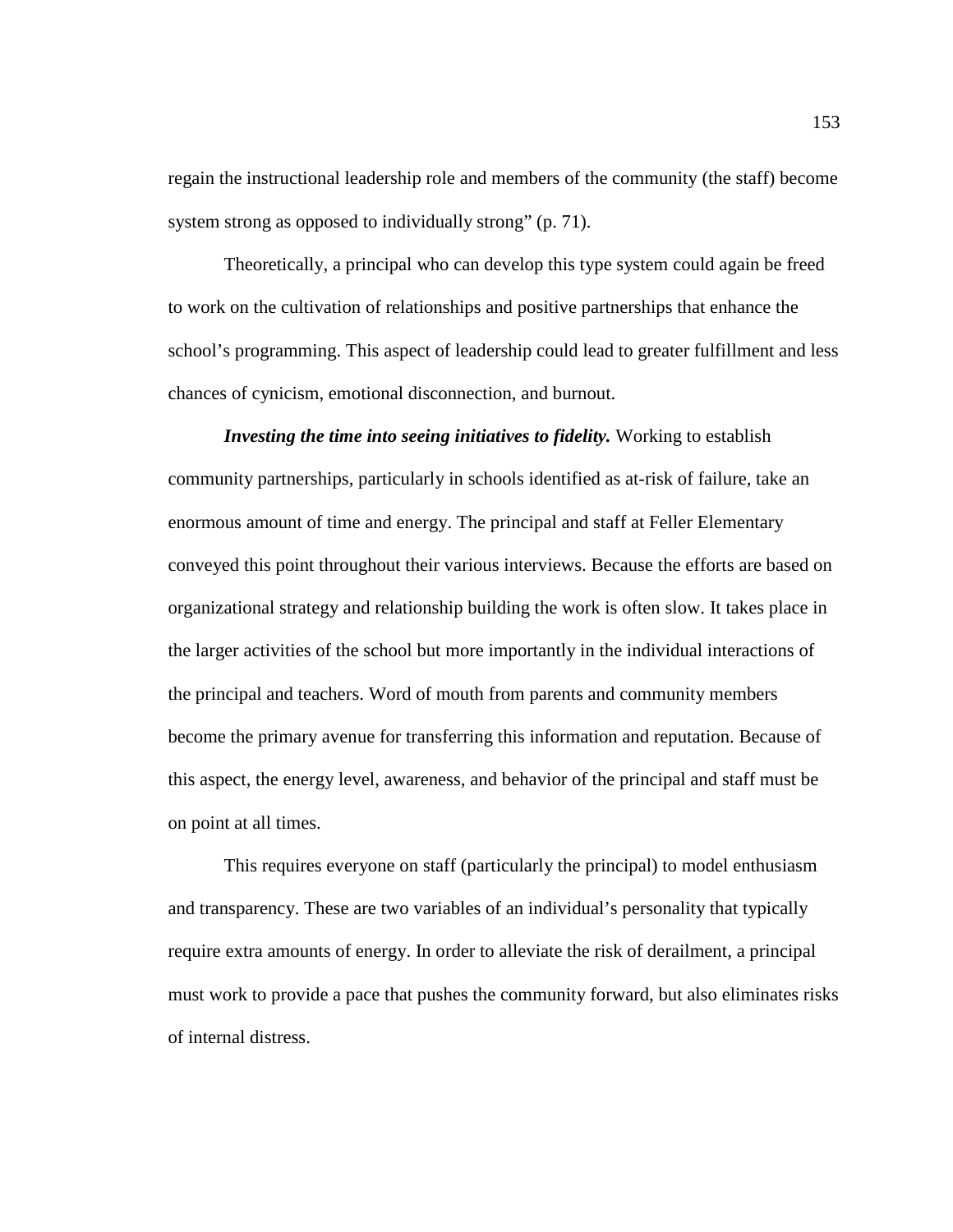regain the instructional leadership role and members of the community (the staff) become system strong as opposed to individually strong" (p. 71).

Theoretically, a principal who can develop this type system could again be freed to work on the cultivation of relationships and positive partnerships that enhance the school's programming. This aspect of leadership could lead to greater fulfillment and less chances of cynicism, emotional disconnection, and burnout.

***Investing the time into seeing initiatives to fidelity.*** Working to establish community partnerships, particularly in schools identified as at-risk of failure, take an enormous amount of time and energy. The principal and staff at Feller Elementary conveyed this point throughout their various interviews. Because the efforts are based on organizational strategy and relationship building the work is often slow. It takes place in the larger activities of the school but more importantly in the individual interactions of the principal and teachers. Word of mouth from parents and community members become the primary avenue for transferring this information and reputation. Because of this aspect, the energy level, awareness, and behavior of the principal and staff must be on point at all times.

This requires everyone on staff (particularly the principal) to model enthusiasm and transparency. These are two variables of an individual's personality that typically require extra amounts of energy. In order to alleviate the risk of derailment, a principal must work to provide a pace that pushes the community forward, but also eliminates risks of internal distress.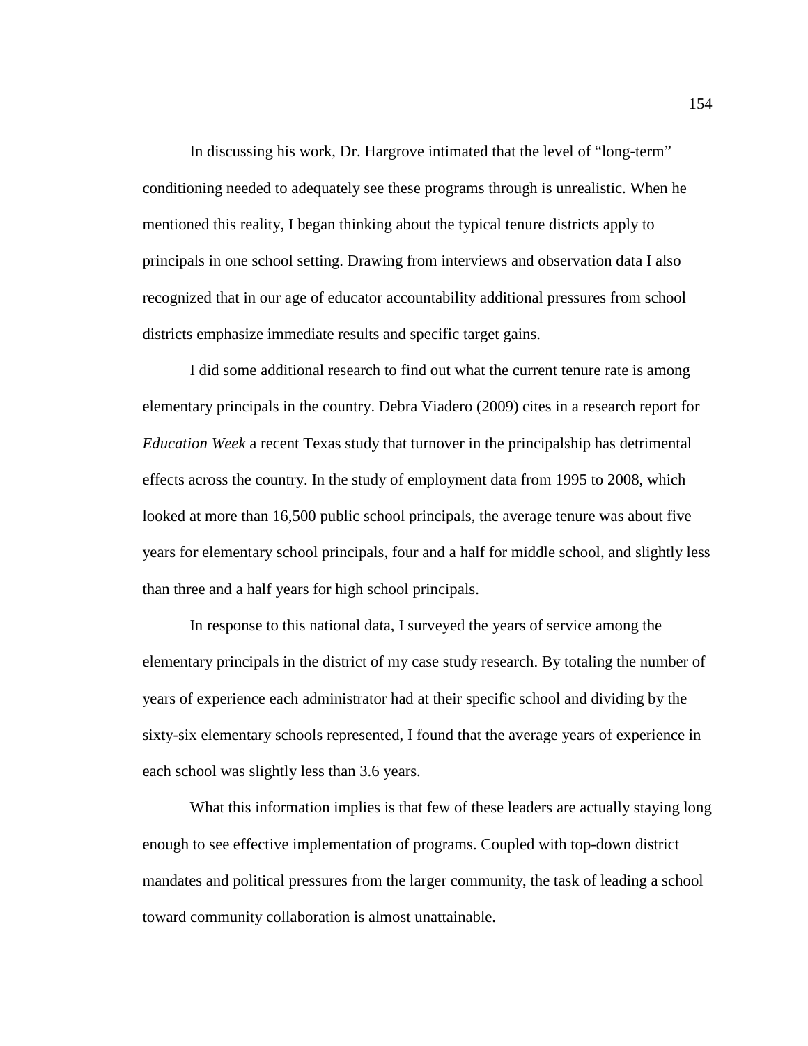In discussing his work, Dr. Hargrove intimated that the level of "long-term" conditioning needed to adequately see these programs through is unrealistic. When he mentioned this reality, I began thinking about the typical tenure districts apply to principals in one school setting. Drawing from interviews and observation data I also recognized that in our age of educator accountability additional pressures from school districts emphasize immediate results and specific target gains.

I did some additional research to find out what the current tenure rate is among elementary principals in the country. Debra Viadero (2009) cites in a research report for *Education Week* a recent Texas study that turnover in the principalship has detrimental effects across the country. In the study of employment data from 1995 to 2008, which looked at more than 16,500 public school principals, the average tenure was about five years for elementary school principals, four and a half for middle school, and slightly less than three and a half years for high school principals.

In response to this national data, I surveyed the years of service among the elementary principals in the district of my case study research. By totaling the number of years of experience each administrator had at their specific school and dividing by the sixty-six elementary schools represented, I found that the average years of experience in each school was slightly less than 3.6 years.

What this information implies is that few of these leaders are actually staying long enough to see effective implementation of programs. Coupled with top-down district mandates and political pressures from the larger community, the task of leading a school toward community collaboration is almost unattainable.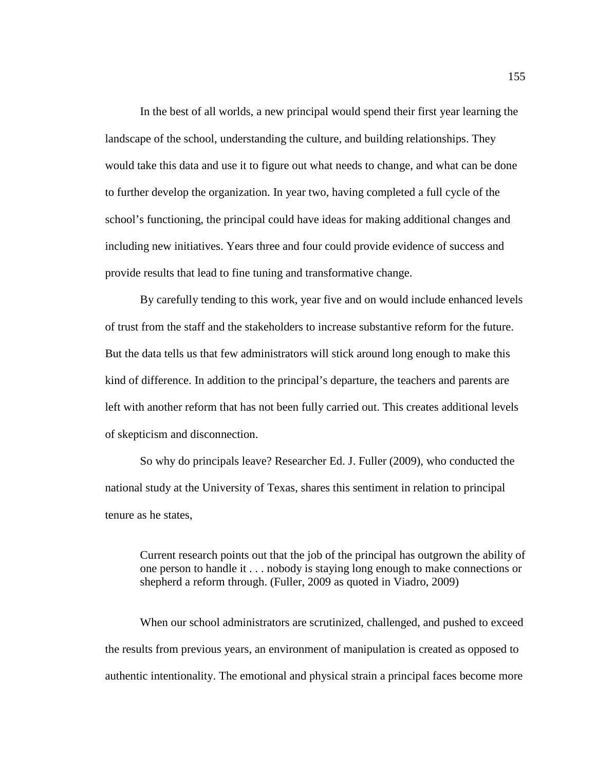In the best of all worlds, a new principal would spend their first year learning the landscape of the school, understanding the culture, and building relationships. They would take this data and use it to figure out what needs to change, and what can be done to further develop the organization. In year two, having completed a full cycle of the school's functioning, the principal could have ideas for making additional changes and including new initiatives. Years three and four could provide evidence of success and provide results that lead to fine tuning and transformative change.

By carefully tending to this work, year five and on would include enhanced levels of trust from the staff and the stakeholders to increase substantive reform for the future. But the data tells us that few administrators will stick around long enough to make this kind of difference. In addition to the principal's departure, the teachers and parents are left with another reform that has not been fully carried out. This creates additional levels of skepticism and disconnection.

So why do principals leave? Researcher Ed. J. Fuller (2009), who conducted the national study at the University of Texas, shares this sentiment in relation to principal tenure as he states,

> Current research points out that the job of the principal has outgrown the ability of one person to handle it . . . nobody is staying long enough to make connections or shepherd a reform through. (Fuller, 2009 as quoted in Viadro, 2009)

When our school administrators are scrutinized, challenged, and pushed to exceed the results from previous years, an environment of manipulation is created as opposed to authentic intentionality. The emotional and physical strain a principal faces become more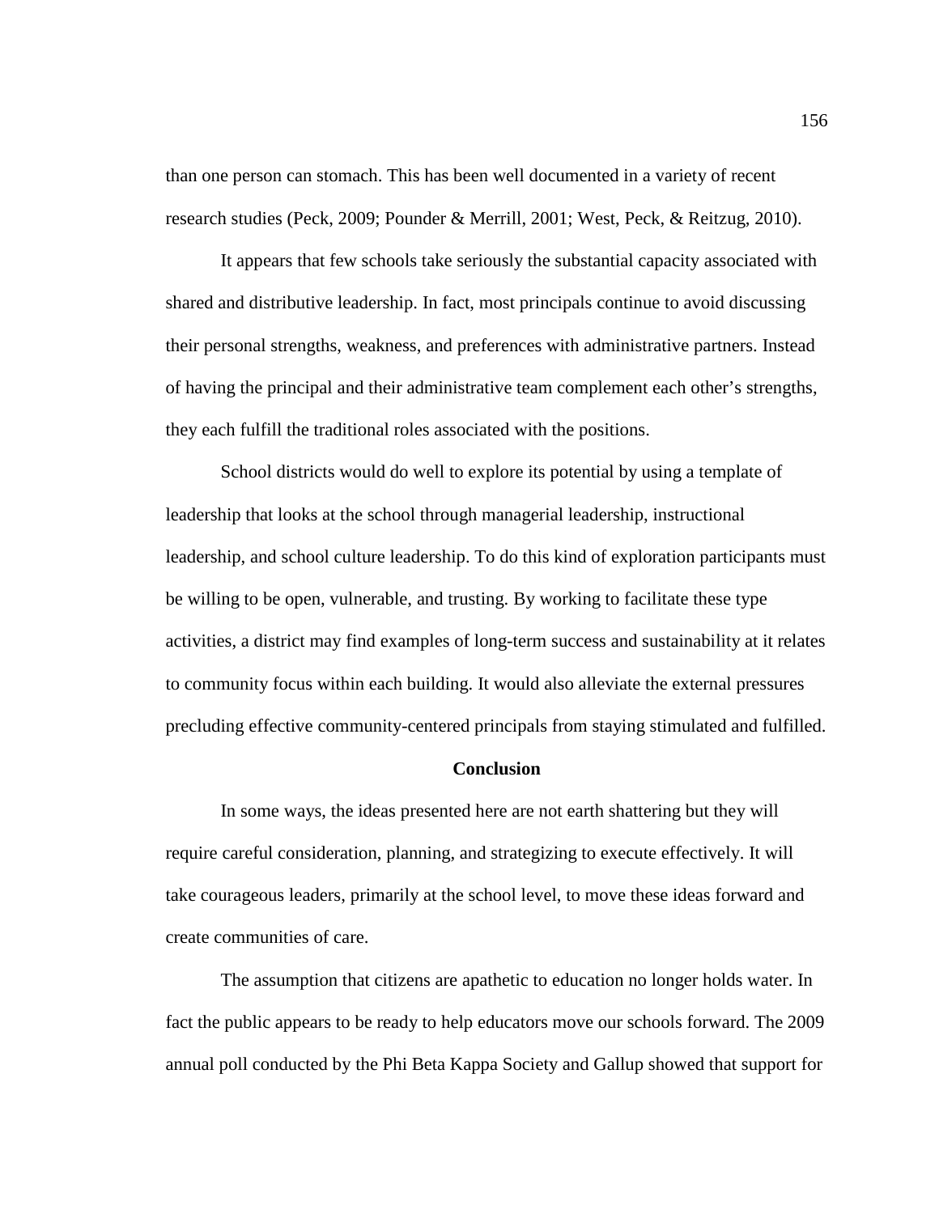than one person can stomach. This has been well documented in a variety of recent research studies (Peck, 2009; Pounder & Merrill, 2001; West, Peck, & Reitzug, 2010).

It appears that few schools take seriously the substantial capacity associated with shared and distributive leadership. In fact, most principals continue to avoid discussing their personal strengths, weakness, and preferences with administrative partners. Instead of having the principal and their administrative team complement each other's strengths, they each fulfill the traditional roles associated with the positions.

School districts would do well to explore its potential by using a template of leadership that looks at the school through managerial leadership, instructional leadership, and school culture leadership. To do this kind of exploration participants must be willing to be open, vulnerable, and trusting. By working to facilitate these type activities, a district may find examples of long-term success and sustainability at it relates to community focus within each building. It would also alleviate the external pressures precluding effective community-centered principals from staying stimulated and fulfilled.

## Conclusion

In some ways, the ideas presented here are not earth shattering but they will require careful consideration, planning, and strategizing to execute effectively. It will take courageous leaders, primarily at the school level, to move these ideas forward and create communities of care.

The assumption that citizens are apathetic to education no longer holds water. In fact the public appears to be ready to help educators move our schools forward. The 2009 annual poll conducted by the Phi Beta Kappa Society and Gallup showed that support for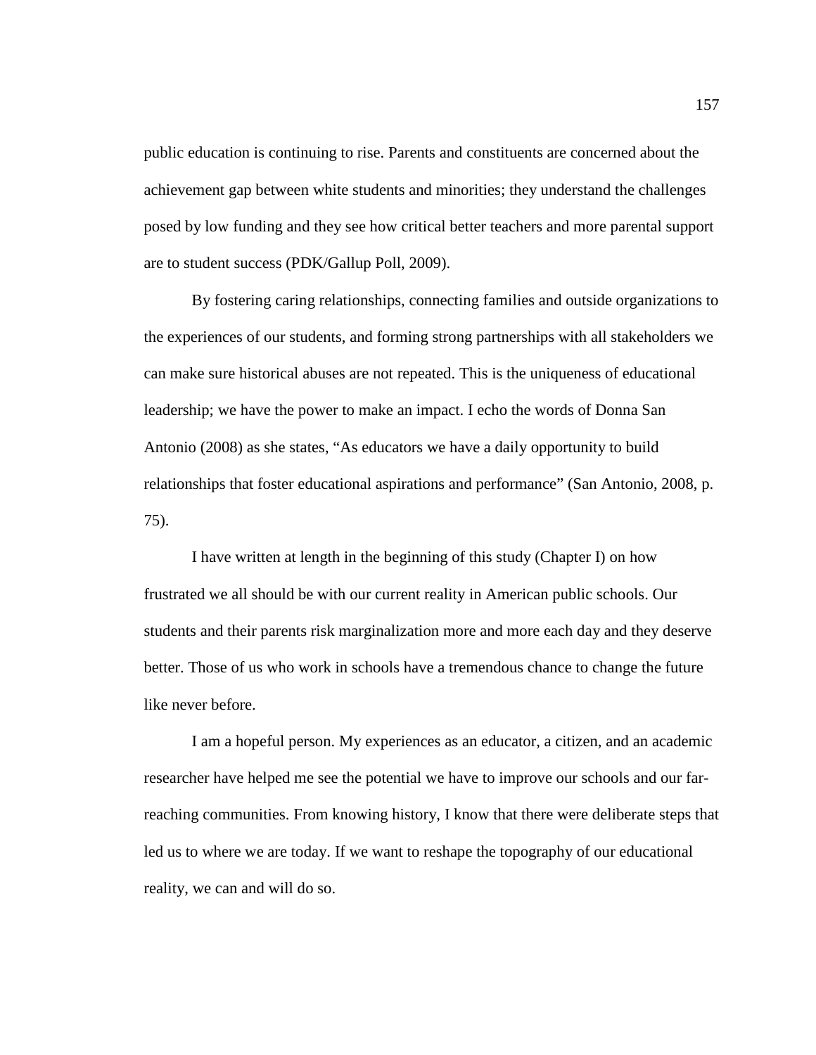public education is continuing to rise. Parents and constituents are concerned about the achievement gap between white students and minorities; they understand the challenges posed by low funding and they see how critical better teachers and more parental support are to student success (PDK/Gallup Poll, 2009).

By fostering caring relationships, connecting families and outside organizations to the experiences of our students, and forming strong partnerships with all stakeholders we can make sure historical abuses are not repeated. This is the uniqueness of educational leadership; we have the power to make an impact. I echo the words of Donna San Antonio (2008) as she states, "As educators we have a daily opportunity to build relationships that foster educational aspirations and performance" (San Antonio, 2008, p. 75).

I have written at length in the beginning of this study (Chapter I) on how frustrated we all should be with our current reality in American public schools. Our students and their parents risk marginalization more and more each day and they deserve better. Those of us who work in schools have a tremendous chance to change the future like never before.

I am a hopeful person. My experiences as an educator, a citizen, and an academic researcher have helped me see the potential we have to improve our schools and our far-reaching communities. From knowing history, I know that there were deliberate steps that led us to where we are today. If we want to reshape the topography of our educational reality, we can and will do so.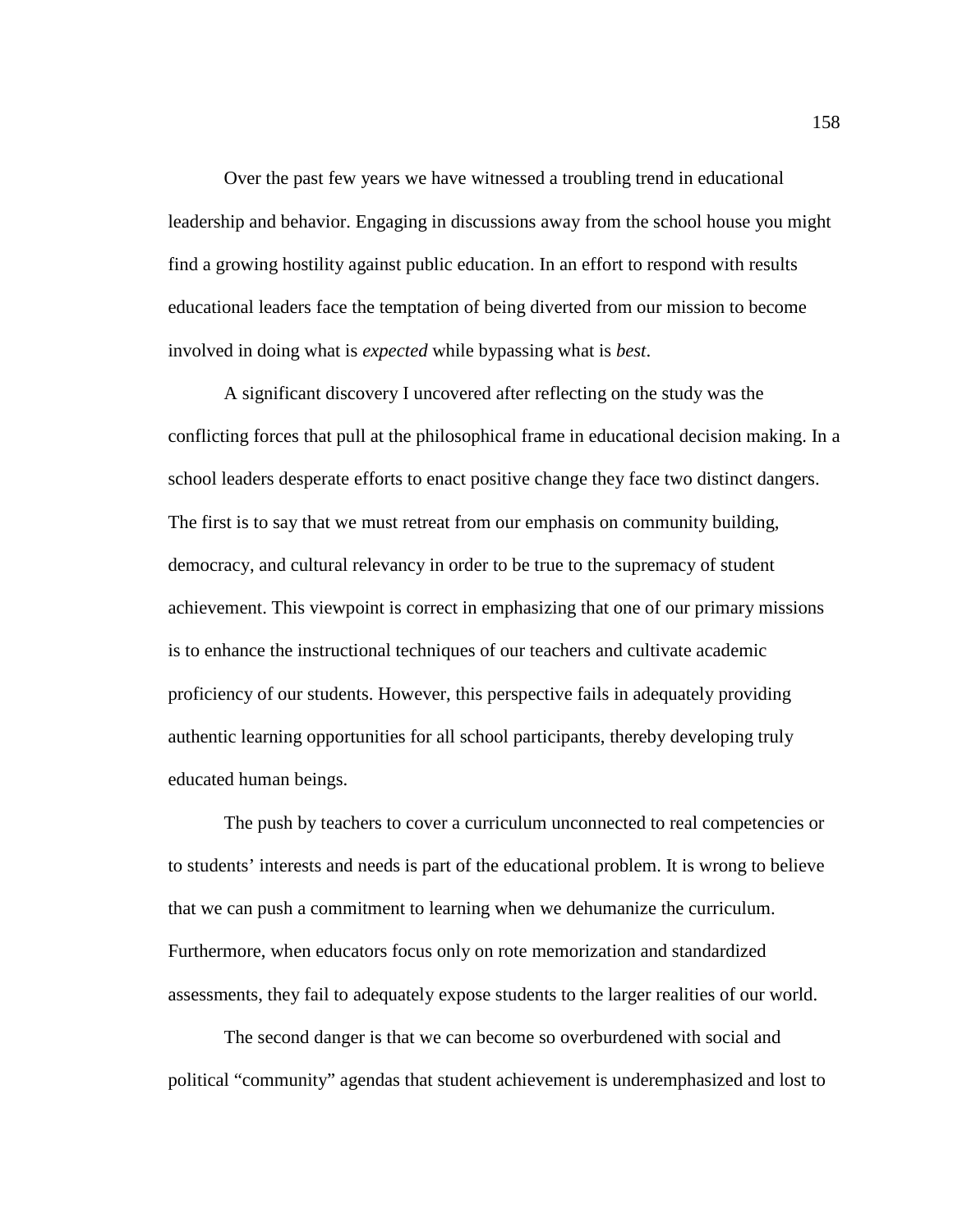Over the past few years we have witnessed a troubling trend in educational leadership and behavior. Engaging in discussions away from the school house you might find a growing hostility against public education. In an effort to respond with results educational leaders face the temptation of being diverted from our mission to become involved in doing what is *expected* while bypassing what is *best*.

A significant discovery I uncovered after reflecting on the study was the conflicting forces that pull at the philosophical frame in educational decision making. In a school leaders desperate efforts to enact positive change they face two distinct dangers. The first is to say that we must retreat from our emphasis on community building, democracy, and cultural relevancy in order to be true to the supremacy of student achievement. This viewpoint is correct in emphasizing that one of our primary missions is to enhance the instructional techniques of our teachers and cultivate academic proficiency of our students. However, this perspective fails in adequately providing authentic learning opportunities for all school participants, thereby developing truly educated human beings.

The push by teachers to cover a curriculum unconnected to real competencies or to students' interests and needs is part of the educational problem. It is wrong to believe that we can push a commitment to learning when we dehumanize the curriculum. Furthermore, when educators focus only on rote memorization and standardized assessments, they fail to adequately expose students to the larger realities of our world.

The second danger is that we can become so overburdened with social and political "community" agendas that student achievement is underemphasized and lost to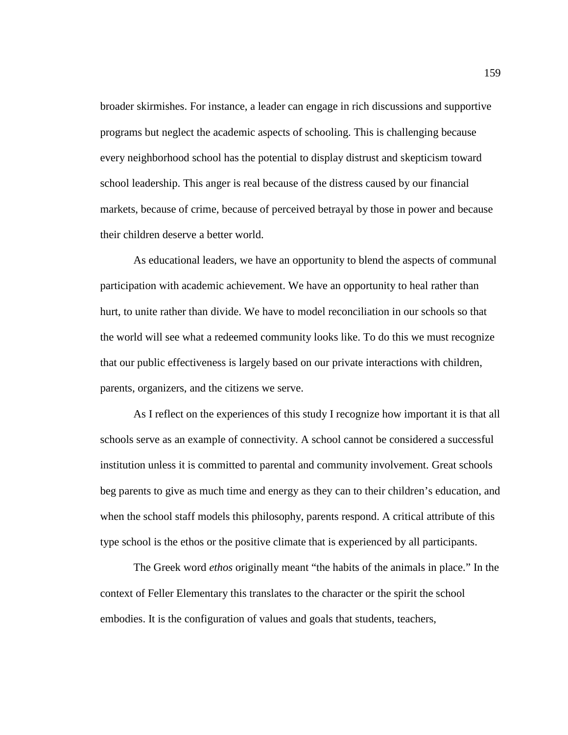broader skirmishes. For instance, a leader can engage in rich discussions and supportive programs but neglect the academic aspects of schooling. This is challenging because every neighborhood school has the potential to display distrust and skepticism toward school leadership. This anger is real because of the distress caused by our financial markets, because of crime, because of perceived betrayal by those in power and because their children deserve a better world.

As educational leaders, we have an opportunity to blend the aspects of communal participation with academic achievement. We have an opportunity to heal rather than hurt, to unite rather than divide. We have to model reconciliation in our schools so that the world will see what a redeemed community looks like. To do this we must recognize that our public effectiveness is largely based on our private interactions with children, parents, organizers, and the citizens we serve.

As I reflect on the experiences of this study I recognize how important it is that all schools serve as an example of connectivity. A school cannot be considered a successful institution unless it is committed to parental and community involvement. Great schools beg parents to give as much time and energy as they can to their children's education, and when the school staff models this philosophy, parents respond. A critical attribute of this type school is the ethos or the positive climate that is experienced by all participants.

The Greek word *ethos* originally meant "the habits of the animals in place." In the context of Feller Elementary this translates to the character or the spirit the school embodies. It is the configuration of values and goals that students, teachers,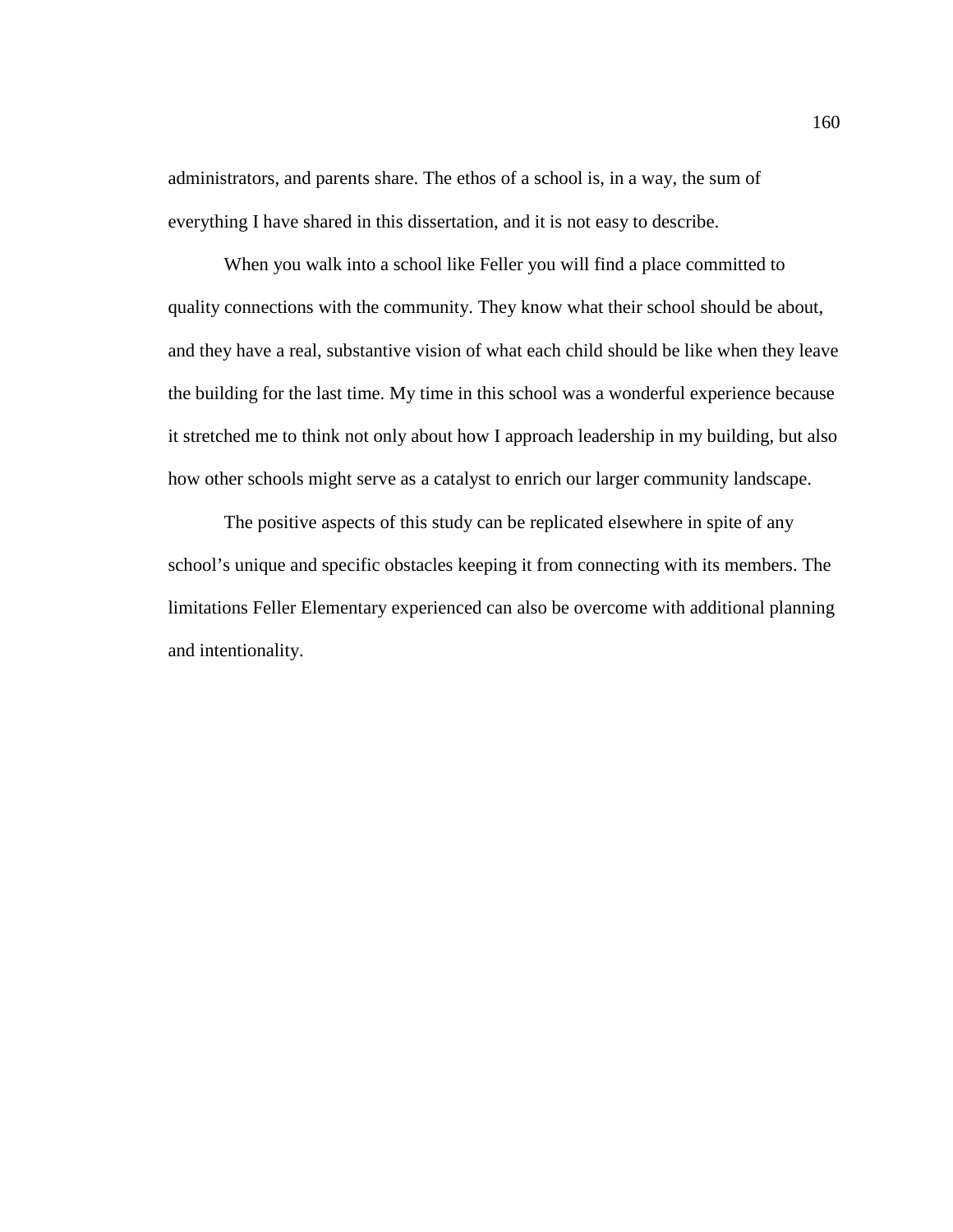administrators, and parents share. The ethos of a school is, in a way, the sum of everything I have shared in this dissertation, and it is not easy to describe.

When you walk into a school like Feller you will find a place committed to quality connections with the community. They know what their school should be about, and they have a real, substantive vision of what each child should be like when they leave the building for the last time. My time in this school was a wonderful experience because it stretched me to think not only about how I approach leadership in my building, but also how other schools might serve as a catalyst to enrich our larger community landscape.

The positive aspects of this study can be replicated elsewhere in spite of any school's unique and specific obstacles keeping it from connecting with its members. The limitations Feller Elementary experienced can also be overcome with additional planning and intentionality.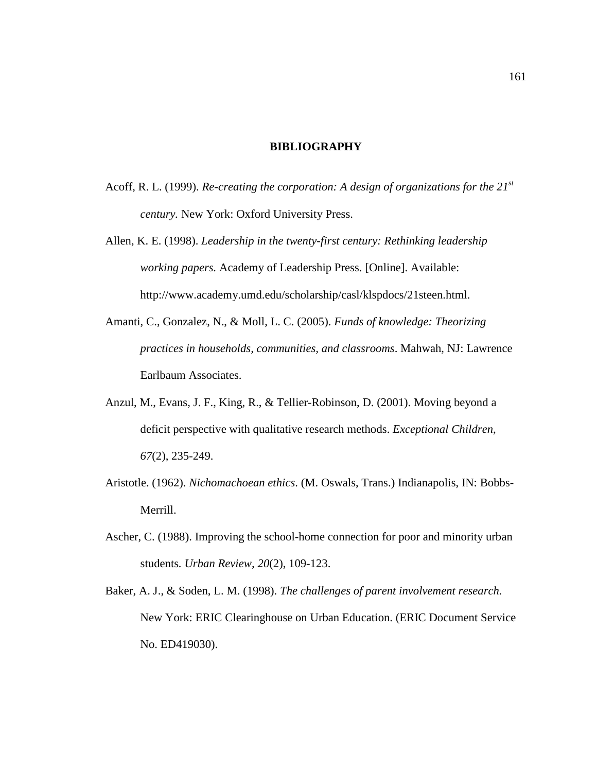# BIBLIOGRAPHY

Acoff, R. L. (1999). *Re-creating the corporation: A design of organizations for the 21st century.* New York: Oxford University Press.

Allen, K. E. (1998). *Leadership in the twenty-first century: Rethinking leadership working papers.* Academy of Leadership Press. [Online]. Available: http://www.academy.umd.edu/scholarship/casl/klspdocs/21steen.html.

Amanti, C., Gonzalez, N., & Moll, L. C. (2005). *Funds of knowledge: Theorizing practices in households, communities, and classrooms*. Mahwah, NJ: Lawrence Earlbaum Associates.

Anzul, M., Evans, J. F., King, R., & Tellier-Robinson, D. (2001). Moving beyond a deficit perspective with qualitative research methods. *Exceptional Children*, *67*(2), 235-249.

Aristotle. (1962). *Nichomachoean ethics*. (M. Oswals, Trans.) Indianapolis, IN: Bobbs-Merrill.

Ascher, C. (1988). Improving the school-home connection for poor and minority urban students. *Urban Review, 20*(2), 109-123.

Baker, A. J., & Soden, L. M. (1998). *The challenges of parent involvement research.* New York: ERIC Clearinghouse on Urban Education. (ERIC Document Service No. ED419030).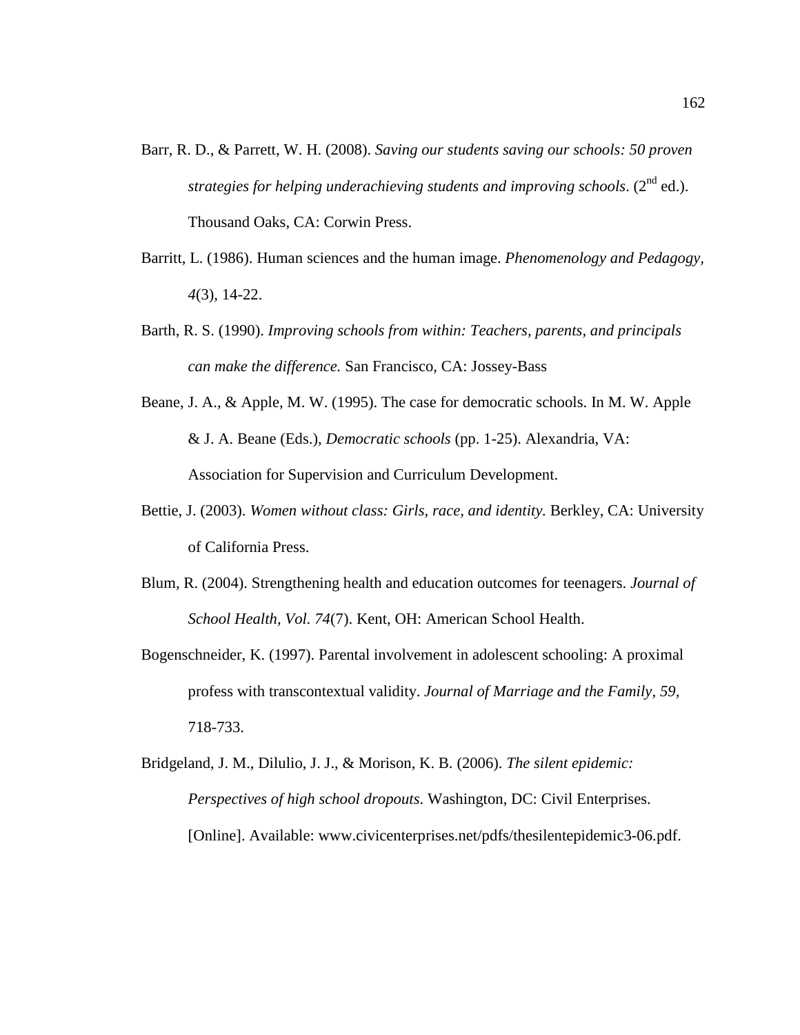Barr, R. D., & Parrett, W. H. (2008). *Saving our students saving our schools: 50 proven strategies for helping underachieving students and improving schools*. (2nd ed.). Thousand Oaks, CA: Corwin Press.

Barritt, L. (1986). Human sciences and the human image. *Phenomenology and Pedagogy, 4*(3), 14-22.

Barth, R. S. (1990). *Improving schools from within: Teachers, parents, and principals can make the difference.* San Francisco, CA: Jossey-Bass

Beane, J. A., & Apple, M. W. (1995). The case for democratic schools. In M. W. Apple & J. A. Beane (Eds.), *Democratic schools* (pp. 1-25). Alexandria, VA: Association for Supervision and Curriculum Development.

Bettie, J. (2003). *Women without class: Girls, race, and identity.* Berkley, CA: University of California Press.

Blum, R. (2004). Strengthening health and education outcomes for teenagers. *Journal of School Health, Vol. 74*(7). Kent, OH: American School Health.

Bogenschneider, K. (1997). Parental involvement in adolescent schooling: A proximal profess with transcontextual validity. *Journal of Marriage and the Family, 59,* 718-733.

Bridgeland, J. M., Dilulio, J. J., & Morison, K. B. (2006). *The silent epidemic: Perspectives of high school dropouts*. Washington, DC: Civil Enterprises. [Online]. Available: www.civicenterprises.net/pdfs/thesilentepidemic3-06.pdf.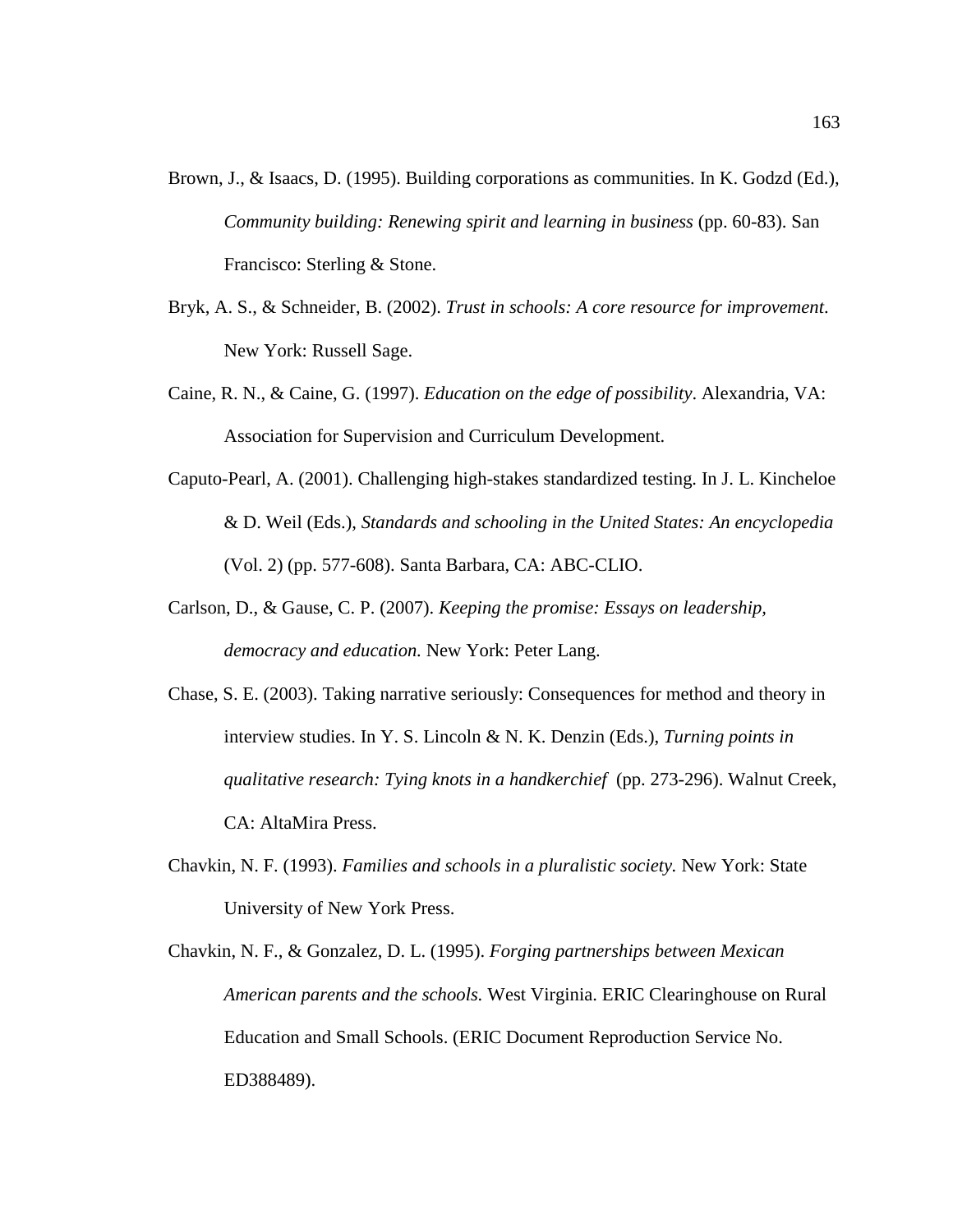Brown, J., & Isaacs, D. (1995). Building corporations as communities. In K. Godzd (Ed.), *Community building: Renewing spirit and learning in business* (pp. 60-83). San Francisco: Sterling & Stone.

Bryk, A. S., & Schneider, B. (2002). *Trust in schools: A core resource for improvement*. New York: Russell Sage.

Caine, R. N., & Caine, G. (1997). *Education on the edge of possibility*. Alexandria, VA: Association for Supervision and Curriculum Development.

Caputo-Pearl, A. (2001). Challenging high-stakes standardized testing. In J. L. Kincheloe & D. Weil (Eds.), *Standards and schooling in the United States: An encyclopedia* (Vol. 2) (pp. 577-608). Santa Barbara, CA: ABC-CLIO.

Carlson, D., & Gause, C. P. (2007). *Keeping the promise: Essays on leadership, democracy and education.* New York: Peter Lang.

Chase, S. E. (2003). Taking narrative seriously: Consequences for method and theory in interview studies. In Y. S. Lincoln & N. K. Denzin (Eds.), *Turning points in qualitative research: Tying knots in a handkerchief* (pp. 273-296). Walnut Creek, CA: AltaMira Press.

Chavkin, N. F. (1993). *Families and schools in a pluralistic society.* New York: State University of New York Press.

Chavkin, N. F., & Gonzalez, D. L. (1995). *Forging partnerships between Mexican American parents and the schools.* West Virginia. ERIC Clearinghouse on Rural Education and Small Schools. (ERIC Document Reproduction Service No. ED388489).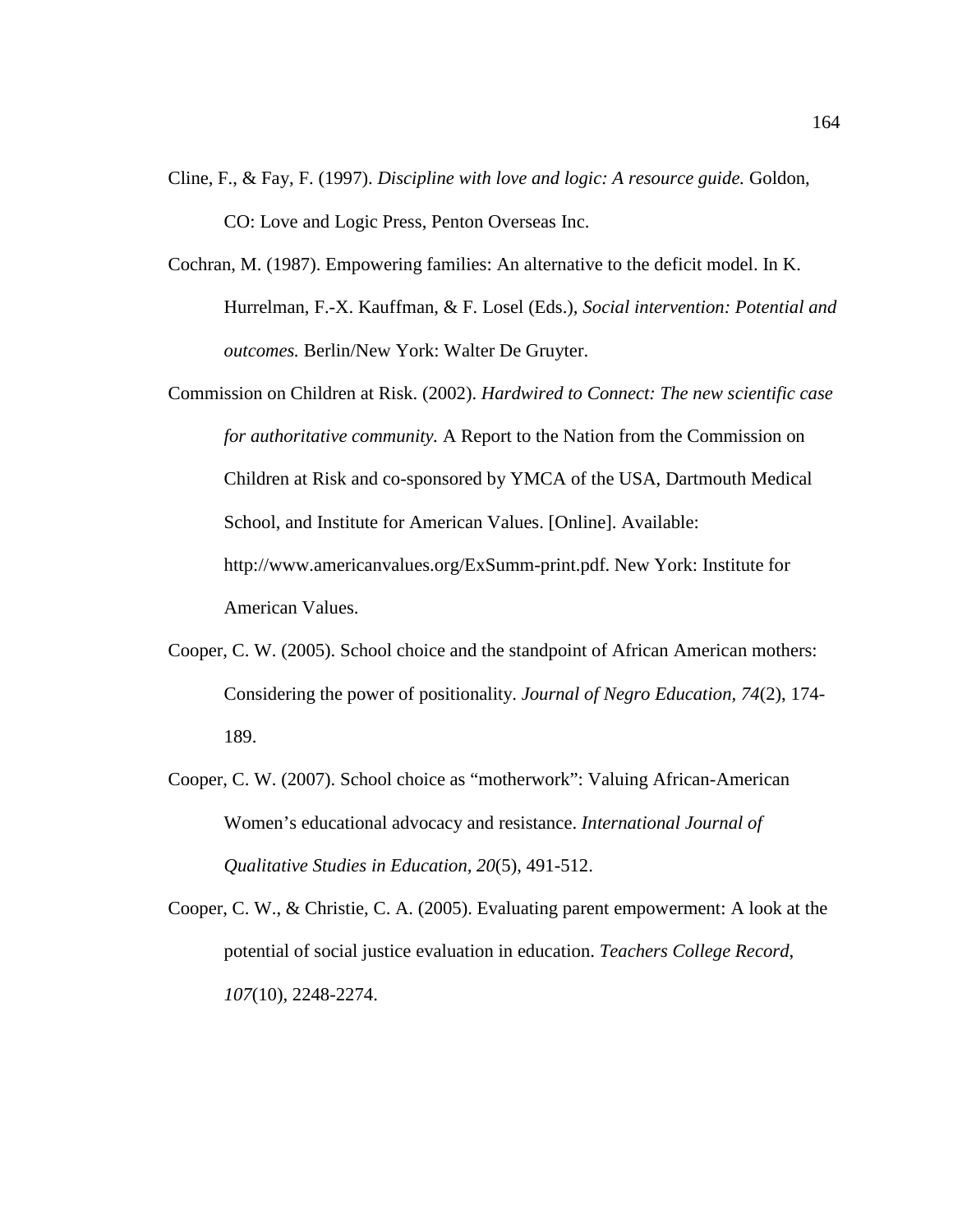Cline, F., & Fay, F. (1997). *Discipline with love and logic: A resource guide.* Goldon, CO: Love and Logic Press, Penton Overseas Inc.

Cochran, M. (1987). Empowering families: An alternative to the deficit model. In K. Hurrelman, F.-X. Kauffman, & F. Losel (Eds.), *Social intervention: Potential and outcomes.* Berlin/New York: Walter De Gruyter.

Commission on Children at Risk. (2002). *Hardwired to Connect: The new scientific case for authoritative community.* A Report to the Nation from the Commission on Children at Risk and co-sponsored by YMCA of the USA, Dartmouth Medical School, and Institute for American Values. [Online]. Available: http://www.americanvalues.org/ExSumm-print.pdf. New York: Institute for American Values.

Cooper, C. W. (2005). School choice and the standpoint of African American mothers: Considering the power of positionality. *Journal of Negro Education, 74*(2), 174-189.

Cooper, C. W. (2007). School choice as "motherwork": Valuing African-American Women's educational advocacy and resistance. *International Journal of Qualitative Studies in Education, 20*(5), 491-512.

Cooper, C. W., & Christie, C. A. (2005). Evaluating parent empowerment: A look at the potential of social justice evaluation in education. *Teachers College Record, 107*(10), 2248-2274.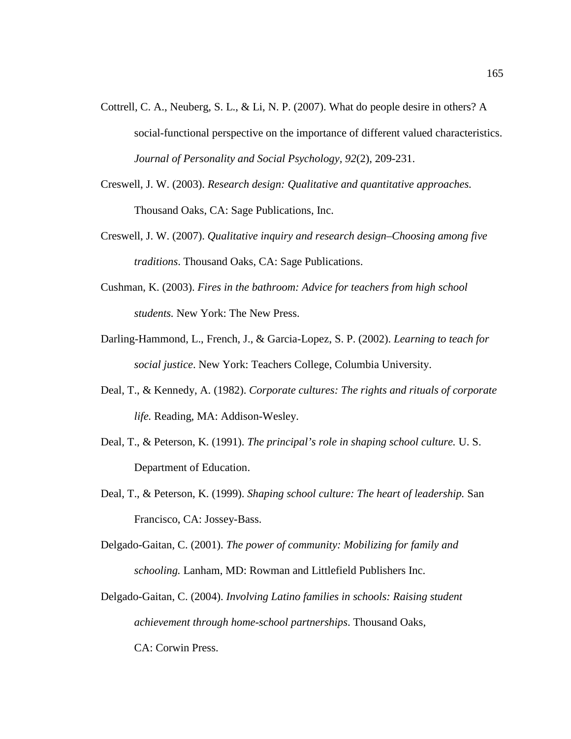Cottrell, C. A., Neuberg, S. L., & Li, N. P. (2007). What do people desire in others? A social-functional perspective on the importance of different valued characteristics. *Journal of Personality and Social Psychology, 92*(2), 209-231.

Creswell, J. W. (2003). *Research design: Qualitative and quantitative approaches.* Thousand Oaks, CA: Sage Publications, Inc.

Creswell, J. W. (2007). *Qualitative inquiry and research design–Choosing among five traditions*. Thousand Oaks, CA: Sage Publications.

Cushman, K. (2003). *Fires in the bathroom: Advice for teachers from high school students.* New York: The New Press.

Darling-Hammond, L., French, J., & Garcia-Lopez, S. P. (2002). *Learning to teach for social justice*. New York: Teachers College, Columbia University.

Deal, T., & Kennedy, A. (1982). *Corporate cultures: The rights and rituals of corporate life.* Reading, MA: Addison-Wesley.

Deal, T., & Peterson, K. (1991). *The principal's role in shaping school culture.* U. S. Department of Education.

Deal, T., & Peterson, K. (1999). *Shaping school culture: The heart of leadership.* San Francisco, CA: Jossey-Bass.

Delgado-Gaitan, C. (2001). *The power of community: Mobilizing for family and schooling.* Lanham, MD: Rowman and Littlefield Publishers Inc.

Delgado-Gaitan, C. (2004). *Involving Latino families in schools: Raising student achievement through home-school partnerships*. Thousand Oaks, CA: Corwin Press.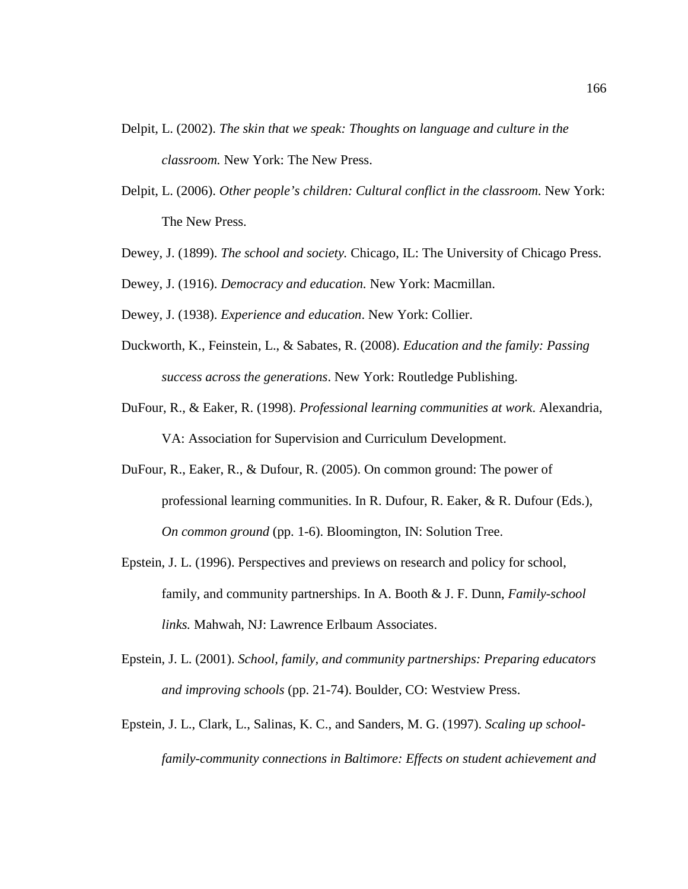Delpit, L. (2002). *The skin that we speak: Thoughts on language and culture in the classroom.* New York: The New Press.

Delpit, L. (2006). *Other people's children: Cultural conflict in the classroom.* New York: The New Press.

Dewey, J. (1899). *The school and society.* Chicago, IL: The University of Chicago Press.

Dewey, J. (1916). *Democracy and education.* New York: Macmillan.

Dewey, J. (1938). *Experience and education*. New York: Collier.

Duckworth, K., Feinstein, L., & Sabates, R. (2008). *Education and the family: Passing success across the generations*. New York: Routledge Publishing.

DuFour, R., & Eaker, R. (1998). *Professional learning communities at work.* Alexandria, VA: Association for Supervision and Curriculum Development.

DuFour, R., Eaker, R., & Dufour, R. (2005). On common ground: The power of professional learning communities. In R. Dufour, R. Eaker, & R. Dufour (Eds.), *On common ground* (pp. 1-6). Bloomington, IN: Solution Tree.

Epstein, J. L. (1996). Perspectives and previews on research and policy for school, family, and community partnerships. In A. Booth & J. F. Dunn, *Family-school links.* Mahwah, NJ: Lawrence Erlbaum Associates.

Epstein, J. L. (2001). *School, family, and community partnerships: Preparing educators and improving schools* (pp. 21-74). Boulder, CO: Westview Press.

Epstein, J. L., Clark, L., Salinas, K. C., and Sanders, M. G. (1997). *Scaling up school-family-community connections in Baltimore: Effects on student achievement and*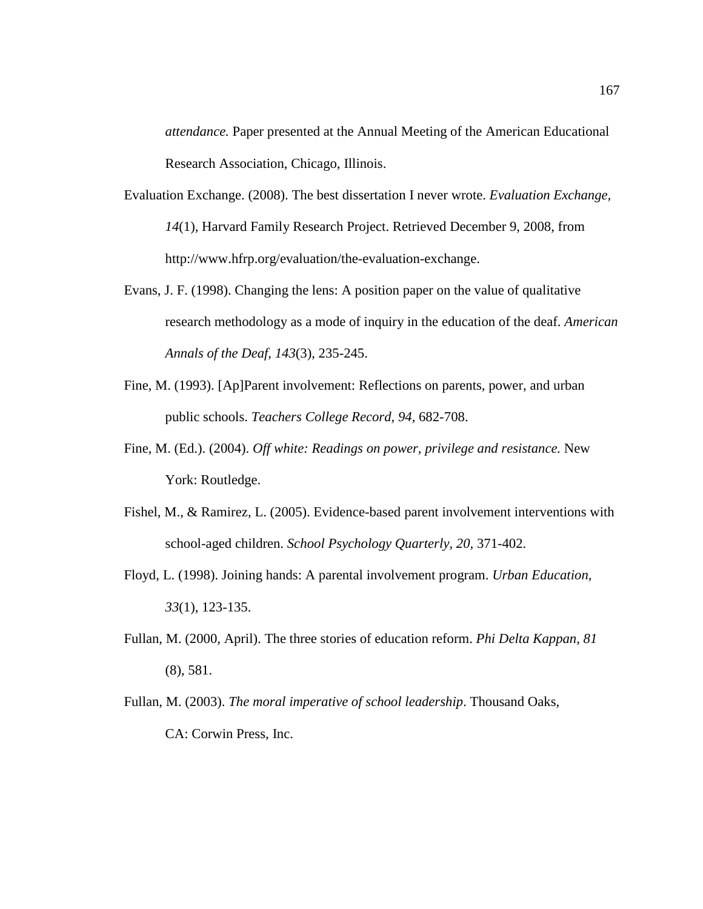*attendance.* Paper presented at the Annual Meeting of the American Educational Research Association, Chicago, Illinois.

Evaluation Exchange. (2008). The best dissertation I never wrote. *Evaluation Exchange, 14*(1), Harvard Family Research Project. Retrieved December 9, 2008, from http://www.hfrp.org/evaluation/the-evaluation-exchange.

Evans, J. F. (1998). Changing the lens: A position paper on the value of qualitative research methodology as a mode of inquiry in the education of the deaf. *American Annals of the Deaf, 143*(3), 235-245.

Fine, M. (1993). [Ap]Parent involvement: Reflections on parents, power, and urban public schools. *Teachers College Record, 94*, 682-708.

Fine, M. (Ed.). (2004). *Off white: Readings on power, privilege and resistance.* New York: Routledge.

Fishel, M., & Ramirez, L. (2005). Evidence-based parent involvement interventions with school-aged children. *School Psychology Quarterly, 20*, 371-402.

Floyd, L. (1998). Joining hands: A parental involvement program. *Urban Education, 33*(1), 123-135.

Fullan, M. (2000, April). The three stories of education reform. *Phi Delta Kappan, 81* (8), 581.

Fullan, M. (2003). *The moral imperative of school leadership*. Thousand Oaks, CA: Corwin Press, Inc.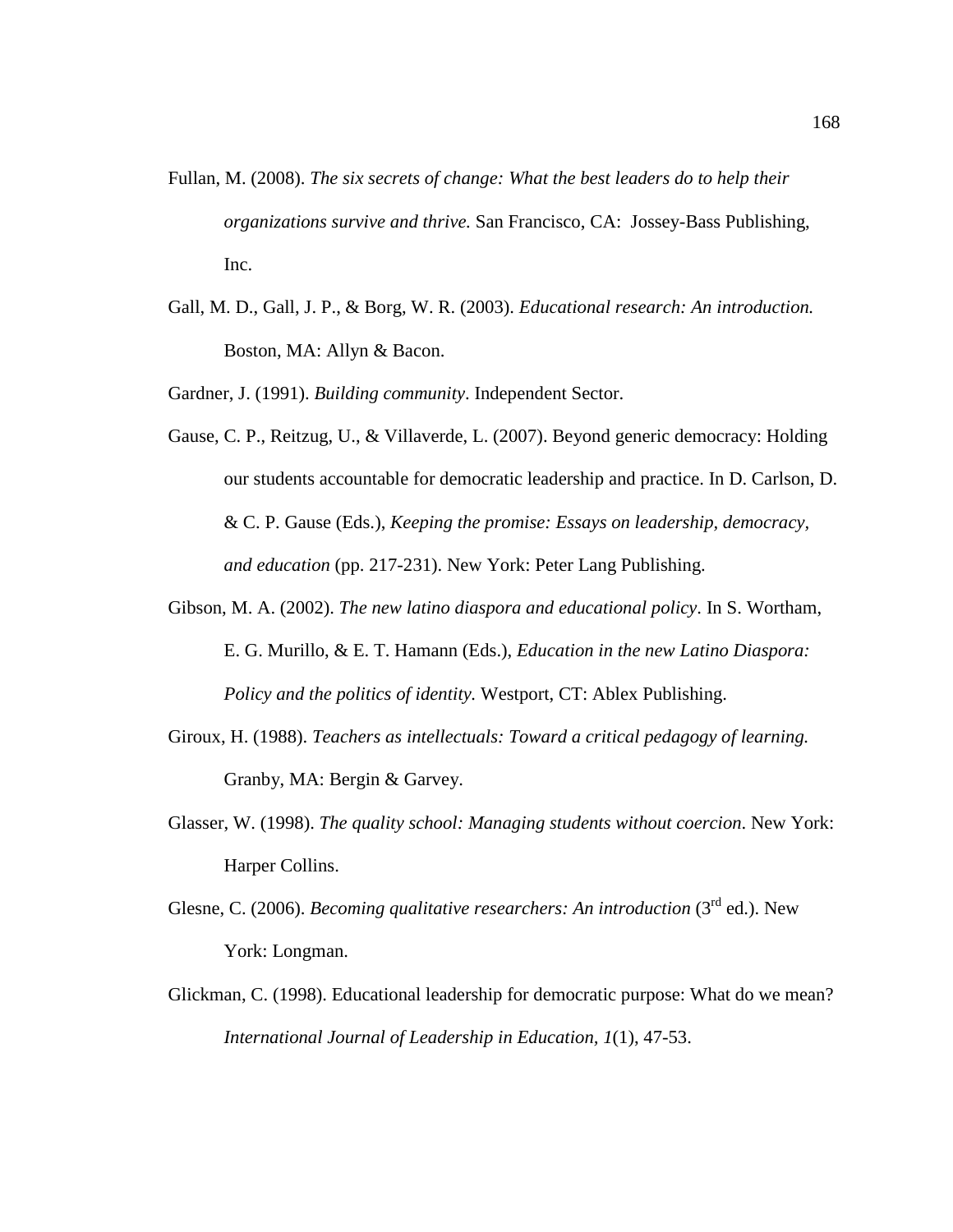Fullan, M. (2008). *The six secrets of change: What the best leaders do to help their organizations survive and thrive.* San Francisco, CA: Jossey-Bass Publishing, Inc.

Gall, M. D., Gall, J. P., & Borg, W. R. (2003). *Educational research: An introduction.* Boston, MA: Allyn & Bacon.

Gardner, J. (1991). *Building community*. Independent Sector.

Gause, C. P., Reitzug, U., & Villaverde, L. (2007). Beyond generic democracy: Holding our students accountable for democratic leadership and practice. In D. Carlson, D. & C. P. Gause (Eds.), *Keeping the promise: Essays on leadership, democracy, and education* (pp. 217-231). New York: Peter Lang Publishing.

Gibson, M. A. (2002). *The new latino diaspora and educational policy*. In S. Wortham, E. G. Murillo, & E. T. Hamann (Eds.), *Education in the new Latino Diaspora: Policy and the politics of identity.* Westport, CT: Ablex Publishing.

Giroux, H. (1988). *Teachers as intellectuals: Toward a critical pedagogy of learning.* Granby, MA: Bergin & Garvey.

Glasser, W. (1998). *The quality school: Managing students without coercion*. New York: Harper Collins.

Glesne, C. (2006). *Becoming qualitative researchers: An introduction* (3rd ed.). New York: Longman.

Glickman, C. (1998). Educational leadership for democratic purpose: What do we mean? *International Journal of Leadership in Education, 1*(1), 47-53.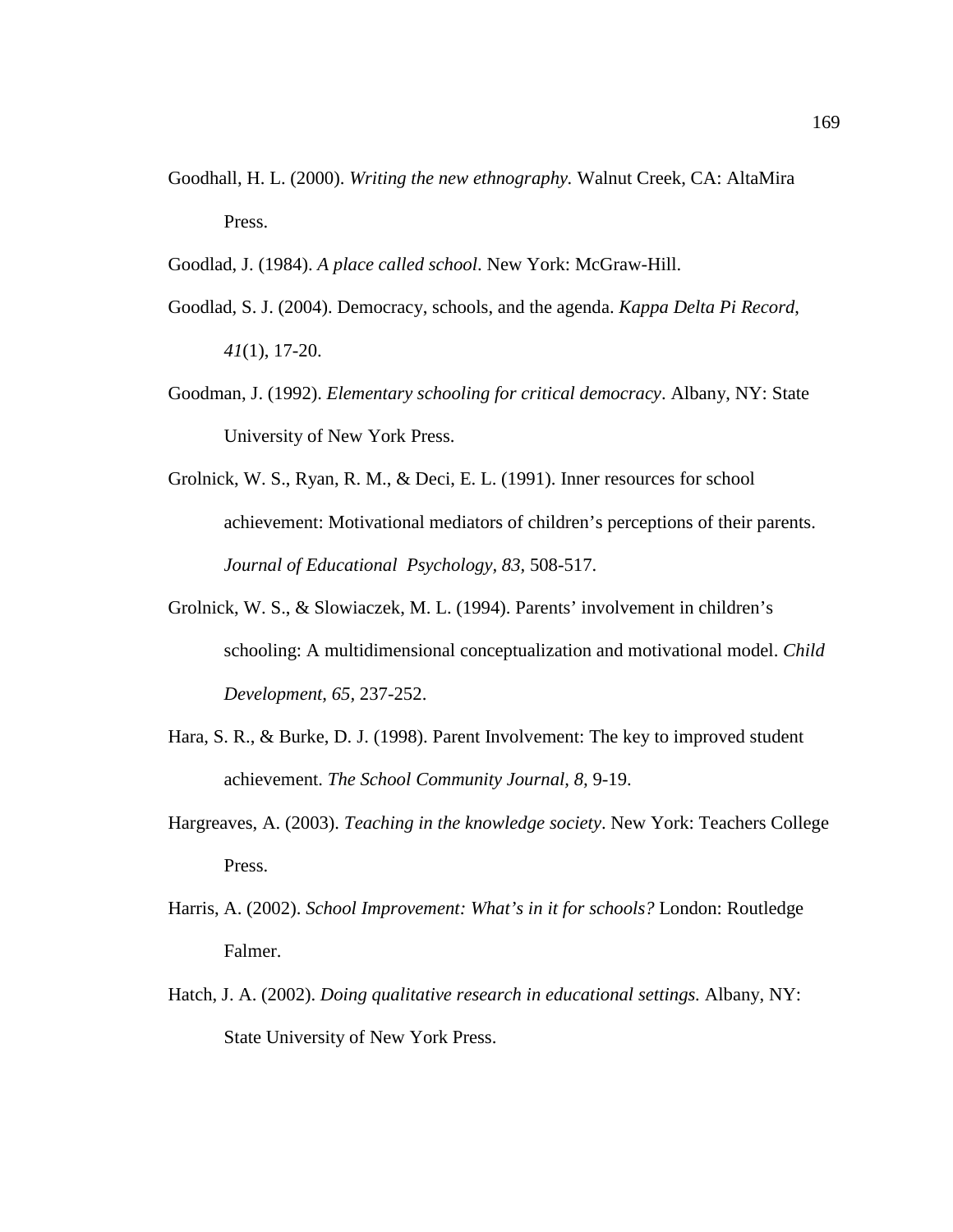Goodhall, H. L. (2000). *Writing the new ethnography.* Walnut Creek, CA: AltaMira Press.

Goodlad, J. (1984). *A place called school*. New York: McGraw-Hill.

Goodlad, S. J. (2004). Democracy, schools, and the agenda. *Kappa Delta Pi Record*, *41*(1), 17-20.

Goodman, J. (1992). *Elementary schooling for critical democracy*. Albany, NY: State University of New York Press.

Grolnick, W. S., Ryan, R. M., & Deci, E. L. (1991). Inner resources for school achievement: Motivational mediators of children's perceptions of their parents. *Journal of Educational Psychology, 83,* 508-517.

Grolnick, W. S., & Slowiaczek, M. L. (1994). Parents' involvement in children's schooling: A multidimensional conceptualization and motivational model. *Child Development*, *65,* 237-252.

Hara, S. R., & Burke, D. J. (1998). Parent Involvement: The key to improved student achievement. *The School Community Journal, 8,* 9-19.

Hargreaves, A. (2003). *Teaching in the knowledge society*. New York: Teachers College Press.

Harris, A. (2002). *School Improvement: What's in it for schools?* London: Routledge Falmer.

Hatch, J. A. (2002). *Doing qualitative research in educational settings.* Albany, NY: State University of New York Press.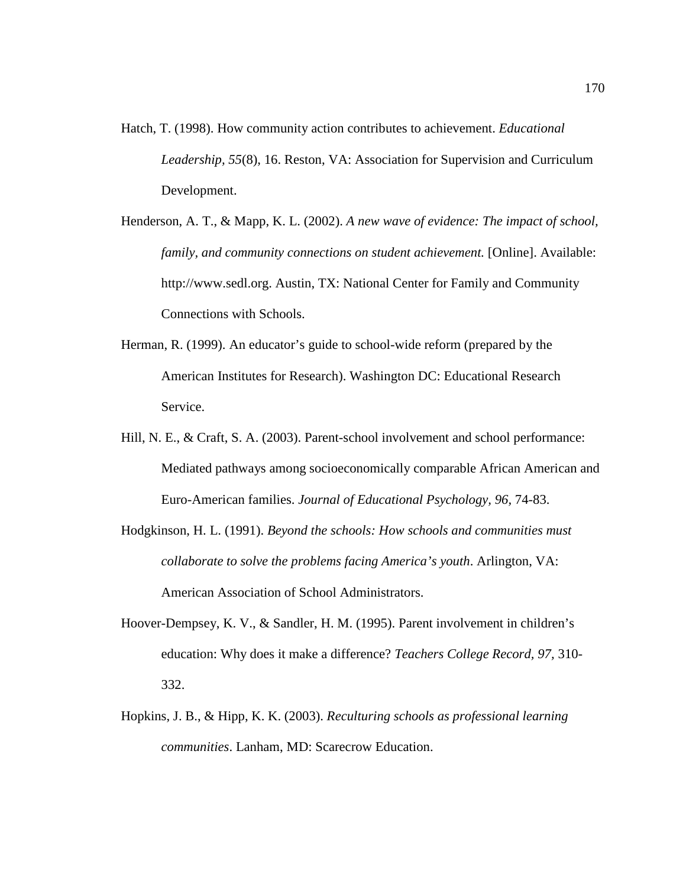Hatch, T. (1998). How community action contributes to achievement. *Educational Leadership, 55*(8), 16. Reston, VA: Association for Supervision and Curriculum Development.

Henderson, A. T., & Mapp, K. L. (2002). *A new wave of evidence: The impact of school, family, and community connections on student achievement.* [Online]. Available: http://www.sedl.org. Austin, TX: National Center for Family and Community Connections with Schools.

Herman, R. (1999). An educator's guide to school-wide reform (prepared by the American Institutes for Research). Washington DC: Educational Research Service.

Hill, N. E., & Craft, S. A. (2003). Parent-school involvement and school performance: Mediated pathways among socioeconomically comparable African American and Euro-American families. *Journal of Educational Psychology, 96,* 74-83.

Hodgkinson, H. L. (1991). *Beyond the schools: How schools and communities must collaborate to solve the problems facing America's youth*. Arlington, VA: American Association of School Administrators.

Hoover-Dempsey, K. V., & Sandler, H. M. (1995). Parent involvement in children's education: Why does it make a difference? *Teachers College Record, 97,* 310-332.

Hopkins, J. B., & Hipp, K. K. (2003). *Reculturing schools as professional learning communities*. Lanham, MD: Scarecrow Education.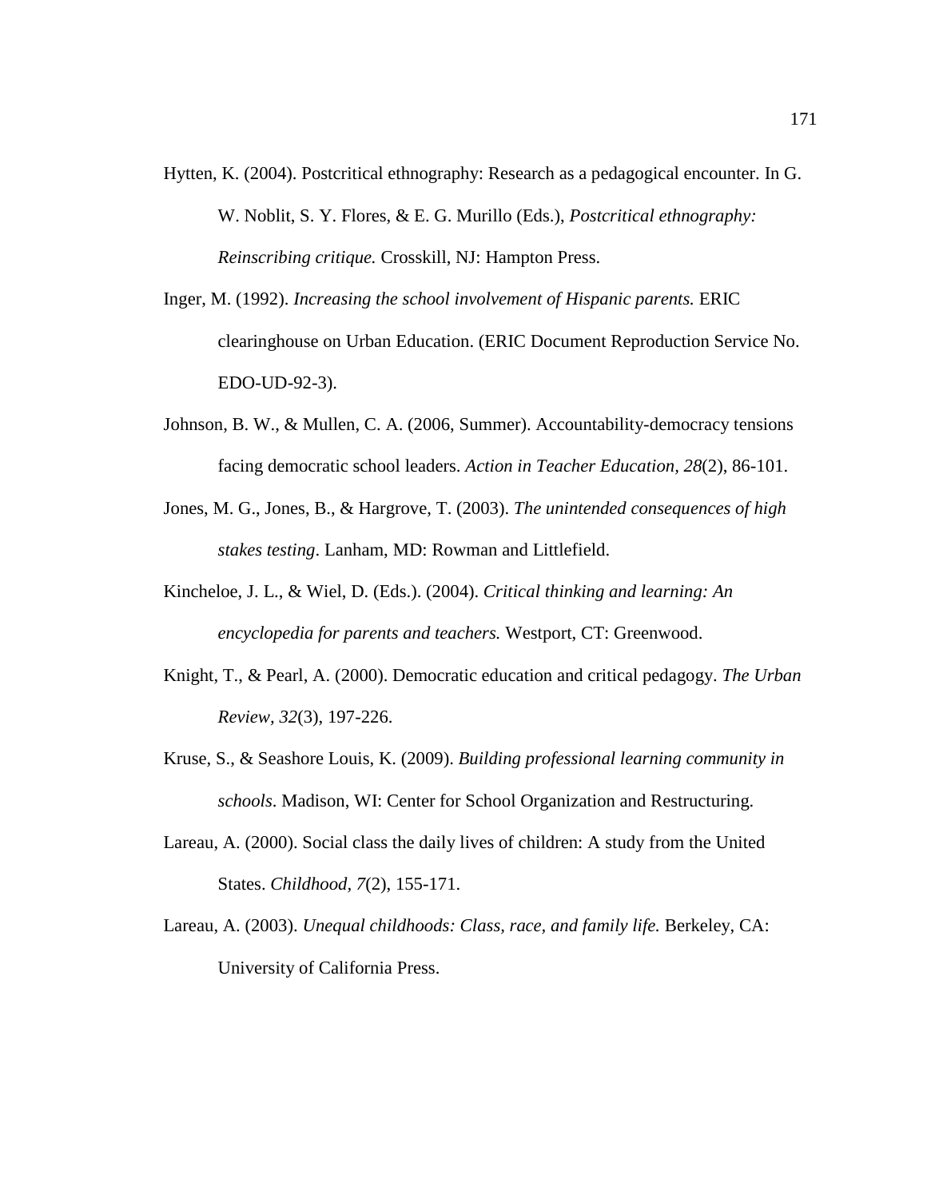Hytten, K. (2004). Postcritical ethnography: Research as a pedagogical encounter. In G. W. Noblit, S. Y. Flores, & E. G. Murillo (Eds.), *Postcritical ethnography: Reinscribing critique.* Crosskill, NJ: Hampton Press.

Inger, M. (1992). *Increasing the school involvement of Hispanic parents.* ERIC clearinghouse on Urban Education. (ERIC Document Reproduction Service No. EDO-UD-92-3).

Johnson, B. W., & Mullen, C. A. (2006, Summer). Accountability-democracy tensions facing democratic school leaders. *Action in Teacher Education, 28*(2), 86-101.

Jones, M. G., Jones, B., & Hargrove, T. (2003). *The unintended consequences of high stakes testing*. Lanham, MD: Rowman and Littlefield.

Kincheloe, J. L., & Wiel, D. (Eds.). (2004). *Critical thinking and learning: An encyclopedia for parents and teachers.* Westport, CT: Greenwood.

Knight, T., & Pearl, A. (2000). Democratic education and critical pedagogy. *The Urban Review, 32*(3), 197-226.

Kruse, S., & Seashore Louis, K. (2009). *Building professional learning community in schools*. Madison, WI: Center for School Organization and Restructuring.

Lareau, A. (2000). Social class the daily lives of children: A study from the United States. *Childhood, 7*(2), 155-171.

Lareau, A. (2003). *Unequal childhoods: Class, race, and family life.* Berkeley, CA: University of California Press.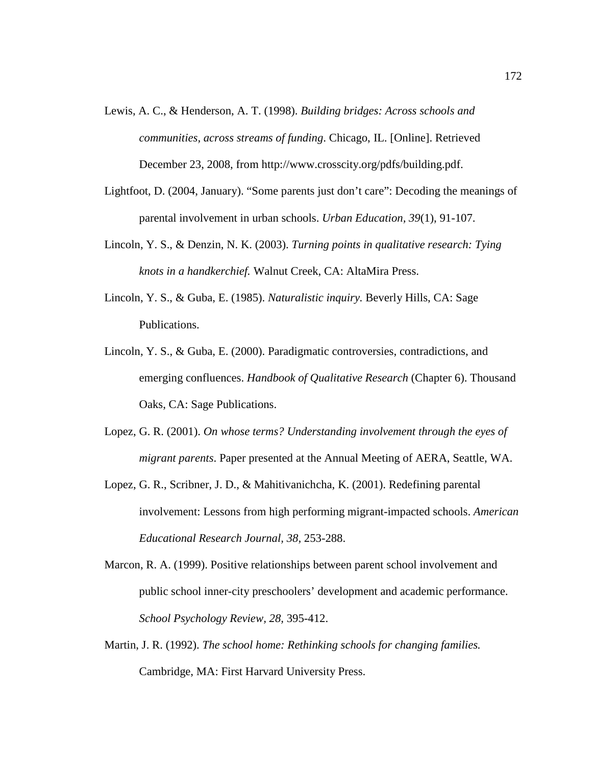Lewis, A. C., & Henderson, A. T. (1998). *Building bridges: Across schools and communities, across streams of funding*. Chicago, IL. [Online]. Retrieved December 23, 2008, from http://www.crosscity.org/pdfs/building.pdf.

Lightfoot, D. (2004, January). "Some parents just don't care": Decoding the meanings of parental involvement in urban schools. *Urban Education, 39*(1), 91-107.

Lincoln, Y. S., & Denzin, N. K. (2003). *Turning points in qualitative research: Tying knots in a handkerchief.* Walnut Creek, CA: AltaMira Press.

Lincoln, Y. S., & Guba, E. (1985). *Naturalistic inquiry.* Beverly Hills, CA: Sage Publications.

Lincoln, Y. S., & Guba, E. (2000). Paradigmatic controversies, contradictions, and emerging confluences. *Handbook of Qualitative Research* (Chapter 6). Thousand Oaks, CA: Sage Publications.

Lopez, G. R. (2001). *On whose terms? Understanding involvement through the eyes of migrant parents*. Paper presented at the Annual Meeting of AERA, Seattle, WA.

Lopez, G. R., Scribner, J. D., & Mahitivanichcha, K. (2001). Redefining parental involvement: Lessons from high performing migrant-impacted schools. *American Educational Research Journal, 38,* 253-288.

Marcon, R. A. (1999). Positive relationships between parent school involvement and public school inner-city preschoolers' development and academic performance. *School Psychology Review, 28,* 395-412.

Martin, J. R. (1992). *The school home: Rethinking schools for changing families.* Cambridge, MA: First Harvard University Press.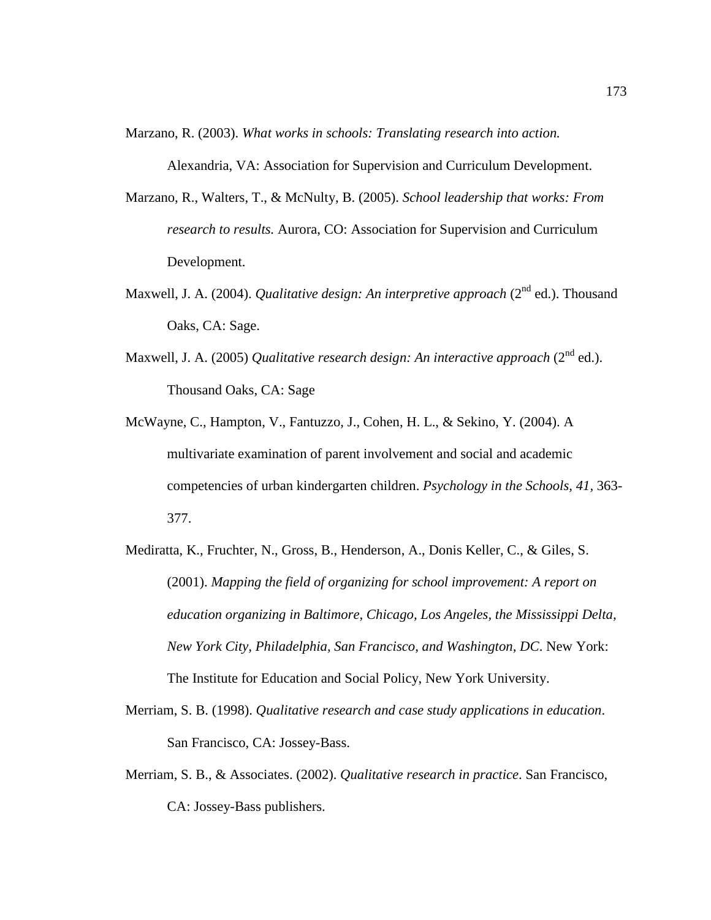Marzano, R. (2003). *What works in schools: Translating research into action.* Alexandria, VA: Association for Supervision and Curriculum Development.

Marzano, R., Walters, T., & McNulty, B. (2005). *School leadership that works: From research to results.* Aurora, CO: Association for Supervision and Curriculum Development.

Maxwell, J. A. (2004). *Qualitative design: An interpretive approach* (2nd ed.). Thousand Oaks, CA: Sage.

Maxwell, J. A. (2005) *Qualitative research design: An interactive approach* (2nd ed.). Thousand Oaks, CA: Sage

McWayne, C., Hampton, V., Fantuzzo, J., Cohen, H. L., & Sekino, Y. (2004). A multivariate examination of parent involvement and social and academic competencies of urban kindergarten children. *Psychology in the Schools, 41,* 363-377.

Mediratta, K., Fruchter, N., Gross, B., Henderson, A., Donis Keller, C., & Giles, S. (2001). *Mapping the field of organizing for school improvement: A report on education organizing in Baltimore, Chicago, Los Angeles, the Mississippi Delta, New York City, Philadelphia, San Francisco, and Washington, DC*. New York: The Institute for Education and Social Policy, New York University.

Merriam, S. B. (1998). *Qualitative research and case study applications in education*. San Francisco, CA: Jossey-Bass.

Merriam, S. B., & Associates. (2002). *Qualitative research in practice*. San Francisco, CA: Jossey-Bass publishers.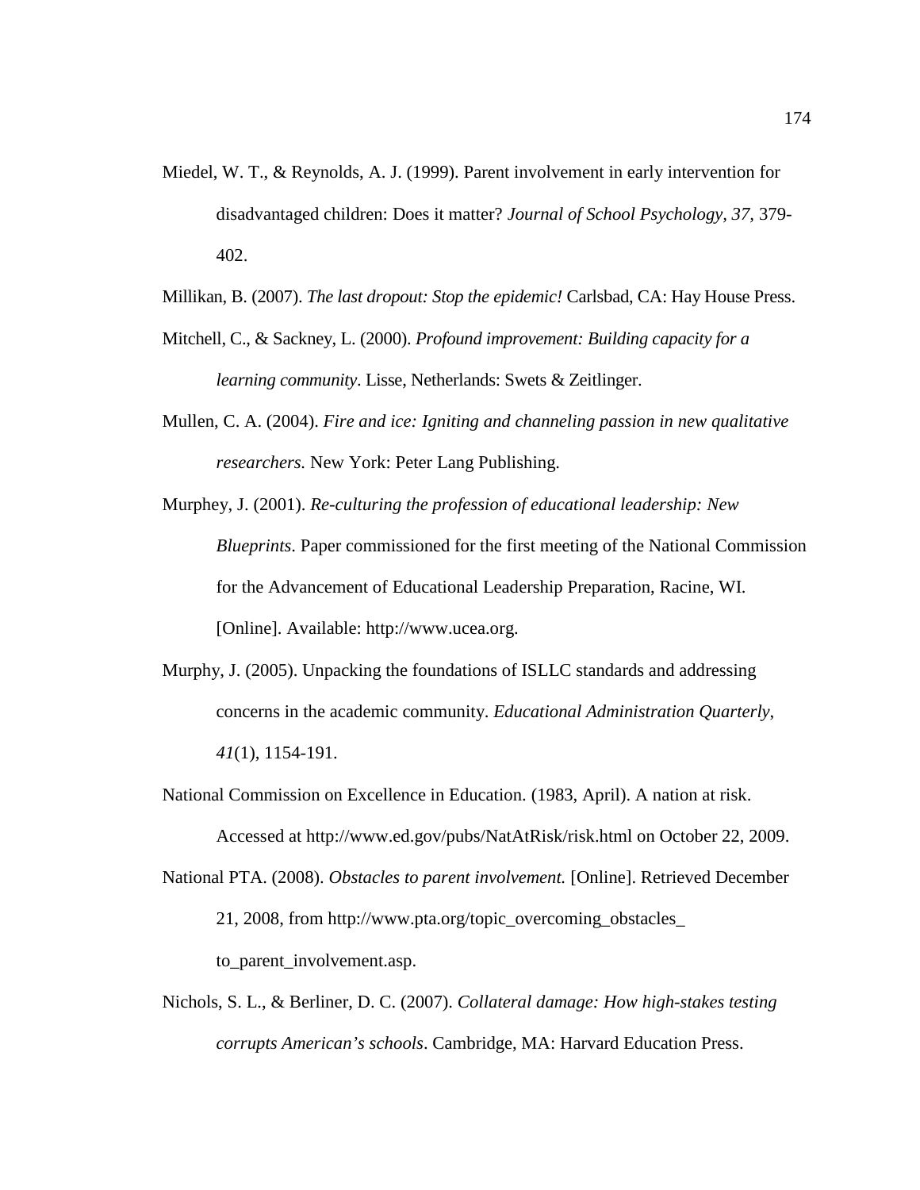Miedel, W. T., & Reynolds, A. J. (1999). Parent involvement in early intervention for disadvantaged children: Does it matter? *Journal of School Psychology*, *37*, 379-402.

Millikan, B. (2007). *The last dropout: Stop the epidemic!* Carlsbad, CA: Hay House Press.

Mitchell, C., & Sackney, L. (2000). *Profound improvement: Building capacity for a learning community*. Lisse, Netherlands: Swets & Zeitlinger.

Mullen, C. A. (2004). *Fire and ice: Igniting and channeling passion in new qualitative researchers.* New York: Peter Lang Publishing.

Murphey, J. (2001). *Re-culturing the profession of educational leadership: New Blueprints*. Paper commissioned for the first meeting of the National Commission for the Advancement of Educational Leadership Preparation, Racine, WI. [Online]. Available: http://www.ucea.org.

Murphy, J. (2005). Unpacking the foundations of ISLLC standards and addressing concerns in the academic community. *Educational Administration Quarterly*, *41*(1), 1154-191.

National Commission on Excellence in Education. (1983, April). A nation at risk. Accessed at http://www.ed.gov/pubs/NatAtRisk/risk.html on October 22, 2009.

National PTA. (2008). *Obstacles to parent involvement.* [Online]. Retrieved December 21, 2008, from http://www.pta.org/topic_overcoming_obstacles_ to_parent_involvement.asp.

Nichols, S. L., & Berliner, D. C. (2007). *Collateral damage: How high-stakes testing corrupts American's schools*. Cambridge, MA: Harvard Education Press.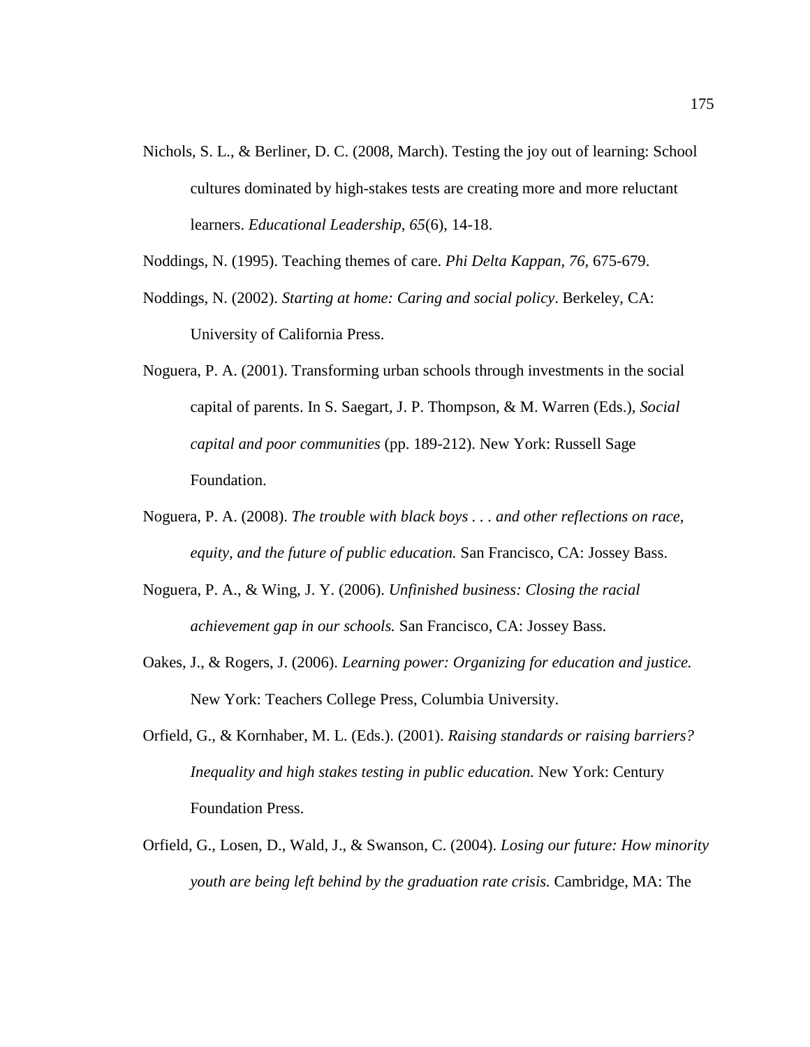Nichols, S. L., & Berliner, D. C. (2008, March). Testing the joy out of learning: School cultures dominated by high-stakes tests are creating more and more reluctant learners. *Educational Leadership, 65*(6), 14-18.

Noddings, N. (1995). Teaching themes of care. *Phi Delta Kappan, 76,* 675-679.

Noddings, N. (2002). *Starting at home: Caring and social policy*. Berkeley, CA: University of California Press.

Noguera, P. A. (2001). Transforming urban schools through investments in the social capital of parents. In S. Saegart, J. P. Thompson, & M. Warren (Eds.), *Social capital and poor communities* (pp. 189-212). New York: Russell Sage Foundation.

Noguera, P. A. (2008). *The trouble with black boys . . . and other reflections on race, equity, and the future of public education.* San Francisco, CA: Jossey Bass.

Noguera, P. A., & Wing, J. Y. (2006). *Unfinished business: Closing the racial achievement gap in our schools.* San Francisco, CA: Jossey Bass.

Oakes, J., & Rogers, J. (2006). *Learning power: Organizing for education and justice.* New York: Teachers College Press, Columbia University.

Orfield, G., & Kornhaber, M. L. (Eds.). (2001). *Raising standards or raising barriers? Inequality and high stakes testing in public education.* New York: Century Foundation Press.

Orfield, G., Losen, D., Wald, J., & Swanson, C. (2004). *Losing our future: How minority youth are being left behind by the graduation rate crisis.* Cambridge, MA: The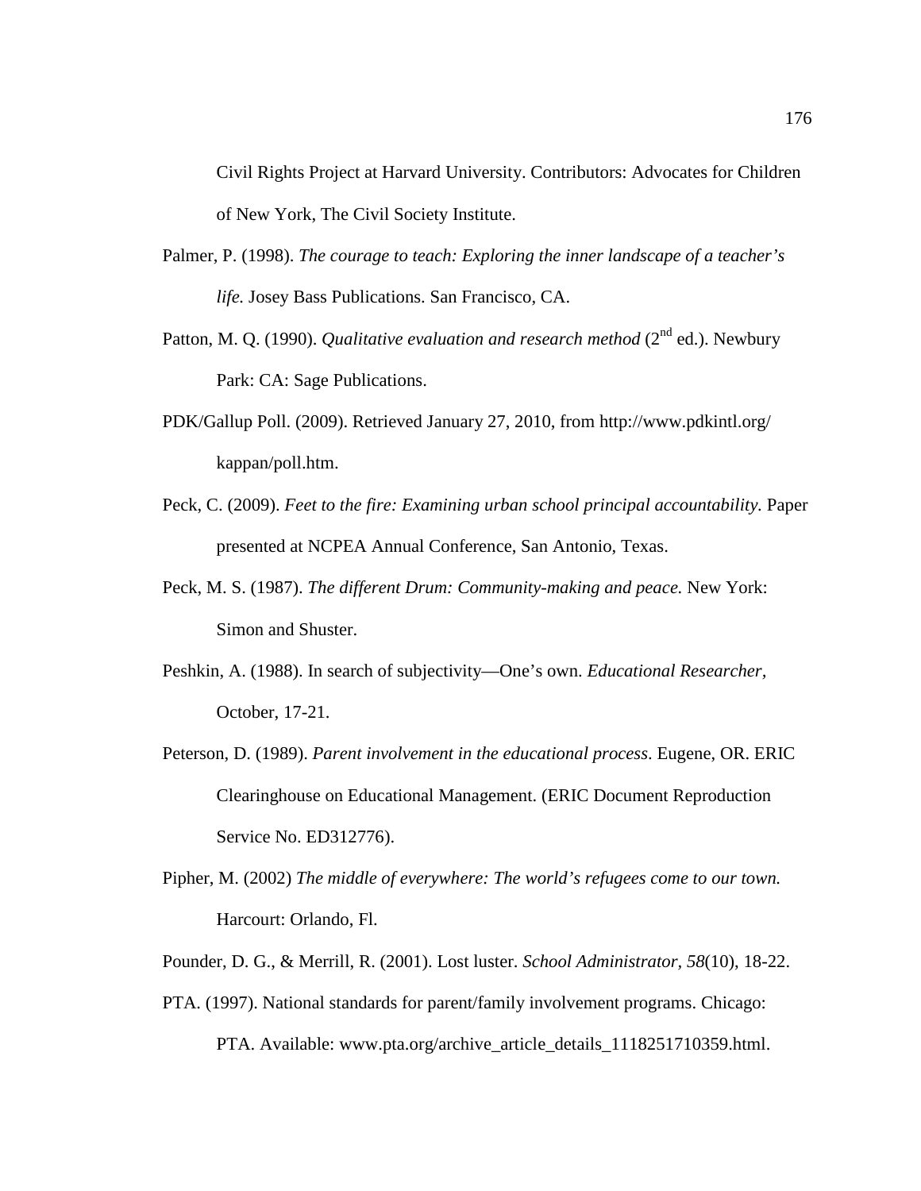Civil Rights Project at Harvard University. Contributors: Advocates for Children of New York, The Civil Society Institute.

Palmer, P. (1998). *The courage to teach: Exploring the inner landscape of a teacher's life.* Josey Bass Publications. San Francisco, CA.

Patton, M. Q. (1990). *Qualitative evaluation and research method* (2nd ed.). Newbury Park: CA: Sage Publications.

PDK/Gallup Poll. (2009). Retrieved January 27, 2010, from http://www.pdkintl.org/kappan/poll.htm.

Peck, C. (2009). *Feet to the fire: Examining urban school principal accountability.* Paper presented at NCPEA Annual Conference, San Antonio, Texas.

Peck, M. S. (1987). *The different Drum: Community-making and peace.* New York: Simon and Shuster.

Peshkin, A. (1988). In search of subjectivity—One's own. *Educational Researcher,* October, 17-21.

Peterson, D. (1989). *Parent involvement in the educational process*. Eugene, OR. ERIC Clearinghouse on Educational Management. (ERIC Document Reproduction Service No. ED312776).

Pipher, M. (2002) *The middle of everywhere: The world's refugees come to our town.* Harcourt: Orlando, Fl.

Pounder, D. G., & Merrill, R. (2001). Lost luster. *School Administrator, 58*(10), 18-22.

PTA. (1997). National standards for parent/family involvement programs. Chicago: PTA. Available: www.pta.org/archive_article_details_1118251710359.html.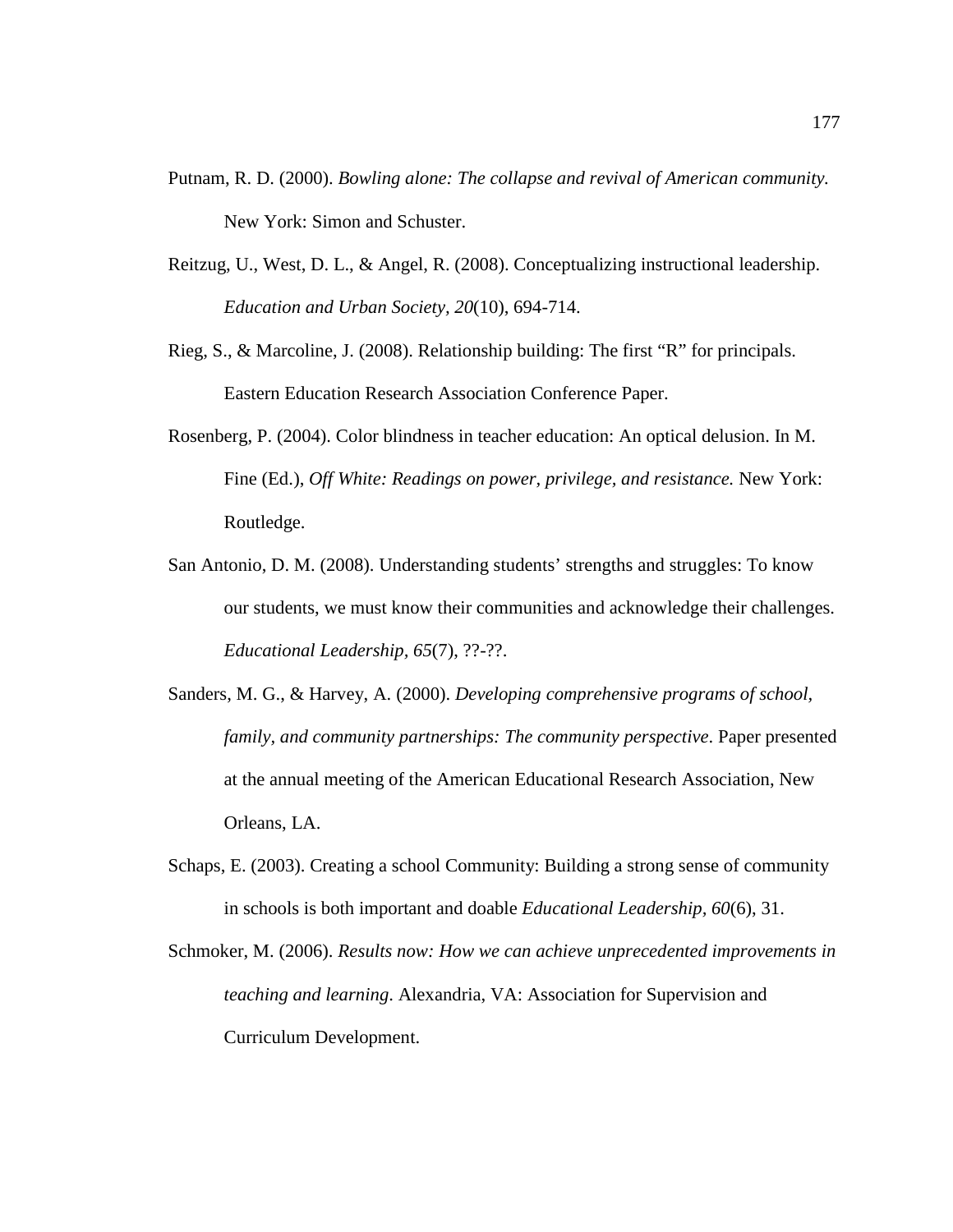Putnam, R. D. (2000). *Bowling alone: The collapse and revival of American community.* New York: Simon and Schuster.

Reitzug, U., West, D. L., & Angel, R. (2008). Conceptualizing instructional leadership. *Education and Urban Society, 20*(10), 694-714.

Rieg, S., & Marcoline, J. (2008). Relationship building: The first "R" for principals. Eastern Education Research Association Conference Paper.

Rosenberg, P. (2004). Color blindness in teacher education: An optical delusion. In M. Fine (Ed.), *Off White: Readings on power, privilege, and resistance.* New York: Routledge.

San Antonio, D. M. (2008). Understanding students' strengths and struggles: To know our students, we must know their communities and acknowledge their challenges. *Educational Leadership, 65*(7), ??-??.

Sanders, M. G., & Harvey, A. (2000). *Developing comprehensive programs of school, family, and community partnerships: The community perspective*. Paper presented at the annual meeting of the American Educational Research Association, New Orleans, LA.

Schaps, E. (2003). Creating a school Community: Building a strong sense of community in schools is both important and doable *Educational Leadership, 60*(6), 31.

Schmoker, M. (2006). *Results now: How we can achieve unprecedented improvements in teaching and learning*. Alexandria, VA: Association for Supervision and Curriculum Development.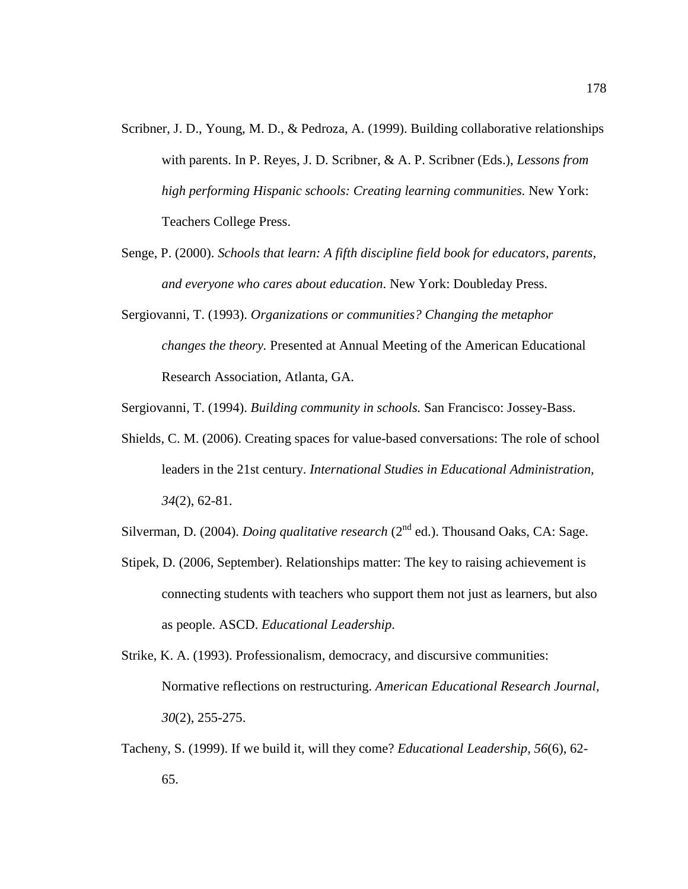Scribner, J. D., Young, M. D., & Pedroza, A. (1999). Building collaborative relationships with parents. In P. Reyes, J. D. Scribner, & A. P. Scribner (Eds.), *Lessons from high performing Hispanic schools: Creating learning communities.* New York: Teachers College Press.

Senge, P. (2000). *Schools that learn: A fifth discipline field book for educators, parents, and everyone who cares about education*. New York: Doubleday Press.

Sergiovanni, T. (1993). *Organizations or communities? Changing the metaphor changes the theory.* Presented at Annual Meeting of the American Educational Research Association, Atlanta, GA.

Sergiovanni, T. (1994). *Building community in schools.* San Francisco: Jossey-Bass.

Shields, C. M. (2006). Creating spaces for value-based conversations: The role of school leaders in the 21st century. *International Studies in Educational Administration, 34*(2), 62-81.

Silverman, D. (2004). *Doing qualitative research* (2nd ed.). Thousand Oaks, CA: Sage.

Stipek, D. (2006, September). Relationships matter: The key to raising achievement is connecting students with teachers who support them not just as learners, but also as people. ASCD. *Educational Leadership.*

Strike, K. A. (1993). Professionalism, democracy, and discursive communities: Normative reflections on restructuring. *American Educational Research Journal, 30*(2), 255-275.

Tacheny, S. (1999). If we build it, will they come? *Educational Leadership, 56*(6), 62-65.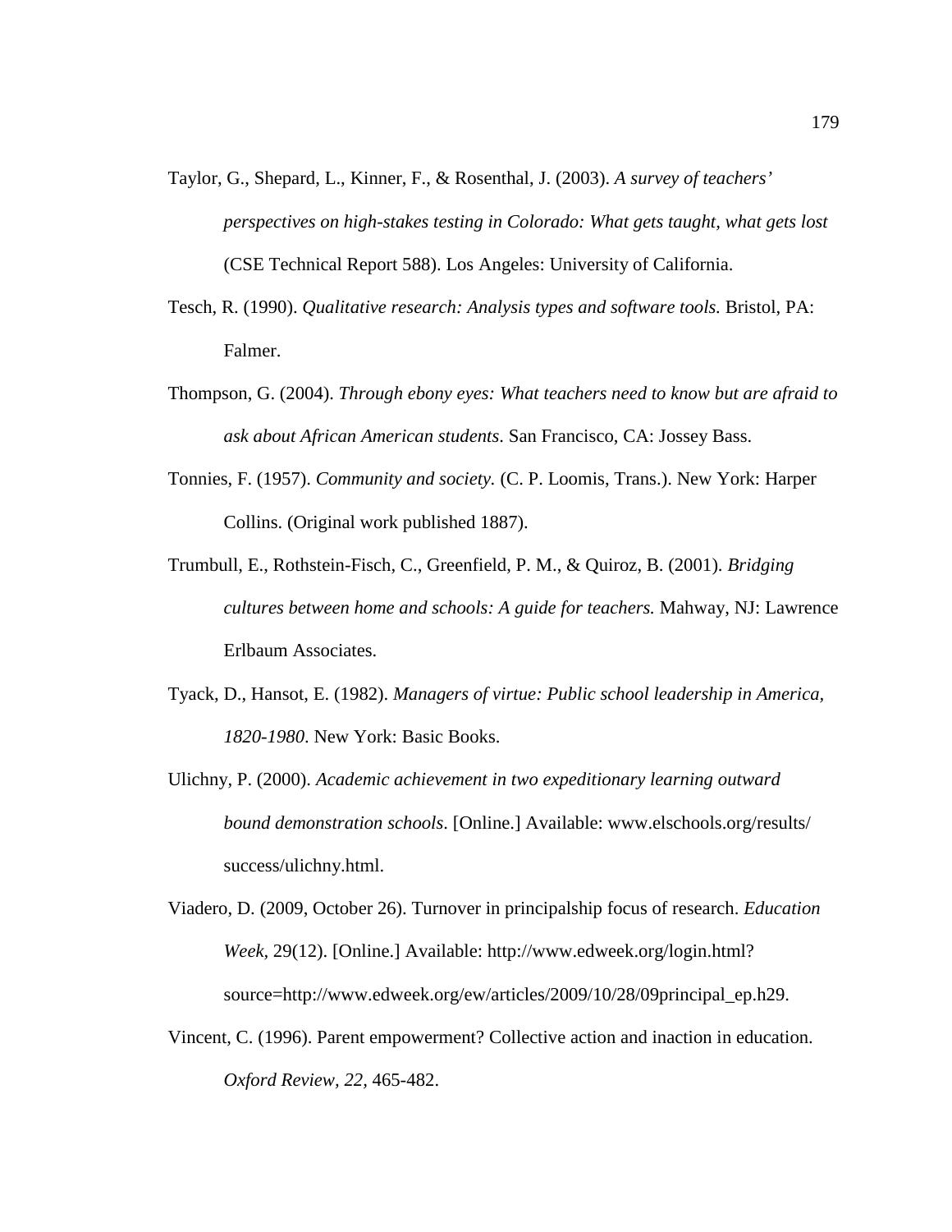Taylor, G., Shepard, L., Kinner, F., & Rosenthal, J. (2003). *A survey of teachers' perspectives on high-stakes testing in Colorado: What gets taught, what gets lost* (CSE Technical Report 588). Los Angeles: University of California.

Tesch, R. (1990). *Qualitative research: Analysis types and software tools.* Bristol, PA: Falmer.

Thompson, G. (2004). *Through ebony eyes: What teachers need to know but are afraid to ask about African American students*. San Francisco, CA: Jossey Bass.

Tonnies, F. (1957). *Community and society.* (C. P. Loomis, Trans.). New York: Harper Collins. (Original work published 1887).

Trumbull, E., Rothstein-Fisch, C., Greenfield, P. M., & Quiroz, B. (2001). *Bridging cultures between home and schools: A guide for teachers.* Mahway, NJ: Lawrence Erlbaum Associates.

Tyack, D., Hansot, E. (1982). *Managers of virtue: Public school leadership in America, 1820-1980*. New York: Basic Books.

Ulichny, P. (2000). *Academic achievement in two expeditionary learning outward bound demonstration schools*. [Online.] Available: www.elschools.org/results/success/ulichny.html.

Viadero, D. (2009, October 26). Turnover in principalship focus of research. *Education Week*, 29(12). [Online.] Available: http://www.edweek.org/login.html?source=http://www.edweek.org/ew/articles/2009/10/28/09principal_ep.h29.

Vincent, C. (1996). Parent empowerment? Collective action and inaction in education. *Oxford Review, 22,* 465-482.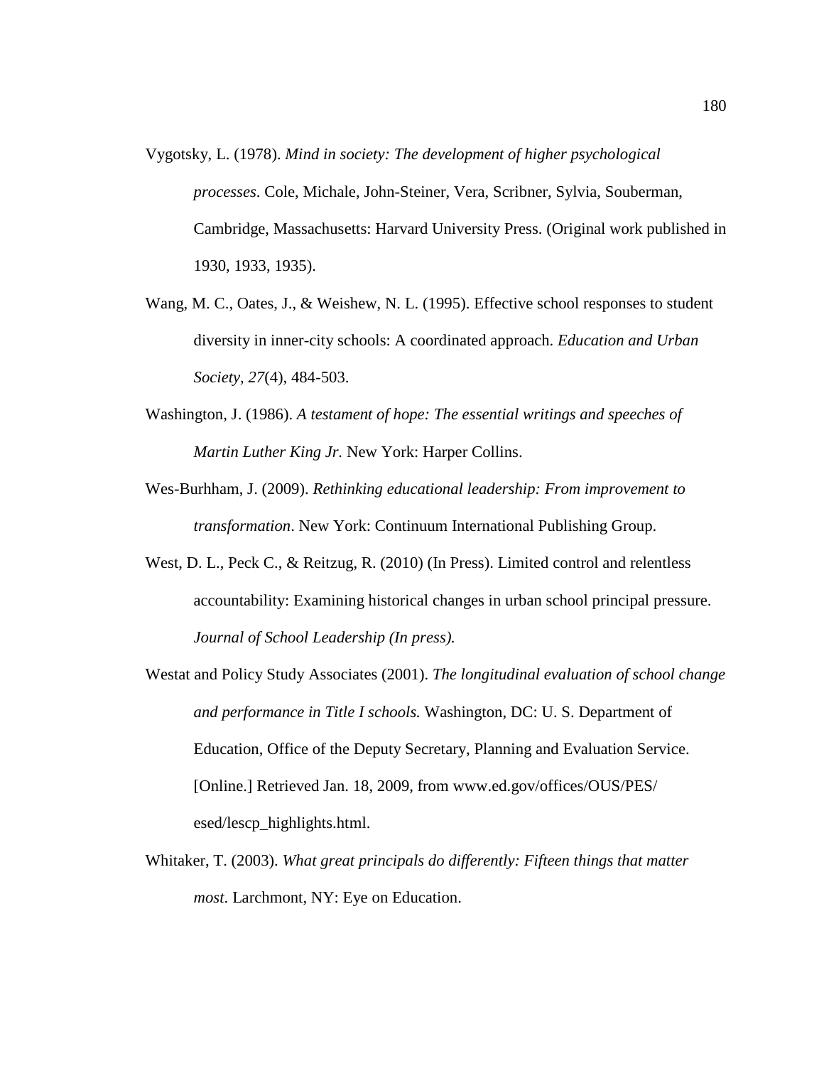Vygotsky, L. (1978). *Mind in society: The development of higher psychological processes*. Cole, Michale, John-Steiner, Vera, Scribner, Sylvia, Souberman, Cambridge, Massachusetts: Harvard University Press. (Original work published in 1930, 1933, 1935).

Wang, M. C., Oates, J., & Weishew, N. L. (1995). Effective school responses to student diversity in inner-city schools: A coordinated approach. *Education and Urban Society, 27*(4), 484-503.

Washington, J. (1986). *A testament of hope: The essential writings and speeches of Martin Luther King Jr.* New York: Harper Collins.

Wes-Burhham, J. (2009). *Rethinking educational leadership: From improvement to transformation*. New York: Continuum International Publishing Group.

West, D. L., Peck C., & Reitzug, R. (2010) (In Press). Limited control and relentless accountability: Examining historical changes in urban school principal pressure. *Journal of School Leadership (In press).*

Westat and Policy Study Associates (2001). *The longitudinal evaluation of school change and performance in Title I schools.* Washington, DC: U. S. Department of Education, Office of the Deputy Secretary, Planning and Evaluation Service. [Online.] Retrieved Jan. 18, 2009, from www.ed.gov/offices/OUS/PES/ esed/lescp_highlights.html.

Whitaker, T. (2003). *What great principals do differently: Fifteen things that matter most*. Larchmont, NY: Eye on Education.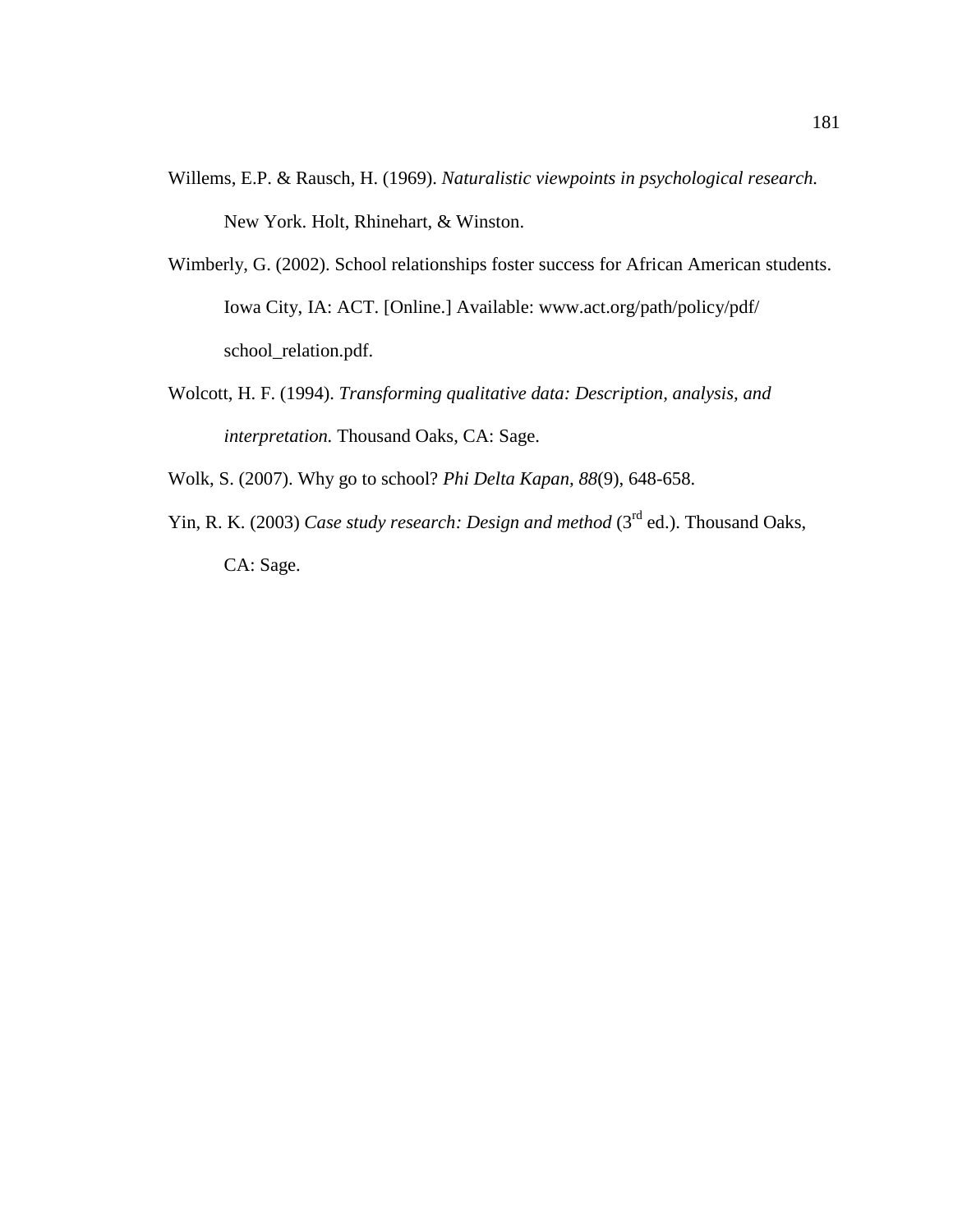Willems, E.P. & Rausch, H. (1969). *Naturalistic viewpoints in psychological research.* New York. Holt, Rhinehart, & Winston.

Wimberly, G. (2002). School relationships foster success for African American students. Iowa City, IA: ACT. [Online.] Available: www.act.org/path/policy/pdf/school_relation.pdf.

Wolcott, H. F. (1994). *Transforming qualitative data: Description, analysis, and interpretation.* Thousand Oaks, CA: Sage.

Wolk, S. (2007). Why go to school? *Phi Delta Kapan, 88*(9), 648-658.

Yin, R. K. (2003) *Case study research: Design and method* (3rd ed.). Thousand Oaks, CA: Sage.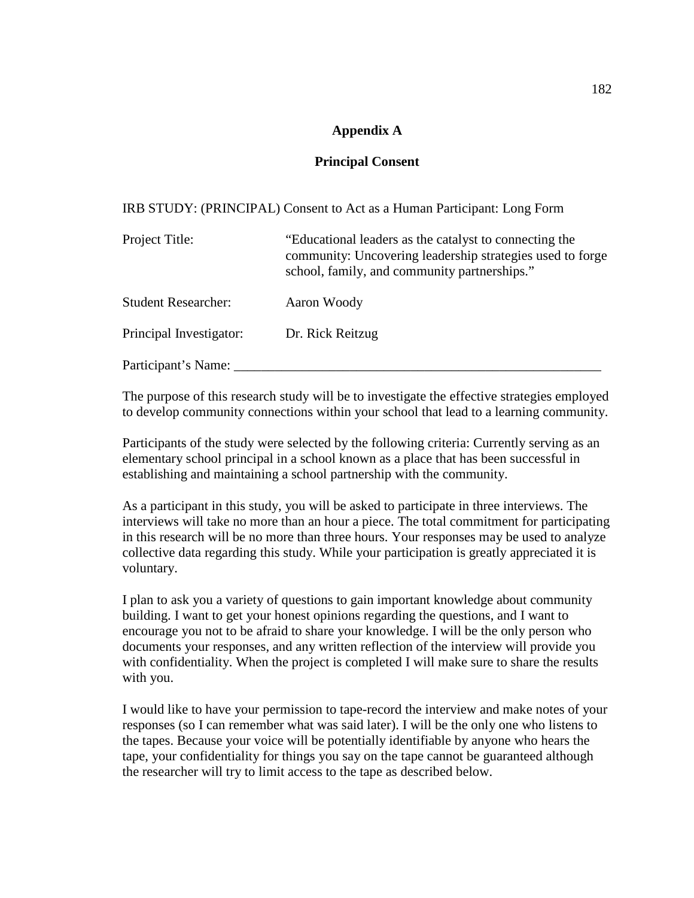## Appendix A

## Principal Consent

IRB STUDY: (PRINCIPAL) Consent to Act as a Human Participant: Long Form

| | |
|---|---|
| Project Title: | "Educational leaders as the catalyst to connecting the community: Uncovering leadership strategies used to forge school, family, and community partnerships." |
| Student Researcher: | Aaron Woody |
| Principal Investigator: | Dr. Rick Reitzug |

Participant's Name: ___________________________________________________________

The purpose of this research study will be to investigate the effective strategies employed to develop community connections within your school that lead to a learning community.

Participants of the study were selected by the following criteria: Currently serving as an elementary school principal in a school known as a place that has been successful in establishing and maintaining a school partnership with the community.

As a participant in this study, you will be asked to participate in three interviews. The interviews will take no more than an hour a piece. The total commitment for participating in this research will be no more than three hours. Your responses may be used to analyze collective data regarding this study. While your participation is greatly appreciated it is voluntary.

I plan to ask you a variety of questions to gain important knowledge about community building. I want to get your honest opinions regarding the questions, and I want to encourage you not to be afraid to share your knowledge. I will be the only person who documents your responses, and any written reflection of the interview will provide you with confidentiality. When the project is completed I will make sure to share the results with you.

I would like to have your permission to tape-record the interview and make notes of your responses (so I can remember what was said later). I will be the only one who listens to the tapes. Because your voice will be potentially identifiable by anyone who hears the tape, your confidentiality for things you say on the tape cannot be guaranteed although the researcher will try to limit access to the tape as described below.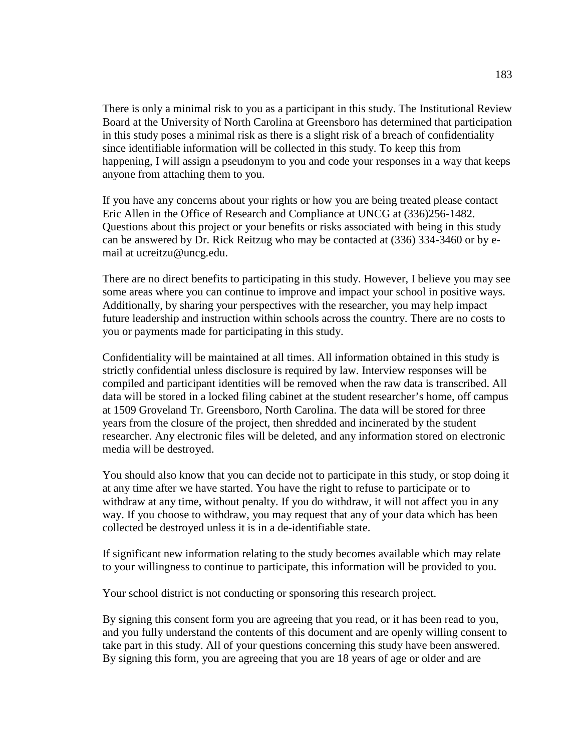There is only a minimal risk to you as a participant in this study. The Institutional Review Board at the University of North Carolina at Greensboro has determined that participation in this study poses a minimal risk as there is a slight risk of a breach of confidentiality since identifiable information will be collected in this study. To keep this from happening, I will assign a pseudonym to you and code your responses in a way that keeps anyone from attaching them to you.

If you have any concerns about your rights or how you are being treated please contact Eric Allen in the Office of Research and Compliance at UNCG at (336)256-1482. Questions about this project or your benefits or risks associated with being in this study can be answered by Dr. Rick Reitzug who may be contacted at (336) 334-3460 or by e-mail at ucreitzu@uncg.edu.

There are no direct benefits to participating in this study. However, I believe you may see some areas where you can continue to improve and impact your school in positive ways. Additionally, by sharing your perspectives with the researcher, you may help impact future leadership and instruction within schools across the country. There are no costs to you or payments made for participating in this study.

Confidentiality will be maintained at all times. All information obtained in this study is strictly confidential unless disclosure is required by law. Interview responses will be compiled and participant identities will be removed when the raw data is transcribed. All data will be stored in a locked filing cabinet at the student researcher's home, off campus at 1509 Groveland Tr. Greensboro, North Carolina. The data will be stored for three years from the closure of the project, then shredded and incinerated by the student researcher. Any electronic files will be deleted, and any information stored on electronic media will be destroyed.

You should also know that you can decide not to participate in this study, or stop doing it at any time after we have started. You have the right to refuse to participate or to withdraw at any time, without penalty. If you do withdraw, it will not affect you in any way. If you choose to withdraw, you may request that any of your data which has been collected be destroyed unless it is in a de-identifiable state.

If significant new information relating to the study becomes available which may relate to your willingness to continue to participate, this information will be provided to you.

Your school district is not conducting or sponsoring this research project.

By signing this consent form you are agreeing that you read, or it has been read to you, and you fully understand the contents of this document and are openly willing consent to take part in this study. All of your questions concerning this study have been answered. By signing this form, you are agreeing that you are 18 years of age or older and are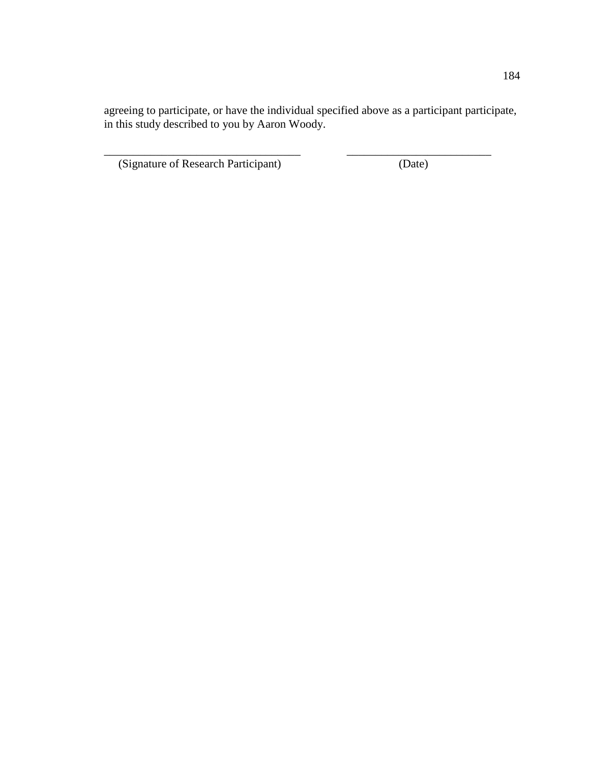agreeing to participate, or have the individual specified above as a participant participate, in this study described to you by Aaron Woody.

__________________________________  _________________________
(Signature of Research Participant)  (Date)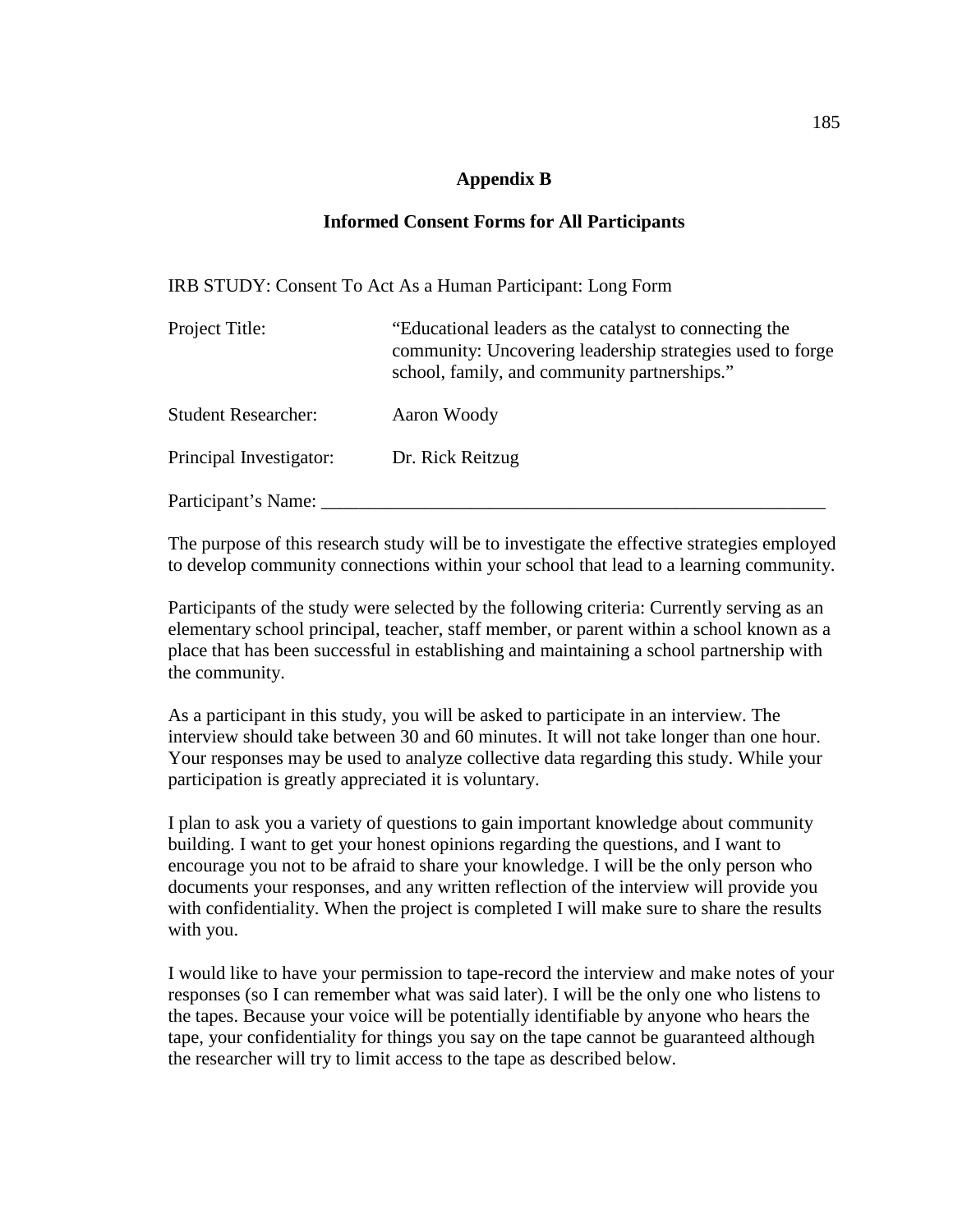## Appendix B

## Informed Consent Forms for All Participants

IRB STUDY: Consent To Act As a Human Participant: Long Form

| | |
|---|---|
| Project Title: | "Educational leaders as the catalyst to connecting the community: Uncovering leadership strategies used to forge school, family, and community partnerships." |
| Student Researcher: | Aaron Woody |
| Principal Investigator: | Dr. Rick Reitzug |

Participant's Name: ________________________________________________________

The purpose of this research study will be to investigate the effective strategies employed to develop community connections within your school that lead to a learning community.

Participants of the study were selected by the following criteria: Currently serving as an elementary school principal, teacher, staff member, or parent within a school known as a place that has been successful in establishing and maintaining a school partnership with the community.

As a participant in this study, you will be asked to participate in an interview. The interview should take between 30 and 60 minutes. It will not take longer than one hour. Your responses may be used to analyze collective data regarding this study. While your participation is greatly appreciated it is voluntary.

I plan to ask you a variety of questions to gain important knowledge about community building. I want to get your honest opinions regarding the questions, and I want to encourage you not to be afraid to share your knowledge. I will be the only person who documents your responses, and any written reflection of the interview will provide you with confidentiality. When the project is completed I will make sure to share the results with you.

I would like to have your permission to tape-record the interview and make notes of your responses (so I can remember what was said later). I will be the only one who listens to the tapes. Because your voice will be potentially identifiable by anyone who hears the tape, your confidentiality for things you say on the tape cannot be guaranteed although the researcher will try to limit access to the tape as described below.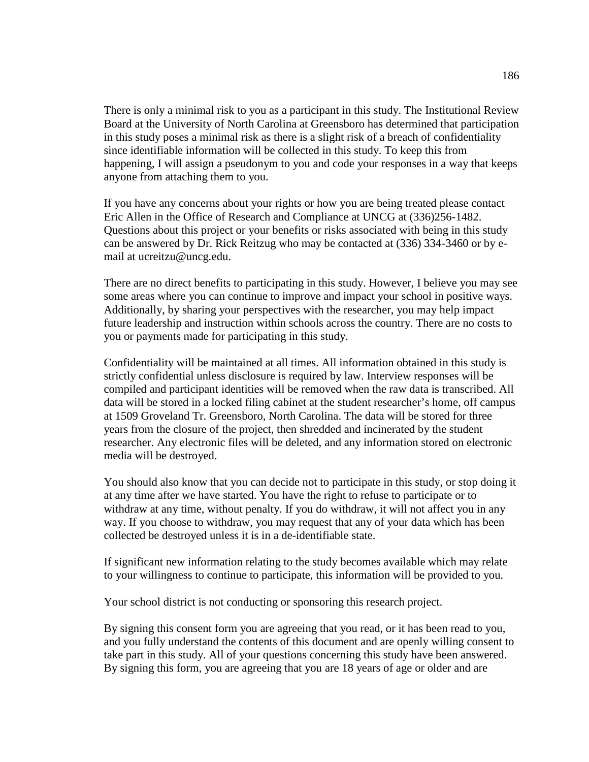There is only a minimal risk to you as a participant in this study. The Institutional Review Board at the University of North Carolina at Greensboro has determined that participation in this study poses a minimal risk as there is a slight risk of a breach of confidentiality since identifiable information will be collected in this study. To keep this from happening, I will assign a pseudonym to you and code your responses in a way that keeps anyone from attaching them to you.

If you have any concerns about your rights or how you are being treated please contact Eric Allen in the Office of Research and Compliance at UNCG at (336)256-1482. Questions about this project or your benefits or risks associated with being in this study can be answered by Dr. Rick Reitzug who may be contacted at (336) 334-3460 or by e-mail at ucreitzu@uncg.edu.

There are no direct benefits to participating in this study. However, I believe you may see some areas where you can continue to improve and impact your school in positive ways. Additionally, by sharing your perspectives with the researcher, you may help impact future leadership and instruction within schools across the country. There are no costs to you or payments made for participating in this study.

Confidentiality will be maintained at all times. All information obtained in this study is strictly confidential unless disclosure is required by law. Interview responses will be compiled and participant identities will be removed when the raw data is transcribed. All data will be stored in a locked filing cabinet at the student researcher's home, off campus at 1509 Groveland Tr. Greensboro, North Carolina. The data will be stored for three years from the closure of the project, then shredded and incinerated by the student researcher. Any electronic files will be deleted, and any information stored on electronic media will be destroyed.

You should also know that you can decide not to participate in this study, or stop doing it at any time after we have started. You have the right to refuse to participate or to withdraw at any time, without penalty. If you do withdraw, it will not affect you in any way. If you choose to withdraw, you may request that any of your data which has been collected be destroyed unless it is in a de-identifiable state.

If significant new information relating to the study becomes available which may relate to your willingness to continue to participate, this information will be provided to you.

Your school district is not conducting or sponsoring this research project.

By signing this consent form you are agreeing that you read, or it has been read to you, and you fully understand the contents of this document and are openly willing consent to take part in this study. All of your questions concerning this study have been answered. By signing this form, you are agreeing that you are 18 years of age or older and are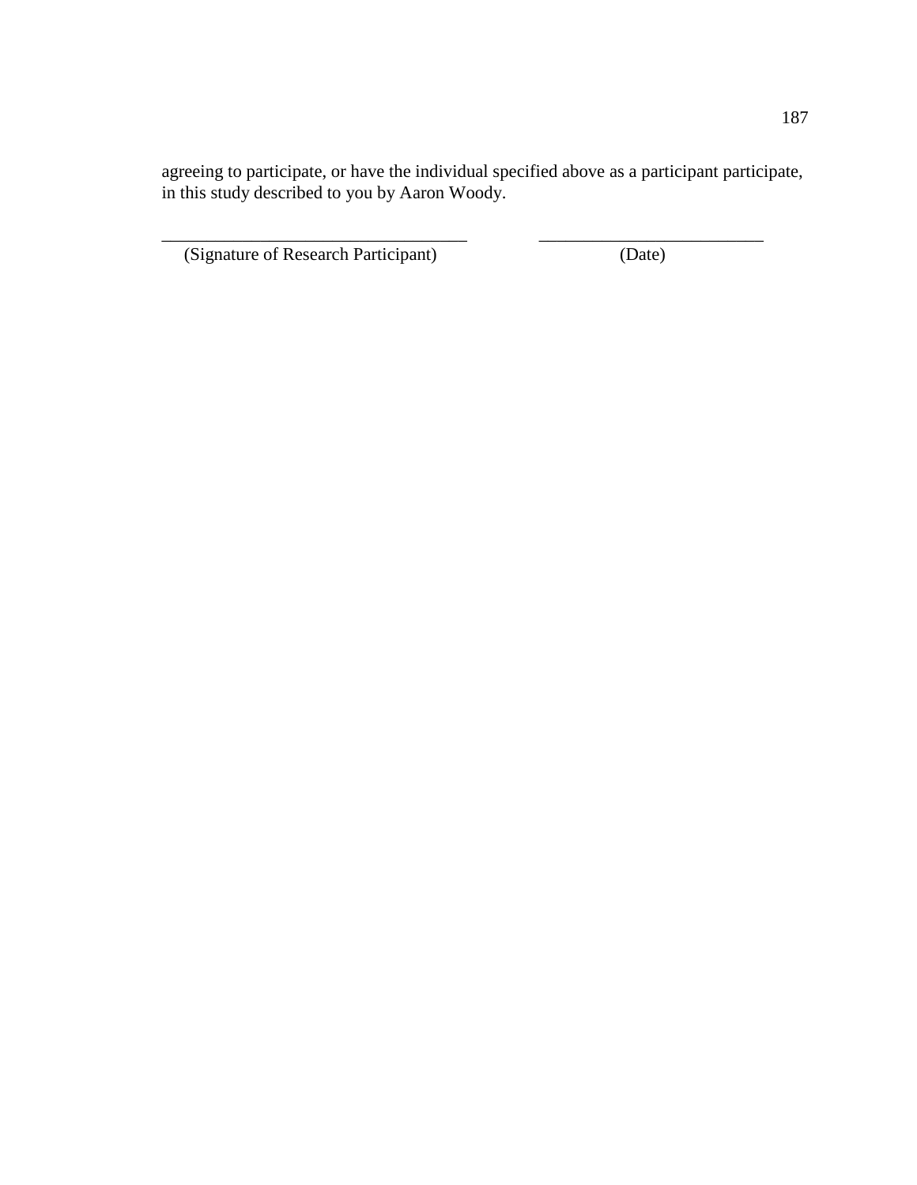agreeing to participate, or have the individual specified above as a participant participate, in this study described to you by Aaron Woody.

| ___________________________________ | __________________________ |
|---|---|
| (Signature of Research Participant) | (Date) |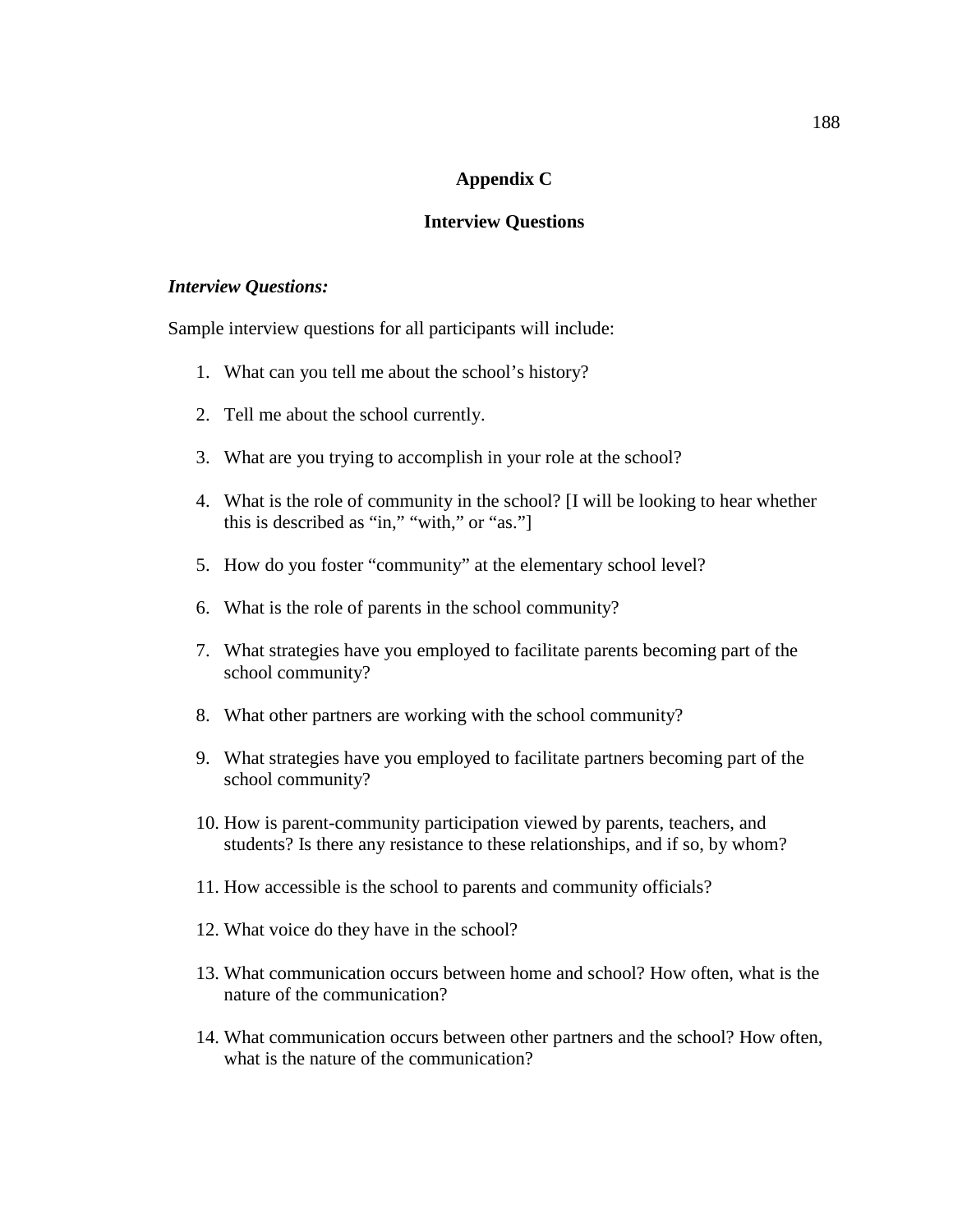# Appendix C

## Interview Questions

***Interview Questions:***

Sample interview questions for all participants will include:

1. What can you tell me about the school's history?
2. Tell me about the school currently.
3. What are you trying to accomplish in your role at the school?
4. What is the role of community in the school? [I will be looking to hear whether this is described as "in," "with," or "as."]
5. How do you foster "community" at the elementary school level?
6. What is the role of parents in the school community?
7. What strategies have you employed to facilitate parents becoming part of the school community?
8. What other partners are working with the school community?
9. What strategies have you employed to facilitate partners becoming part of the school community?
10. How is parent-community participation viewed by parents, teachers, and students? Is there any resistance to these relationships, and if so, by whom?
11. How accessible is the school to parents and community officials?
12. What voice do they have in the school?
13. What communication occurs between home and school? How often, what is the nature of the communication?
14. What communication occurs between other partners and the school? How often, what is the nature of the communication?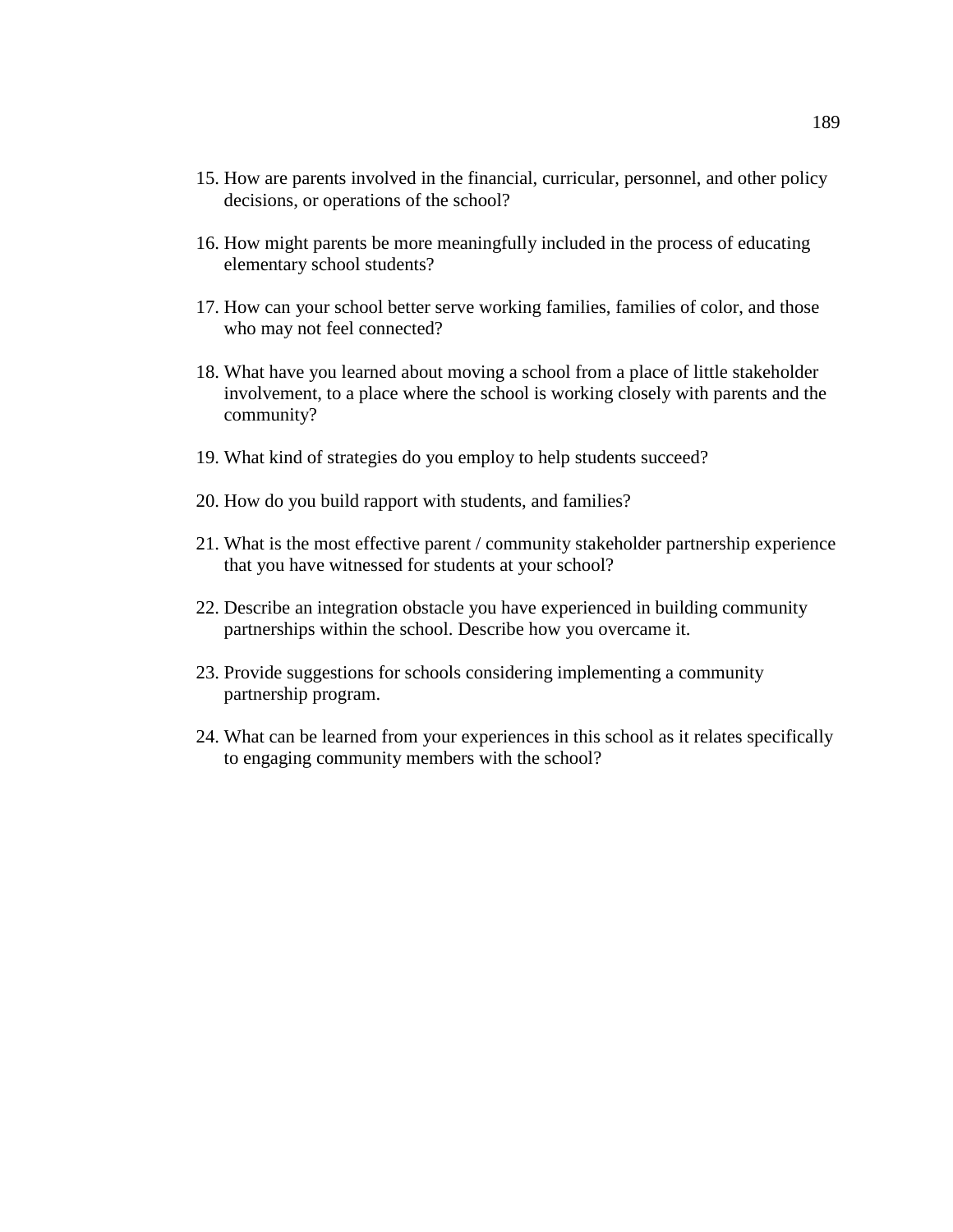15. How are parents involved in the financial, curricular, personnel, and other policy decisions, or operations of the school?

16. How might parents be more meaningfully included in the process of educating elementary school students?

17. How can your school better serve working families, families of color, and those who may not feel connected?

18. What have you learned about moving a school from a place of little stakeholder involvement, to a place where the school is working closely with parents and the community?

19. What kind of strategies do you employ to help students succeed?

20. How do you build rapport with students, and families?

21. What is the most effective parent / community stakeholder partnership experience that you have witnessed for students at your school?

22. Describe an integration obstacle you have experienced in building community partnerships within the school. Describe how you overcame it.

23. Provide suggestions for schools considering implementing a community partnership program.

24. What can be learned from your experiences in this school as it relates specifically to engaging community members with the school?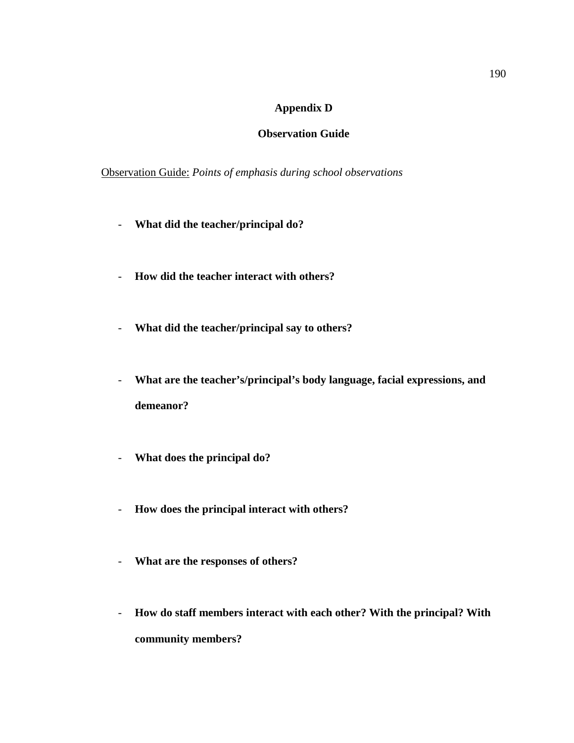# Appendix D

## Observation Guide

Observation Guide: *Points of emphasis during school observations*

- **What did the teacher/principal do?**
- **How did the teacher interact with others?**
- **What did the teacher/principal say to others?**
- **What are the teacher's/principal's body language, facial expressions, and demeanor?**
- **What does the principal do?**
- **How does the principal interact with others?**
- **What are the responses of others?**
- **How do staff members interact with each other? With the principal? With community members?**